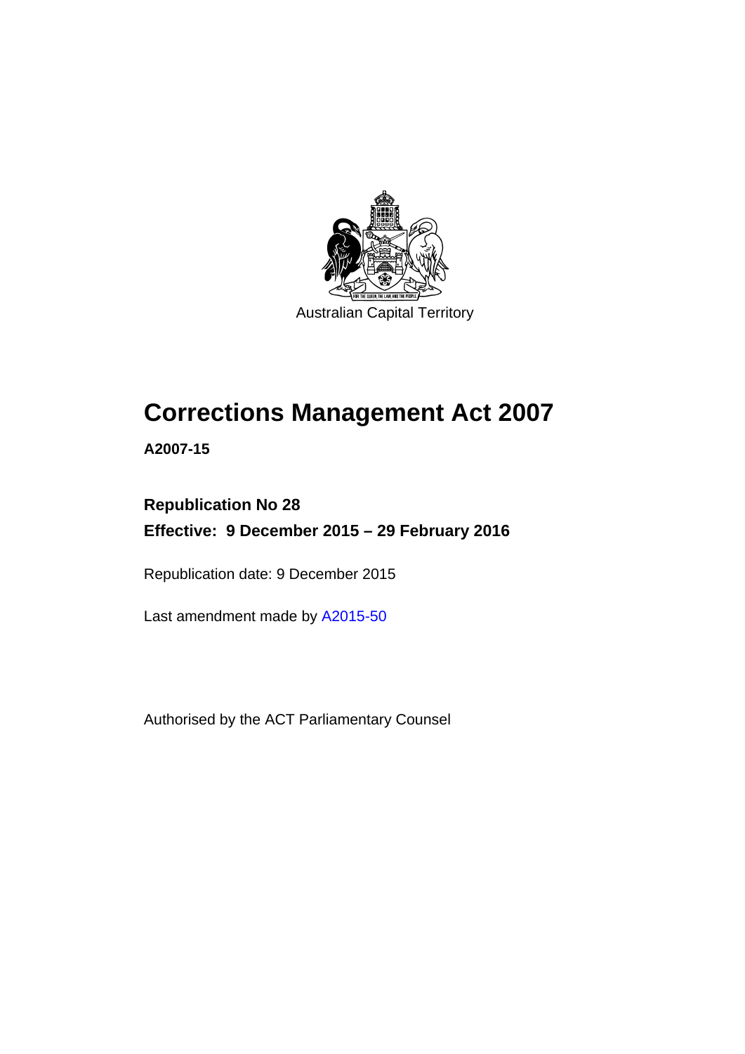Australian Capital Territory

# Corrections Management Act 2007

**A2007-15**

**Republication No 28**

**Effective: 9 December 2015 – 29 February 2016**

Republication date: 9 December 2015

Last amendment made by A2015-50

Authorised by the ACT Parliamentary Counsel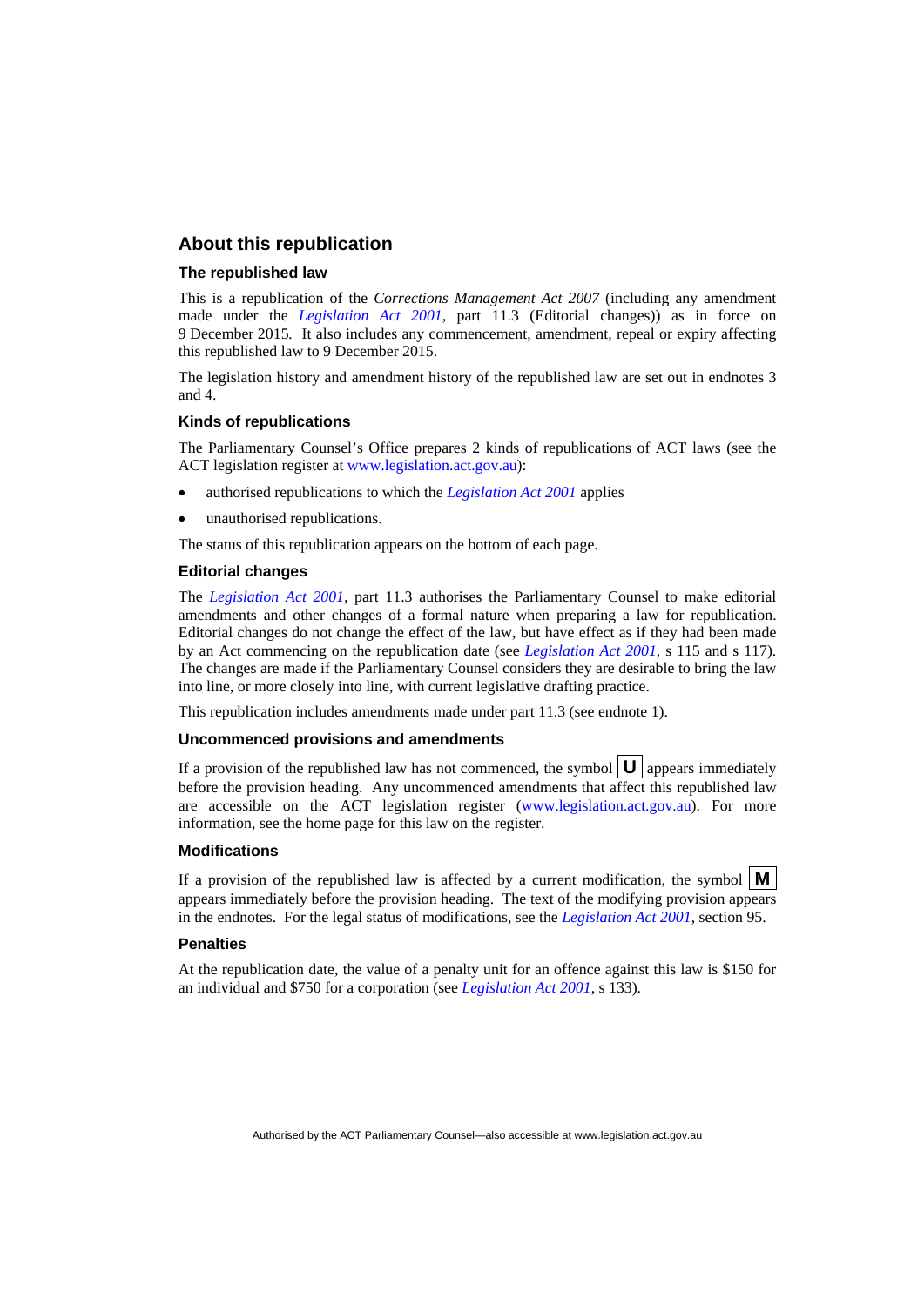## About this republication

### The republished law

This is a republication of the *Corrections Management Act 2007* (including any amendment made under the *Legislation Act 2001*, part 11.3 (Editorial changes)) as in force on 9 December 2015. It also includes any commencement, amendment, repeal or expiry affecting this republished law to 9 December 2015.

The legislation history and amendment history of the republished law are set out in endnotes 3 and 4.

### Kinds of republications

The Parliamentary Counsel's Office prepares 2 kinds of republications of ACT laws (see the ACT legislation register at www.legislation.act.gov.au):

- authorised republications to which the *Legislation Act 2001* applies
- unauthorised republications.

The status of this republication appears on the bottom of each page.

### Editorial changes

The *Legislation Act 2001*, part 11.3 authorises the Parliamentary Counsel to make editorial amendments and other changes of a formal nature when preparing a law for republication. Editorial changes do not change the effect of the law, but have effect as if they had been made by an Act commencing on the republication date (see *Legislation Act 2001*, s 115 and s 117). The changes are made if the Parliamentary Counsel considers they are desirable to bring the law into line, or more closely into line, with current legislative drafting practice.

This republication includes amendments made under part 11.3 (see endnote 1).

### Uncommenced provisions and amendments

If a provision of the republished law has not commenced, the symbol **U** appears immediately before the provision heading. Any uncommenced amendments that affect this republished law are accessible on the ACT legislation register (www.legislation.act.gov.au). For more information, see the home page for this law on the register.

### Modifications

If a provision of the republished law is affected by a current modification, the symbol **M** appears immediately before the provision heading. The text of the modifying provision appears in the endnotes. For the legal status of modifications, see the *Legislation Act 2001*, section 95.

### Penalties

At the republication date, the value of a penalty unit for an offence against this law is $150 for an individual and $750 for a corporation (see *Legislation Act 2001*, s 133).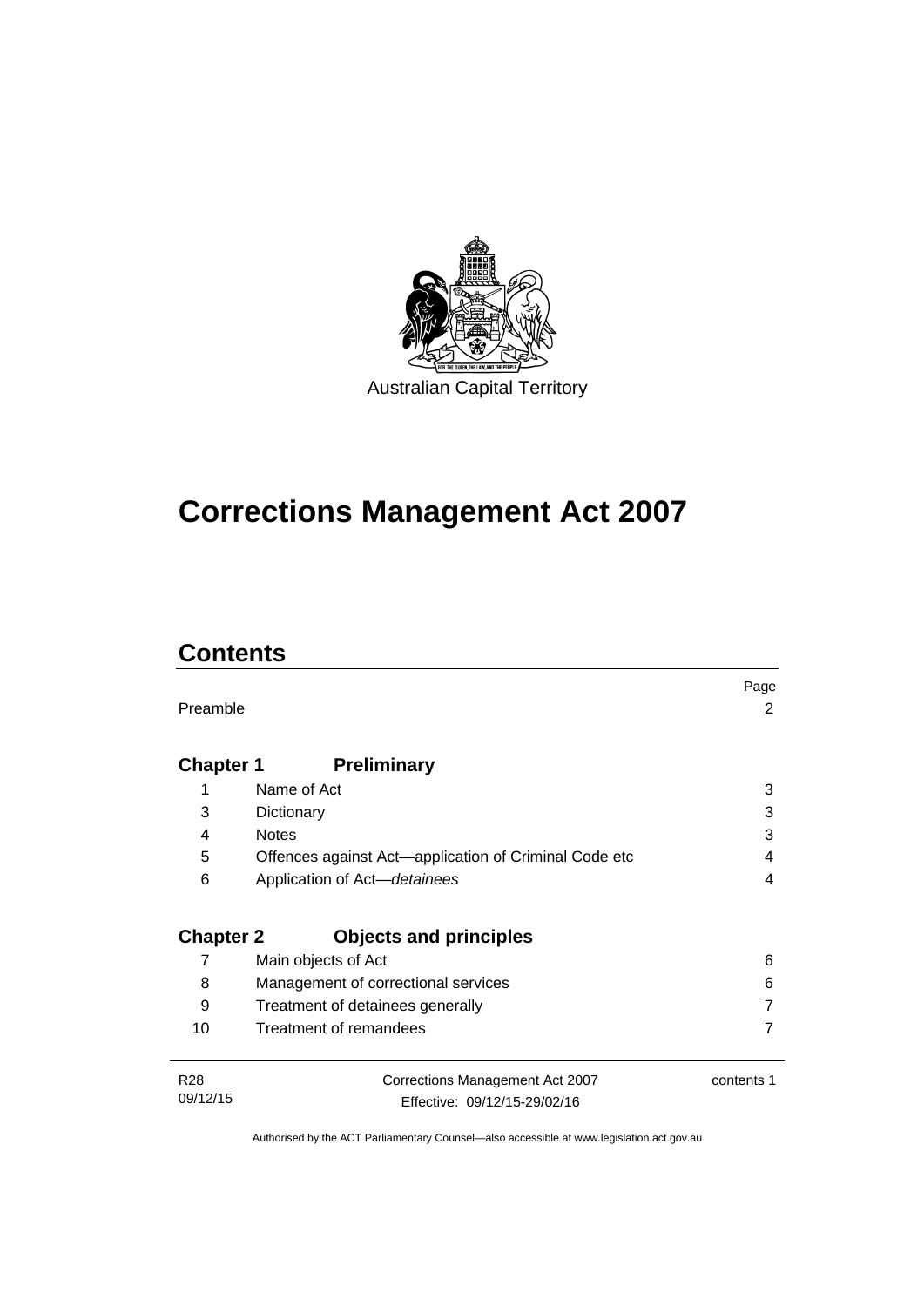Australian Capital Territory

# Corrections Management Act 2007

## Contents

| | | Page |
|---|---|---|
| Preamble | | 2 |
| **Chapter 1** | **Preliminary** | |
| 1 | Name of Act | 3 |
| 3 | Dictionary | 3 |
| 4 | Notes | 3 |
| 5 | Offences against Act—application of Criminal Code etc | 4 |
| 6 | Application of Act—*detainees* | 4 |
| **Chapter 2** | **Objects and principles** | |
| 7 | Main objects of Act | 6 |
| 8 | Management of correctional services | 6 |
| 9 | Treatment of detainees generally | 7 |
| 10 | Treatment of remandees | 7 |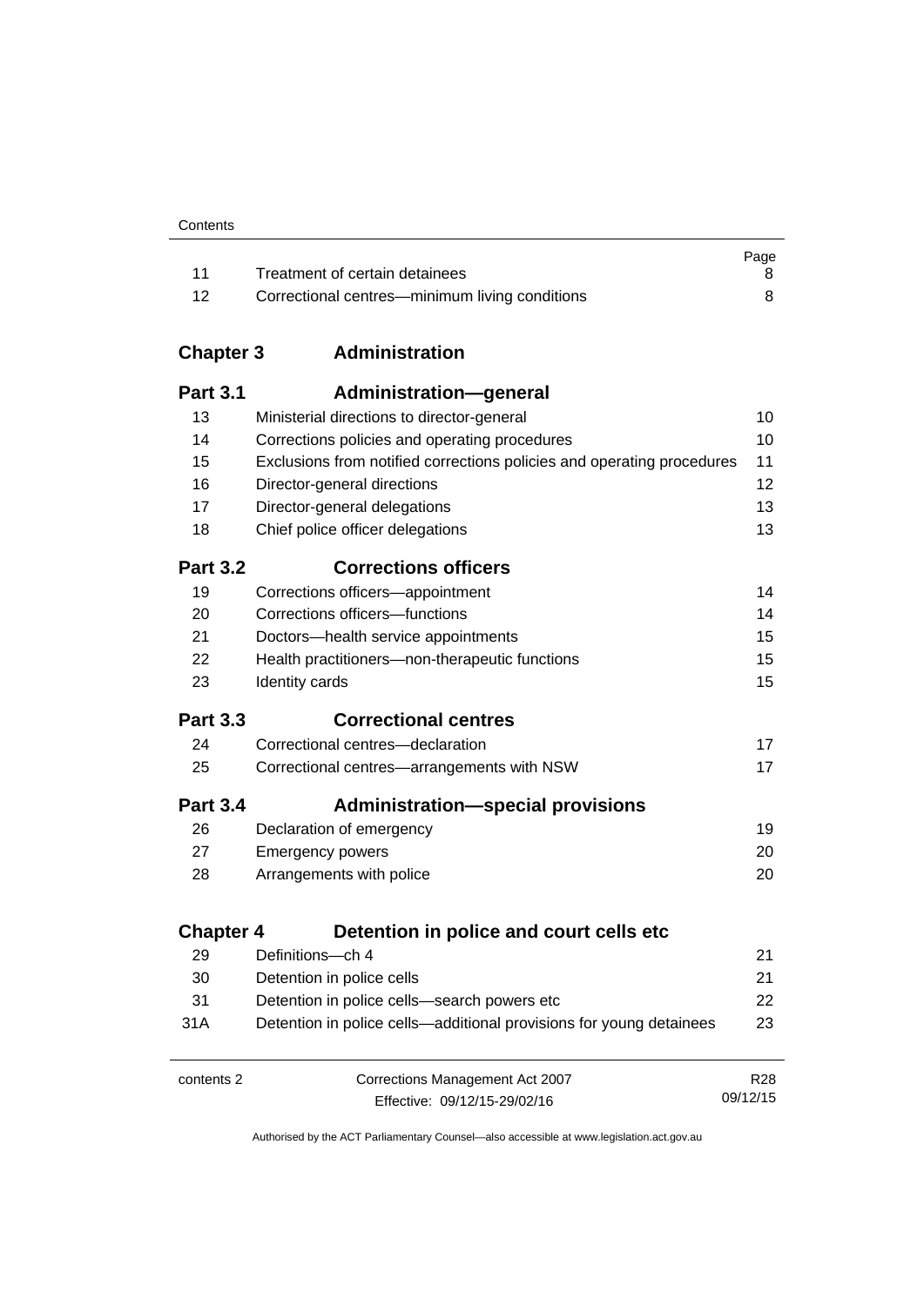| | | Page |
|---|---|---|
| 11 | Treatment of certain detainees | 8 |
| 12 | Correctional centres—minimum living conditions | 8 |

## Chapter 3 Administration

### Part 3.1 Administration—general

| | | |
|---|---|---|
| 13 | Ministerial directions to director-general | 10 |
| 14 | Corrections policies and operating procedures | 10 |
| 15 | Exclusions from notified corrections policies and operating procedures | 11 |
| 16 | Director-general directions | 12 |
| 17 | Director-general delegations | 13 |
| 18 | Chief police officer delegations | 13 |

### Part 3.2 Corrections officers

| | | |
|---|---|---|
| 19 | Corrections officers—appointment | 14 |
| 20 | Corrections officers—functions | 14 |
| 21 | Doctors—health service appointments | 15 |
| 22 | Health practitioners—non-therapeutic functions | 15 |
| 23 | Identity cards | 15 |

### Part 3.3 Correctional centres

| | | |
|---|---|---|
| 24 | Correctional centres—declaration | 17 |
| 25 | Correctional centres—arrangements with NSW | 17 |

### Part 3.4 Administration—special provisions

| | | |
|---|---|---|
| 26 | Declaration of emergency | 19 |
| 27 | Emergency powers | 20 |
| 28 | Arrangements with police | 20 |

## Chapter 4 Detention in police and court cells etc

| | | |
|---|---|---|
| 29 | Definitions—ch 4 | 21 |
| 30 | Detention in police cells | 21 |
| 31 | Detention in police cells—search powers etc | 22 |
| 31A | Detention in police cells—additional provisions for young detainees | 23 |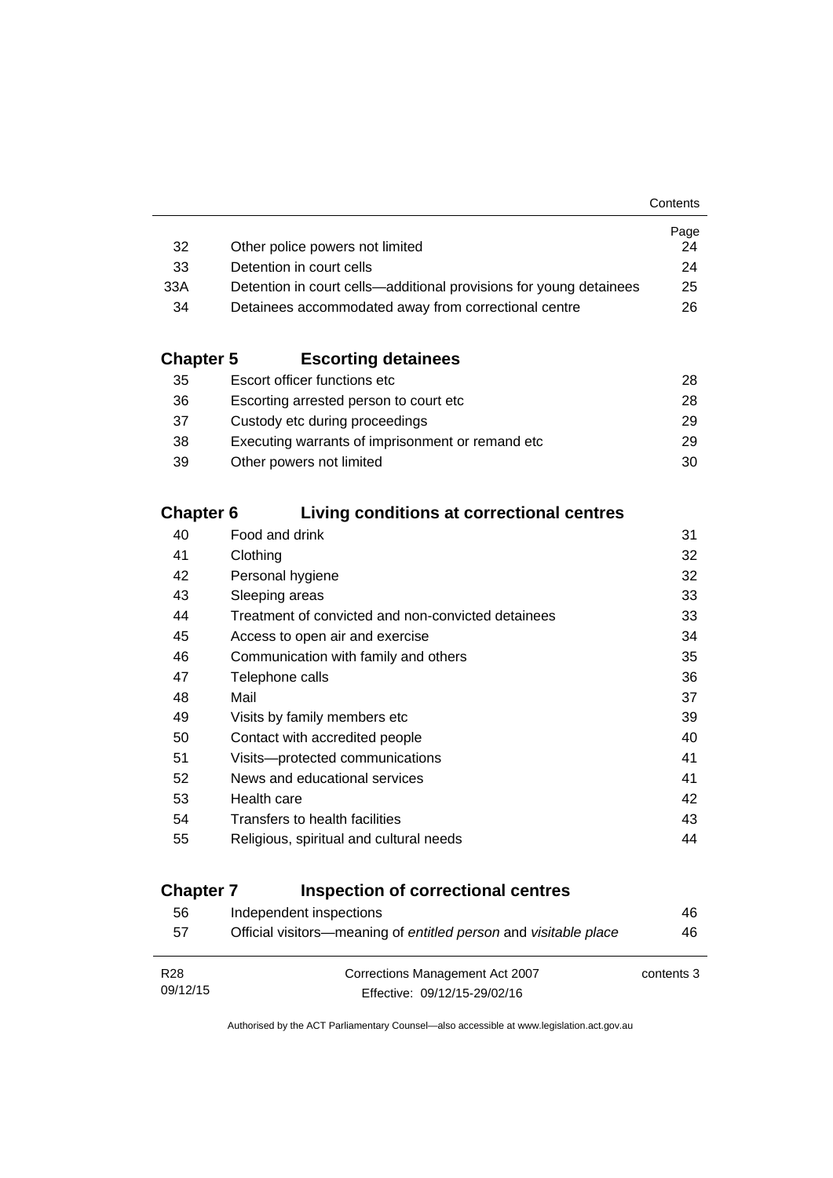| | | Page |
|---|---|---|
| 32 | Other police powers not limited | 24 |
| 33 | Detention in court cells | 24 |
| 33A | Detention in court cells—additional provisions for young detainees | 25 |
| 34 | Detainees accommodated away from correctional centre | 26 |

## Chapter 5 Escorting detainees

| | | |
|---|---|---|
| 35 | Escort officer functions etc | 28 |
| 36 | Escorting arrested person to court etc | 28 |
| 37 | Custody etc during proceedings | 29 |
| 38 | Executing warrants of imprisonment or remand etc | 29 |
| 39 | Other powers not limited | 30 |

## Chapter 6 Living conditions at correctional centres

| | | |
|---|---|---|
| 40 | Food and drink | 31 |
| 41 | Clothing | 32 |
| 42 | Personal hygiene | 32 |
| 43 | Sleeping areas | 33 |
| 44 | Treatment of convicted and non-convicted detainees | 33 |
| 45 | Access to open air and exercise | 34 |
| 46 | Communication with family and others | 35 |
| 47 | Telephone calls | 36 |
| 48 | Mail | 37 |
| 49 | Visits by family members etc | 39 |
| 50 | Contact with accredited people | 40 |
| 51 | Visits—protected communications | 41 |
| 52 | News and educational services | 41 |
| 53 | Health care | 42 |
| 54 | Transfers to health facilities | 43 |
| 55 | Religious, spiritual and cultural needs | 44 |

## Chapter 7 Inspection of correctional centres

| | | |
|---|---|---|
| 56 | Independent inspections | 46 |
| 57 | Official visitors—meaning of *entitled person* and *visitable place* | 46 |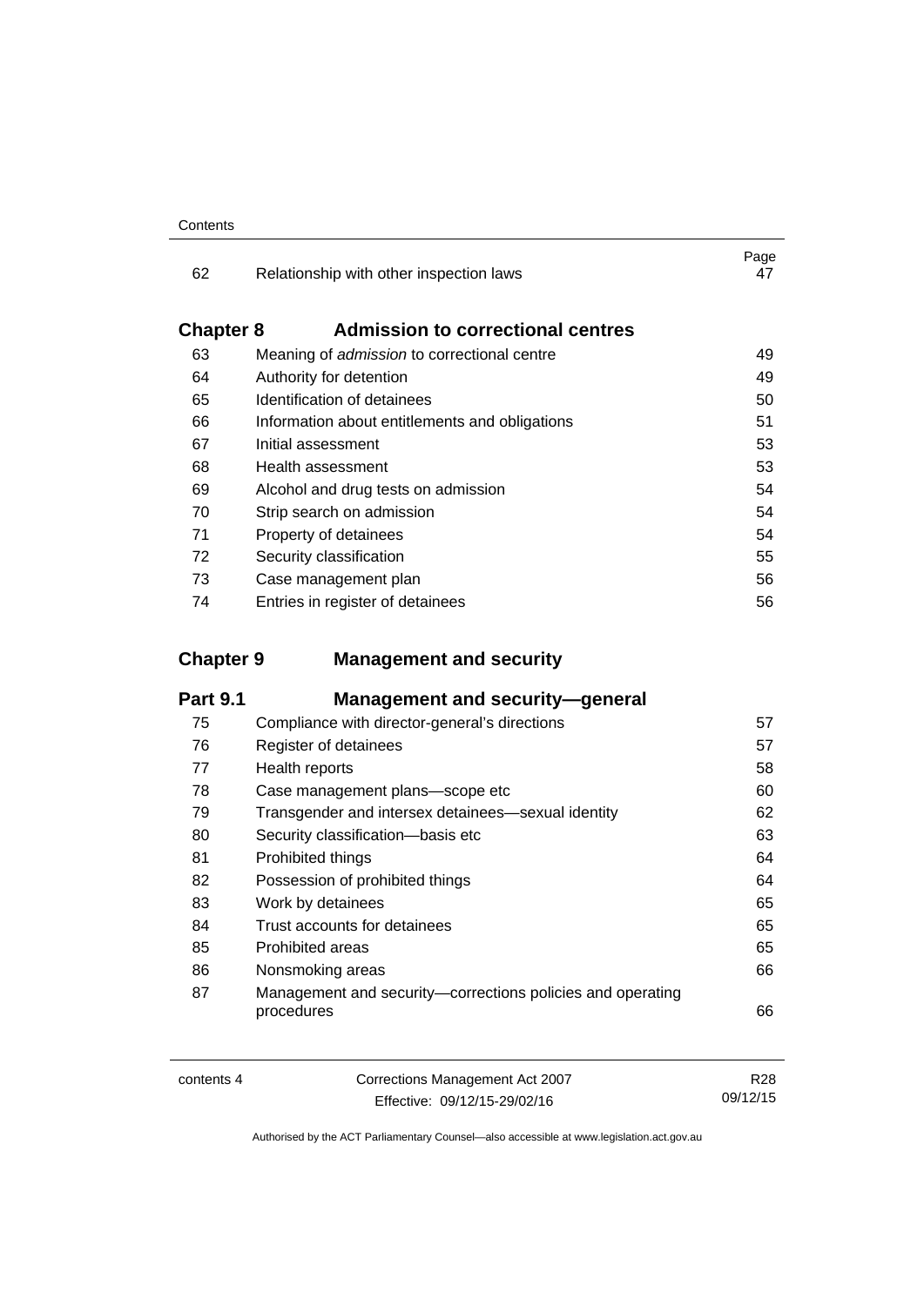| | | Page |
|---|---|---|
| 62 | Relationship with other inspection laws | 47 |

## Chapter 8 Admission to correctional centres

| | | |
|---|---|---|
| 63 | Meaning of *admission* to correctional centre | 49 |
| 64 | Authority for detention | 49 |
| 65 | Identification of detainees | 50 |
| 66 | Information about entitlements and obligations | 51 |
| 67 | Initial assessment | 53 |
| 68 | Health assessment | 53 |
| 69 | Alcohol and drug tests on admission | 54 |
| 70 | Strip search on admission | 54 |
| 71 | Property of detainees | 54 |
| 72 | Security classification | 55 |
| 73 | Case management plan | 56 |
| 74 | Entries in register of detainees | 56 |

## Chapter 9 Management and security

### Part 9.1 Management and security—general

| | | |
|---|---|---|
| 75 | Compliance with director-general's directions | 57 |
| 76 | Register of detainees | 57 |
| 77 | Health reports | 58 |
| 78 | Case management plans—scope etc | 60 |
| 79 | Transgender and intersex detainees—sexual identity | 62 |
| 80 | Security classification—basis etc | 63 |
| 81 | Prohibited things | 64 |
| 82 | Possession of prohibited things | 64 |
| 83 | Work by detainees | 65 |
| 84 | Trust accounts for detainees | 65 |
| 85 | Prohibited areas | 65 |
| 86 | Nonsmoking areas | 66 |
| 87 | Management and security—corrections policies and operating procedures | 66 |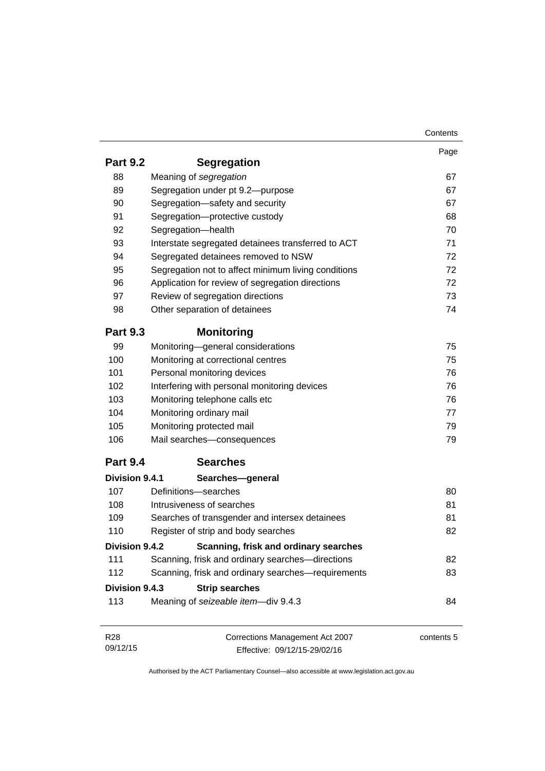| | | Page |
|---|---|---|
| **Part 9.2** | **Segregation** | |
| 88 | Meaning of *segregation* | 67 |
| 89 | Segregation under pt 9.2—purpose | 67 |
| 90 | Segregation—safety and security | 67 |
| 91 | Segregation—protective custody | 68 |
| 92 | Segregation—health | 70 |
| 93 | Interstate segregated detainees transferred to ACT | 71 |
| 94 | Segregated detainees removed to NSW | 72 |
| 95 | Segregation not to affect minimum living conditions | 72 |
| 96 | Application for review of segregation directions | 72 |
| 97 | Review of segregation directions | 73 |
| 98 | Other separation of detainees | 74 |
| **Part 9.3** | **Monitoring** | |
| 99 | Monitoring—general considerations | 75 |
| 100 | Monitoring at correctional centres | 75 |
| 101 | Personal monitoring devices | 76 |
| 102 | Interfering with personal monitoring devices | 76 |
| 103 | Monitoring telephone calls etc | 76 |
| 104 | Monitoring ordinary mail | 77 |
| 105 | Monitoring protected mail | 79 |
| 106 | Mail searches—consequences | 79 |
| **Part 9.4** | **Searches** | |
| **Division 9.4.1** | **Searches—general** | |
| 107 | Definitions—searches | 80 |
| 108 | Intrusiveness of searches | 81 |
| 109 | Searches of transgender and intersex detainees | 81 |
| 110 | Register of strip and body searches | 82 |
| **Division 9.4.2** | **Scanning, frisk and ordinary searches** | |
| 111 | Scanning, frisk and ordinary searches—directions | 82 |
| 112 | Scanning, frisk and ordinary searches—requirements | 83 |
| **Division 9.4.3** | **Strip searches** | |
| 113 | Meaning of *seizeable item*—div 9.4.3 | 84 |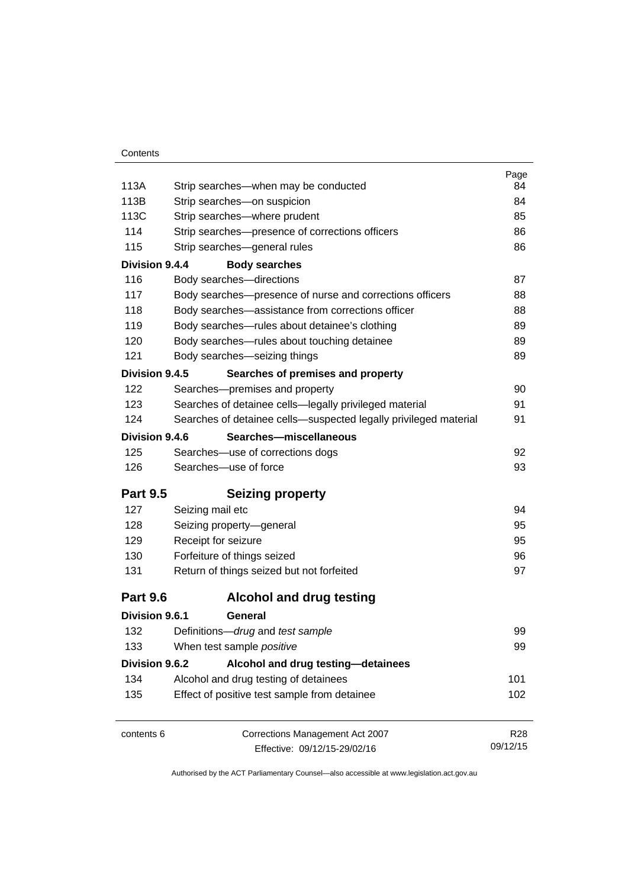| | | Page |
|---|---|---|
| 113A | Strip searches—when may be conducted | 84 |
| 113B | Strip searches—on suspicion | 84 |
| 113C | Strip searches—where prudent | 85 |
| 114 | Strip searches—presence of corrections officers | 86 |
| 115 | Strip searches—general rules | 86 |
| **Division 9.4.4** | **Body searches** | |
| 116 | Body searches—directions | 87 |
| 117 | Body searches—presence of nurse and corrections officers | 88 |
| 118 | Body searches—assistance from corrections officer | 88 |
| 119 | Body searches—rules about detainee's clothing | 89 |
| 120 | Body searches—rules about touching detainee | 89 |
| 121 | Body searches—seizing things | 89 |
| **Division 9.4.5** | **Searches of premises and property** | |
| 122 | Searches—premises and property | 90 |
| 123 | Searches of detainee cells—legally privileged material | 91 |
| 124 | Searches of detainee cells—suspected legally privileged material | 91 |
| **Division 9.4.6** | **Searches—miscellaneous** | |
| 125 | Searches—use of corrections dogs | 92 |
| 126 | Searches—use of force | 93 |
| **Part 9.5** | **Seizing property** | |
| 127 | Seizing mail etc | 94 |
| 128 | Seizing property—general | 95 |
| 129 | Receipt for seizure | 95 |
| 130 | Forfeiture of things seized | 96 |
| 131 | Return of things seized but not forfeited | 97 |
| **Part 9.6** | **Alcohol and drug testing** | |
| **Division 9.6.1** | **General** | |
| 132 | Definitions—*drug* and *test sample* | 99 |
| 133 | When test sample *positive* | 99 |
| **Division 9.6.2** | **Alcohol and drug testing—detainees** | |
| 134 | Alcohol and drug testing of detainees | 101 |
| 135 | Effect of positive test sample from detainee | 102 |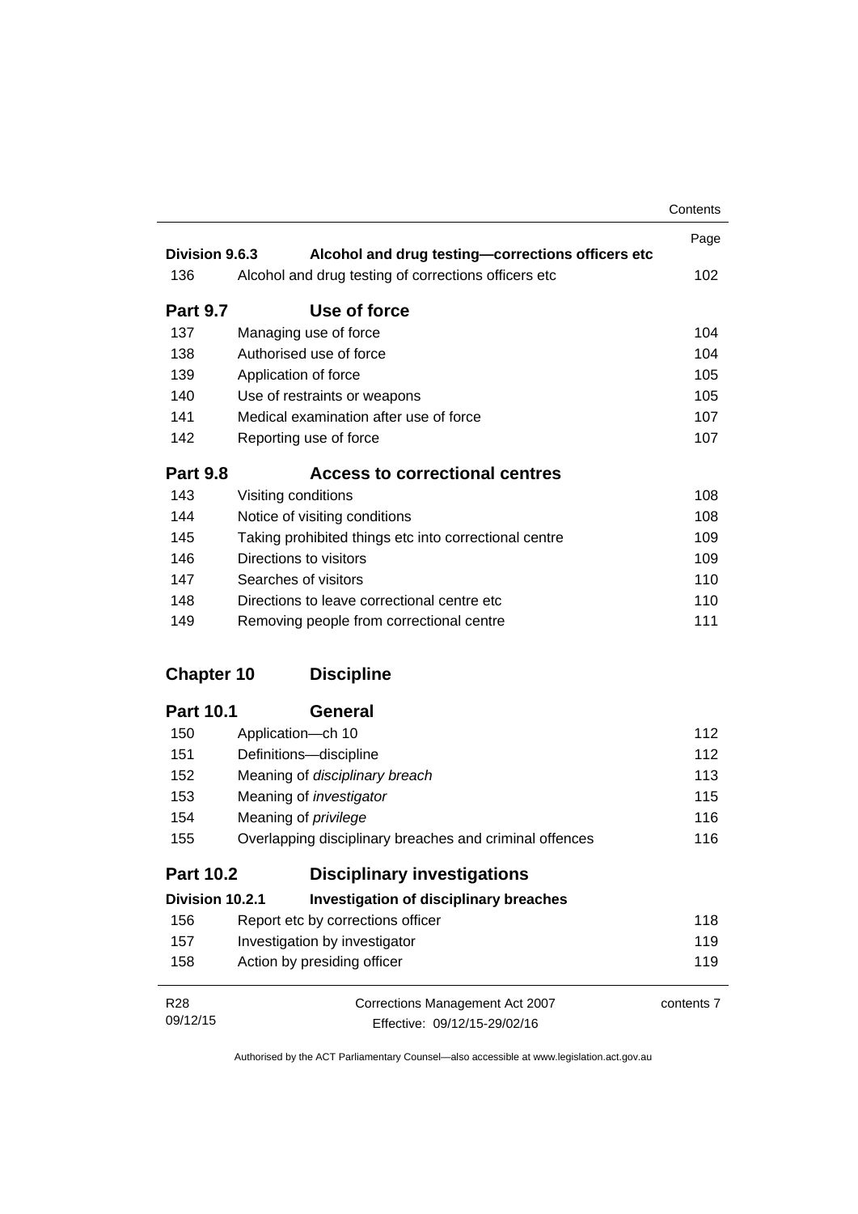| | | Page |
|---|---|---|
| **Division 9.6.3** | **Alcohol and drug testing—corrections officers etc** | |
| 136 | Alcohol and drug testing of corrections officers etc | 102 |
| **Part 9.7** | **Use of force** | |
| 137 | Managing use of force | 104 |
| 138 | Authorised use of force | 104 |
| 139 | Application of force | 105 |
| 140 | Use of restraints or weapons | 105 |
| 141 | Medical examination after use of force | 107 |
| 142 | Reporting use of force | 107 |
| **Part 9.8** | **Access to correctional centres** | |
| 143 | Visiting conditions | 108 |
| 144 | Notice of visiting conditions | 108 |
| 145 | Taking prohibited things etc into correctional centre | 109 |
| 146 | Directions to visitors | 109 |
| 147 | Searches of visitors | 110 |
| 148 | Directions to leave correctional centre etc | 110 |
| 149 | Removing people from correctional centre | 111 |
| **Chapter 10** | **Discipline** | |
| **Part 10.1** | **General** | |
| 150 | Application—ch 10 | 112 |
| 151 | Definitions—discipline | 112 |
| 152 | Meaning of *disciplinary breach* | 113 |
| 153 | Meaning of *investigator* | 115 |
| 154 | Meaning of *privilege* | 116 |
| 155 | Overlapping disciplinary breaches and criminal offences | 116 |
| **Part 10.2** | **Disciplinary investigations** | |
| **Division 10.2.1** | **Investigation of disciplinary breaches** | |
| 156 | Report etc by corrections officer | 118 |
| 157 | Investigation by investigator | 119 |
| 158 | Action by presiding officer | 119 |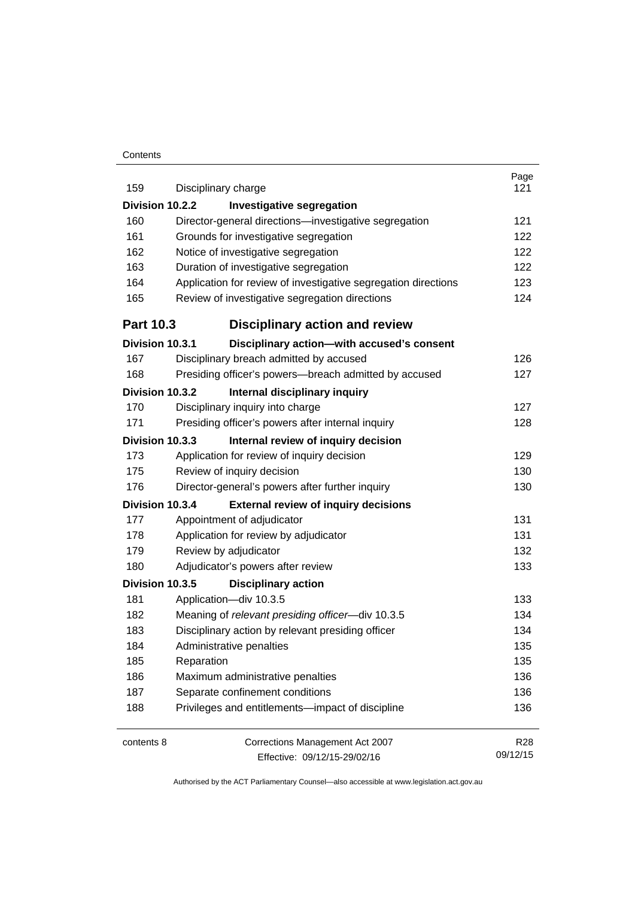| | | Page |
|---|---|---|
| 159 | Disciplinary charge | 121 |
| **Division 10.2.2** | **Investigative segregation** | |
| 160 | Director-general directions—investigative segregation | 121 |
| 161 | Grounds for investigative segregation | 122 |
| 162 | Notice of investigative segregation | 122 |
| 163 | Duration of investigative segregation | 122 |
| 164 | Application for review of investigative segregation directions | 123 |
| 165 | Review of investigative segregation directions | 124 |
| **Part 10.3** | **Disciplinary action and review** | |
| **Division 10.3.1** | **Disciplinary action—with accused's consent** | |
| 167 | Disciplinary breach admitted by accused | 126 |
| 168 | Presiding officer's powers—breach admitted by accused | 127 |
| **Division 10.3.2** | **Internal disciplinary inquiry** | |
| 170 | Disciplinary inquiry into charge | 127 |
| 171 | Presiding officer's powers after internal inquiry | 128 |
| **Division 10.3.3** | **Internal review of inquiry decision** | |
| 173 | Application for review of inquiry decision | 129 |
| 175 | Review of inquiry decision | 130 |
| 176 | Director-general's powers after further inquiry | 130 |
| **Division 10.3.4** | **External review of inquiry decisions** | |
| 177 | Appointment of adjudicator | 131 |
| 178 | Application for review by adjudicator | 131 |
| 179 | Review by adjudicator | 132 |
| 180 | Adjudicator's powers after review | 133 |
| **Division 10.3.5** | **Disciplinary action** | |
| 181 | Application—div 10.3.5 | 133 |
| 182 | Meaning of *relevant presiding officer*—div 10.3.5 | 134 |
| 183 | Disciplinary action by relevant presiding officer | 134 |
| 184 | Administrative penalties | 135 |
| 185 | Reparation | 135 |
| 186 | Maximum administrative penalties | 136 |
| 187 | Separate confinement conditions | 136 |
| 188 | Privileges and entitlements—impact of discipline | 136 |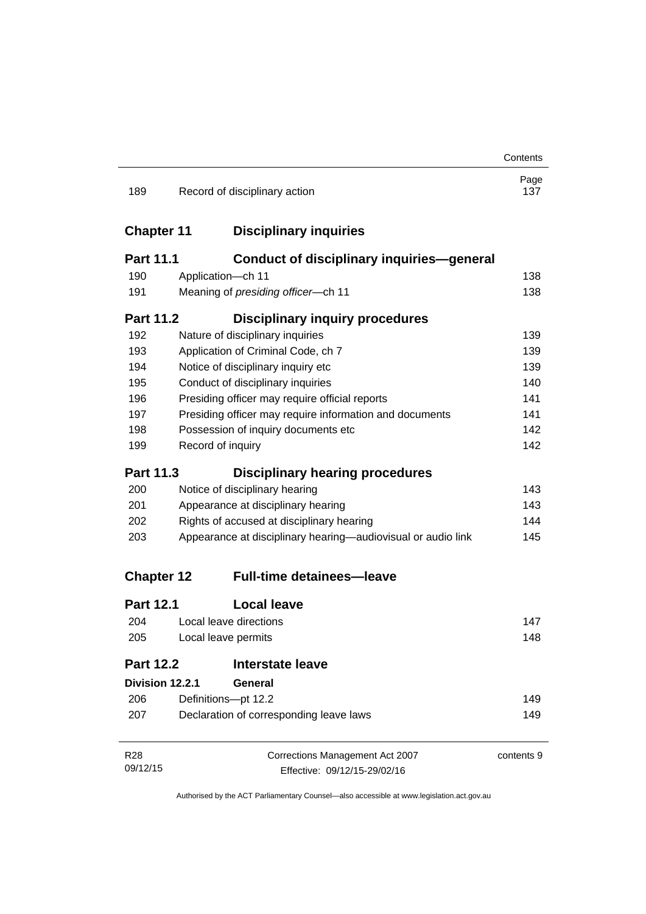| | | Page |
|---|---|---|
| 189 | Record of disciplinary action | 137 |

## Chapter 11 Disciplinary inquiries

### Part 11.1 Conduct of disciplinary inquiries—general

| | | |
|---|---|---|
| 190 | Application—ch 11 | 138 |
| 191 | Meaning of *presiding officer*—ch 11 | 138 |

### Part 11.2 Disciplinary inquiry procedures

| | | |
|---|---|---|
| 192 | Nature of disciplinary inquiries | 139 |
| 193 | Application of Criminal Code, ch 7 | 139 |
| 194 | Notice of disciplinary inquiry etc | 139 |
| 195 | Conduct of disciplinary inquiries | 140 |
| 196 | Presiding officer may require official reports | 141 |
| 197 | Presiding officer may require information and documents | 141 |
| 198 | Possession of inquiry documents etc | 142 |
| 199 | Record of inquiry | 142 |

### Part 11.3 Disciplinary hearing procedures

| | | |
|---|---|---|
| 200 | Notice of disciplinary hearing | 143 |
| 201 | Appearance at disciplinary hearing | 143 |
| 202 | Rights of accused at disciplinary hearing | 144 |
| 203 | Appearance at disciplinary hearing—audiovisual or audio link | 145 |

## Chapter 12 Full-time detainees—leave

### Part 12.1 Local leave

| | | |
|---|---|---|
| 204 | Local leave directions | 147 |
| 205 | Local leave permits | 148 |

### Part 12.2 Interstate leave

#### Division 12.2.1 General

| | | |
|---|---|---|
| 206 | Definitions—pt 12.2 | 149 |
| 207 | Declaration of corresponding leave laws | 149 |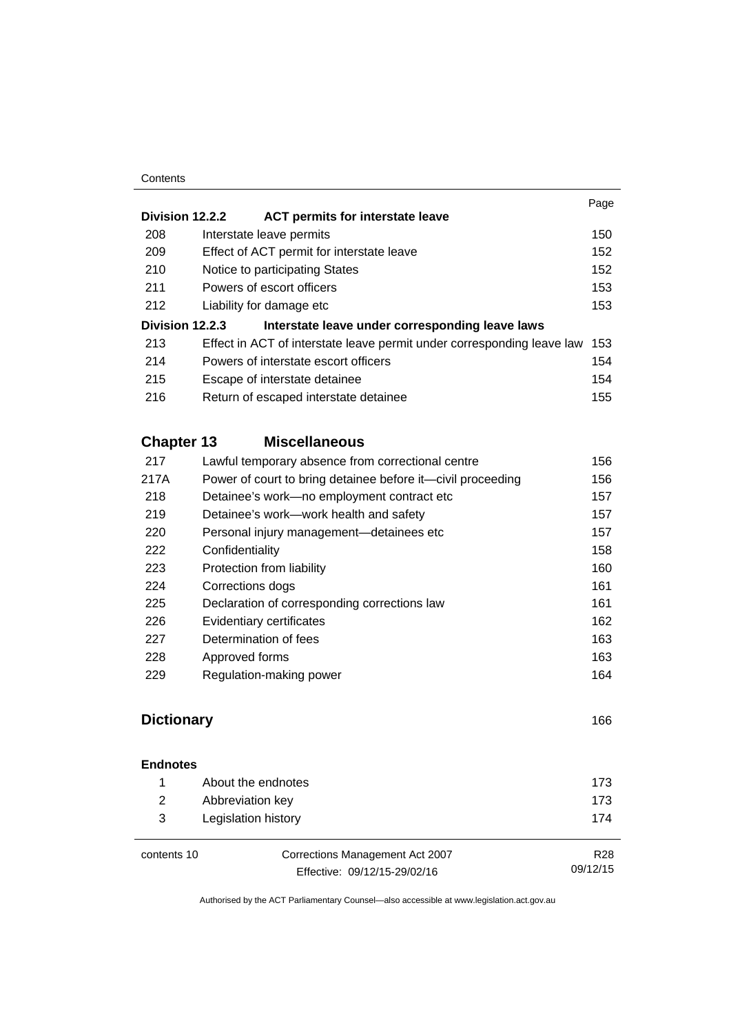| | | Page |
|---|---|---|
| **Division 12.2.2** | **ACT permits for interstate leave** | |
| 208 | Interstate leave permits | 150 |
| 209 | Effect of ACT permit for interstate leave | 152 |
| 210 | Notice to participating States | 152 |
| 211 | Powers of escort officers | 153 |
| 212 | Liability for damage etc | 153 |
| **Division 12.2.3** | **Interstate leave under corresponding leave laws** | |
| 213 | Effect in ACT of interstate leave permit under corresponding leave law | 153 |
| 214 | Powers of interstate escort officers | 154 |
| 215 | Escape of interstate detainee | 154 |
| 216 | Return of escaped interstate detainee | 155 |

## Chapter 13 Miscellaneous

| | | |
|---|---|---|
| 217 | Lawful temporary absence from correctional centre | 156 |
| 217A | Power of court to bring detainee before it—civil proceeding | 156 |
| 218 | Detainee's work—no employment contract etc | 157 |
| 219 | Detainee's work—work health and safety | 157 |
| 220 | Personal injury management—detainees etc | 157 |
| 222 | Confidentiality | 158 |
| 223 | Protection from liability | 160 |
| 224 | Corrections dogs | 161 |
| 225 | Declaration of corresponding corrections law | 161 |
| 226 | Evidentiary certificates | 162 |
| 227 | Determination of fees | 163 |
| 228 | Approved forms | 163 |
| 229 | Regulation-making power | 164 |

## Dictionary 166

**Endnotes**

| | | |
|---|---|---|
| 1 | About the endnotes | 173 |
| 2 | Abbreviation key | 173 |
| 3 | Legislation history | 174 |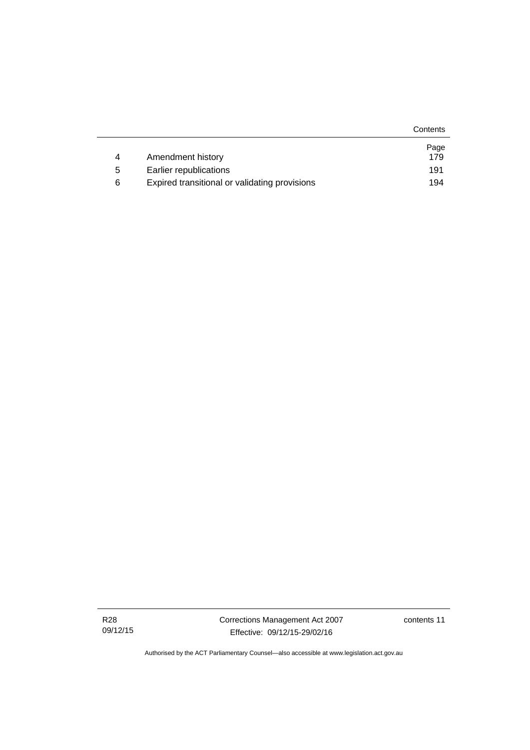| | | Page |
|---|---|---|
| 4 | Amendment history | 179 |
| 5 | Earlier republications | 191 |
| 6 | Expired transitional or validating provisions | 194 |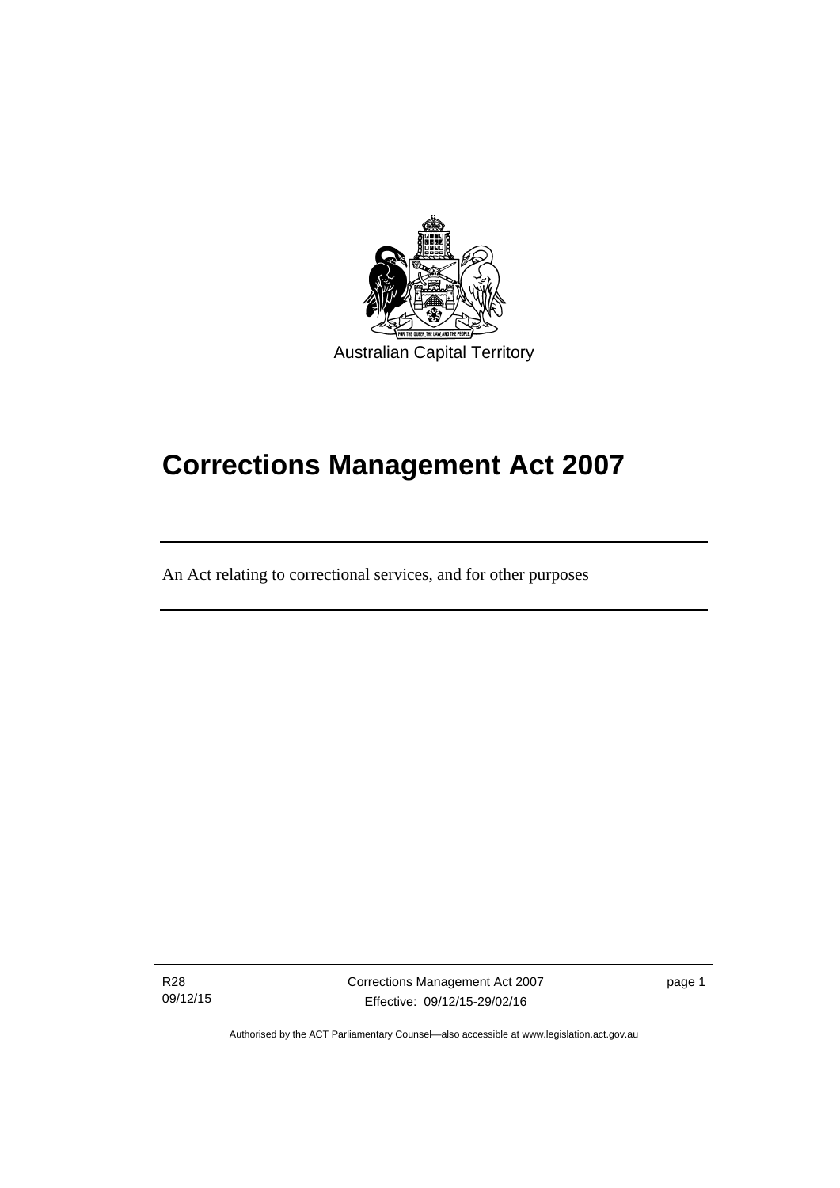Australian Capital Territory

# Corrections Management Act 2007

An Act relating to correctional services, and for other purposes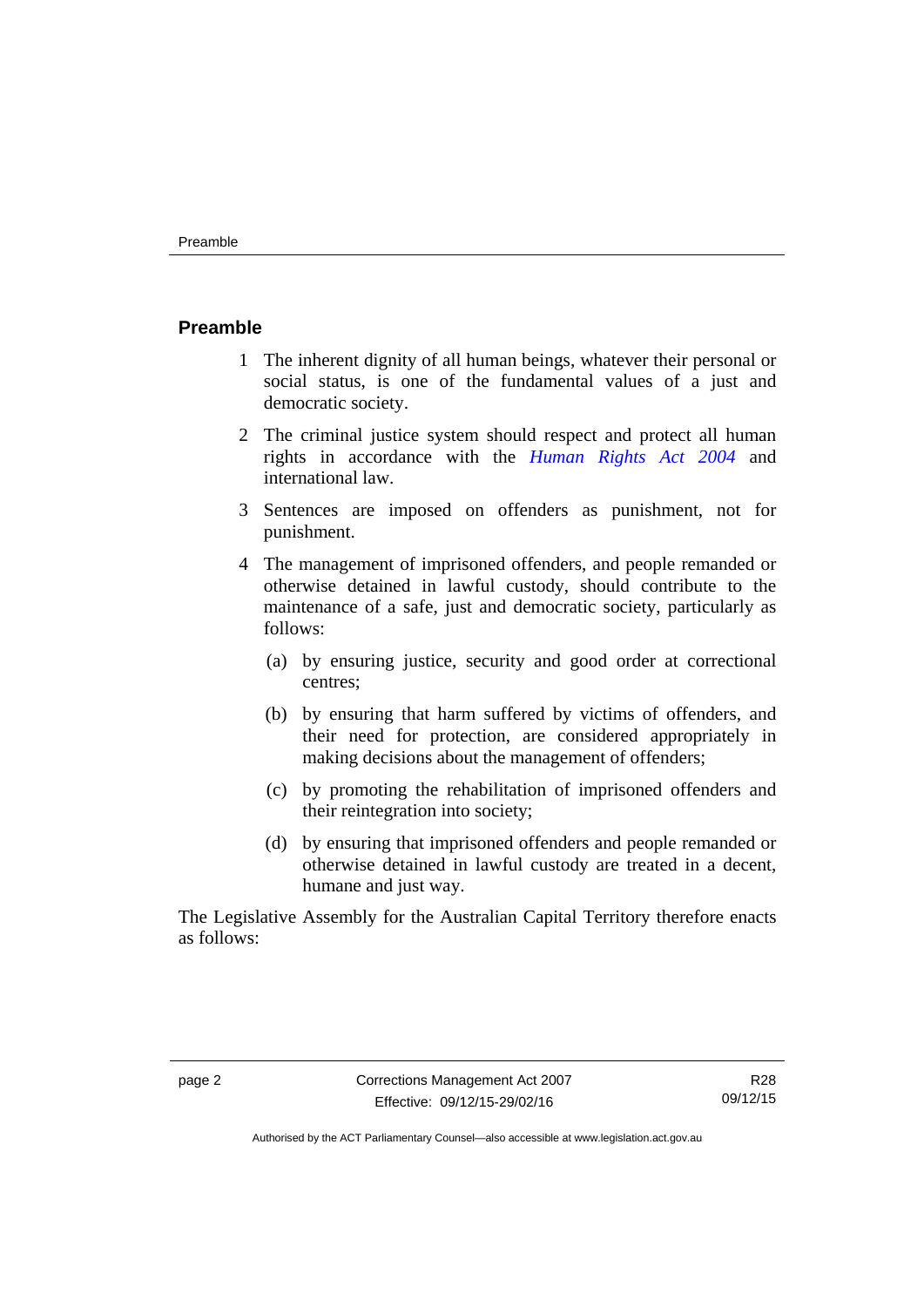## Preamble

1 The inherent dignity of all human beings, whatever their personal or social status, is one of the fundamental values of a just and democratic society.

2 The criminal justice system should respect and protect all human rights in accordance with the *Human Rights Act 2004* and international law.

3 Sentences are imposed on offenders as punishment, not for punishment.

4 The management of imprisoned offenders, and people remanded or otherwise detained in lawful custody, should contribute to the maintenance of a safe, just and democratic society, particularly as follows:

   (a) by ensuring justice, security and good order at correctional centres;

   (b) by ensuring that harm suffered by victims of offenders, and their need for protection, are considered appropriately in making decisions about the management of offenders;

   (c) by promoting the rehabilitation of imprisoned offenders and their reintegration into society;

   (d) by ensuring that imprisoned offenders and people remanded or otherwise detained in lawful custody are treated in a decent, humane and just way.

The Legislative Assembly for the Australian Capital Territory therefore enacts as follows: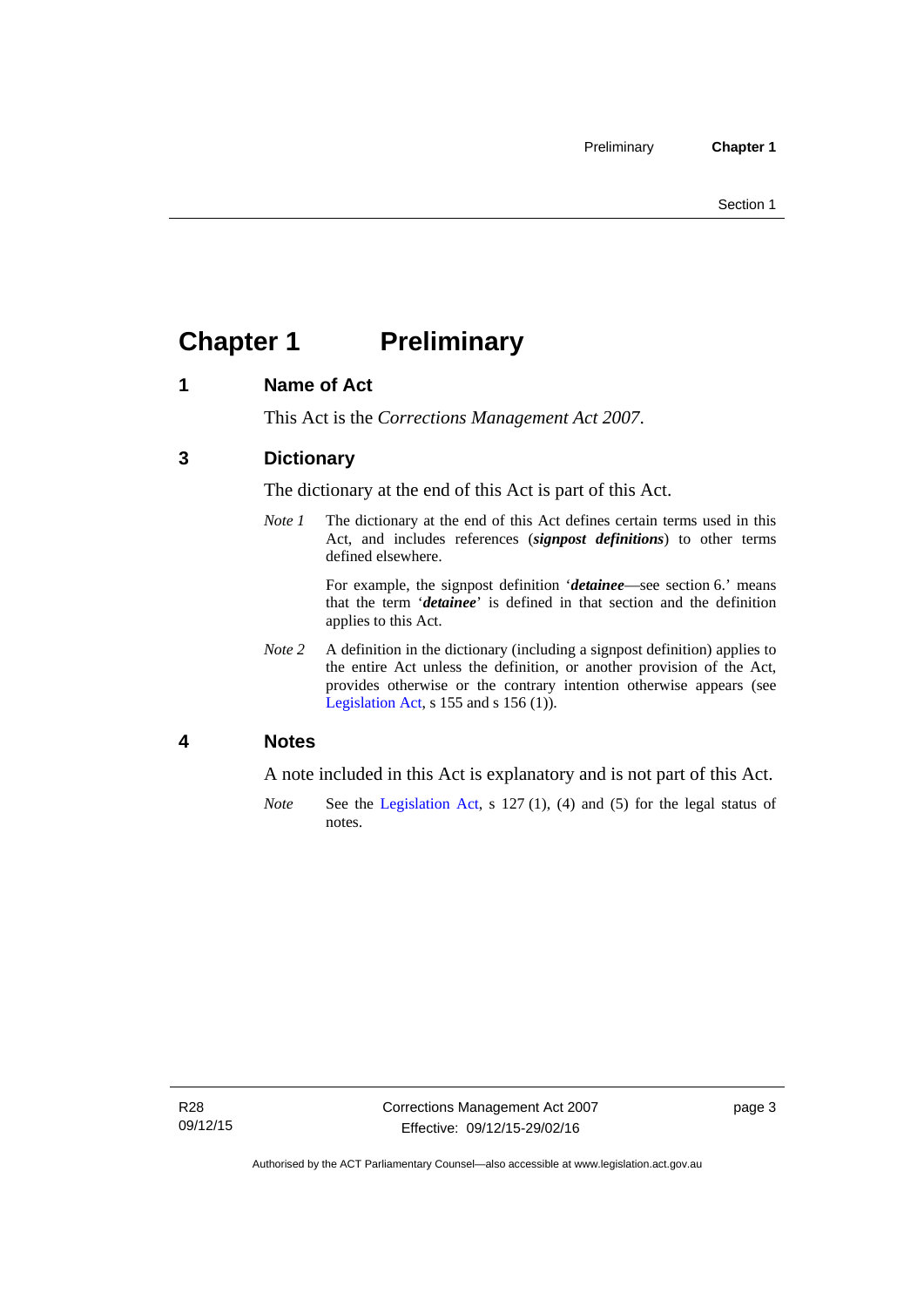# Chapter 1 Preliminary

## 1 Name of Act

This Act is the *Corrections Management Act 2007*.

## 3 Dictionary

The dictionary at the end of this Act is part of this Act.

*Note 1* The dictionary at the end of this Act defines certain terms used in this Act, and includes references (***signpost definitions***) to other terms defined elsewhere.

For example, the signpost definition '***detainee***—see section 6.' means that the term '***detainee***' is defined in that section and the definition applies to this Act.

*Note 2* A definition in the dictionary (including a signpost definition) applies to the entire Act unless the definition, or another provision of the Act, provides otherwise or the contrary intention otherwise appears (see Legislation Act, s 155 and s 156 (1)).

## 4 Notes

A note included in this Act is explanatory and is not part of this Act.

*Note* See the Legislation Act, s 127 (1), (4) and (5) for the legal status of notes.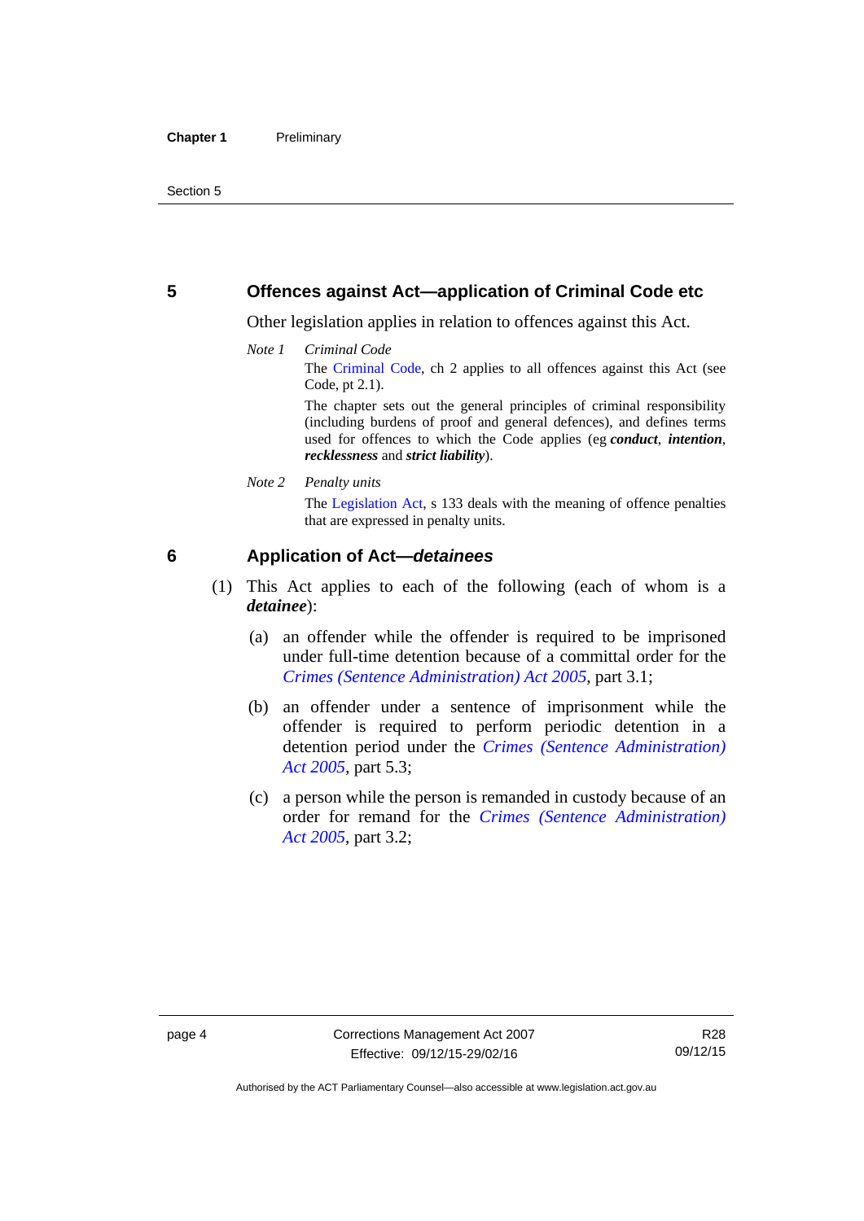## 5 Offences against Act—application of Criminal Code etc

Other legislation applies in relation to offences against this Act.

*Note 1* *Criminal Code*

The Criminal Code, ch 2 applies to all offences against this Act (see Code, pt 2.1).

The chapter sets out the general principles of criminal responsibility (including burdens of proof and general defences), and defines terms used for offences to which the Code applies (eg ***conduct***, ***intention***, ***recklessness*** and ***strict liability***).

*Note 2* *Penalty units*

The Legislation Act, s 133 deals with the meaning of offence penalties that are expressed in penalty units.

## 6 Application of Act—*detainees*

(1) This Act applies to each of the following (each of whom is a ***detainee***):

(a) an offender while the offender is required to be imprisoned under full-time detention because of a committal order for the *Crimes (Sentence Administration) Act 2005*, part 3.1;

(b) an offender under a sentence of imprisonment while the offender is required to perform periodic detention in a detention period under the *Crimes (Sentence Administration) Act 2005*, part 5.3;

(c) a person while the person is remanded in custody because of an order for remand for the *Crimes (Sentence Administration) Act 2005*, part 3.2;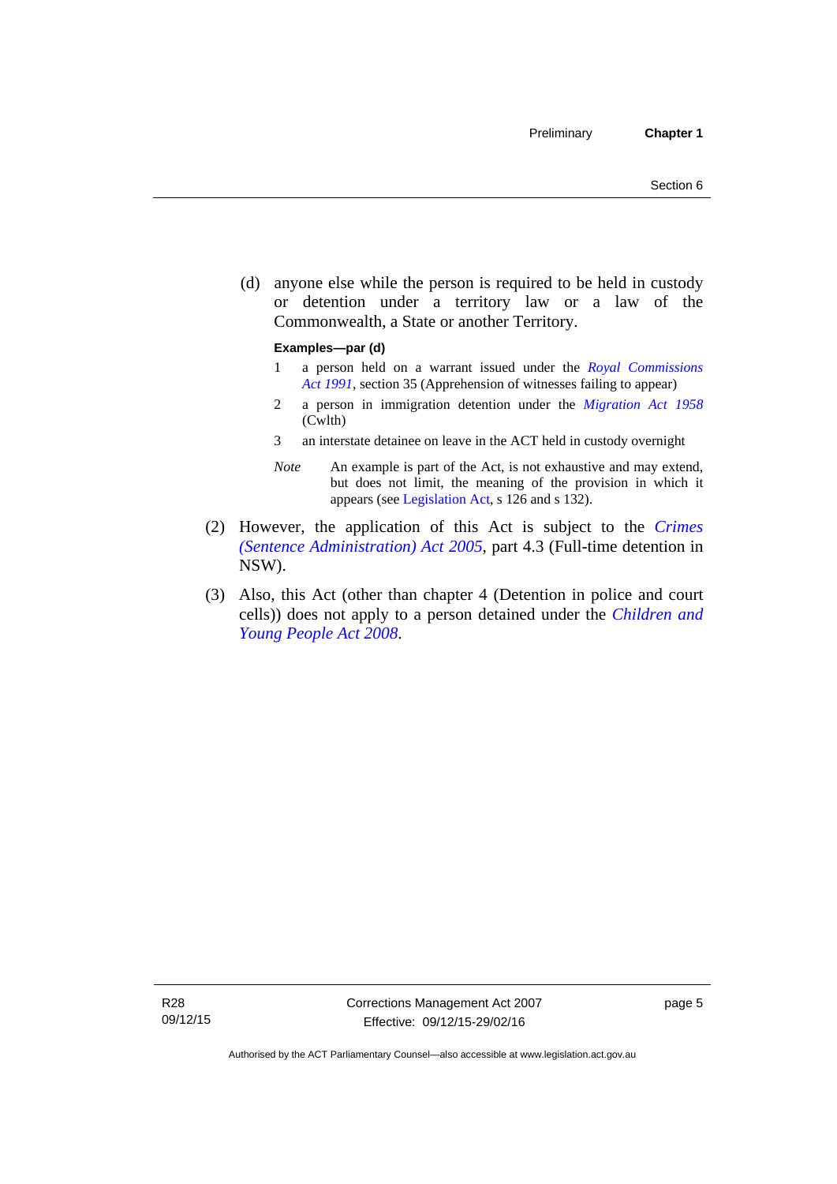(d) anyone else while the person is required to be held in custody or detention under a territory law or a law of the Commonwealth, a State or another Territory.

**Examples—par (d)**

1 a person held on a warrant issued under the *Royal Commissions Act 1991*, section 35 (Apprehension of witnesses failing to appear)

2 a person in immigration detention under the *Migration Act 1958* (Cwlth)

3 an interstate detainee on leave in the ACT held in custody overnight

*Note* An example is part of the Act, is not exhaustive and may extend, but does not limit, the meaning of the provision in which it appears (see Legislation Act, s 126 and s 132).

(2) However, the application of this Act is subject to the *Crimes (Sentence Administration) Act 2005*, part 4.3 (Full-time detention in NSW).

(3) Also, this Act (other than chapter 4 (Detention in police and court cells)) does not apply to a person detained under the *Children and Young People Act 2008*.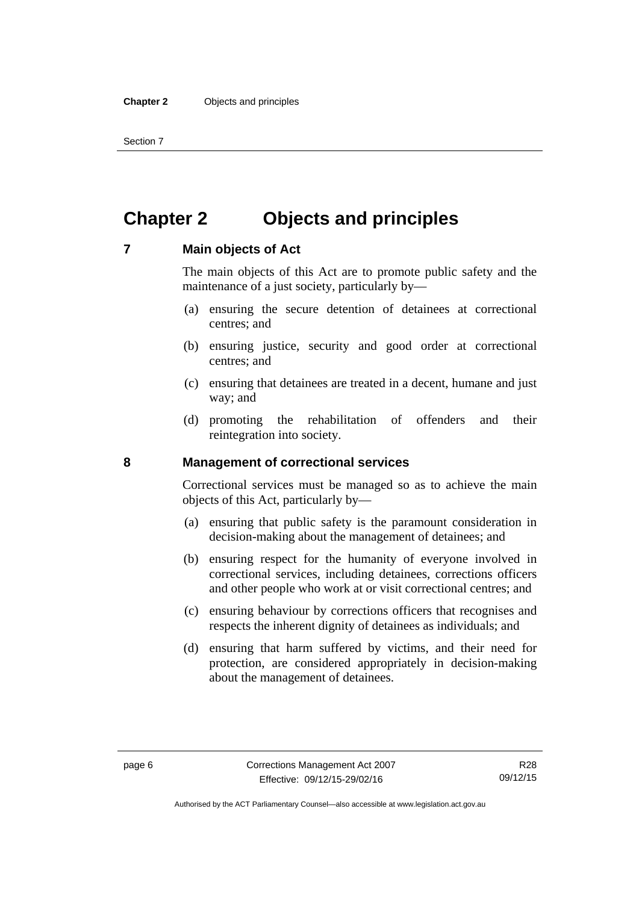# Chapter 2 Objects and principles

## 7 Main objects of Act

The main objects of this Act are to promote public safety and the maintenance of a just society, particularly by—

(a) ensuring the secure detention of detainees at correctional centres; and

(b) ensuring justice, security and good order at correctional centres; and

(c) ensuring that detainees are treated in a decent, humane and just way; and

(d) promoting the rehabilitation of offenders and their reintegration into society.

## 8 Management of correctional services

Correctional services must be managed so as to achieve the main objects of this Act, particularly by—

(a) ensuring that public safety is the paramount consideration in decision-making about the management of detainees; and

(b) ensuring respect for the humanity of everyone involved in correctional services, including detainees, corrections officers and other people who work at or visit correctional centres; and

(c) ensuring behaviour by corrections officers that recognises and respects the inherent dignity of detainees as individuals; and

(d) ensuring that harm suffered by victims, and their need for protection, are considered appropriately in decision-making about the management of detainees.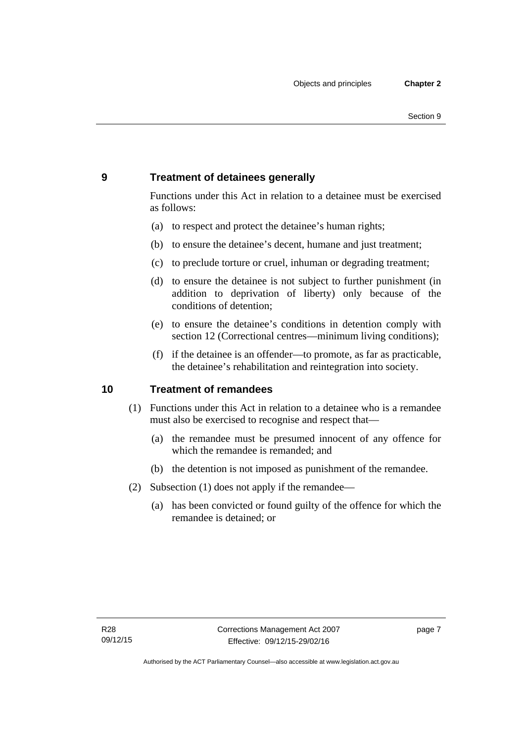## 9 Treatment of detainees generally

Functions under this Act in relation to a detainee must be exercised as follows:

(a) to respect and protect the detainee's human rights;

(b) to ensure the detainee's decent, humane and just treatment;

(c) to preclude torture or cruel, inhuman or degrading treatment;

(d) to ensure the detainee is not subject to further punishment (in addition to deprivation of liberty) only because of the conditions of detention;

(e) to ensure the detainee's conditions in detention comply with section 12 (Correctional centres—minimum living conditions);

(f) if the detainee is an offender—to promote, as far as practicable, the detainee's rehabilitation and reintegration into society.

## 10 Treatment of remandees

(1) Functions under this Act in relation to a detainee who is a remandee must also be exercised to recognise and respect that—

(a) the remandee must be presumed innocent of any offence for which the remandee is remanded; and

(b) the detention is not imposed as punishment of the remandee.

(2) Subsection (1) does not apply if the remandee—

(a) has been convicted or found guilty of the offence for which the remandee is detained; or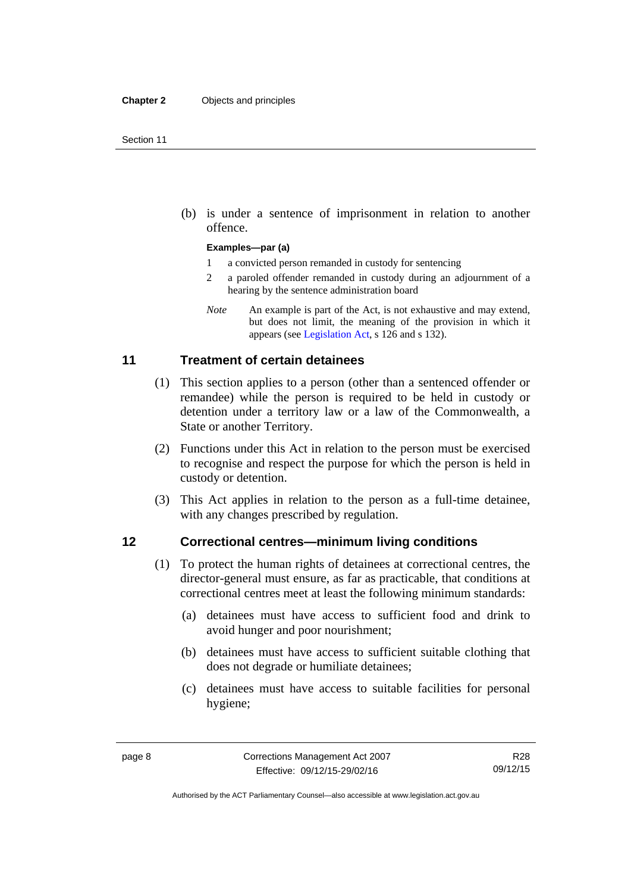(b) is under a sentence of imprisonment in relation to another offence.

**Examples—par (a)**

1 a convicted person remanded in custody for sentencing

2 a paroled offender remanded in custody during an adjournment of a hearing by the sentence administration board

*Note* An example is part of the Act, is not exhaustive and may extend, but does not limit, the meaning of the provision in which it appears (see Legislation Act, s 126 and s 132).

## 11 Treatment of certain detainees

(1) This section applies to a person (other than a sentenced offender or remandee) while the person is required to be held in custody or detention under a territory law or a law of the Commonwealth, a State or another Territory.

(2) Functions under this Act in relation to the person must be exercised to recognise and respect the purpose for which the person is held in custody or detention.

(3) This Act applies in relation to the person as a full-time detainee, with any changes prescribed by regulation.

## 12 Correctional centres—minimum living conditions

(1) To protect the human rights of detainees at correctional centres, the director-general must ensure, as far as practicable, that conditions at correctional centres meet at least the following minimum standards:

(a) detainees must have access to sufficient food and drink to avoid hunger and poor nourishment;

(b) detainees must have access to sufficient suitable clothing that does not degrade or humiliate detainees;

(c) detainees must have access to suitable facilities for personal hygiene;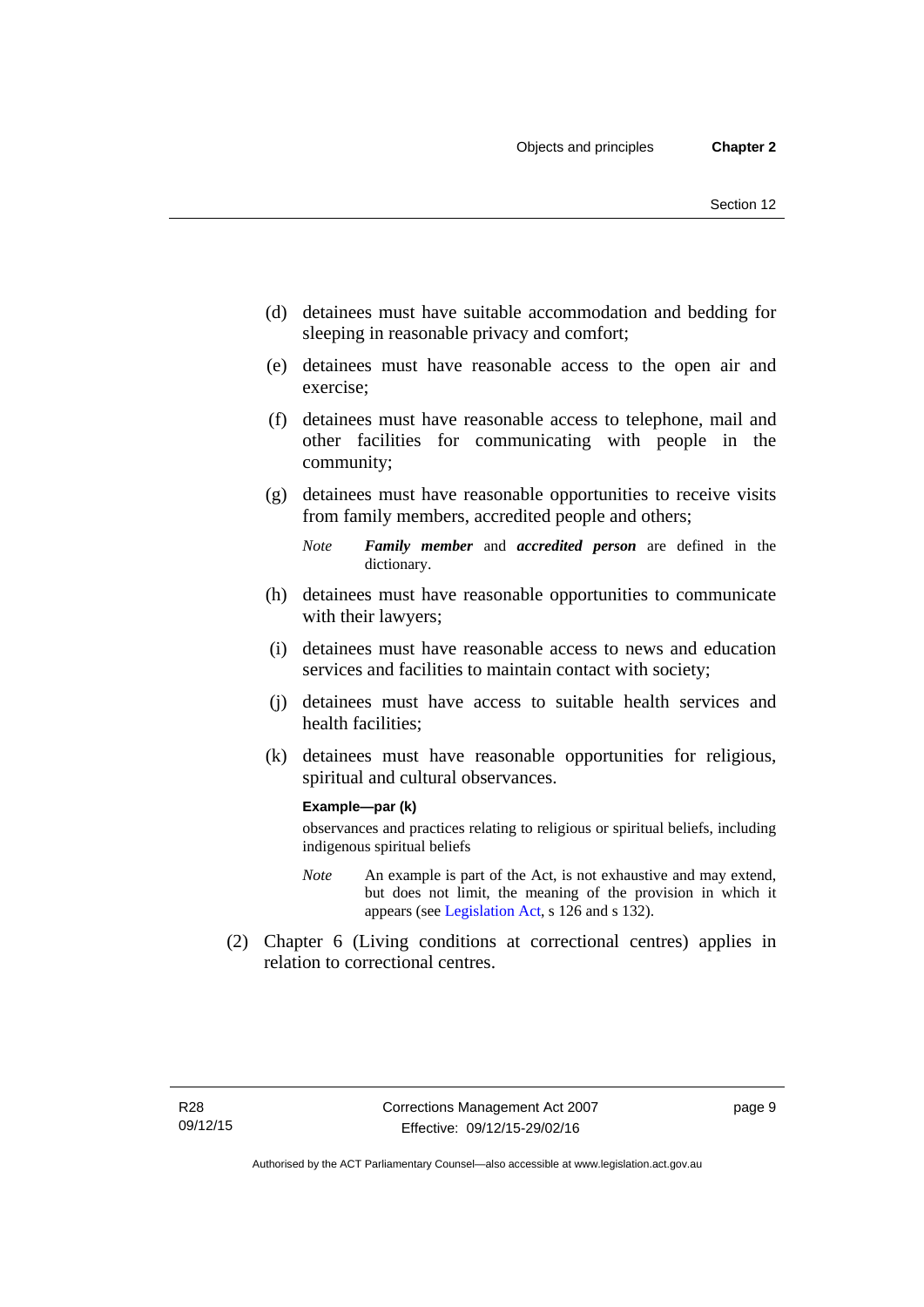(d) detainees must have suitable accommodation and bedding for sleeping in reasonable privacy and comfort;

(e) detainees must have reasonable access to the open air and exercise;

(f) detainees must have reasonable access to telephone, mail and other facilities for communicating with people in the community;

(g) detainees must have reasonable opportunities to receive visits from family members, accredited people and others;

*Note* ***Family member*** and ***accredited person*** are defined in the dictionary.

(h) detainees must have reasonable opportunities to communicate with their lawyers;

(i) detainees must have reasonable access to news and education services and facilities to maintain contact with society;

(j) detainees must have access to suitable health services and health facilities;

(k) detainees must have reasonable opportunities for religious, spiritual and cultural observances.

**Example—par (k)**

observances and practices relating to religious or spiritual beliefs, including indigenous spiritual beliefs

*Note* An example is part of the Act, is not exhaustive and may extend, but does not limit, the meaning of the provision in which it appears (see Legislation Act, s 126 and s 132).

(2) Chapter 6 (Living conditions at correctional centres) applies in relation to correctional centres.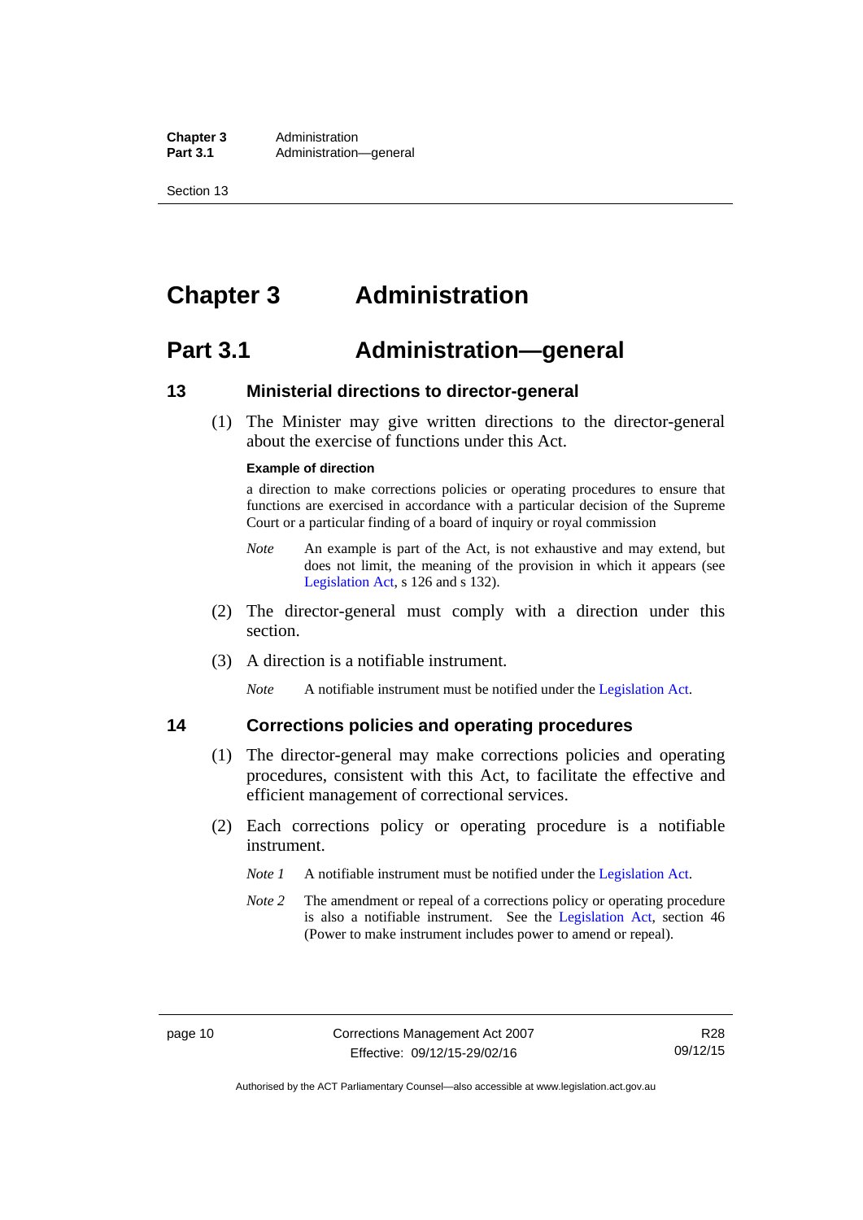# Chapter 3 Administration

## Part 3.1 Administration—general

### 13 Ministerial directions to director-general

(1) The Minister may give written directions to the director-general about the exercise of functions under this Act.

**Example of direction**

a direction to make corrections policies or operating procedures to ensure that functions are exercised in accordance with a particular decision of the Supreme Court or a particular finding of a board of inquiry or royal commission

*Note* An example is part of the Act, is not exhaustive and may extend, but does not limit, the meaning of the provision in which it appears (see Legislation Act, s 126 and s 132).

(2) The director-general must comply with a direction under this section.

(3) A direction is a notifiable instrument.

*Note* A notifiable instrument must be notified under the Legislation Act.

### 14 Corrections policies and operating procedures

(1) The director-general may make corrections policies and operating procedures, consistent with this Act, to facilitate the effective and efficient management of correctional services.

(2) Each corrections policy or operating procedure is a notifiable instrument.

*Note 1* A notifiable instrument must be notified under the Legislation Act.

*Note 2* The amendment or repeal of a corrections policy or operating procedure is also a notifiable instrument. See the Legislation Act, section 46 (Power to make instrument includes power to amend or repeal).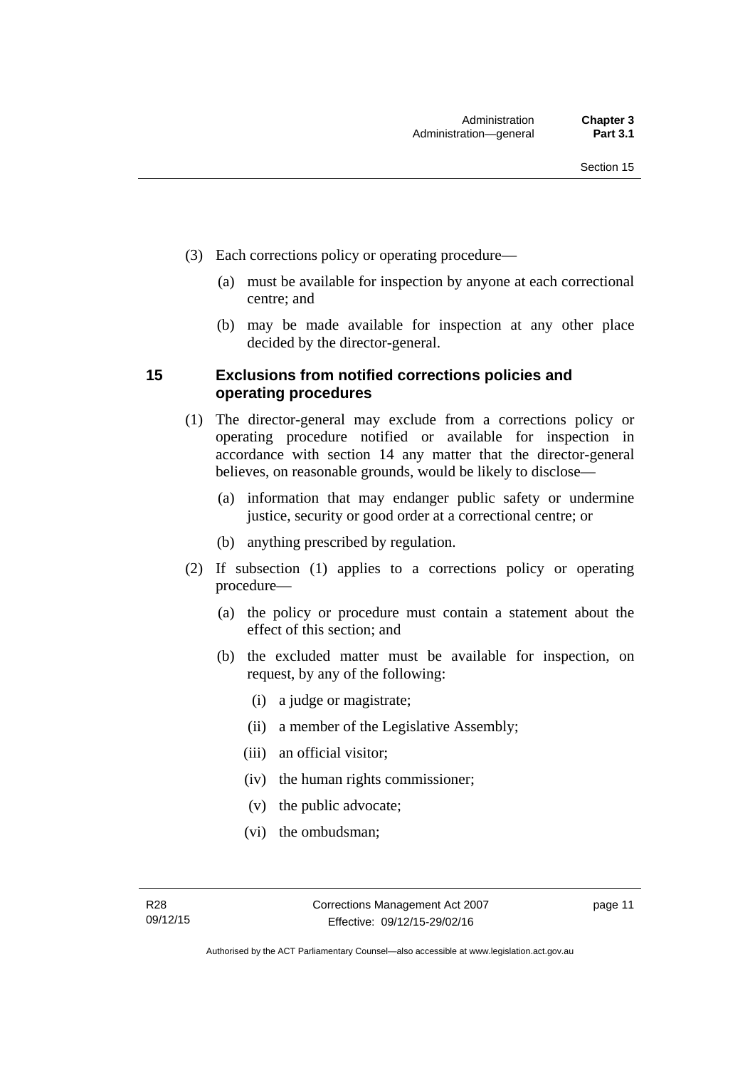(3) Each corrections policy or operating procedure—

(a) must be available for inspection by anyone at each correctional centre; and

(b) may be made available for inspection at any other place decided by the director-general.

## 15 Exclusions from notified corrections policies and operating procedures

(1) The director-general may exclude from a corrections policy or operating procedure notified or available for inspection in accordance with section 14 any matter that the director-general believes, on reasonable grounds, would be likely to disclose—

(a) information that may endanger public safety or undermine justice, security or good order at a correctional centre; or

(b) anything prescribed by regulation.

(2) If subsection (1) applies to a corrections policy or operating procedure—

(a) the policy or procedure must contain a statement about the effect of this section; and

(b) the excluded matter must be available for inspection, on request, by any of the following:

(i) a judge or magistrate;

(ii) a member of the Legislative Assembly;

(iii) an official visitor;

(iv) the human rights commissioner;

(v) the public advocate;

(vi) the ombudsman;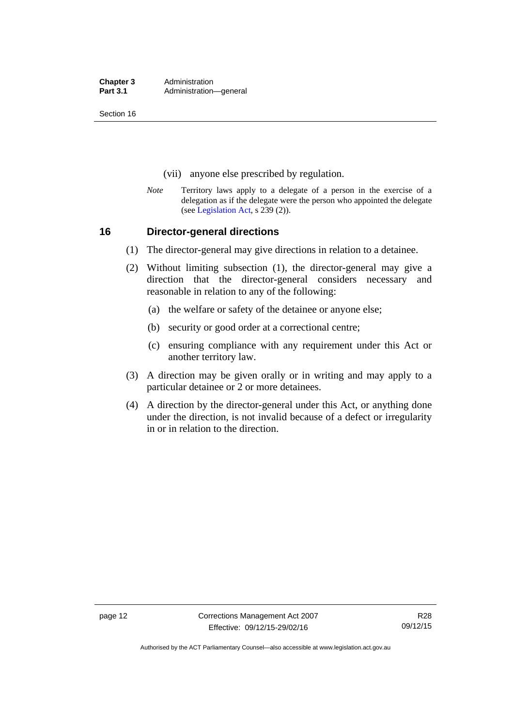(vii) anyone else prescribed by regulation.

*Note* Territory laws apply to a delegate of a person in the exercise of a delegation as if the delegate were the person who appointed the delegate (see Legislation Act, s 239 (2)).

## 16 Director-general directions

(1) The director-general may give directions in relation to a detainee.

(2) Without limiting subsection (1), the director-general may give a direction that the director-general considers necessary and reasonable in relation to any of the following:

(a) the welfare or safety of the detainee or anyone else;

(b) security or good order at a correctional centre;

(c) ensuring compliance with any requirement under this Act or another territory law.

(3) A direction may be given orally or in writing and may apply to a particular detainee or 2 or more detainees.

(4) A direction by the director-general under this Act, or anything done under the direction, is not invalid because of a defect or irregularity in or in relation to the direction.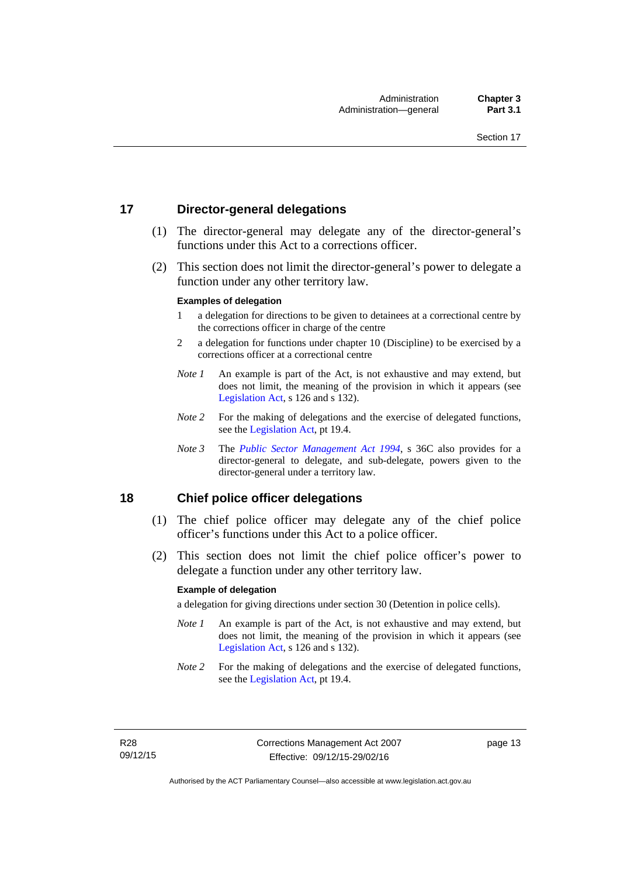## 17 Director-general delegations

(1) The director-general may delegate any of the director-general's functions under this Act to a corrections officer.

(2) This section does not limit the director-general's power to delegate a function under any other territory law.

**Examples of delegation**

1 a delegation for directions to be given to detainees at a correctional centre by the corrections officer in charge of the centre

2 a delegation for functions under chapter 10 (Discipline) to be exercised by a corrections officer at a correctional centre

*Note 1* An example is part of the Act, is not exhaustive and may extend, but does not limit, the meaning of the provision in which it appears (see Legislation Act, s 126 and s 132).

*Note 2* For the making of delegations and the exercise of delegated functions, see the Legislation Act, pt 19.4.

*Note 3* The *Public Sector Management Act 1994*, s 36C also provides for a director-general to delegate, and sub-delegate, powers given to the director-general under a territory law.

## 18 Chief police officer delegations

(1) The chief police officer may delegate any of the chief police officer's functions under this Act to a police officer.

(2) This section does not limit the chief police officer's power to delegate a function under any other territory law.

**Example of delegation**

a delegation for giving directions under section 30 (Detention in police cells).

*Note 1* An example is part of the Act, is not exhaustive and may extend, but does not limit, the meaning of the provision in which it appears (see Legislation Act, s 126 and s 132).

*Note 2* For the making of delegations and the exercise of delegated functions, see the Legislation Act, pt 19.4.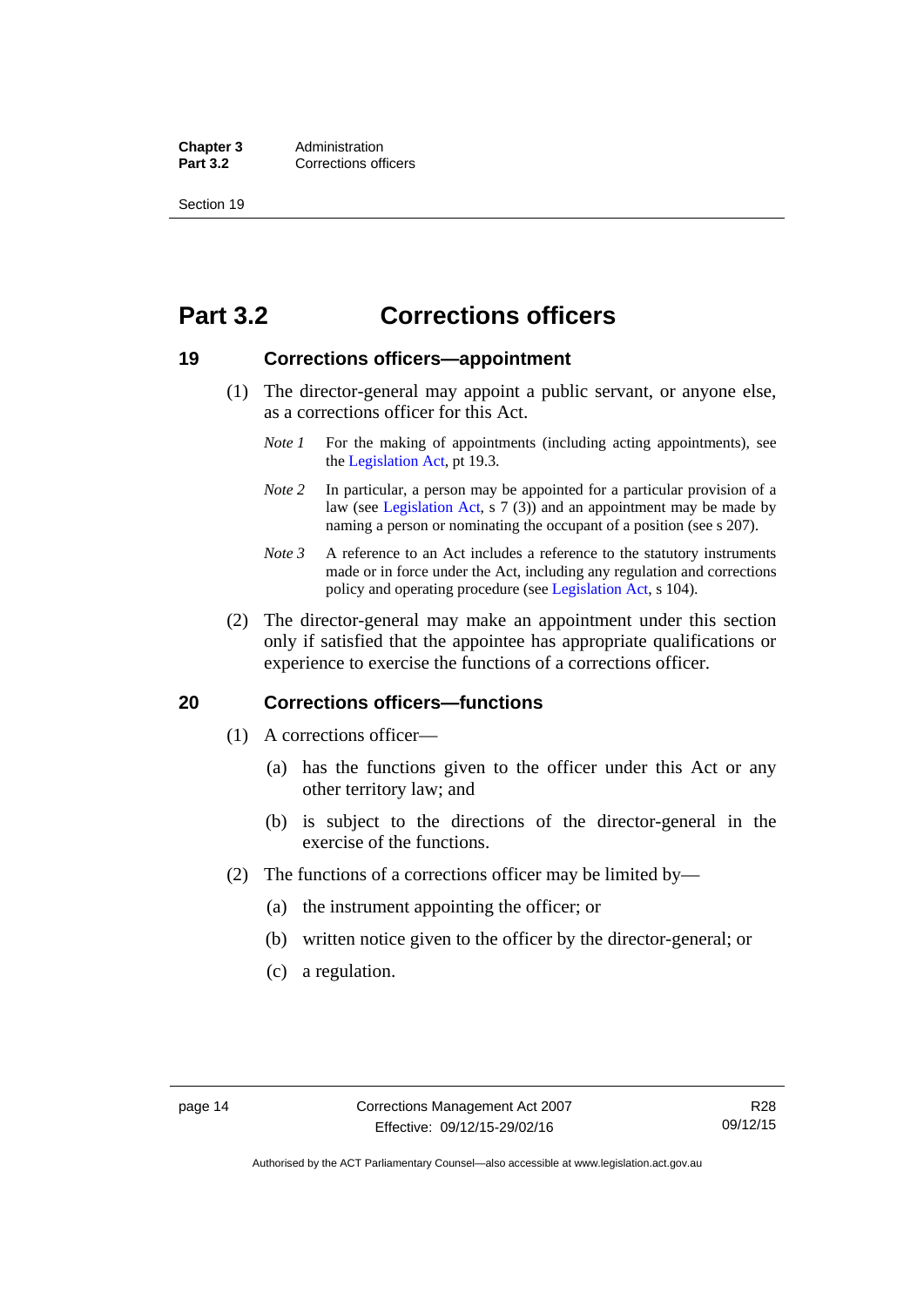# Part 3.2 Corrections officers

## 19 Corrections officers—appointment

(1) The director-general may appoint a public servant, or anyone else, as a corrections officer for this Act.

*Note 1* For the making of appointments (including acting appointments), see the Legislation Act, pt 19.3.

*Note 2* In particular, a person may be appointed for a particular provision of a law (see Legislation Act, s 7 (3)) and an appointment may be made by naming a person or nominating the occupant of a position (see s 207).

*Note 3* A reference to an Act includes a reference to the statutory instruments made or in force under the Act, including any regulation and corrections policy and operating procedure (see Legislation Act, s 104).

(2) The director-general may make an appointment under this section only if satisfied that the appointee has appropriate qualifications or experience to exercise the functions of a corrections officer.

## 20 Corrections officers—functions

(1) A corrections officer—

(a) has the functions given to the officer under this Act or any other territory law; and

(b) is subject to the directions of the director-general in the exercise of the functions.

(2) The functions of a corrections officer may be limited by—

(a) the instrument appointing the officer; or

(b) written notice given to the officer by the director-general; or

(c) a regulation.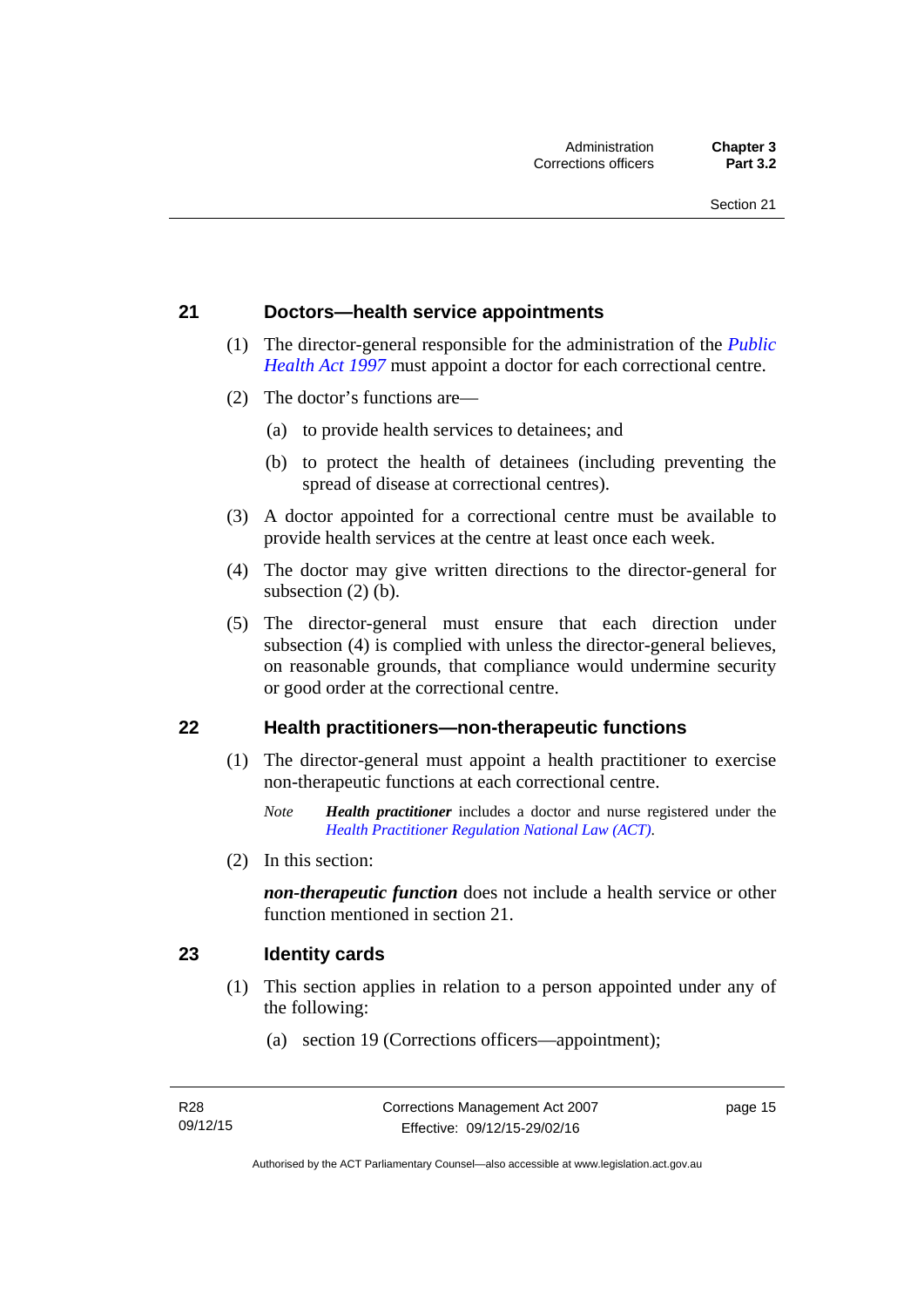## 21 Doctors—health service appointments

(1) The director-general responsible for the administration of the *Public Health Act 1997* must appoint a doctor for each correctional centre.

(2) The doctor's functions are—

(a) to provide health services to detainees; and

(b) to protect the health of detainees (including preventing the spread of disease at correctional centres).

(3) A doctor appointed for a correctional centre must be available to provide health services at the centre at least once each week.

(4) The doctor may give written directions to the director-general for subsection (2) (b).

(5) The director-general must ensure that each direction under subsection (4) is complied with unless the director-general believes, on reasonable grounds, that compliance would undermine security or good order at the correctional centre.

## 22 Health practitioners—non-therapeutic functions

(1) The director-general must appoint a health practitioner to exercise non-therapeutic functions at each correctional centre.

*Note* ***Health practitioner*** includes a doctor and nurse registered under the *Health Practitioner Regulation National Law (ACT)*.

(2) In this section:

***non-therapeutic function*** does not include a health service or other function mentioned in section 21.

## 23 Identity cards

(1) This section applies in relation to a person appointed under any of the following:

(a) section 19 (Corrections officers—appointment);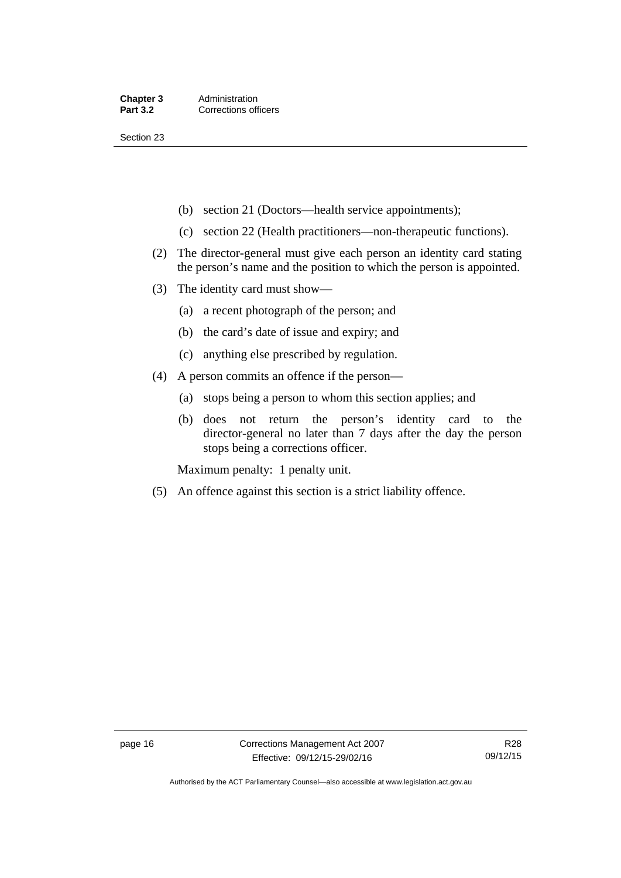(b) section 21 (Doctors—health service appointments);

(c) section 22 (Health practitioners—non-therapeutic functions).

(2) The director-general must give each person an identity card stating the person's name and the position to which the person is appointed.

(3) The identity card must show—

(a) a recent photograph of the person; and

(b) the card's date of issue and expiry; and

(c) anything else prescribed by regulation.

(4) A person commits an offence if the person—

(a) stops being a person to whom this section applies; and

(b) does not return the person's identity card to the director-general no later than 7 days after the day the person stops being a corrections officer.

Maximum penalty: 1 penalty unit.

(5) An offence against this section is a strict liability offence.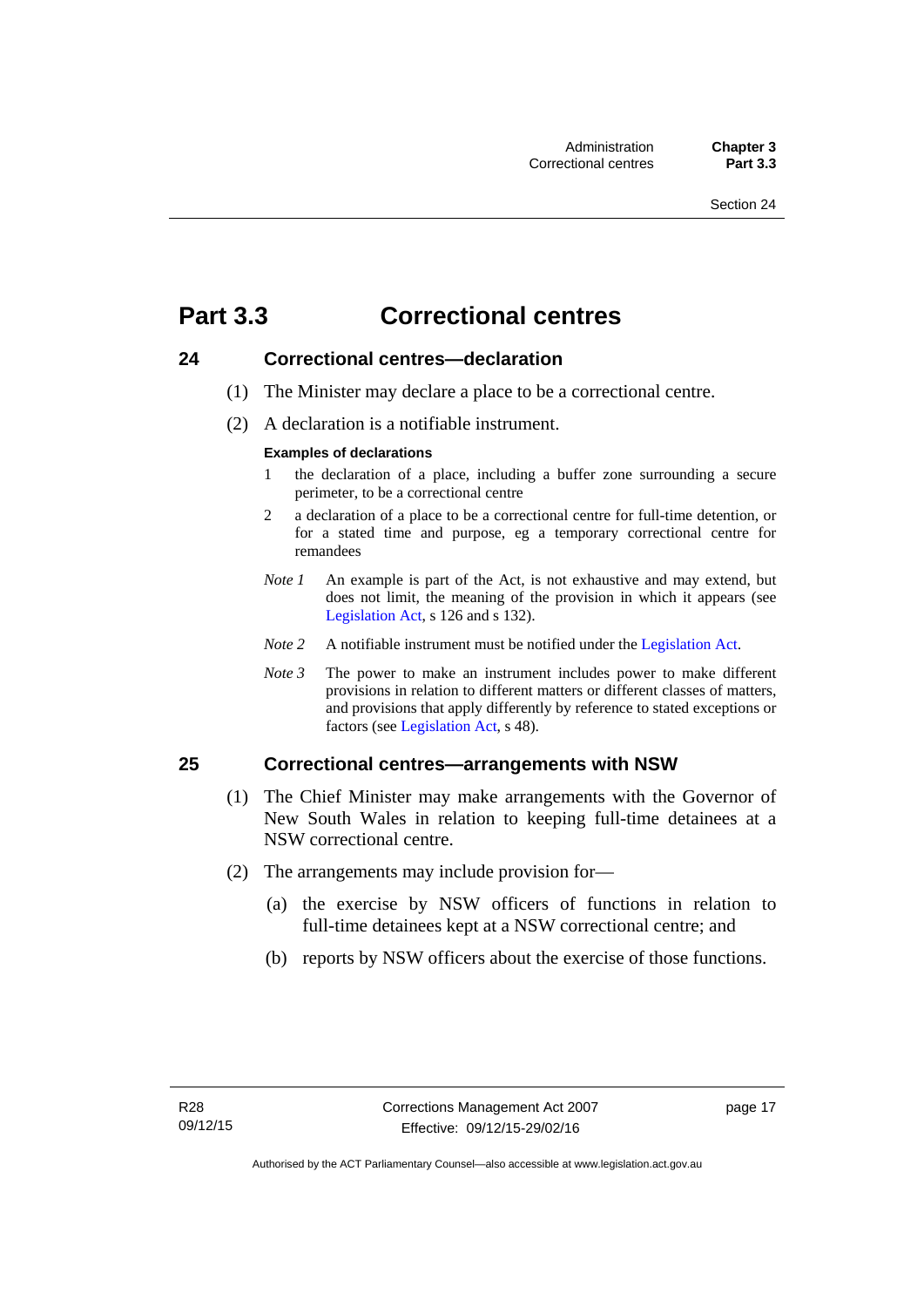# Part 3.3 Correctional centres

## 24 Correctional centres—declaration

(1) The Minister may declare a place to be a correctional centre.

(2) A declaration is a notifiable instrument.

**Examples of declarations**

1 the declaration of a place, including a buffer zone surrounding a secure perimeter, to be a correctional centre

2 a declaration of a place to be a correctional centre for full-time detention, or for a stated time and purpose, eg a temporary correctional centre for remandees

*Note 1* An example is part of the Act, is not exhaustive and may extend, but does not limit, the meaning of the provision in which it appears (see Legislation Act, s 126 and s 132).

*Note 2* A notifiable instrument must be notified under the Legislation Act.

*Note 3* The power to make an instrument includes power to make different provisions in relation to different matters or different classes of matters, and provisions that apply differently by reference to stated exceptions or factors (see Legislation Act, s 48).

## 25 Correctional centres—arrangements with NSW

(1) The Chief Minister may make arrangements with the Governor of New South Wales in relation to keeping full-time detainees at a NSW correctional centre.

(2) The arrangements may include provision for—

(a) the exercise by NSW officers of functions in relation to full-time detainees kept at a NSW correctional centre; and

(b) reports by NSW officers about the exercise of those functions.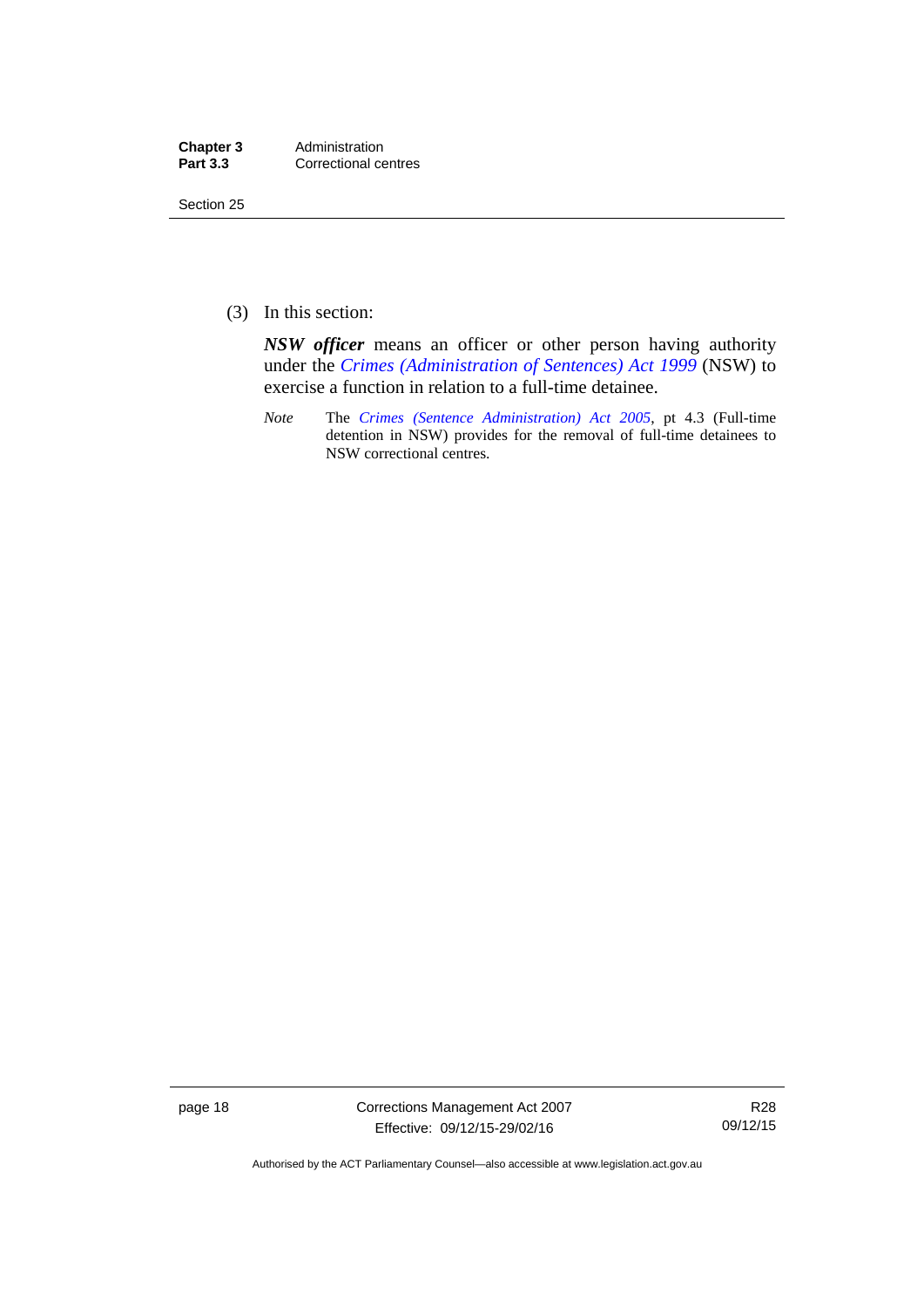(3) In this section:

***NSW officer*** means an officer or other person having authority under the *Crimes (Administration of Sentences) Act 1999* (NSW) to exercise a function in relation to a full-time detainee.

*Note* The *Crimes (Sentence Administration) Act 2005*, pt 4.3 (Full-time detention in NSW) provides for the removal of full-time detainees to NSW correctional centres.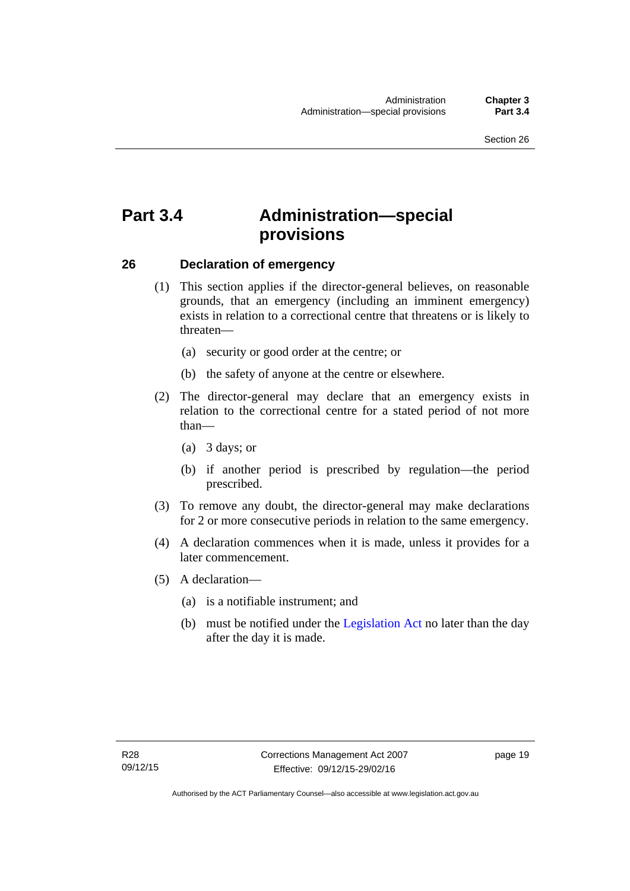# Part 3.4 Administration—special provisions

## 26 Declaration of emergency

(1) This section applies if the director-general believes, on reasonable grounds, that an emergency (including an imminent emergency) exists in relation to a correctional centre that threatens or is likely to threaten—

  (a) security or good order at the centre; or

  (b) the safety of anyone at the centre or elsewhere.

(2) The director-general may declare that an emergency exists in relation to the correctional centre for a stated period of not more than—

  (a) 3 days; or

  (b) if another period is prescribed by regulation—the period prescribed.

(3) To remove any doubt, the director-general may make declarations for 2 or more consecutive periods in relation to the same emergency.

(4) A declaration commences when it is made, unless it provides for a later commencement.

(5) A declaration—

  (a) is a notifiable instrument; and

  (b) must be notified under the Legislation Act no later than the day after the day it is made.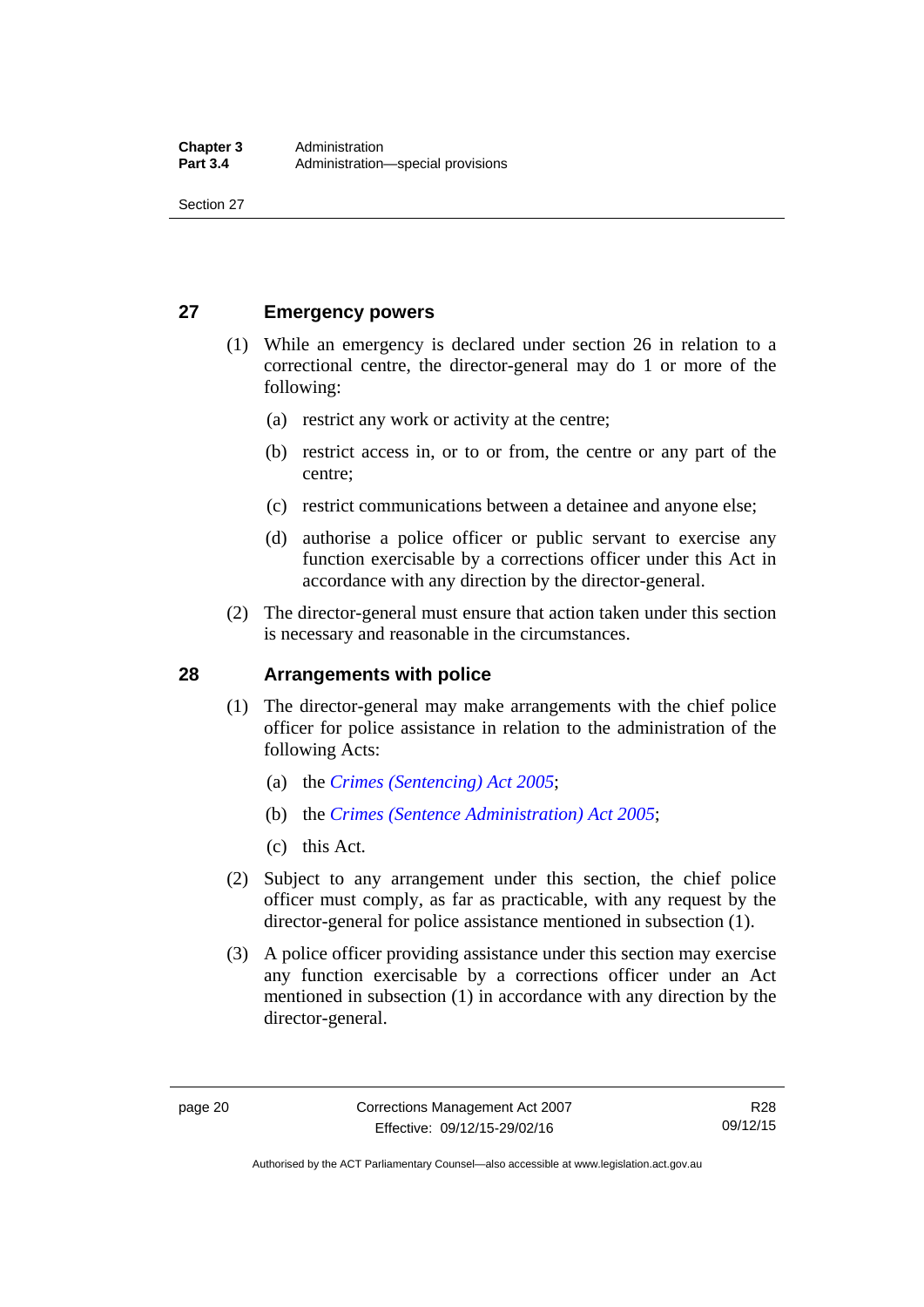## 27 Emergency powers

(1) While an emergency is declared under section 26 in relation to a correctional centre, the director-general may do 1 or more of the following:

(a) restrict any work or activity at the centre;

(b) restrict access in, or to or from, the centre or any part of the centre;

(c) restrict communications between a detainee and anyone else;

(d) authorise a police officer or public servant to exercise any function exercisable by a corrections officer under this Act in accordance with any direction by the director-general.

(2) The director-general must ensure that action taken under this section is necessary and reasonable in the circumstances.

## 28 Arrangements with police

(1) The director-general may make arrangements with the chief police officer for police assistance in relation to the administration of the following Acts:

(a) the *Crimes (Sentencing) Act 2005*;

(b) the *Crimes (Sentence Administration) Act 2005*;

(c) this Act.

(2) Subject to any arrangement under this section, the chief police officer must comply, as far as practicable, with any request by the director-general for police assistance mentioned in subsection (1).

(3) A police officer providing assistance under this section may exercise any function exercisable by a corrections officer under an Act mentioned in subsection (1) in accordance with any direction by the director-general.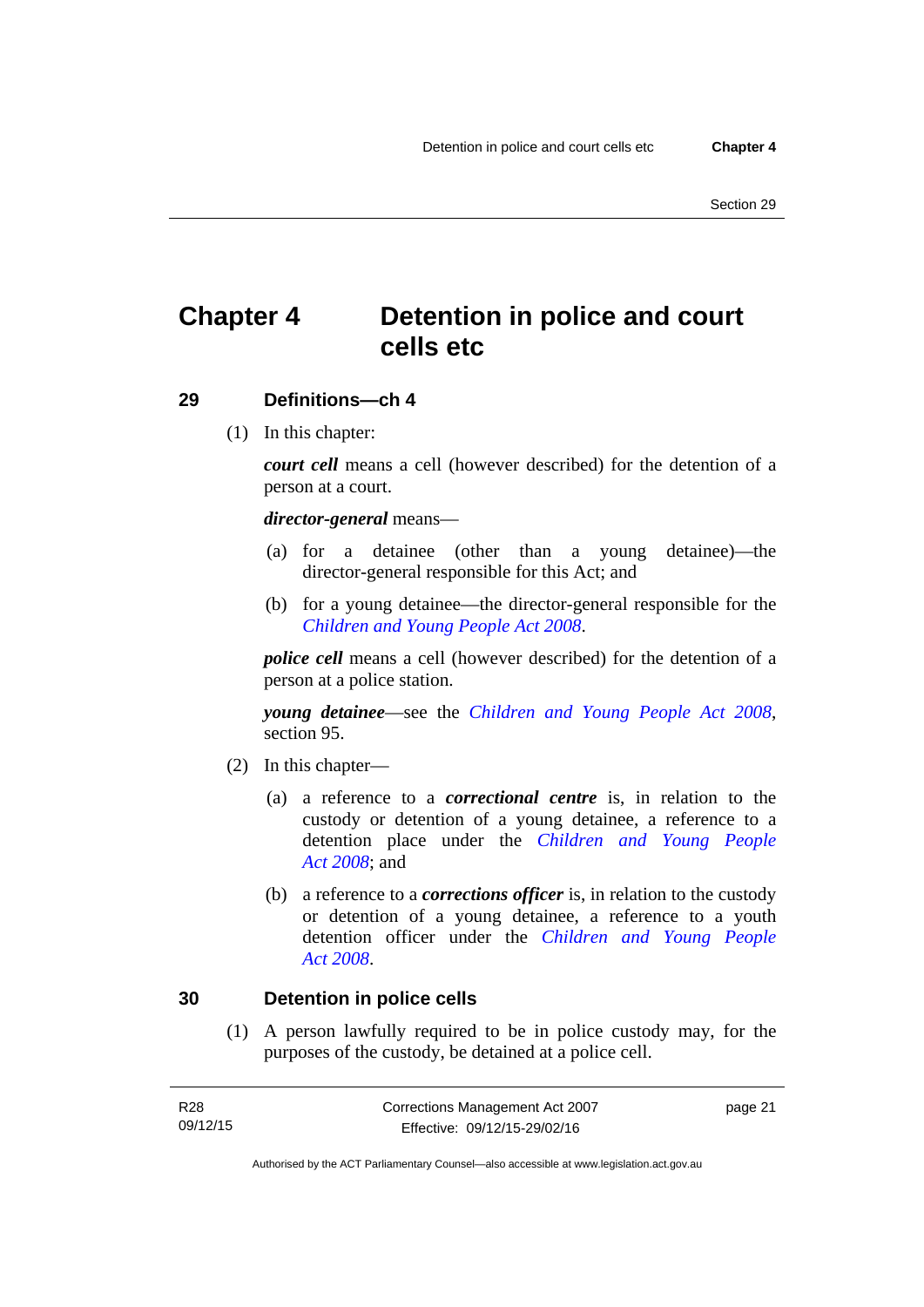# Chapter 4 Detention in police and court cells etc

## 29 Definitions—ch 4

(1) In this chapter:

***court cell*** means a cell (however described) for the detention of a person at a court.

***director-general*** means—

(a) for a detainee (other than a young detainee)—the director-general responsible for this Act; and

(b) for a young detainee—the director-general responsible for the *Children and Young People Act 2008*.

***police cell*** means a cell (however described) for the detention of a person at a police station.

***young detainee***—see the *Children and Young People Act 2008*, section 95.

(2) In this chapter—

(a) a reference to a ***correctional centre*** is, in relation to the custody or detention of a young detainee, a reference to a detention place under the *Children and Young People Act 2008*; and

(b) a reference to a ***corrections officer*** is, in relation to the custody or detention of a young detainee, a reference to a youth detention officer under the *Children and Young People Act 2008*.

## 30 Detention in police cells

(1) A person lawfully required to be in police custody may, for the purposes of the custody, be detained at a police cell.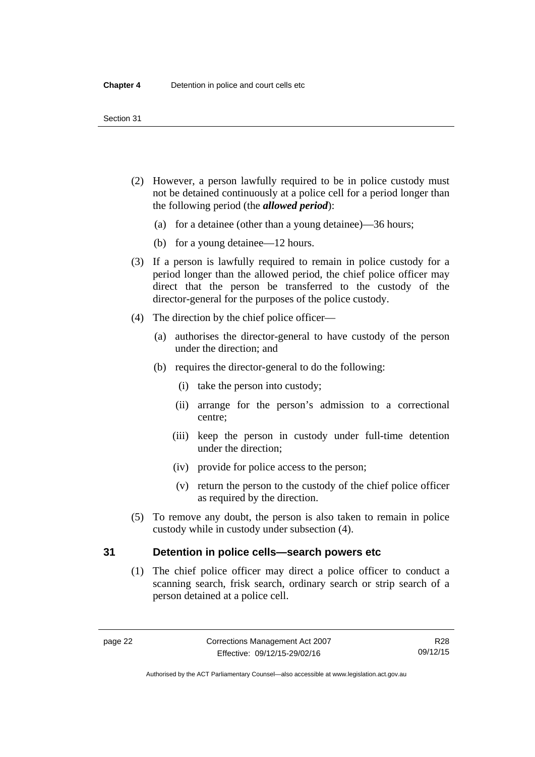(2) However, a person lawfully required to be in police custody must not be detained continuously at a police cell for a period longer than the following period (the ***allowed period***):

(a) for a detainee (other than a young detainee)—36 hours;

(b) for a young detainee—12 hours.

(3) If a person is lawfully required to remain in police custody for a period longer than the allowed period, the chief police officer may direct that the person be transferred to the custody of the director-general for the purposes of the police custody.

(4) The direction by the chief police officer—

(a) authorises the director-general to have custody of the person under the direction; and

(b) requires the director-general to do the following:

(i) take the person into custody;

(ii) arrange for the person's admission to a correctional centre;

(iii) keep the person in custody under full-time detention under the direction;

(iv) provide for police access to the person;

(v) return the person to the custody of the chief police officer as required by the direction.

(5) To remove any doubt, the person is also taken to remain in police custody while in custody under subsection (4).

## 31 Detention in police cells—search powers etc

(1) The chief police officer may direct a police officer to conduct a scanning search, frisk search, ordinary search or strip search of a person detained at a police cell.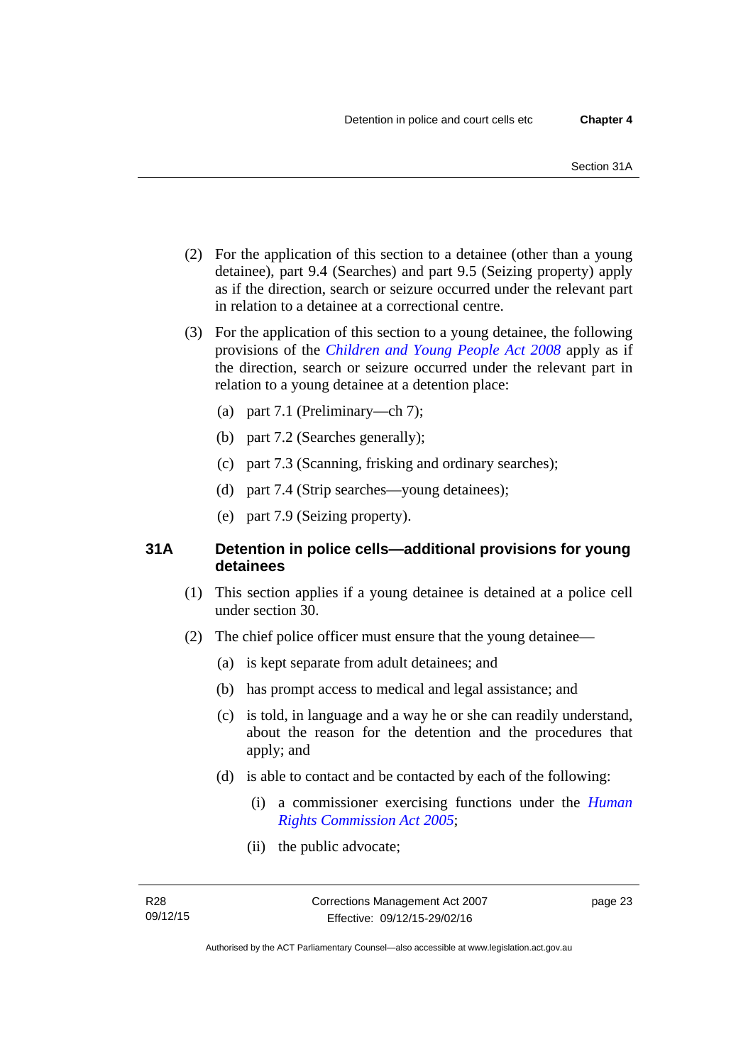(2) For the application of this section to a detainee (other than a young detainee), part 9.4 (Searches) and part 9.5 (Seizing property) apply as if the direction, search or seizure occurred under the relevant part in relation to a detainee at a correctional centre.

(3) For the application of this section to a young detainee, the following provisions of the *Children and Young People Act 2008* apply as if the direction, search or seizure occurred under the relevant part in relation to a young detainee at a detention place:

(a) part 7.1 (Preliminary—ch 7);

(b) part 7.2 (Searches generally);

(c) part 7.3 (Scanning, frisking and ordinary searches);

(d) part 7.4 (Strip searches—young detainees);

(e) part 7.9 (Seizing property).

### 31A Detention in police cells—additional provisions for young detainees

(1) This section applies if a young detainee is detained at a police cell under section 30.

(2) The chief police officer must ensure that the young detainee—

(a) is kept separate from adult detainees; and

(b) has prompt access to medical and legal assistance; and

(c) is told, in language and a way he or she can readily understand, about the reason for the detention and the procedures that apply; and

(d) is able to contact and be contacted by each of the following:

(i) a commissioner exercising functions under the *Human Rights Commission Act 2005*;

(ii) the public advocate;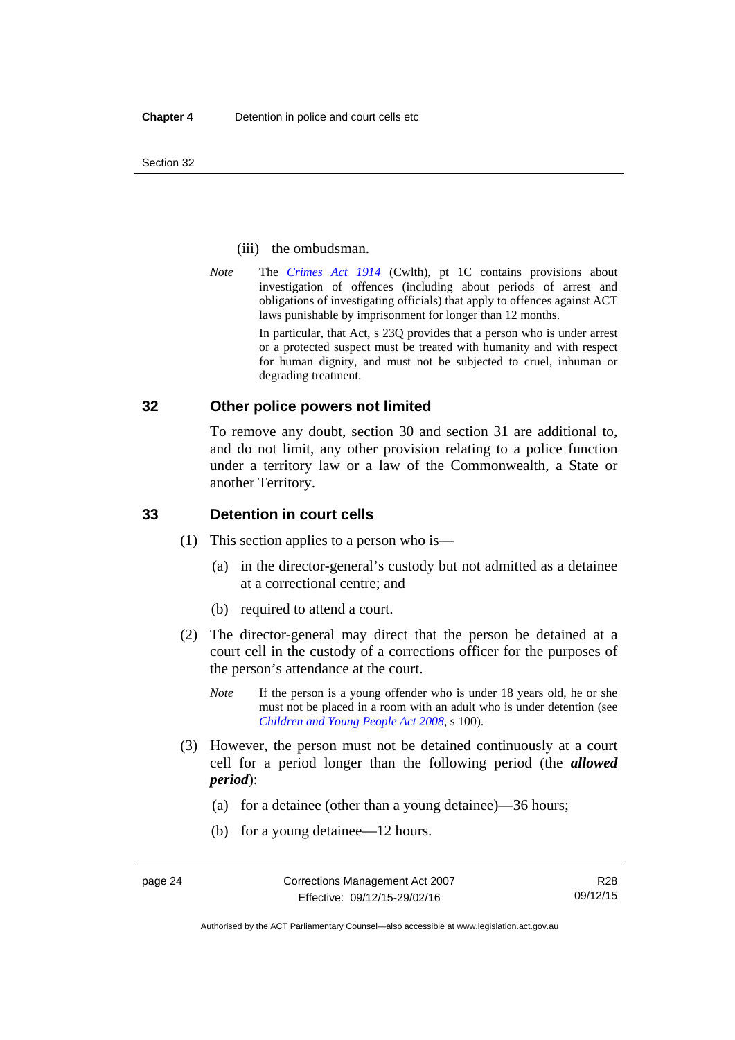(iii) the ombudsman.

*Note* The *Crimes Act 1914* (Cwlth), pt 1C contains provisions about investigation of offences (including about periods of arrest and obligations of investigating officials) that apply to offences against ACT laws punishable by imprisonment for longer than 12 months.

In particular, that Act, s 23Q provides that a person who is under arrest or a protected suspect must be treated with humanity and with respect for human dignity, and must not be subjected to cruel, inhuman or degrading treatment.

## 32 Other police powers not limited

To remove any doubt, section 30 and section 31 are additional to, and do not limit, any other provision relating to a police function under a territory law or a law of the Commonwealth, a State or another Territory.

## 33 Detention in court cells

(1) This section applies to a person who is—

(a) in the director-general's custody but not admitted as a detainee at a correctional centre; and

(b) required to attend a court.

(2) The director-general may direct that the person be detained at a court cell in the custody of a corrections officer for the purposes of the person's attendance at the court.

*Note* If the person is a young offender who is under 18 years old, he or she must not be placed in a room with an adult who is under detention (see *Children and Young People Act 2008*, s 100).

(3) However, the person must not be detained continuously at a court cell for a period longer than the following period (the ***allowed period***):

(a) for a detainee (other than a young detainee)—36 hours;

(b) for a young detainee—12 hours.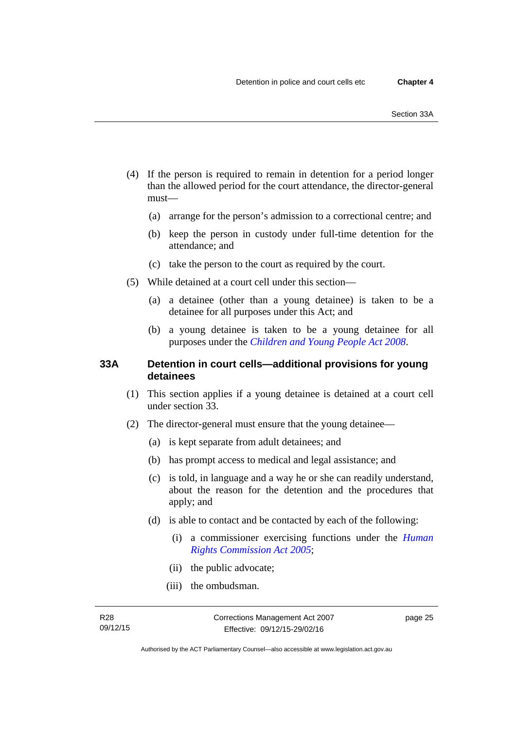(4) If the person is required to remain in detention for a period longer than the allowed period for the court attendance, the director-general must—

  (a) arrange for the person's admission to a correctional centre; and

  (b) keep the person in custody under full-time detention for the attendance; and

  (c) take the person to the court as required by the court.

(5) While detained at a court cell under this section—

  (a) a detainee (other than a young detainee) is taken to be a detainee for all purposes under this Act; and

  (b) a young detainee is taken to be a young detainee for all purposes under the *Children and Young People Act 2008*.

### 33A Detention in court cells—additional provisions for young detainees

(1) This section applies if a young detainee is detained at a court cell under section 33.

(2) The director-general must ensure that the young detainee—

  (a) is kept separate from adult detainees; and

  (b) has prompt access to medical and legal assistance; and

  (c) is told, in language and a way he or she can readily understand, about the reason for the detention and the procedures that apply; and

  (d) is able to contact and be contacted by each of the following:

    (i) a commissioner exercising functions under the *Human Rights Commission Act 2005*;

    (ii) the public advocate;

    (iii) the ombudsman.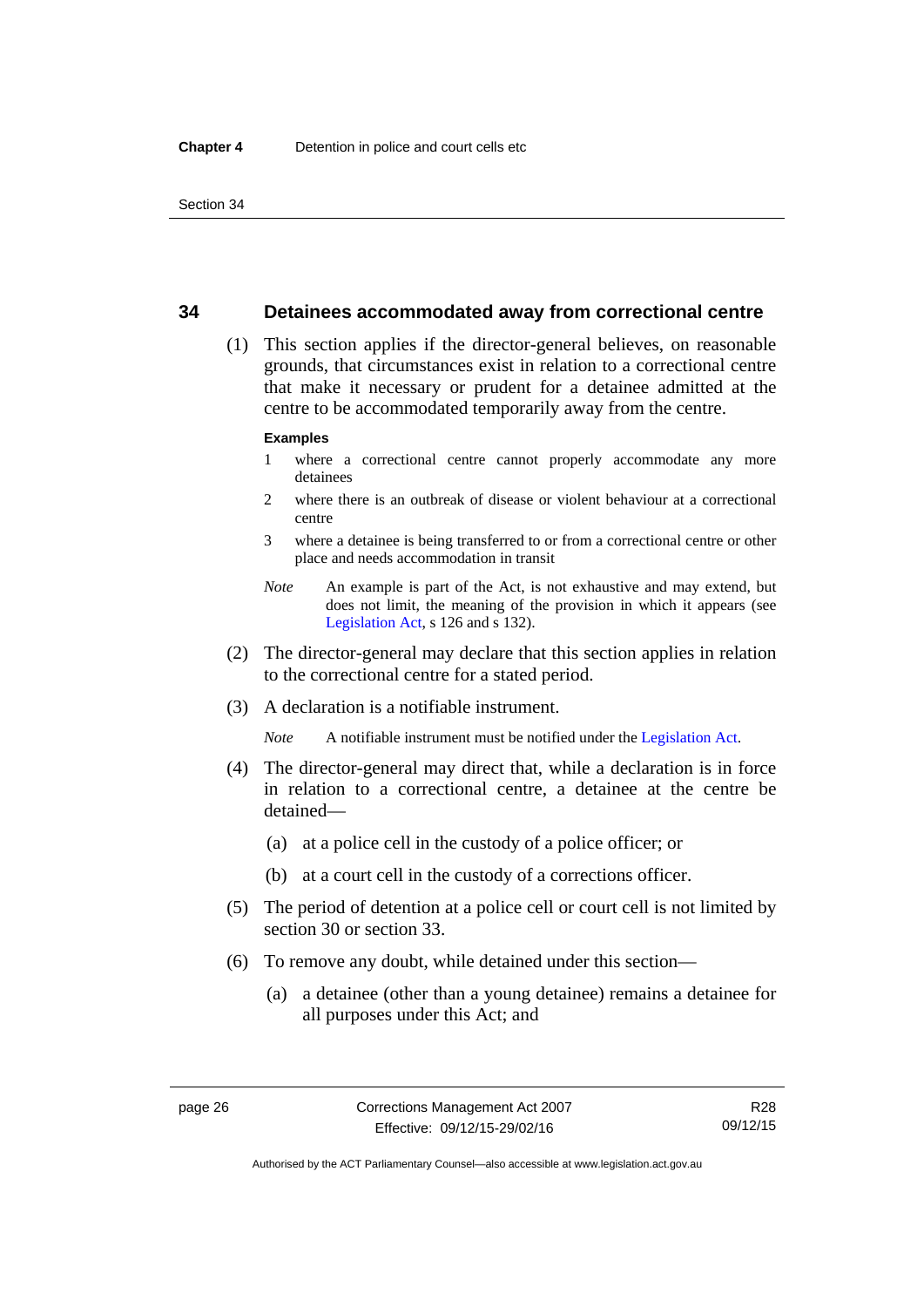## 34 Detainees accommodated away from correctional centre

(1) This section applies if the director-general believes, on reasonable grounds, that circumstances exist in relation to a correctional centre that make it necessary or prudent for a detainee admitted at the centre to be accommodated temporarily away from the centre.

**Examples**

1 where a correctional centre cannot properly accommodate any more detainees

2 where there is an outbreak of disease or violent behaviour at a correctional centre

3 where a detainee is being transferred to or from a correctional centre or other place and needs accommodation in transit

*Note* An example is part of the Act, is not exhaustive and may extend, but does not limit, the meaning of the provision in which it appears (see Legislation Act, s 126 and s 132).

(2) The director-general may declare that this section applies in relation to the correctional centre for a stated period.

(3) A declaration is a notifiable instrument.

*Note* A notifiable instrument must be notified under the Legislation Act.

(4) The director-general may direct that, while a declaration is in force in relation to a correctional centre, a detainee at the centre be detained—

(a) at a police cell in the custody of a police officer; or

(b) at a court cell in the custody of a corrections officer.

(5) The period of detention at a police cell or court cell is not limited by section 30 or section 33.

(6) To remove any doubt, while detained under this section—

(a) a detainee (other than a young detainee) remains a detainee for all purposes under this Act; and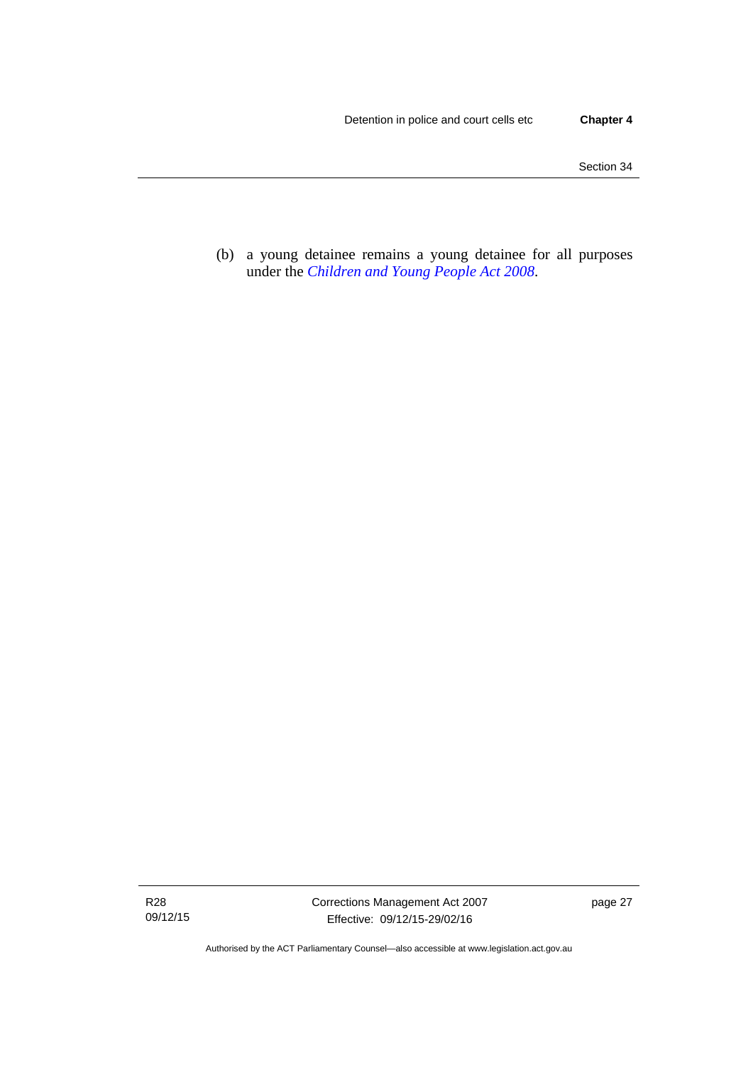(b) a young detainee remains a young detainee for all purposes under the *Children and Young People Act 2008*.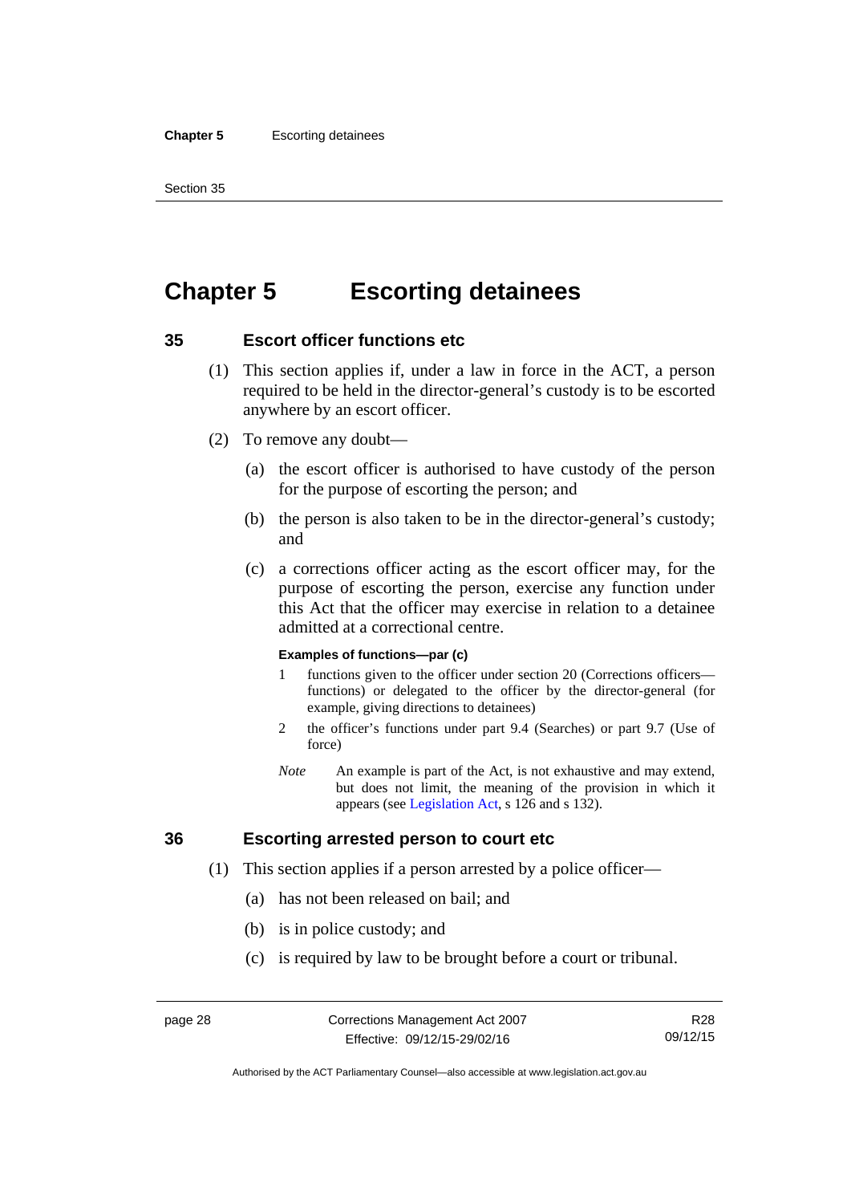# Chapter 5 Escorting detainees

## 35 Escort officer functions etc

(1) This section applies if, under a law in force in the ACT, a person required to be held in the director-general's custody is to be escorted anywhere by an escort officer.

(2) To remove any doubt—

(a) the escort officer is authorised to have custody of the person for the purpose of escorting the person; and

(b) the person is also taken to be in the director-general's custody; and

(c) a corrections officer acting as the escort officer may, for the purpose of escorting the person, exercise any function under this Act that the officer may exercise in relation to a detainee admitted at a correctional centre.

**Examples of functions—par (c)**

1 functions given to the officer under section 20 (Corrections officers—functions) or delegated to the officer by the director-general (for example, giving directions to detainees)

2 the officer's functions under part 9.4 (Searches) or part 9.7 (Use of force)

*Note* An example is part of the Act, is not exhaustive and may extend, but does not limit, the meaning of the provision in which it appears (see Legislation Act, s 126 and s 132).

## 36 Escorting arrested person to court etc

(1) This section applies if a person arrested by a police officer—

(a) has not been released on bail; and

(b) is in police custody; and

(c) is required by law to be brought before a court or tribunal.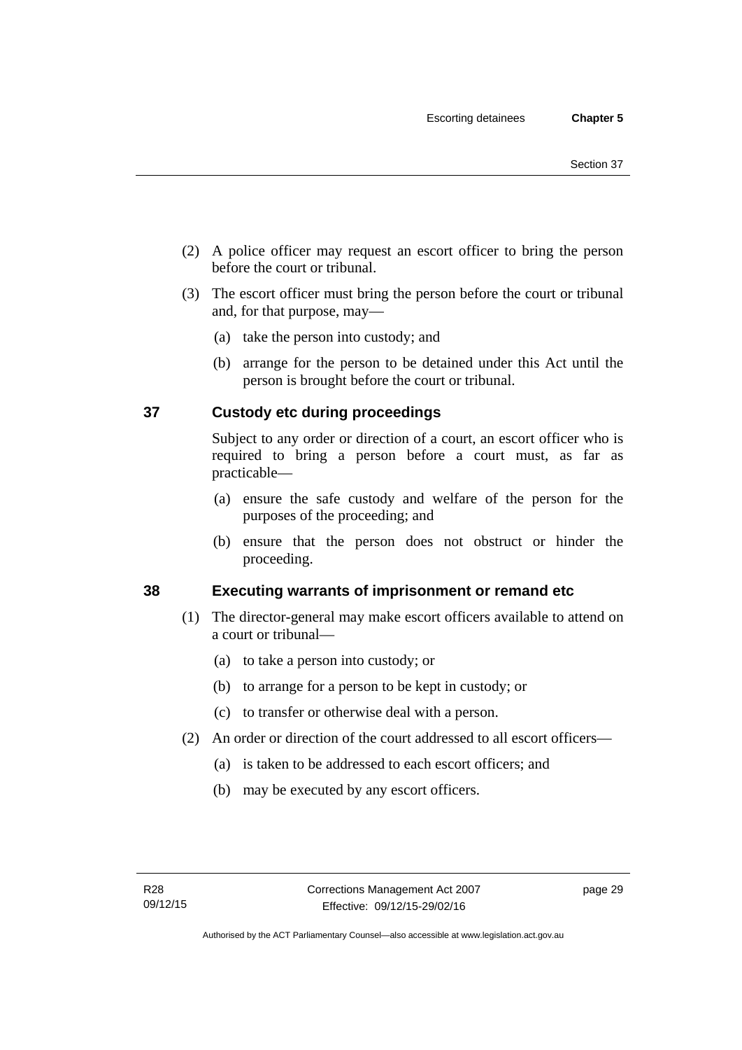(2) A police officer may request an escort officer to bring the person before the court or tribunal.

(3) The escort officer must bring the person before the court or tribunal and, for that purpose, may—

(a) take the person into custody; and

(b) arrange for the person to be detained under this Act until the person is brought before the court or tribunal.

## 37 Custody etc during proceedings

Subject to any order or direction of a court, an escort officer who is required to bring a person before a court must, as far as practicable—

(a) ensure the safe custody and welfare of the person for the purposes of the proceeding; and

(b) ensure that the person does not obstruct or hinder the proceeding.

## 38 Executing warrants of imprisonment or remand etc

(1) The director-general may make escort officers available to attend on a court or tribunal—

(a) to take a person into custody; or

(b) to arrange for a person to be kept in custody; or

(c) to transfer or otherwise deal with a person.

(2) An order or direction of the court addressed to all escort officers—

(a) is taken to be addressed to each escort officers; and

(b) may be executed by any escort officers.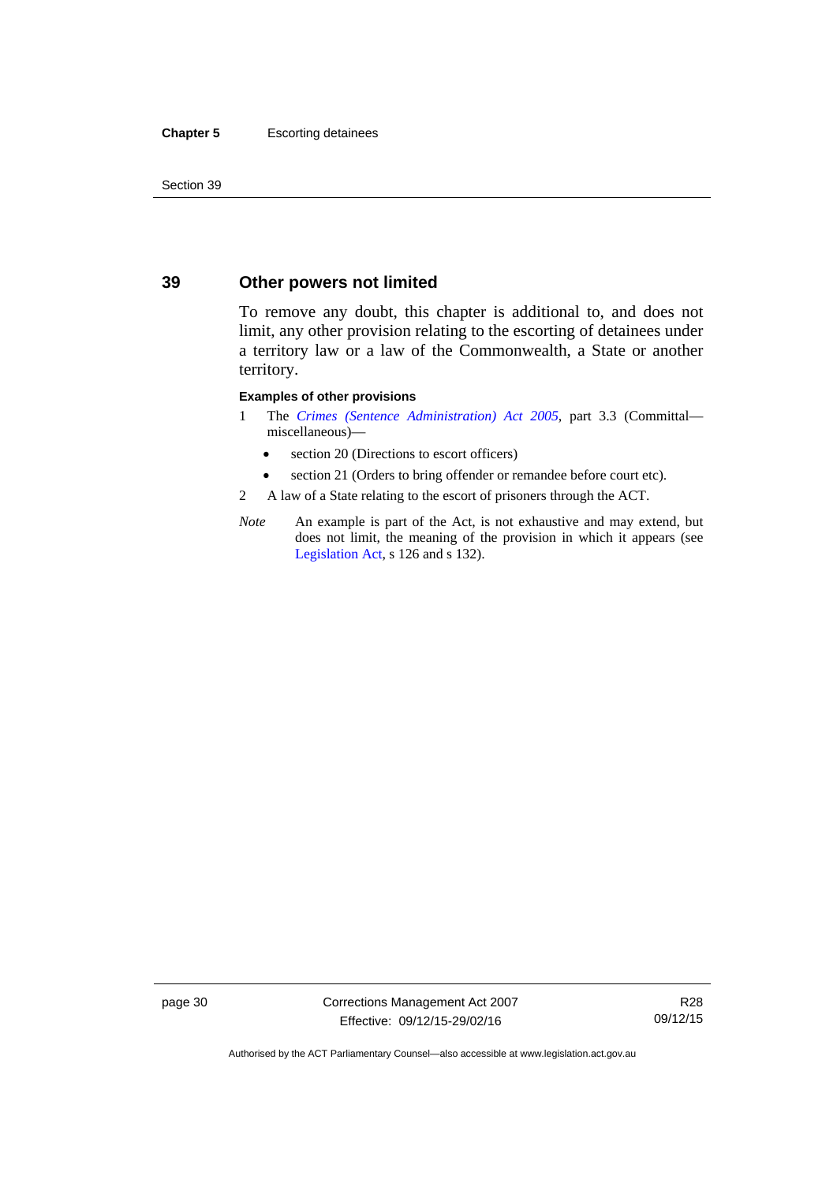## 39 Other powers not limited

To remove any doubt, this chapter is additional to, and does not limit, any other provision relating to the escorting of detainees under a territory law or a law of the Commonwealth, a State or another territory.

**Examples of other provisions**

1 The *Crimes (Sentence Administration) Act 2005*, part 3.3 (Committal—miscellaneous)—

- section 20 (Directions to escort officers)
- section 21 (Orders to bring offender or remandee before court etc).

2 A law of a State relating to the escort of prisoners through the ACT.

*Note* An example is part of the Act, is not exhaustive and may extend, but does not limit, the meaning of the provision in which it appears (see Legislation Act, s 126 and s 132).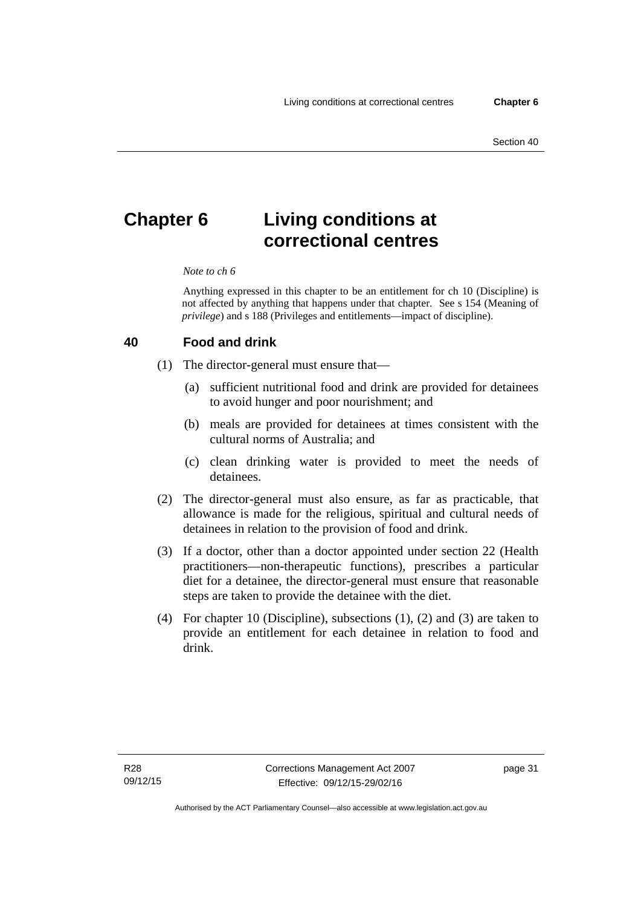# Chapter 6 Living conditions at correctional centres

*Note to ch 6*

Anything expressed in this chapter to be an entitlement for ch 10 (Discipline) is not affected by anything that happens under that chapter. See s 154 (Meaning of *privilege*) and s 188 (Privileges and entitlements—impact of discipline).

## 40 Food and drink

(1) The director-general must ensure that—

(a) sufficient nutritional food and drink are provided for detainees to avoid hunger and poor nourishment; and

(b) meals are provided for detainees at times consistent with the cultural norms of Australia; and

(c) clean drinking water is provided to meet the needs of detainees.

(2) The director-general must also ensure, as far as practicable, that allowance is made for the religious, spiritual and cultural needs of detainees in relation to the provision of food and drink.

(3) If a doctor, other than a doctor appointed under section 22 (Health practitioners—non-therapeutic functions), prescribes a particular diet for a detainee, the director-general must ensure that reasonable steps are taken to provide the detainee with the diet.

(4) For chapter 10 (Discipline), subsections (1), (2) and (3) are taken to provide an entitlement for each detainee in relation to food and drink.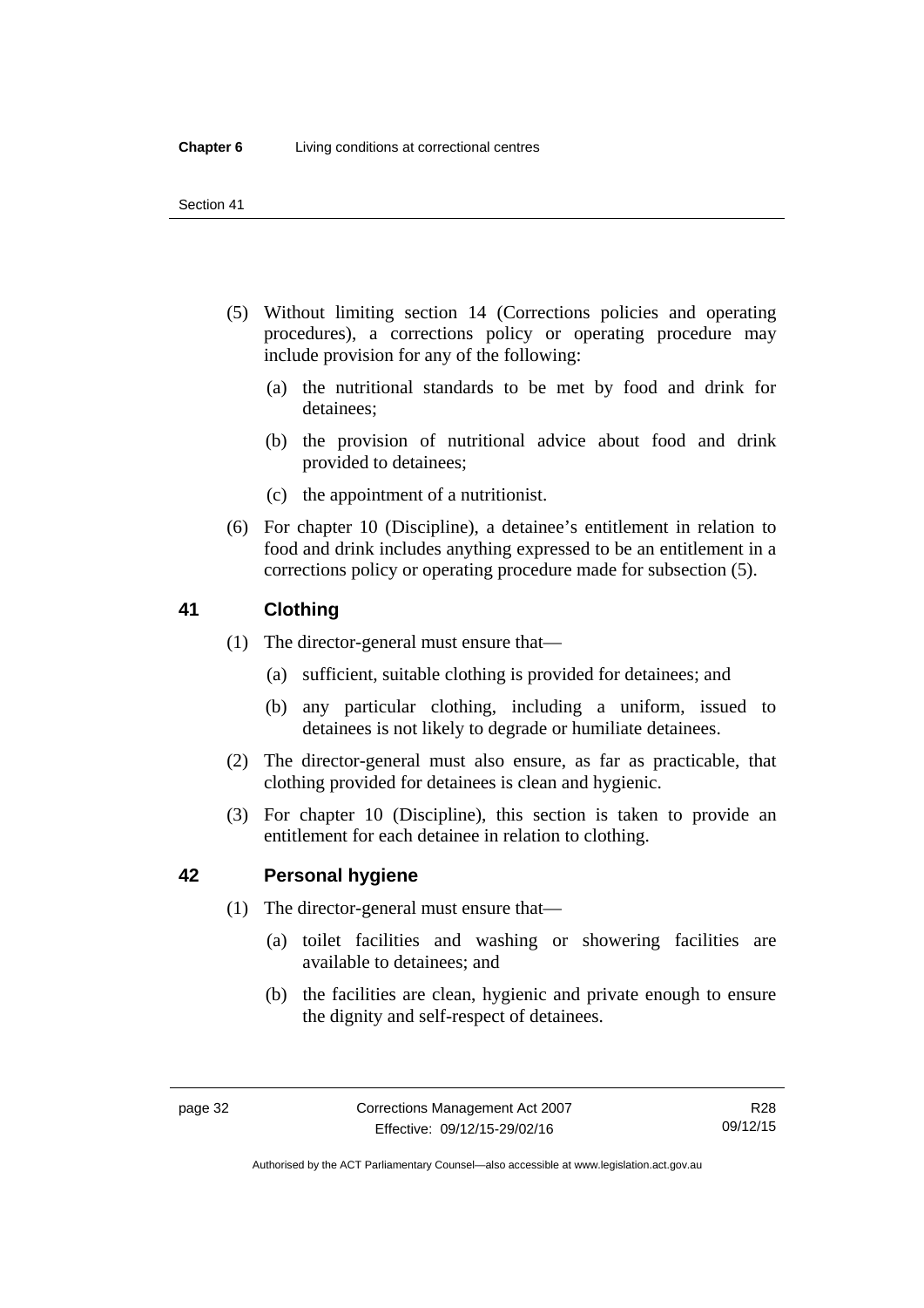(5) Without limiting section 14 (Corrections policies and operating procedures), a corrections policy or operating procedure may include provision for any of the following:

(a) the nutritional standards to be met by food and drink for detainees;

(b) the provision of nutritional advice about food and drink provided to detainees;

(c) the appointment of a nutritionist.

(6) For chapter 10 (Discipline), a detainee's entitlement in relation to food and drink includes anything expressed to be an entitlement in a corrections policy or operating procedure made for subsection (5).

## 41 Clothing

(1) The director-general must ensure that—

(a) sufficient, suitable clothing is provided for detainees; and

(b) any particular clothing, including a uniform, issued to detainees is not likely to degrade or humiliate detainees.

(2) The director-general must also ensure, as far as practicable, that clothing provided for detainees is clean and hygienic.

(3) For chapter 10 (Discipline), this section is taken to provide an entitlement for each detainee in relation to clothing.

## 42 Personal hygiene

(1) The director-general must ensure that—

(a) toilet facilities and washing or showering facilities are available to detainees; and

(b) the facilities are clean, hygienic and private enough to ensure the dignity and self-respect of detainees.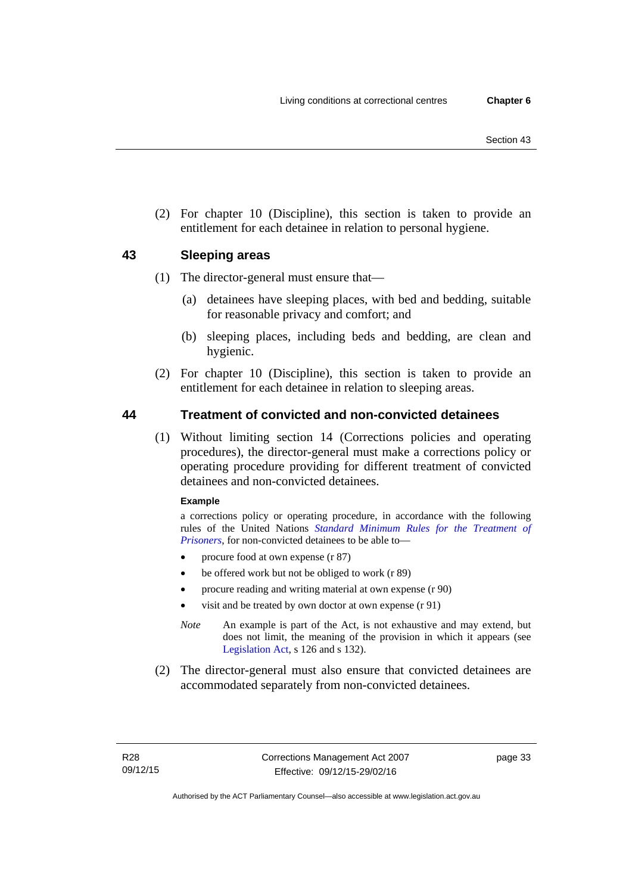(2) For chapter 10 (Discipline), this section is taken to provide an entitlement for each detainee in relation to personal hygiene.

## 43 Sleeping areas

(1) The director-general must ensure that—

(a) detainees have sleeping places, with bed and bedding, suitable for reasonable privacy and comfort; and

(b) sleeping places, including beds and bedding, are clean and hygienic.

(2) For chapter 10 (Discipline), this section is taken to provide an entitlement for each detainee in relation to sleeping areas.

## 44 Treatment of convicted and non-convicted detainees

(1) Without limiting section 14 (Corrections policies and operating procedures), the director-general must make a corrections policy or operating procedure providing for different treatment of convicted detainees and non-convicted detainees.

**Example**

a corrections policy or operating procedure, in accordance with the following rules of the United Nations *Standard Minimum Rules for the Treatment of Prisoners*, for non-convicted detainees to be able to—

- procure food at own expense (r 87)
- be offered work but not be obliged to work (r 89)
- procure reading and writing material at own expense (r 90)
- visit and be treated by own doctor at own expense (r 91)

*Note* An example is part of the Act, is not exhaustive and may extend, but does not limit, the meaning of the provision in which it appears (see Legislation Act, s 126 and s 132).

(2) The director-general must also ensure that convicted detainees are accommodated separately from non-convicted detainees.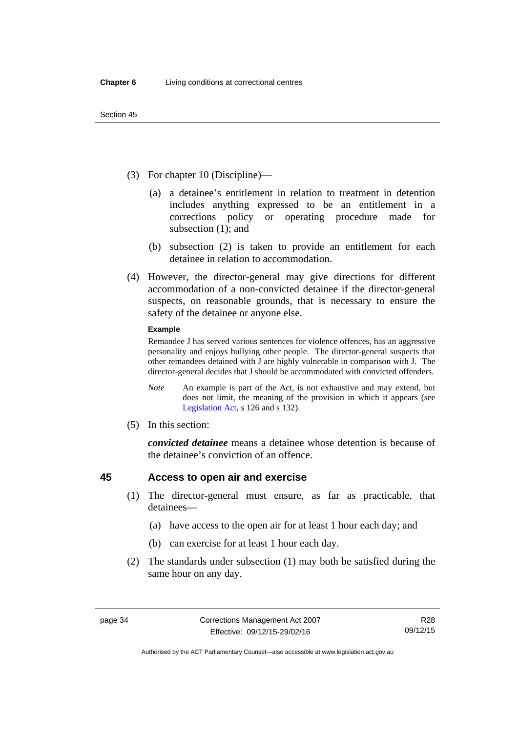(3) For chapter 10 (Discipline)—

(a) a detainee's entitlement in relation to treatment in detention includes anything expressed to be an entitlement in a corrections policy or operating procedure made for subsection (1); and

(b) subsection (2) is taken to provide an entitlement for each detainee in relation to accommodation.

(4) However, the director-general may give directions for different accommodation of a non-convicted detainee if the director-general suspects, on reasonable grounds, that is necessary to ensure the safety of the detainee or anyone else.

**Example**

Remandee J has served various sentences for violence offences, has an aggressive personality and enjoys bullying other people. The director-general suspects that other remandees detained with J are highly vulnerable in comparison with J. The director-general decides that J should be accommodated with convicted offenders.

*Note* An example is part of the Act, is not exhaustive and may extend, but does not limit, the meaning of the provision in which it appears (see Legislation Act, s 126 and s 132).

(5) In this section:

***convicted detainee*** means a detainee whose detention is because of the detainee's conviction of an offence.

## 45 Access to open air and exercise

(1) The director-general must ensure, as far as practicable, that detainees—

(a) have access to the open air for at least 1 hour each day; and

(b) can exercise for at least 1 hour each day.

(2) The standards under subsection (1) may both be satisfied during the same hour on any day.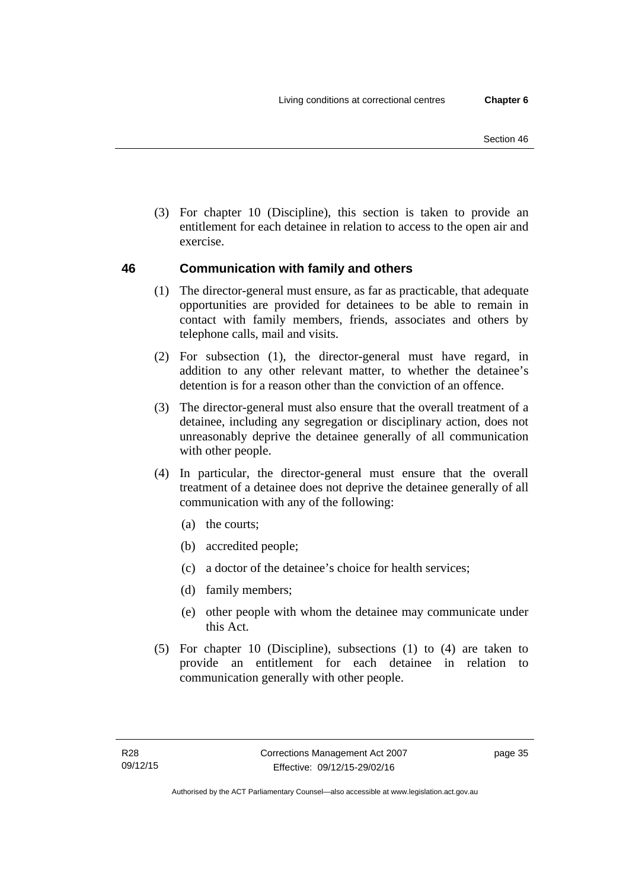(3) For chapter 10 (Discipline), this section is taken to provide an entitlement for each detainee in relation to access to the open air and exercise.

## 46 Communication with family and others

(1) The director-general must ensure, as far as practicable, that adequate opportunities are provided for detainees to be able to remain in contact with family members, friends, associates and others by telephone calls, mail and visits.

(2) For subsection (1), the director-general must have regard, in addition to any other relevant matter, to whether the detainee's detention is for a reason other than the conviction of an offence.

(3) The director-general must also ensure that the overall treatment of a detainee, including any segregation or disciplinary action, does not unreasonably deprive the detainee generally of all communication with other people.

(4) In particular, the director-general must ensure that the overall treatment of a detainee does not deprive the detainee generally of all communication with any of the following:

- (a) the courts;
- (b) accredited people;
- (c) a doctor of the detainee's choice for health services;
- (d) family members;
- (e) other people with whom the detainee may communicate under this Act.

(5) For chapter 10 (Discipline), subsections (1) to (4) are taken to provide an entitlement for each detainee in relation to communication generally with other people.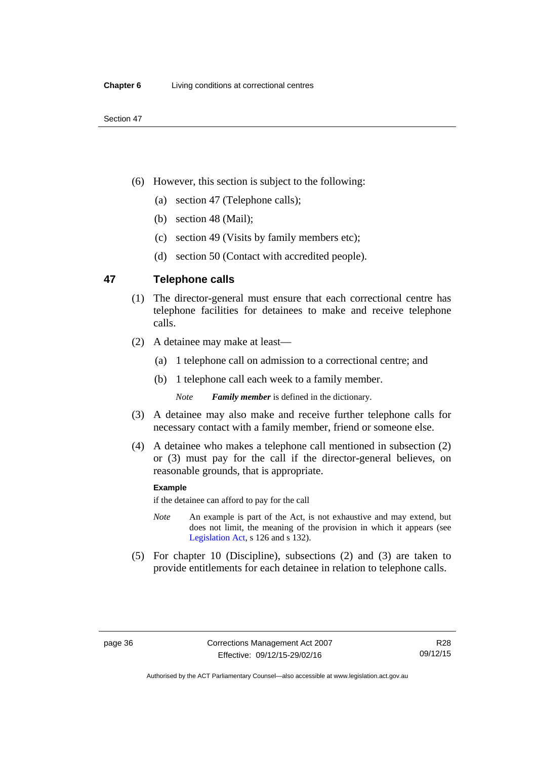(6) However, this section is subject to the following:

   (a) section 47 (Telephone calls);

   (b) section 48 (Mail);

   (c) section 49 (Visits by family members etc);

   (d) section 50 (Contact with accredited people).

## 47 Telephone calls

(1) The director-general must ensure that each correctional centre has telephone facilities for detainees to make and receive telephone calls.

(2) A detainee may make at least—

   (a) 1 telephone call on admission to a correctional centre; and

   (b) 1 telephone call each week to a family member.

   *Note* ***Family member*** is defined in the dictionary.

(3) A detainee may also make and receive further telephone calls for necessary contact with a family member, friend or someone else.

(4) A detainee who makes a telephone call mentioned in subsection (2) or (3) must pay for the call if the director-general believes, on reasonable grounds, that is appropriate.

**Example**

if the detainee can afford to pay for the call

*Note* An example is part of the Act, is not exhaustive and may extend, but does not limit, the meaning of the provision in which it appears (see Legislation Act, s 126 and s 132).

(5) For chapter 10 (Discipline), subsections (2) and (3) are taken to provide entitlements for each detainee in relation to telephone calls.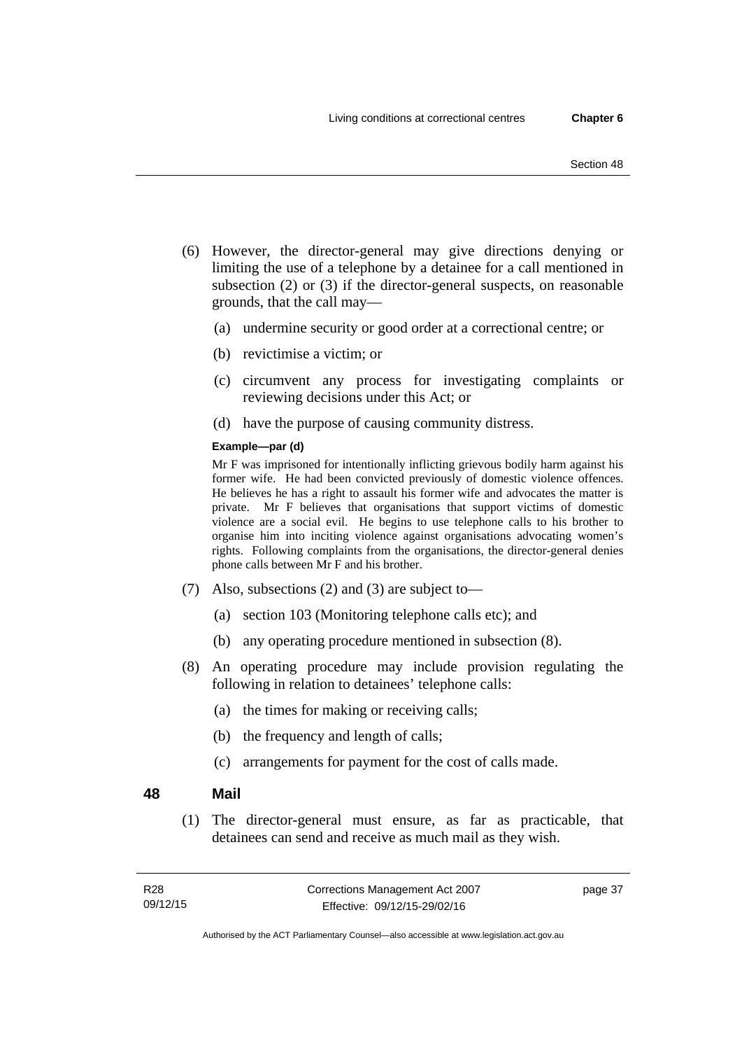(6) However, the director-general may give directions denying or limiting the use of a telephone by a detainee for a call mentioned in subsection (2) or (3) if the director-general suspects, on reasonable grounds, that the call may—

(a) undermine security or good order at a correctional centre; or

(b) revictimise a victim; or

(c) circumvent any process for investigating complaints or reviewing decisions under this Act; or

(d) have the purpose of causing community distress.

**Example—par (d)**

Mr F was imprisoned for intentionally inflicting grievous bodily harm against his former wife. He had been convicted previously of domestic violence offences. He believes he has a right to assault his former wife and advocates the matter is private. Mr F believes that organisations that support victims of domestic violence are a social evil. He begins to use telephone calls to his brother to organise him into inciting violence against organisations advocating women's rights. Following complaints from the organisations, the director-general denies phone calls between Mr F and his brother.

(7) Also, subsections (2) and (3) are subject to—

(a) section 103 (Monitoring telephone calls etc); and

(b) any operating procedure mentioned in subsection (8).

(8) An operating procedure may include provision regulating the following in relation to detainees' telephone calls:

(a) the times for making or receiving calls;

(b) the frequency and length of calls;

(c) arrangements for payment for the cost of calls made.

## 48 Mail

(1) The director-general must ensure, as far as practicable, that detainees can send and receive as much mail as they wish.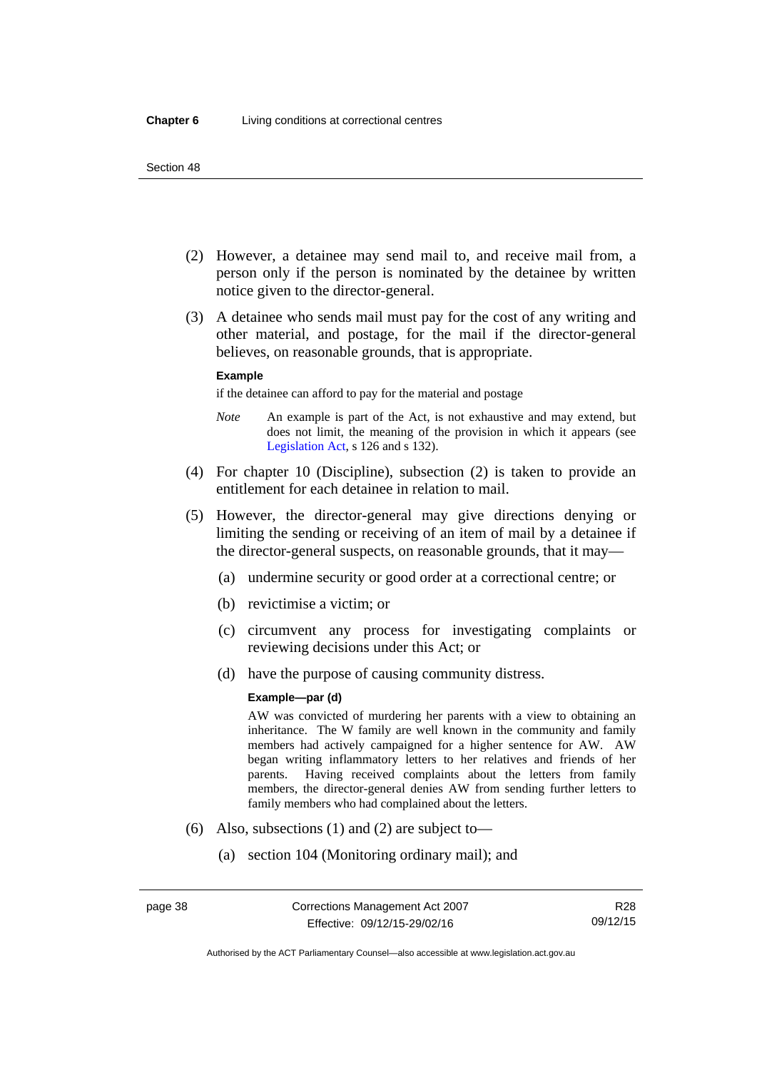(2) However, a detainee may send mail to, and receive mail from, a person only if the person is nominated by the detainee by written notice given to the director-general.

(3) A detainee who sends mail must pay for the cost of any writing and other material, and postage, for the mail if the director-general believes, on reasonable grounds, that is appropriate.

**Example**

if the detainee can afford to pay for the material and postage

*Note* An example is part of the Act, is not exhaustive and may extend, but does not limit, the meaning of the provision in which it appears (see Legislation Act, s 126 and s 132).

(4) For chapter 10 (Discipline), subsection (2) is taken to provide an entitlement for each detainee in relation to mail.

(5) However, the director-general may give directions denying or limiting the sending or receiving of an item of mail by a detainee if the director-general suspects, on reasonable grounds, that it may—

(a) undermine security or good order at a correctional centre; or

(b) revictimise a victim; or

(c) circumvent any process for investigating complaints or reviewing decisions under this Act; or

(d) have the purpose of causing community distress.

**Example—par (d)**

AW was convicted of murdering her parents with a view to obtaining an inheritance. The W family are well known in the community and family members had actively campaigned for a higher sentence for AW. AW began writing inflammatory letters to her relatives and friends of her parents. Having received complaints about the letters from family members, the director-general denies AW from sending further letters to family members who had complained about the letters.

(6) Also, subsections (1) and (2) are subject to—

(a) section 104 (Monitoring ordinary mail); and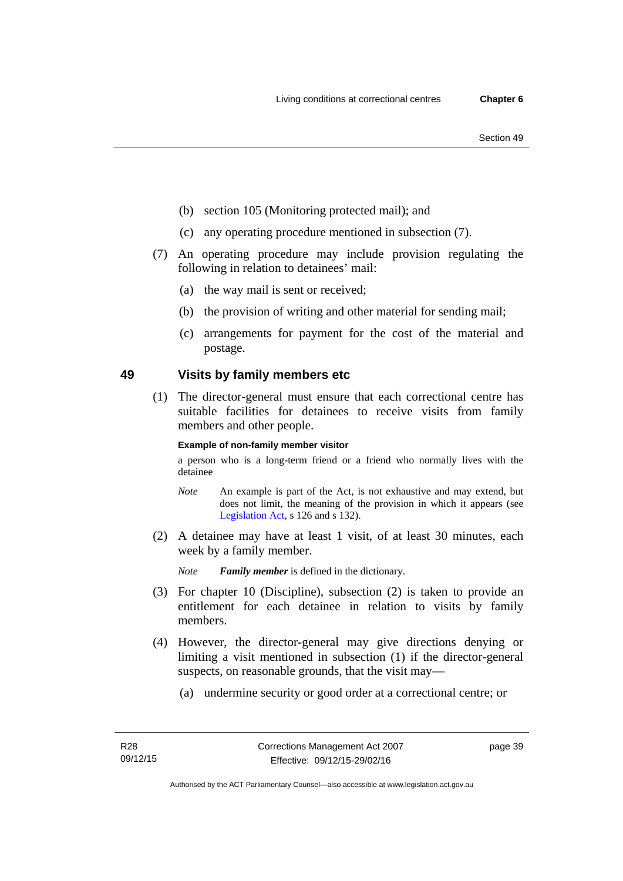(b) section 105 (Monitoring protected mail); and

(c) any operating procedure mentioned in subsection (7).

(7) An operating procedure may include provision regulating the following in relation to detainees' mail:

(a) the way mail is sent or received;

(b) the provision of writing and other material for sending mail;

(c) arrangements for payment for the cost of the material and postage.

## 49 Visits by family members etc

(1) The director-general must ensure that each correctional centre has suitable facilities for detainees to receive visits from family members and other people.

**Example of non-family member visitor**

a person who is a long-term friend or a friend who normally lives with the detainee

*Note* An example is part of the Act, is not exhaustive and may extend, but does not limit, the meaning of the provision in which it appears (see Legislation Act, s 126 and s 132).

(2) A detainee may have at least 1 visit, of at least 30 minutes, each week by a family member.

*Note* ***Family member*** is defined in the dictionary.

(3) For chapter 10 (Discipline), subsection (2) is taken to provide an entitlement for each detainee in relation to visits by family members.

(4) However, the director-general may give directions denying or limiting a visit mentioned in subsection (1) if the director-general suspects, on reasonable grounds, that the visit may—

(a) undermine security or good order at a correctional centre; or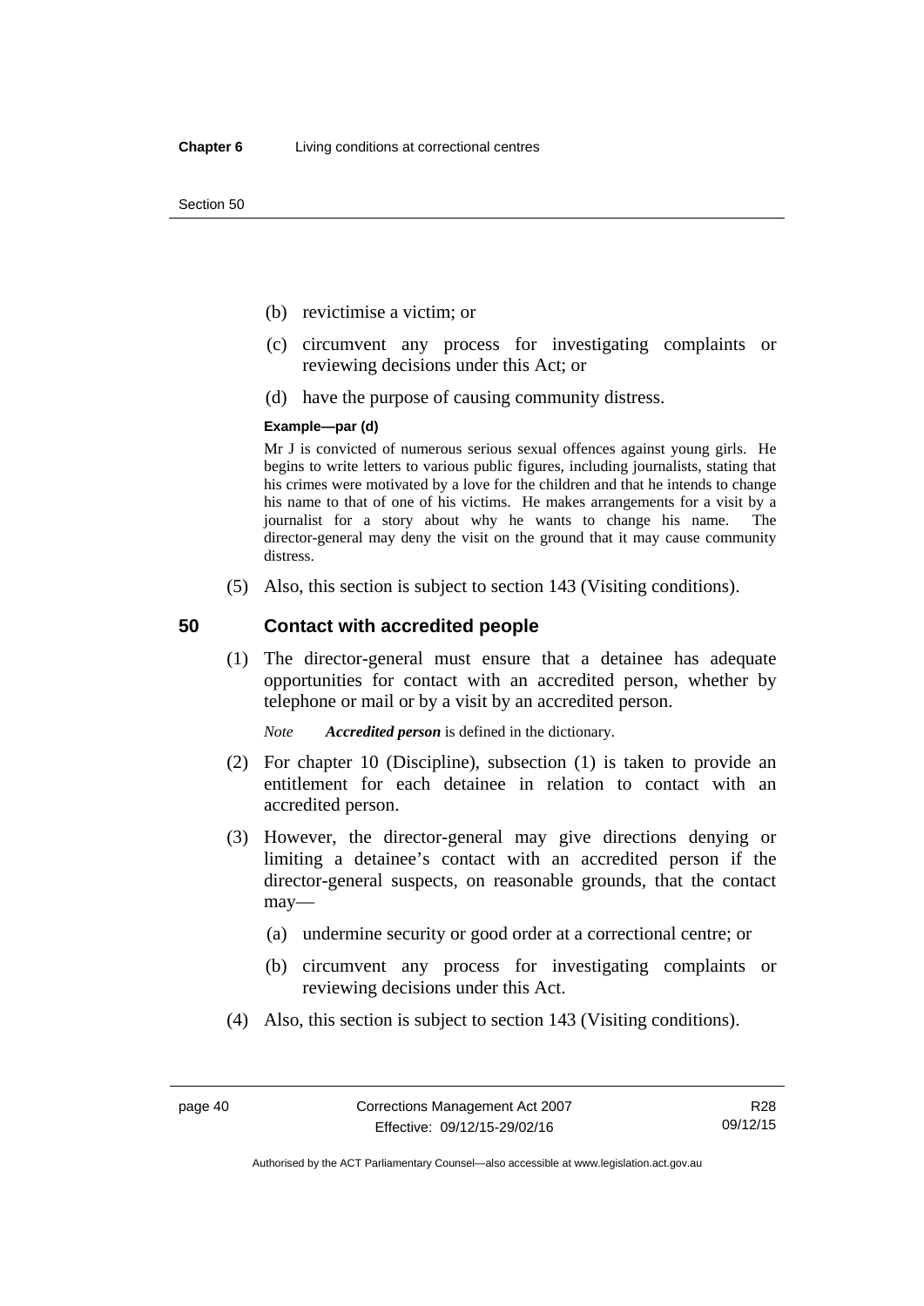(b) revictimise a victim; or

(c) circumvent any process for investigating complaints or reviewing decisions under this Act; or

(d) have the purpose of causing community distress.

**Example—par (d)**

Mr J is convicted of numerous serious sexual offences against young girls. He begins to write letters to various public figures, including journalists, stating that his crimes were motivated by a love for the children and that he intends to change his name to that of one of his victims. He makes arrangements for a visit by a journalist for a story about why he wants to change his name. The director-general may deny the visit on the ground that it may cause community distress.

(5) Also, this section is subject to section 143 (Visiting conditions).

## 50 Contact with accredited people

(1) The director-general must ensure that a detainee has adequate opportunities for contact with an accredited person, whether by telephone or mail or by a visit by an accredited person.

*Note* ***Accredited person*** is defined in the dictionary.

(2) For chapter 10 (Discipline), subsection (1) is taken to provide an entitlement for each detainee in relation to contact with an accredited person.

(3) However, the director-general may give directions denying or limiting a detainee's contact with an accredited person if the director-general suspects, on reasonable grounds, that the contact may—

(a) undermine security or good order at a correctional centre; or

(b) circumvent any process for investigating complaints or reviewing decisions under this Act.

(4) Also, this section is subject to section 143 (Visiting conditions).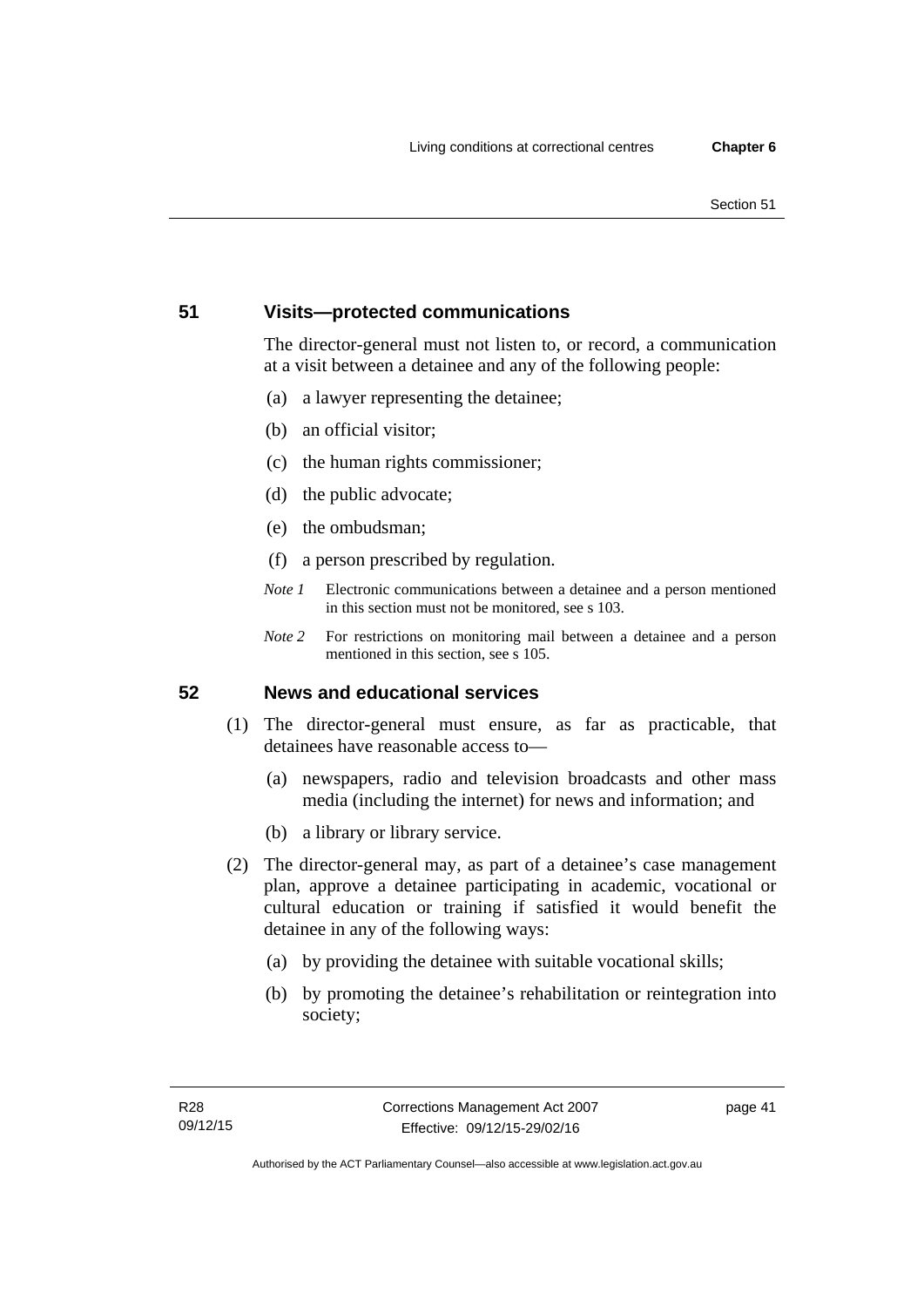## 51 Visits—protected communications

The director-general must not listen to, or record, a communication at a visit between a detainee and any of the following people:

(a) a lawyer representing the detainee;

(b) an official visitor;

(c) the human rights commissioner;

(d) the public advocate;

(e) the ombudsman;

(f) a person prescribed by regulation.

*Note 1* Electronic communications between a detainee and a person mentioned in this section must not be monitored, see s 103.

*Note 2* For restrictions on monitoring mail between a detainee and a person mentioned in this section, see s 105.

## 52 News and educational services

(1) The director-general must ensure, as far as practicable, that detainees have reasonable access to—

(a) newspapers, radio and television broadcasts and other mass media (including the internet) for news and information; and

(b) a library or library service.

(2) The director-general may, as part of a detainee's case management plan, approve a detainee participating in academic, vocational or cultural education or training if satisfied it would benefit the detainee in any of the following ways:

(a) by providing the detainee with suitable vocational skills;

(b) by promoting the detainee's rehabilitation or reintegration into society;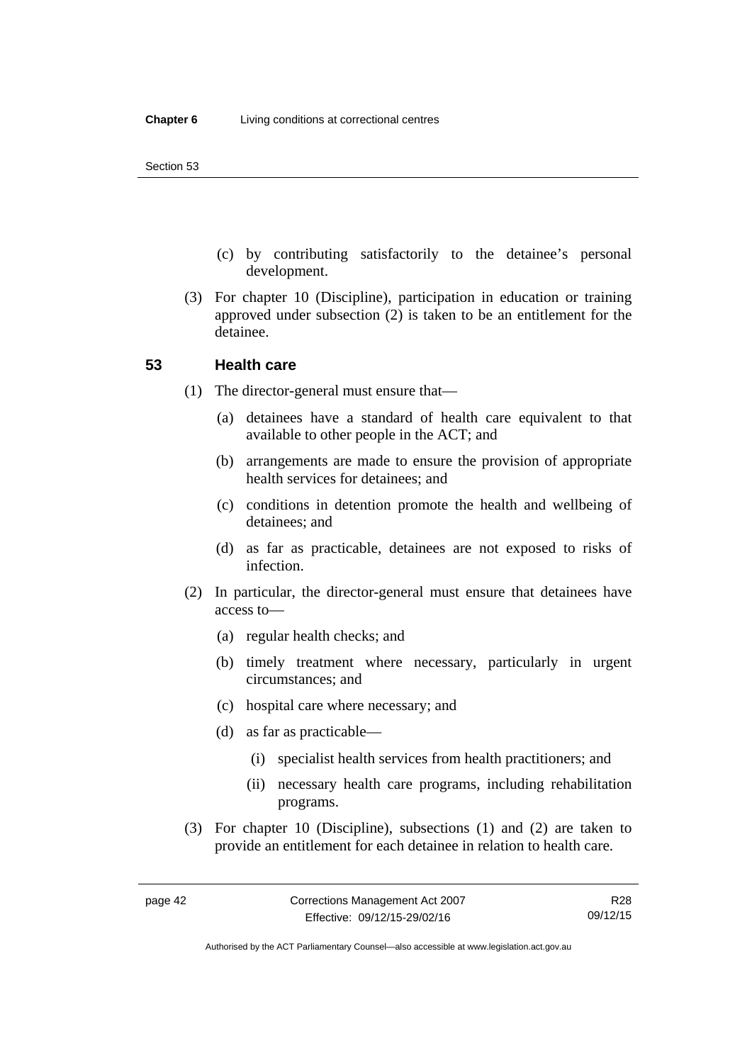(c) by contributing satisfactorily to the detainee's personal development.

(3) For chapter 10 (Discipline), participation in education or training approved under subsection (2) is taken to be an entitlement for the detainee.

## 53 Health care

(1) The director-general must ensure that—

(a) detainees have a standard of health care equivalent to that available to other people in the ACT; and

(b) arrangements are made to ensure the provision of appropriate health services for detainees; and

(c) conditions in detention promote the health and wellbeing of detainees; and

(d) as far as practicable, detainees are not exposed to risks of infection.

(2) In particular, the director-general must ensure that detainees have access to—

(a) regular health checks; and

(b) timely treatment where necessary, particularly in urgent circumstances; and

(c) hospital care where necessary; and

(d) as far as practicable—

(i) specialist health services from health practitioners; and

(ii) necessary health care programs, including rehabilitation programs.

(3) For chapter 10 (Discipline), subsections (1) and (2) are taken to provide an entitlement for each detainee in relation to health care.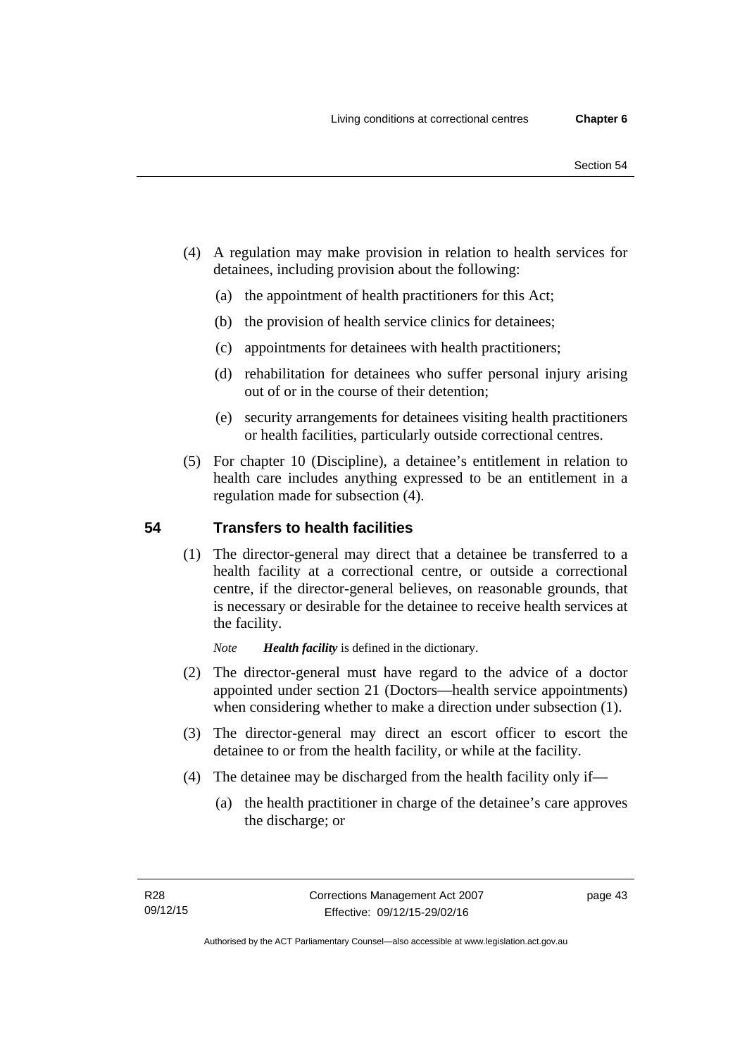(4) A regulation may make provision in relation to health services for detainees, including provision about the following:

  (a) the appointment of health practitioners for this Act;

  (b) the provision of health service clinics for detainees;

  (c) appointments for detainees with health practitioners;

  (d) rehabilitation for detainees who suffer personal injury arising out of or in the course of their detention;

  (e) security arrangements for detainees visiting health practitioners or health facilities, particularly outside correctional centres.

(5) For chapter 10 (Discipline), a detainee's entitlement in relation to health care includes anything expressed to be an entitlement in a regulation made for subsection (4).

## 54 Transfers to health facilities

(1) The director-general may direct that a detainee be transferred to a health facility at a correctional centre, or outside a correctional centre, if the director-general believes, on reasonable grounds, that is necessary or desirable for the detainee to receive health services at the facility.

*Note* ***Health facility*** is defined in the dictionary.

(2) The director-general must have regard to the advice of a doctor appointed under section 21 (Doctors—health service appointments) when considering whether to make a direction under subsection (1).

(3) The director-general may direct an escort officer to escort the detainee to or from the health facility, or while at the facility.

(4) The detainee may be discharged from the health facility only if—

  (a) the health practitioner in charge of the detainee's care approves the discharge; or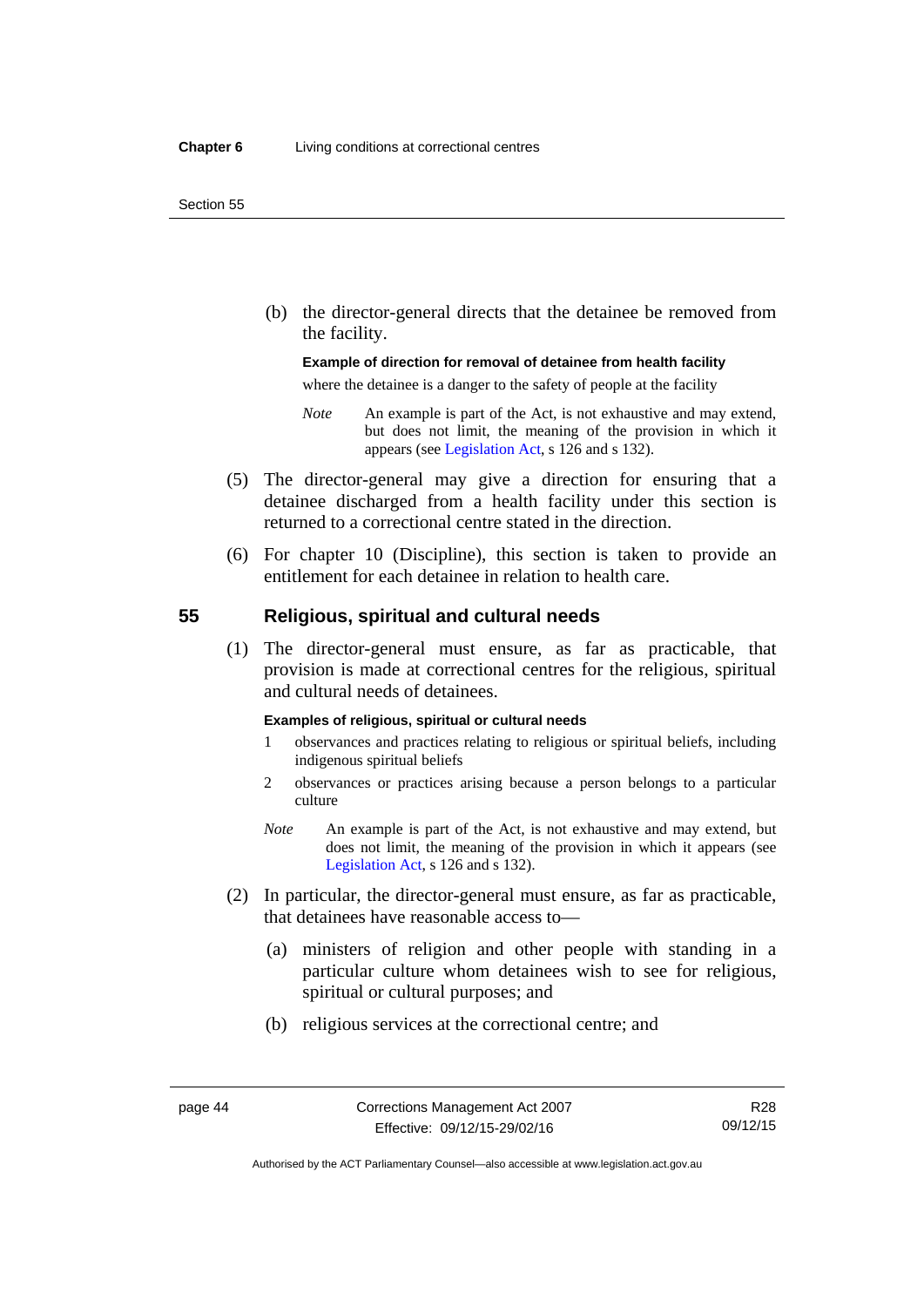(b) the director-general directs that the detainee be removed from the facility.

**Example of direction for removal of detainee from health facility**

where the detainee is a danger to the safety of people at the facility

*Note* An example is part of the Act, is not exhaustive and may extend, but does not limit, the meaning of the provision in which it appears (see Legislation Act, s 126 and s 132).

(5) The director-general may give a direction for ensuring that a detainee discharged from a health facility under this section is returned to a correctional centre stated in the direction.

(6) For chapter 10 (Discipline), this section is taken to provide an entitlement for each detainee in relation to health care.

## 55 Religious, spiritual and cultural needs

(1) The director-general must ensure, as far as practicable, that provision is made at correctional centres for the religious, spiritual and cultural needs of detainees.

**Examples of religious, spiritual or cultural needs**

1 observances and practices relating to religious or spiritual beliefs, including indigenous spiritual beliefs

2 observances or practices arising because a person belongs to a particular culture

*Note* An example is part of the Act, is not exhaustive and may extend, but does not limit, the meaning of the provision in which it appears (see Legislation Act, s 126 and s 132).

(2) In particular, the director-general must ensure, as far as practicable, that detainees have reasonable access to—

(a) ministers of religion and other people with standing in a particular culture whom detainees wish to see for religious, spiritual or cultural purposes; and

(b) religious services at the correctional centre; and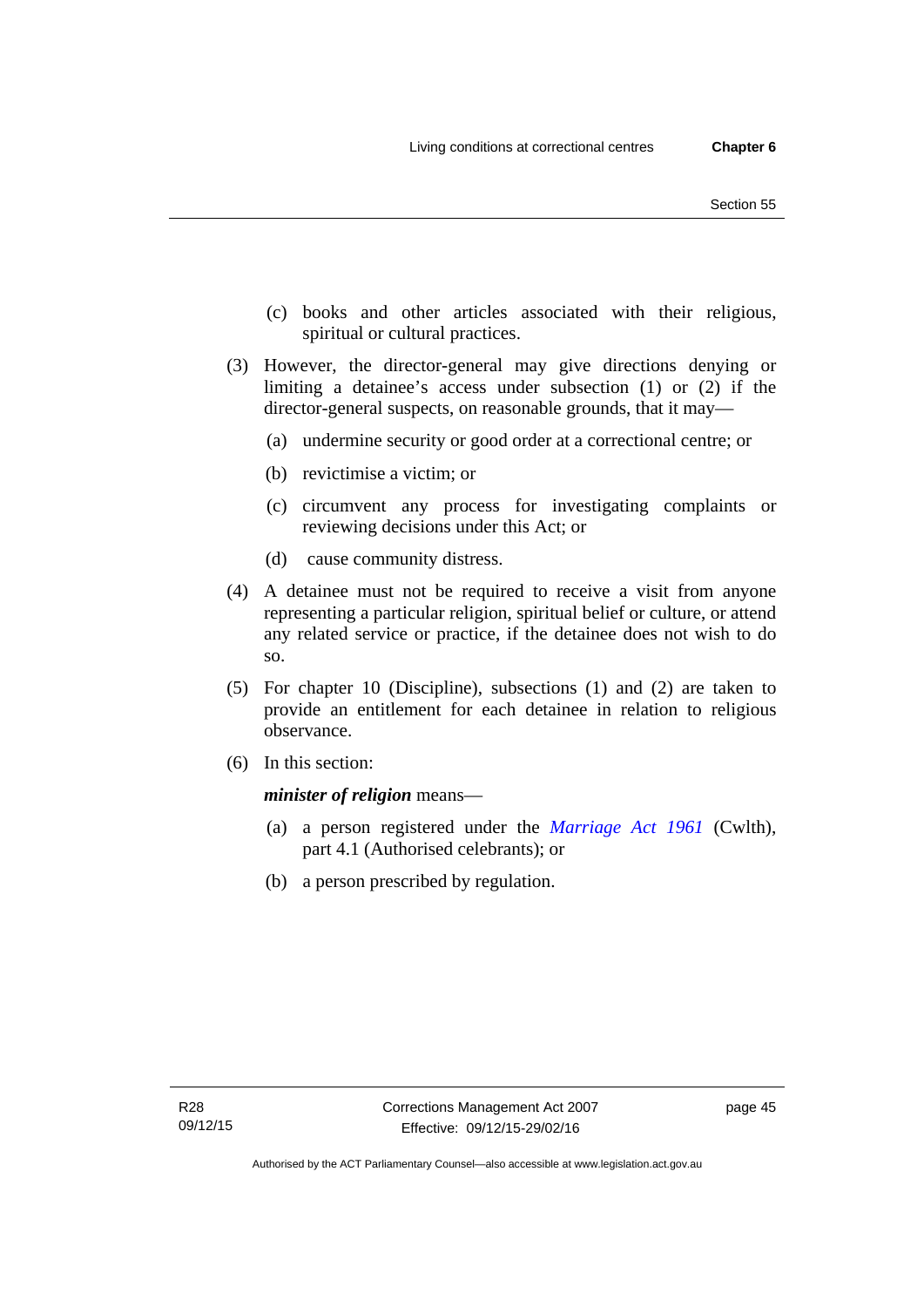(c) books and other articles associated with their religious, spiritual or cultural practices.

(3) However, the director-general may give directions denying or limiting a detainee's access under subsection (1) or (2) if the director-general suspects, on reasonable grounds, that it may—

(a) undermine security or good order at a correctional centre; or

(b) revictimise a victim; or

(c) circumvent any process for investigating complaints or reviewing decisions under this Act; or

(d) cause community distress.

(4) A detainee must not be required to receive a visit from anyone representing a particular religion, spiritual belief or culture, or attend any related service or practice, if the detainee does not wish to do so.

(5) For chapter 10 (Discipline), subsections (1) and (2) are taken to provide an entitlement for each detainee in relation to religious observance.

(6) In this section:

***minister of religion*** means—

(a) a person registered under the *Marriage Act 1961* (Cwlth), part 4.1 (Authorised celebrants); or

(b) a person prescribed by regulation.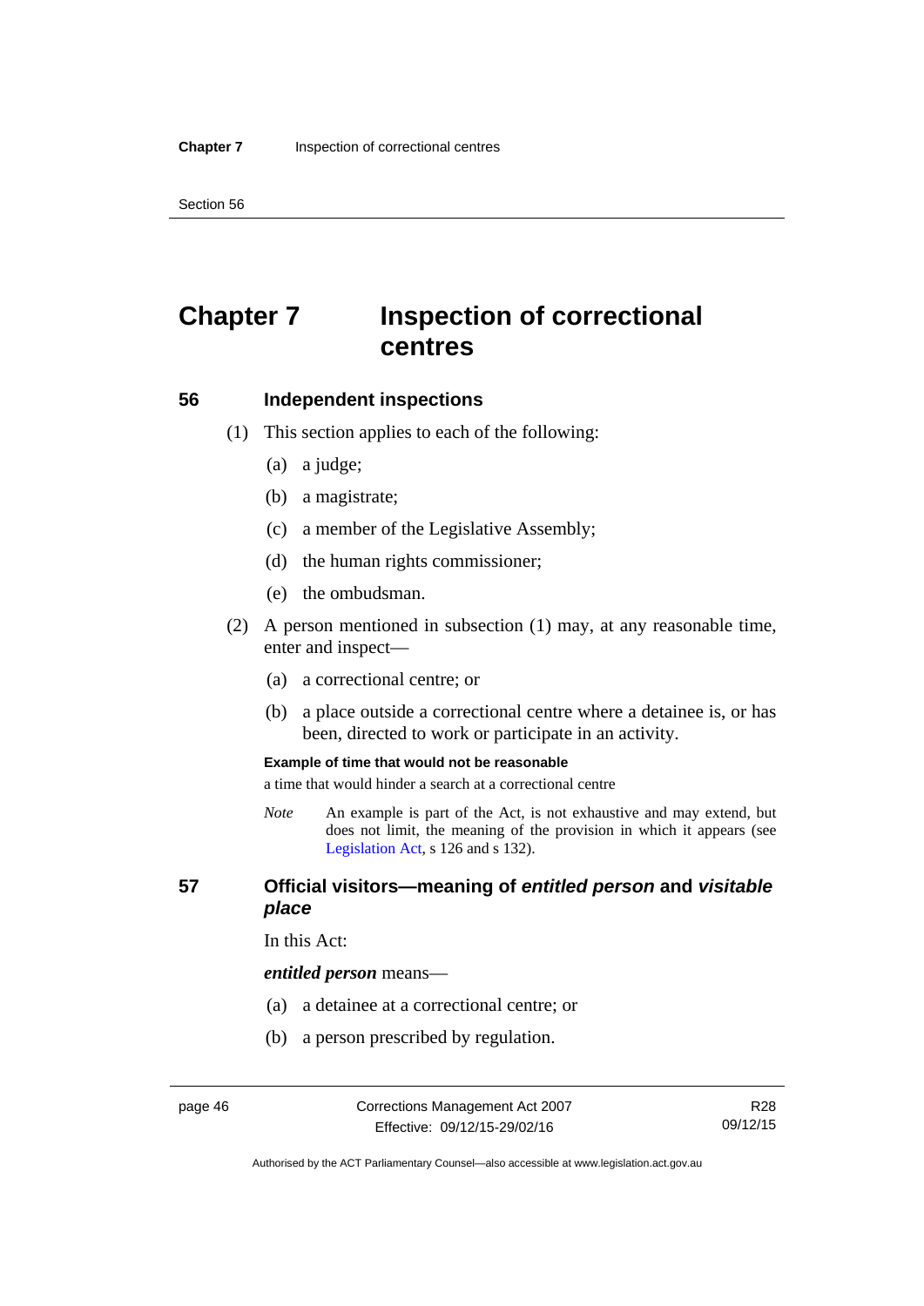# Chapter 7 Inspection of correctional centres

## 56 Independent inspections

(1) This section applies to each of the following:

(a) a judge;

(b) a magistrate;

(c) a member of the Legislative Assembly;

(d) the human rights commissioner;

(e) the ombudsman.

(2) A person mentioned in subsection (1) may, at any reasonable time, enter and inspect—

(a) a correctional centre; or

(b) a place outside a correctional centre where a detainee is, or has been, directed to work or participate in an activity.

**Example of time that would not be reasonable**

a time that would hinder a search at a correctional centre

*Note* An example is part of the Act, is not exhaustive and may extend, but does not limit, the meaning of the provision in which it appears (see Legislation Act, s 126 and s 132).

## 57 Official visitors—meaning of *entitled person* and *visitable place*

In this Act:

***entitled person*** means—

(a) a detainee at a correctional centre; or

(b) a person prescribed by regulation.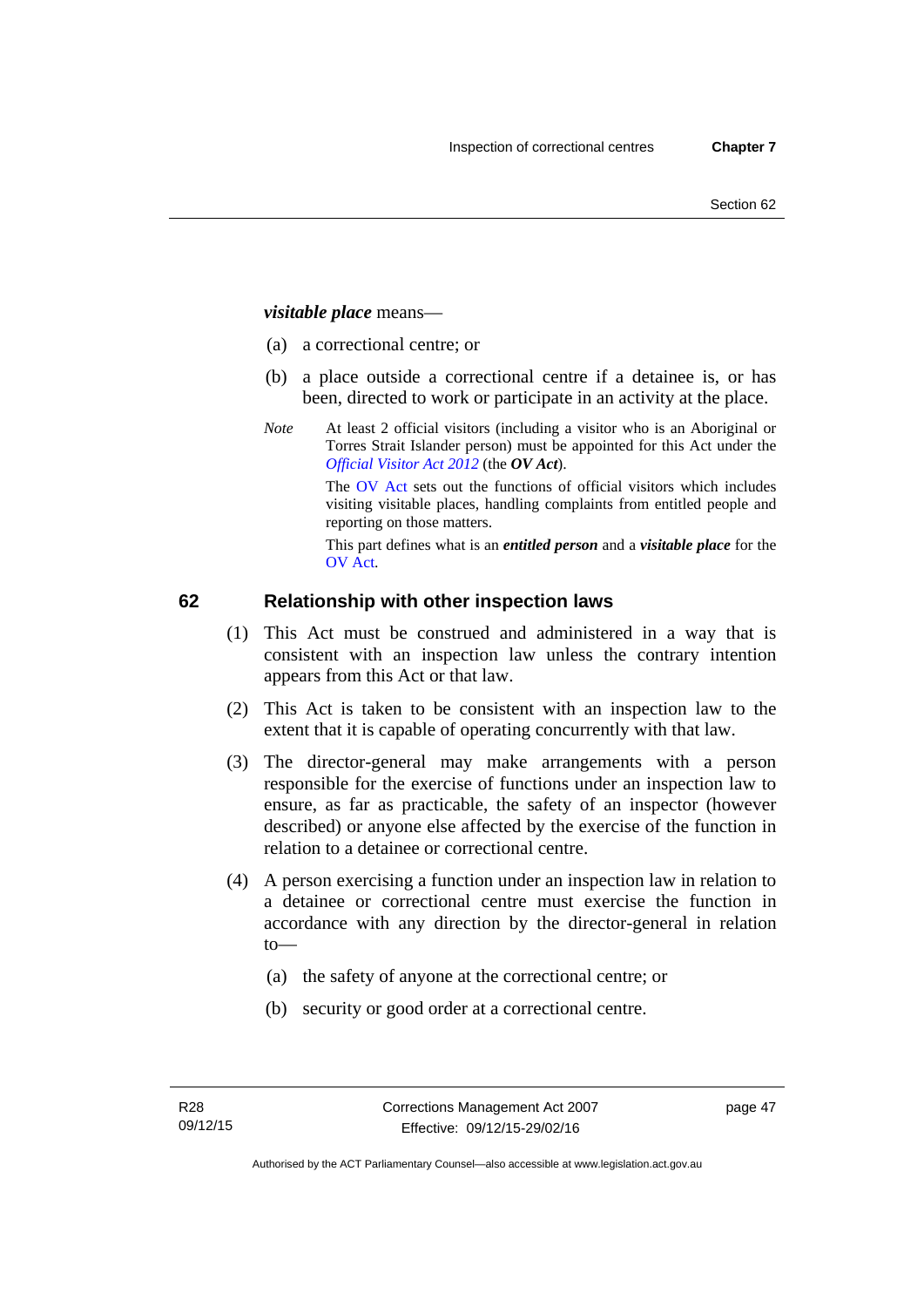***visitable place*** means—

(a) a correctional centre; or

(b) a place outside a correctional centre if a detainee is, or has been, directed to work or participate in an activity at the place.

*Note* At least 2 official visitors (including a visitor who is an Aboriginal or Torres Strait Islander person) must be appointed for this Act under the *Official Visitor Act 2012* (the ***OV Act***).

The OV Act sets out the functions of official visitors which includes visiting visitable places, handling complaints from entitled people and reporting on those matters.

This part defines what is an ***entitled person*** and a ***visitable place*** for the OV Act.

## 62 Relationship with other inspection laws

(1) This Act must be construed and administered in a way that is consistent with an inspection law unless the contrary intention appears from this Act or that law.

(2) This Act is taken to be consistent with an inspection law to the extent that it is capable of operating concurrently with that law.

(3) The director-general may make arrangements with a person responsible for the exercise of functions under an inspection law to ensure, as far as practicable, the safety of an inspector (however described) or anyone else affected by the exercise of the function in relation to a detainee or correctional centre.

(4) A person exercising a function under an inspection law in relation to a detainee or correctional centre must exercise the function in accordance with any direction by the director-general in relation to—

(a) the safety of anyone at the correctional centre; or

(b) security or good order at a correctional centre.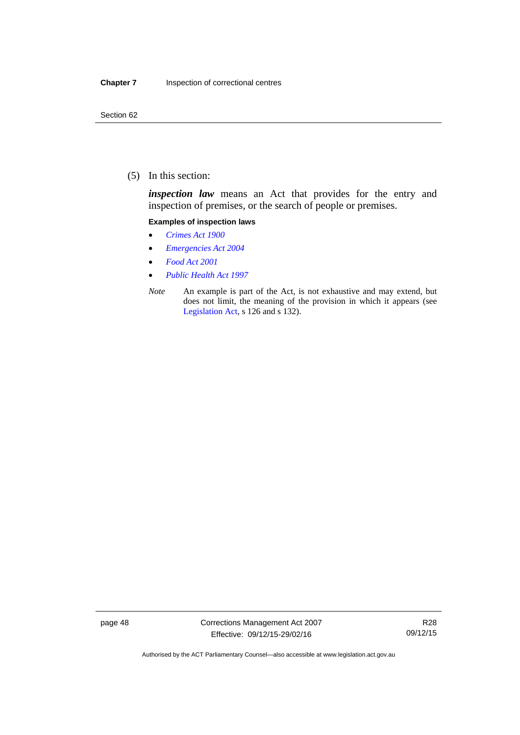(5) In this section:

***inspection law*** means an Act that provides for the entry and inspection of premises, or the search of people or premises.

**Examples of inspection laws**

- *Crimes Act 1900*
- *Emergencies Act 2004*
- *Food Act 2001*
- *Public Health Act 1997*

*Note* An example is part of the Act, is not exhaustive and may extend, but does not limit, the meaning of the provision in which it appears (see Legislation Act, s 126 and s 132).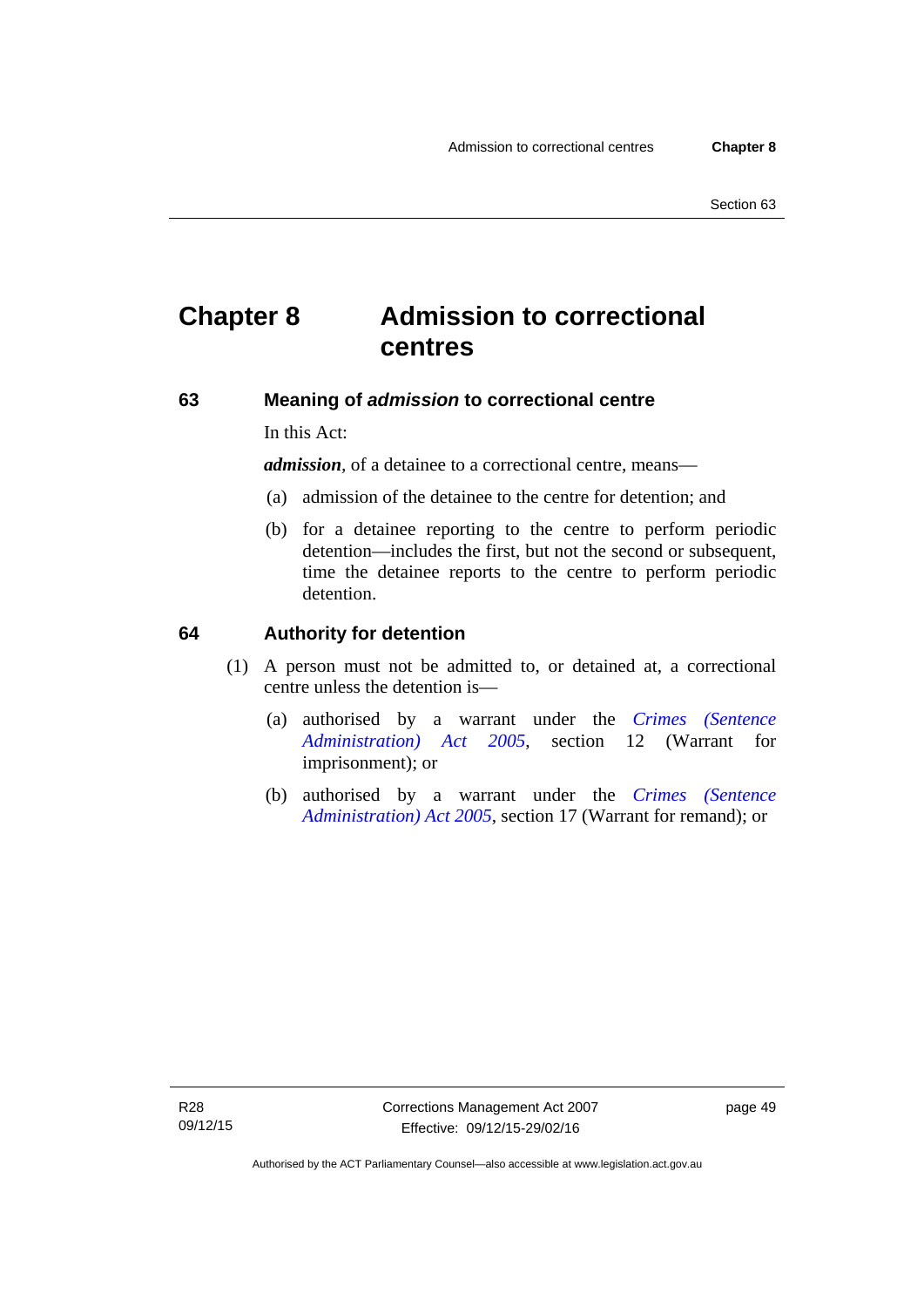# Chapter 8 Admission to correctional centres

## 63 Meaning of *admission* to correctional centre

In this Act:

***admission***, of a detainee to a correctional centre, means—

(a) admission of the detainee to the centre for detention; and

(b) for a detainee reporting to the centre to perform periodic detention—includes the first, but not the second or subsequent, time the detainee reports to the centre to perform periodic detention.

## 64 Authority for detention

(1) A person must not be admitted to, or detained at, a correctional centre unless the detention is—

(a) authorised by a warrant under the *Crimes (Sentence Administration) Act 2005*, section 12 (Warrant for imprisonment); or

(b) authorised by a warrant under the *Crimes (Sentence Administration) Act 2005*, section 17 (Warrant for remand); or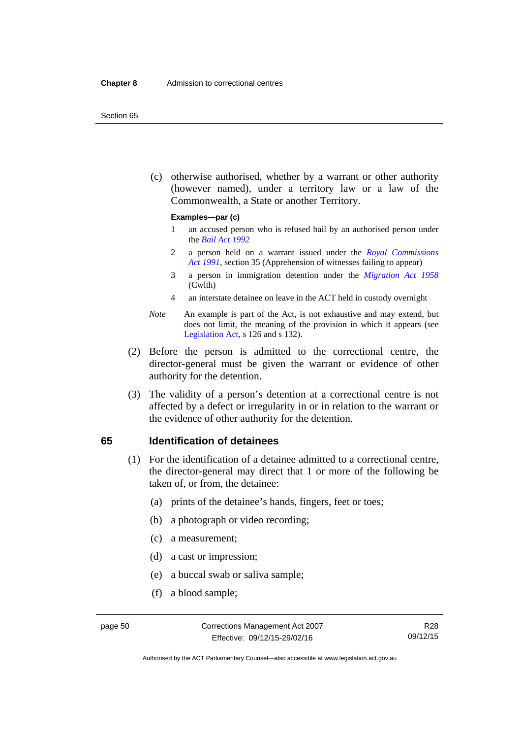(c) otherwise authorised, whether by a warrant or other authority (however named), under a territory law or a law of the Commonwealth, a State or another Territory.

**Examples—par (c)**

1 an accused person who is refused bail by an authorised person under the *Bail Act 1992*

2 a person held on a warrant issued under the *Royal Commissions Act 1991*, section 35 (Apprehension of witnesses failing to appear)

3 a person in immigration detention under the *Migration Act 1958* (Cwlth)

4 an interstate detainee on leave in the ACT held in custody overnight

*Note* An example is part of the Act, is not exhaustive and may extend, but does not limit, the meaning of the provision in which it appears (see Legislation Act, s 126 and s 132).

(2) Before the person is admitted to the correctional centre, the director-general must be given the warrant or evidence of other authority for the detention.

(3) The validity of a person's detention at a correctional centre is not affected by a defect or irregularity in or in relation to the warrant or the evidence of other authority for the detention.

### 65 Identification of detainees

(1) For the identification of a detainee admitted to a correctional centre, the director-general may direct that 1 or more of the following be taken of, or from, the detainee:

(a) prints of the detainee's hands, fingers, feet or toes;

(b) a photograph or video recording;

(c) a measurement;

(d) a cast or impression;

(e) a buccal swab or saliva sample;

(f) a blood sample;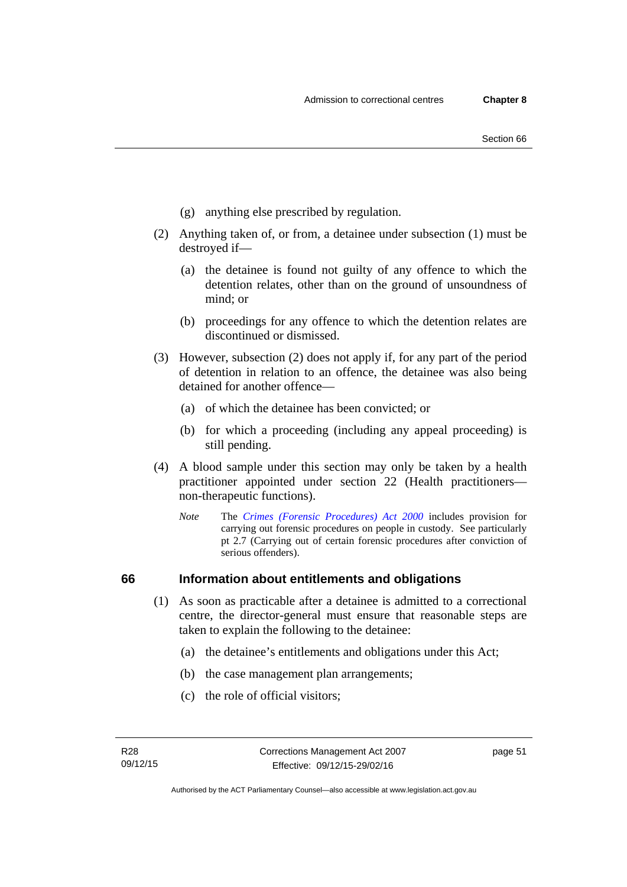(g) anything else prescribed by regulation.

(2) Anything taken of, or from, a detainee under subsection (1) must be destroyed if—

(a) the detainee is found not guilty of any offence to which the detention relates, other than on the ground of unsoundness of mind; or

(b) proceedings for any offence to which the detention relates are discontinued or dismissed.

(3) However, subsection (2) does not apply if, for any part of the period of detention in relation to an offence, the detainee was also being detained for another offence—

(a) of which the detainee has been convicted; or

(b) for which a proceeding (including any appeal proceeding) is still pending.

(4) A blood sample under this section may only be taken by a health practitioner appointed under section 22 (Health practitioners—non-therapeutic functions).

*Note* The *Crimes (Forensic Procedures) Act 2000* includes provision for carrying out forensic procedures on people in custody. See particularly pt 2.7 (Carrying out of certain forensic procedures after conviction of serious offenders).

## 66 Information about entitlements and obligations

(1) As soon as practicable after a detainee is admitted to a correctional centre, the director-general must ensure that reasonable steps are taken to explain the following to the detainee:

(a) the detainee's entitlements and obligations under this Act;

(b) the case management plan arrangements;

(c) the role of official visitors;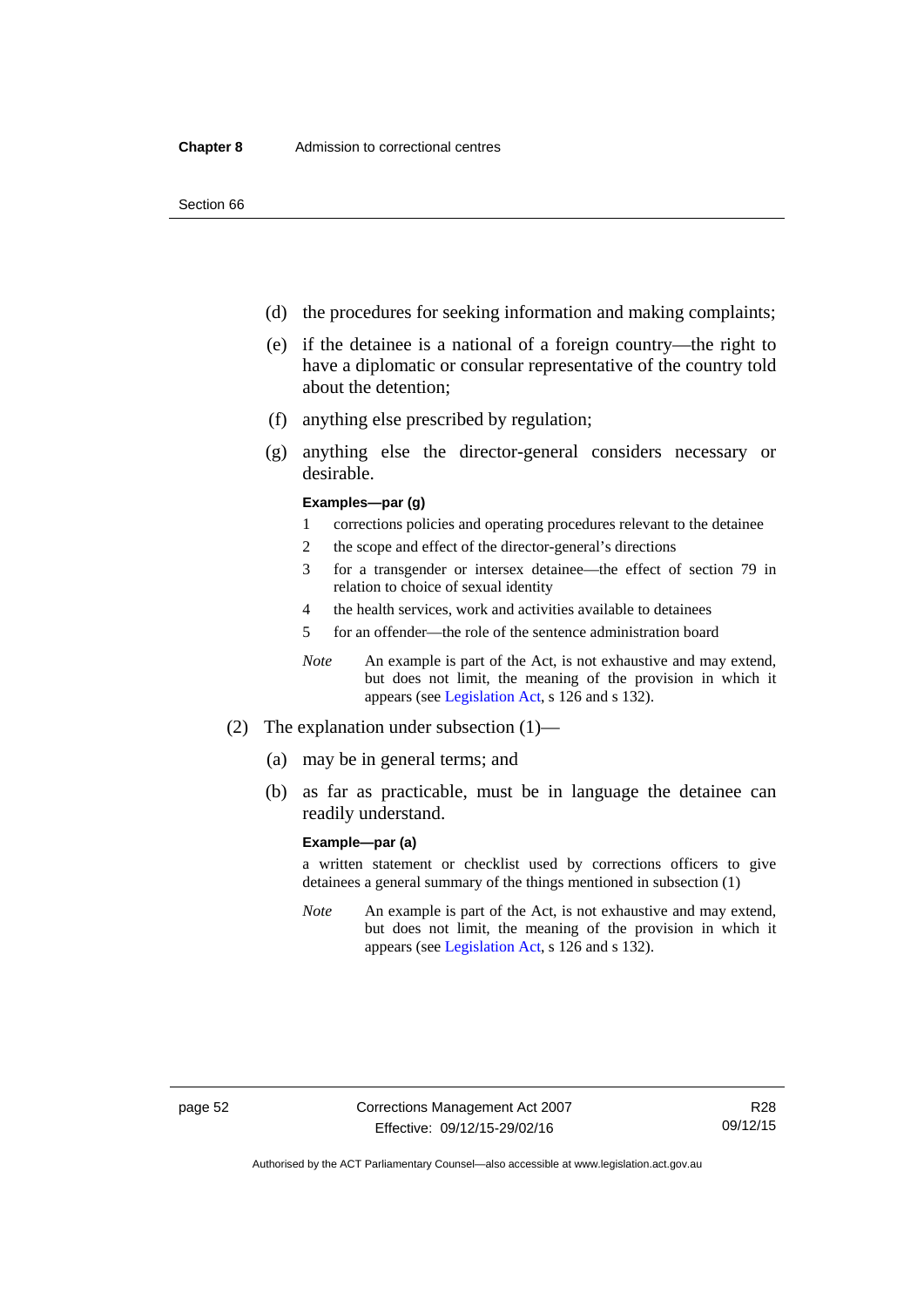(d) the procedures for seeking information and making complaints;

(e) if the detainee is a national of a foreign country—the right to have a diplomatic or consular representative of the country told about the detention;

(f) anything else prescribed by regulation;

(g) anything else the director-general considers necessary or desirable.

**Examples—par (g)**

1 corrections policies and operating procedures relevant to the detainee

2 the scope and effect of the director-general's directions

3 for a transgender or intersex detainee—the effect of section 79 in relation to choice of sexual identity

4 the health services, work and activities available to detainees

5 for an offender—the role of the sentence administration board

*Note* An example is part of the Act, is not exhaustive and may extend, but does not limit, the meaning of the provision in which it appears (see Legislation Act, s 126 and s 132).

(2) The explanation under subsection (1)—

(a) may be in general terms; and

(b) as far as practicable, must be in language the detainee can readily understand.

**Example—par (a)**

a written statement or checklist used by corrections officers to give detainees a general summary of the things mentioned in subsection (1)

*Note* An example is part of the Act, is not exhaustive and may extend, but does not limit, the meaning of the provision in which it appears (see Legislation Act, s 126 and s 132).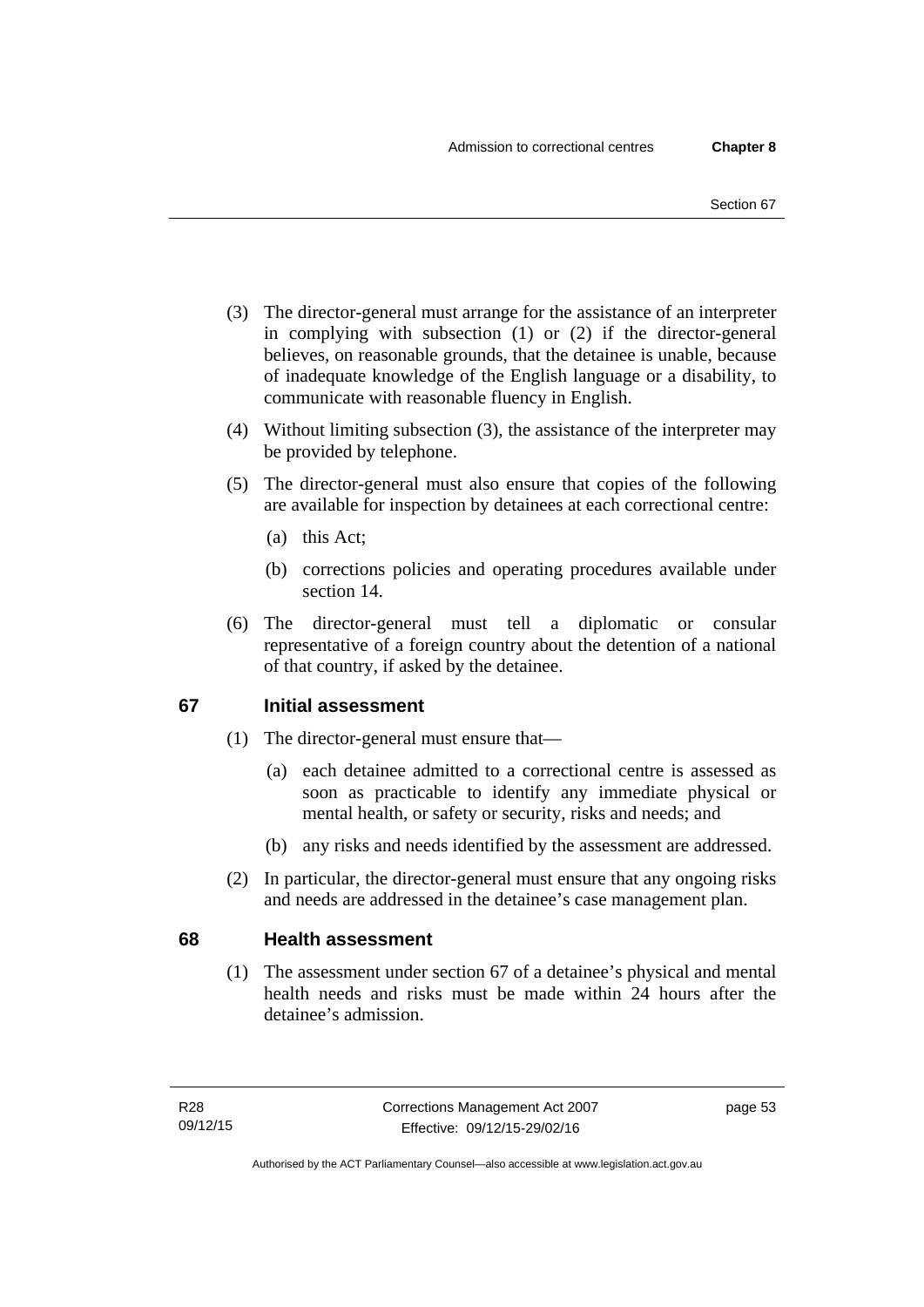(3) The director-general must arrange for the assistance of an interpreter in complying with subsection (1) or (2) if the director-general believes, on reasonable grounds, that the detainee is unable, because of inadequate knowledge of the English language or a disability, to communicate with reasonable fluency in English.

(4) Without limiting subsection (3), the assistance of the interpreter may be provided by telephone.

(5) The director-general must also ensure that copies of the following are available for inspection by detainees at each correctional centre:

(a) this Act;

(b) corrections policies and operating procedures available under section 14.

(6) The director-general must tell a diplomatic or consular representative of a foreign country about the detention of a national of that country, if asked by the detainee.

## 67 Initial assessment

(1) The director-general must ensure that—

(a) each detainee admitted to a correctional centre is assessed as soon as practicable to identify any immediate physical or mental health, or safety or security, risks and needs; and

(b) any risks and needs identified by the assessment are addressed.

(2) In particular, the director-general must ensure that any ongoing risks and needs are addressed in the detainee's case management plan.

## 68 Health assessment

(1) The assessment under section 67 of a detainee's physical and mental health needs and risks must be made within 24 hours after the detainee's admission.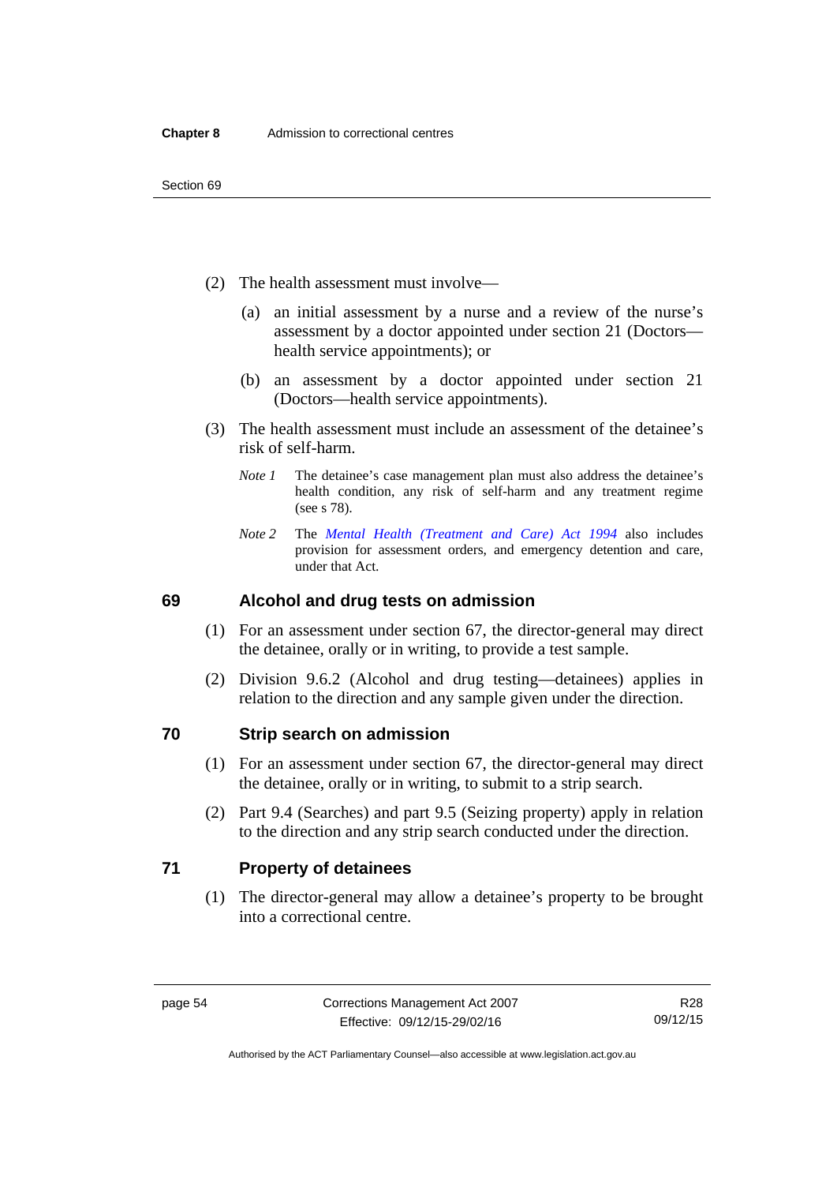(2) The health assessment must involve—

(a) an initial assessment by a nurse and a review of the nurse's assessment by a doctor appointed under section 21 (Doctors—health service appointments); or

(b) an assessment by a doctor appointed under section 21 (Doctors—health service appointments).

(3) The health assessment must include an assessment of the detainee's risk of self-harm.

*Note 1* The detainee's case management plan must also address the detainee's health condition, any risk of self-harm and any treatment regime (see s 78).

*Note 2* The *Mental Health (Treatment and Care) Act 1994* also includes provision for assessment orders, and emergency detention and care, under that Act.

## 69 Alcohol and drug tests on admission

(1) For an assessment under section 67, the director-general may direct the detainee, orally or in writing, to provide a test sample.

(2) Division 9.6.2 (Alcohol and drug testing—detainees) applies in relation to the direction and any sample given under the direction.

## 70 Strip search on admission

(1) For an assessment under section 67, the director-general may direct the detainee, orally or in writing, to submit to a strip search.

(2) Part 9.4 (Searches) and part 9.5 (Seizing property) apply in relation to the direction and any strip search conducted under the direction.

## 71 Property of detainees

(1) The director-general may allow a detainee's property to be brought into a correctional centre.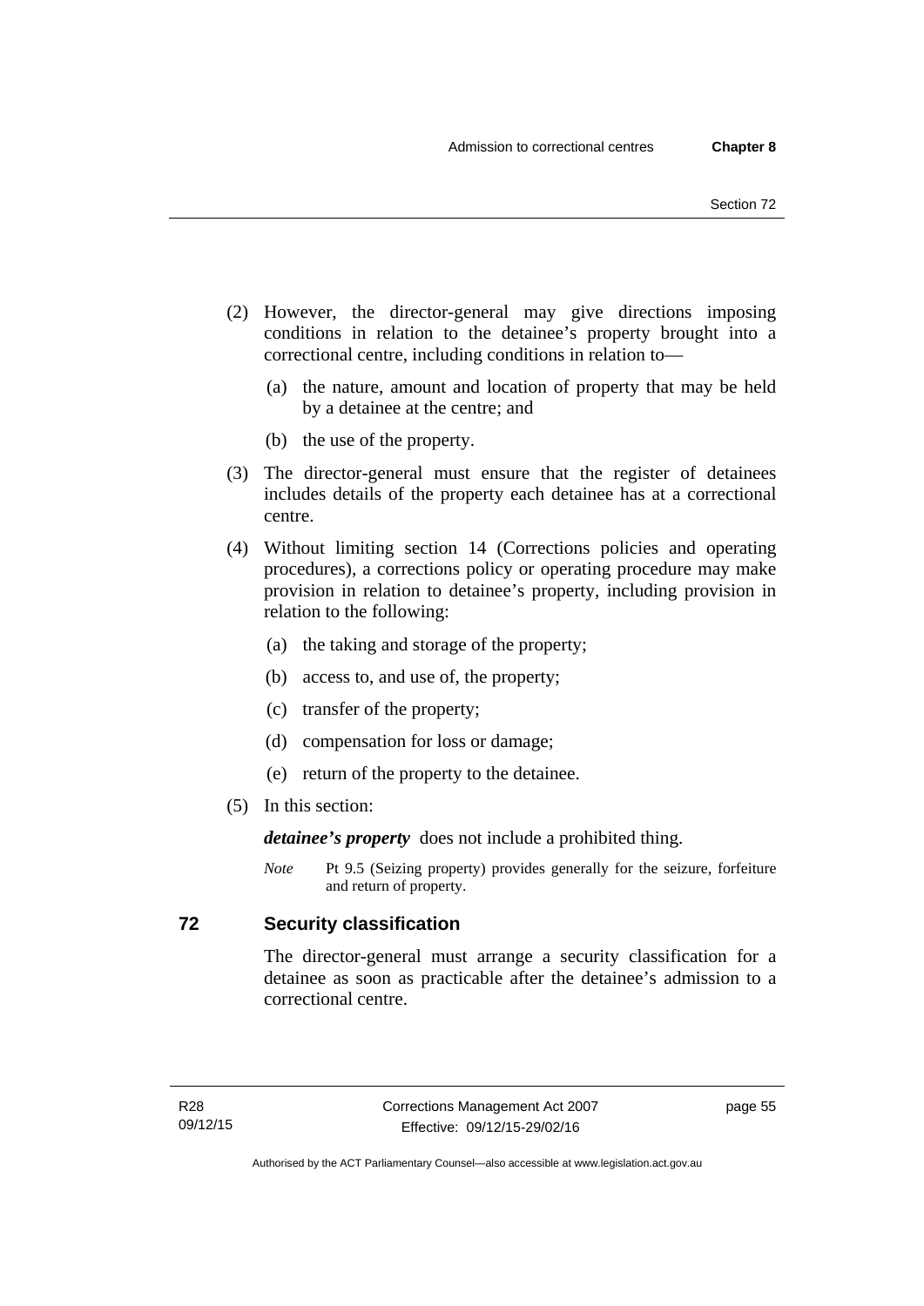(2) However, the director-general may give directions imposing conditions in relation to the detainee's property brought into a correctional centre, including conditions in relation to—

   (a) the nature, amount and location of property that may be held by a detainee at the centre; and

   (b) the use of the property.

(3) The director-general must ensure that the register of detainees includes details of the property each detainee has at a correctional centre.

(4) Without limiting section 14 (Corrections policies and operating procedures), a corrections policy or operating procedure may make provision in relation to detainee's property, including provision in relation to the following:

   (a) the taking and storage of the property;

   (b) access to, and use of, the property;

   (c) transfer of the property;

   (d) compensation for loss or damage;

   (e) return of the property to the detainee.

(5) In this section:

***detainee's property*** does not include a prohibited thing.

*Note* Pt 9.5 (Seizing property) provides generally for the seizure, forfeiture and return of property.

## 72 Security classification

The director-general must arrange a security classification for a detainee as soon as practicable after the detainee's admission to a correctional centre.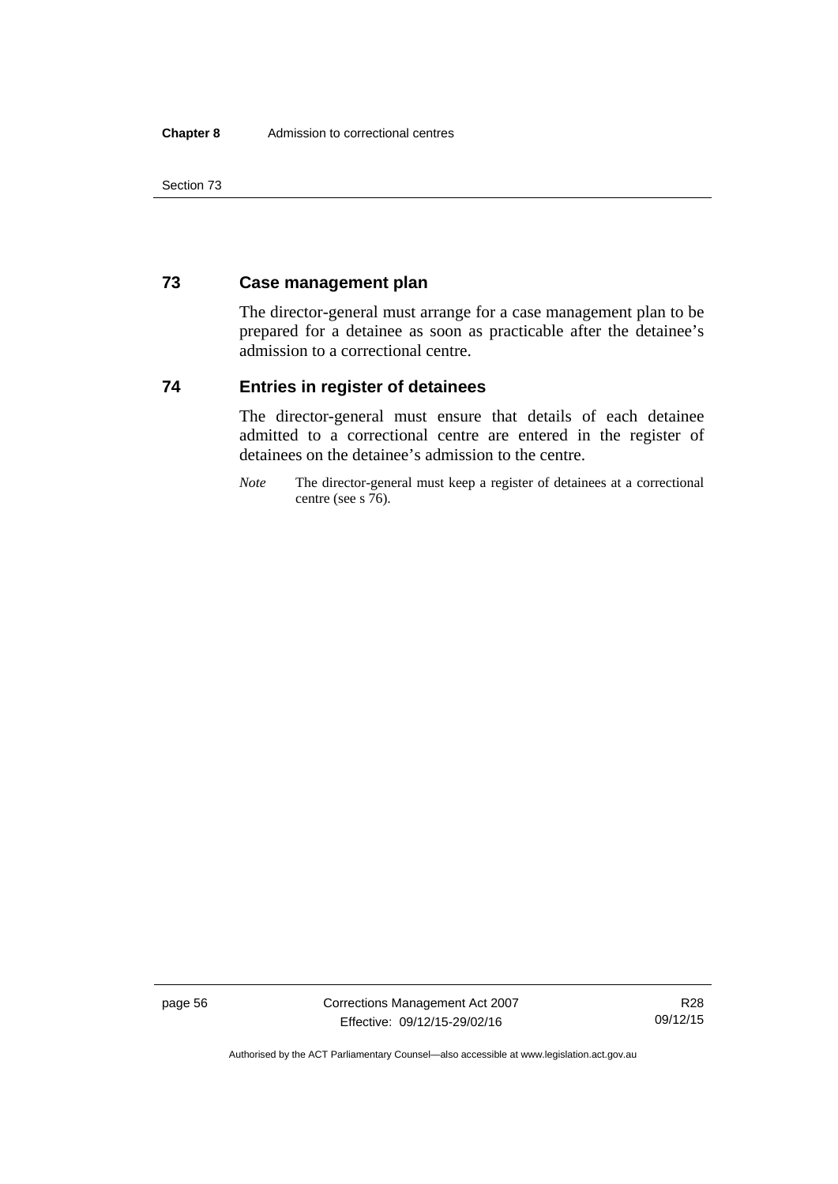## 73 Case management plan

The director-general must arrange for a case management plan to be prepared for a detainee as soon as practicable after the detainee's admission to a correctional centre.

## 74 Entries in register of detainees

The director-general must ensure that details of each detainee admitted to a correctional centre are entered in the register of detainees on the detainee's admission to the centre.

*Note* The director-general must keep a register of detainees at a correctional centre (see s 76).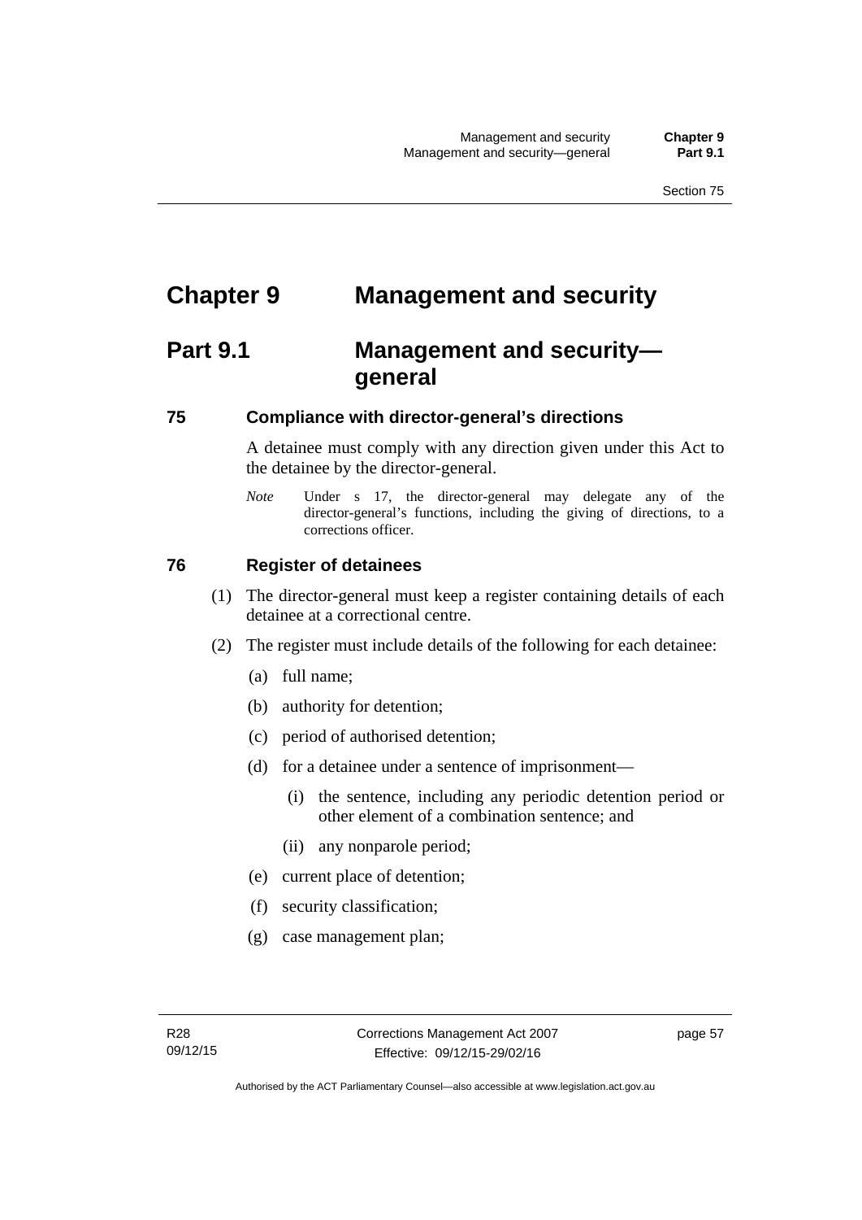# Chapter 9 Management and security

## Part 9.1 Management and security—general

### 75 Compliance with director-general's directions

A detainee must comply with any direction given under this Act to the detainee by the director-general.

*Note* Under s 17, the director-general may delegate any of the director-general's functions, including the giving of directions, to a corrections officer.

### 76 Register of detainees

(1) The director-general must keep a register containing details of each detainee at a correctional centre.

(2) The register must include details of the following for each detainee:

(a) full name;

(b) authority for detention;

(c) period of authorised detention;

(d) for a detainee under a sentence of imprisonment—

(i) the sentence, including any periodic detention period or other element of a combination sentence; and

(ii) any nonparole period;

(e) current place of detention;

(f) security classification;

(g) case management plan;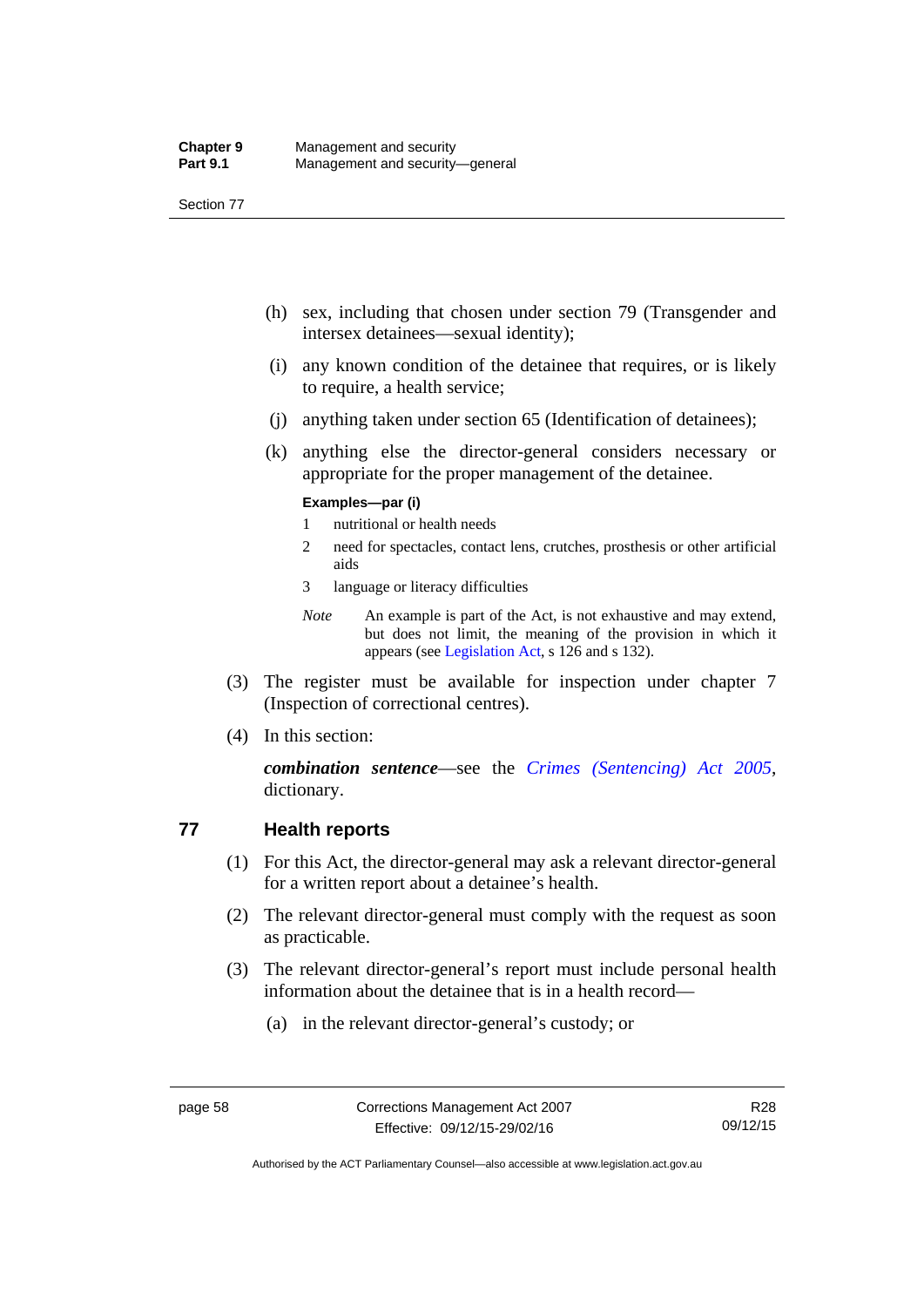(h) sex, including that chosen under section 79 (Transgender and intersex detainees—sexual identity);

(i) any known condition of the detainee that requires, or is likely to require, a health service;

(j) anything taken under section 65 (Identification of detainees);

(k) anything else the director-general considers necessary or appropriate for the proper management of the detainee.

**Examples—par (i)**

1 nutritional or health needs

2 need for spectacles, contact lens, crutches, prosthesis or other artificial aids

3 language or literacy difficulties

*Note* An example is part of the Act, is not exhaustive and may extend, but does not limit, the meaning of the provision in which it appears (see Legislation Act, s 126 and s 132).

(3) The register must be available for inspection under chapter 7 (Inspection of correctional centres).

(4) In this section:

***combination sentence***—see the *Crimes (Sentencing) Act 2005*, dictionary.

## 77 Health reports

(1) For this Act, the director-general may ask a relevant director-general for a written report about a detainee's health.

(2) The relevant director-general must comply with the request as soon as practicable.

(3) The relevant director-general's report must include personal health information about the detainee that is in a health record—

(a) in the relevant director-general's custody; or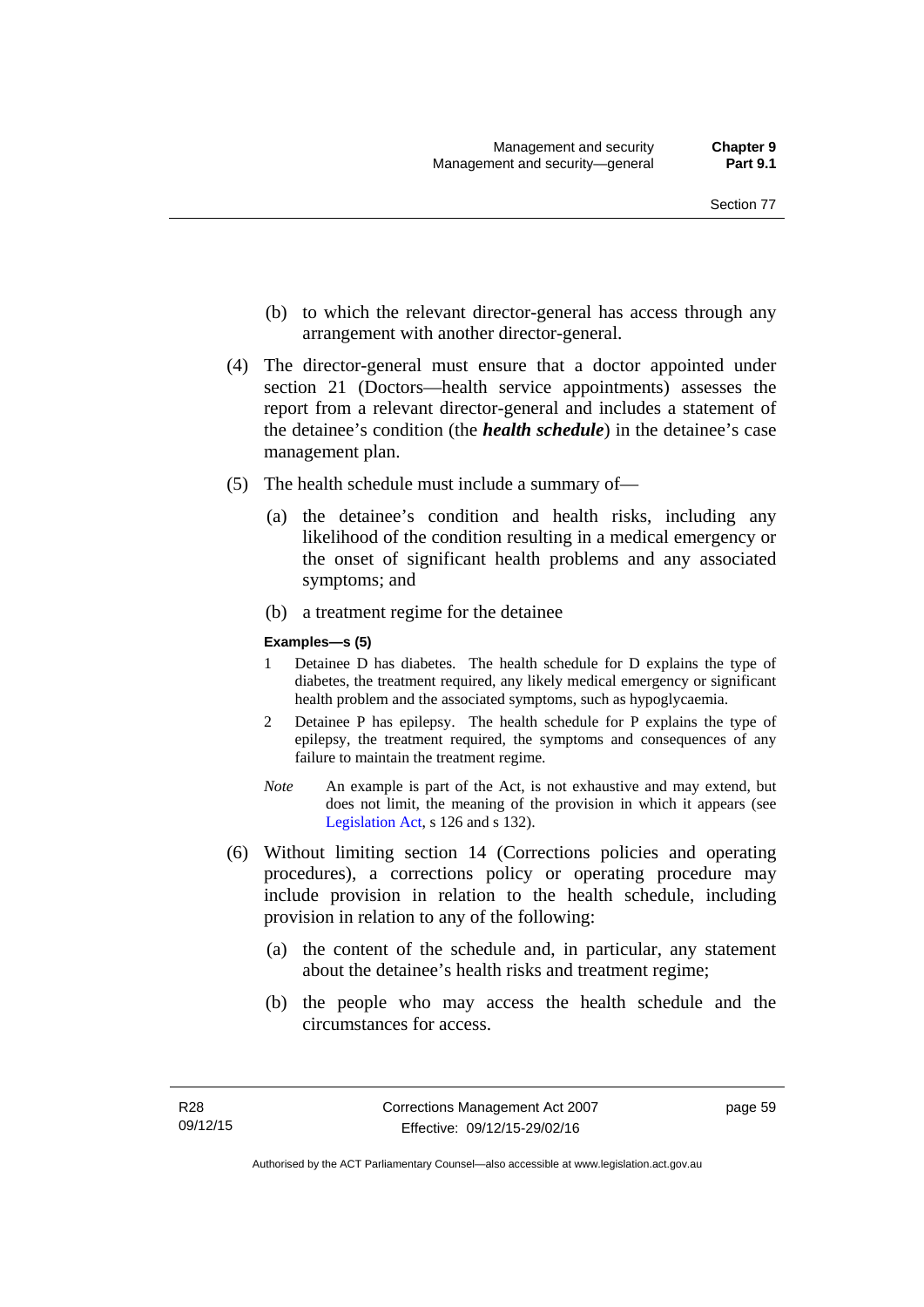(b) to which the relevant director-general has access through any arrangement with another director-general.

(4) The director-general must ensure that a doctor appointed under section 21 (Doctors—health service appointments) assesses the report from a relevant director-general and includes a statement of the detainee's condition (the ***health schedule***) in the detainee's case management plan.

(5) The health schedule must include a summary of—

(a) the detainee's condition and health risks, including any likelihood of the condition resulting in a medical emergency or the onset of significant health problems and any associated symptoms; and

(b) a treatment regime for the detainee

**Examples—s (5)**

1 Detainee D has diabetes. The health schedule for D explains the type of diabetes, the treatment required, any likely medical emergency or significant health problem and the associated symptoms, such as hypoglycaemia.

2 Detainee P has epilepsy. The health schedule for P explains the type of epilepsy, the treatment required, the symptoms and consequences of any failure to maintain the treatment regime.

*Note* An example is part of the Act, is not exhaustive and may extend, but does not limit, the meaning of the provision in which it appears (see Legislation Act, s 126 and s 132).

(6) Without limiting section 14 (Corrections policies and operating procedures), a corrections policy or operating procedure may include provision in relation to the health schedule, including provision in relation to any of the following:

(a) the content of the schedule and, in particular, any statement about the detainee's health risks and treatment regime;

(b) the people who may access the health schedule and the circumstances for access.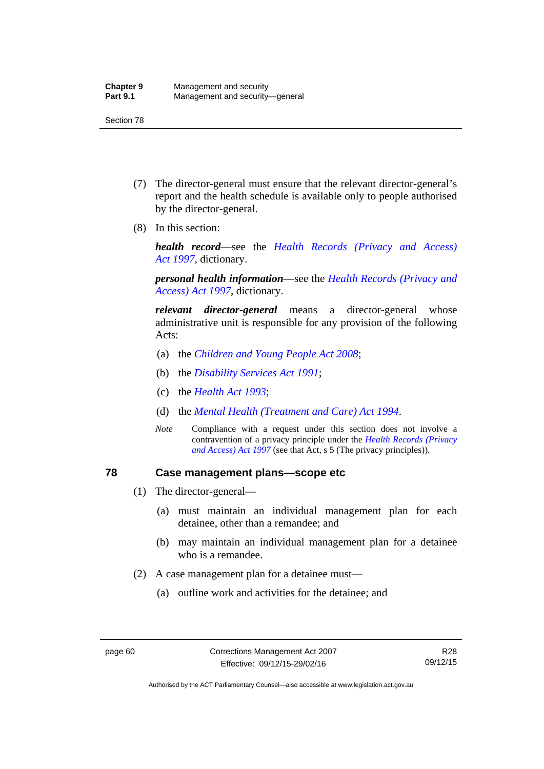(7) The director-general must ensure that the relevant director-general's report and the health schedule is available only to people authorised by the director-general.

(8) In this section:

***health record***—see the *Health Records (Privacy and Access) Act 1997*, dictionary.

***personal health information***—see the *Health Records (Privacy and Access) Act 1997*, dictionary.

***relevant director-general*** means a director-general whose administrative unit is responsible for any provision of the following Acts:

(a) the *Children and Young People Act 2008*;

(b) the *Disability Services Act 1991*;

(c) the *Health Act 1993*;

(d) the *Mental Health (Treatment and Care) Act 1994*.

*Note* Compliance with a request under this section does not involve a contravention of a privacy principle under the *Health Records (Privacy and Access) Act 1997* (see that Act, s 5 (The privacy principles)).

## 78 Case management plans—scope etc

(1) The director-general—

(a) must maintain an individual management plan for each detainee, other than a remandee; and

(b) may maintain an individual management plan for a detainee who is a remandee.

(2) A case management plan for a detainee must—

(a) outline work and activities for the detainee; and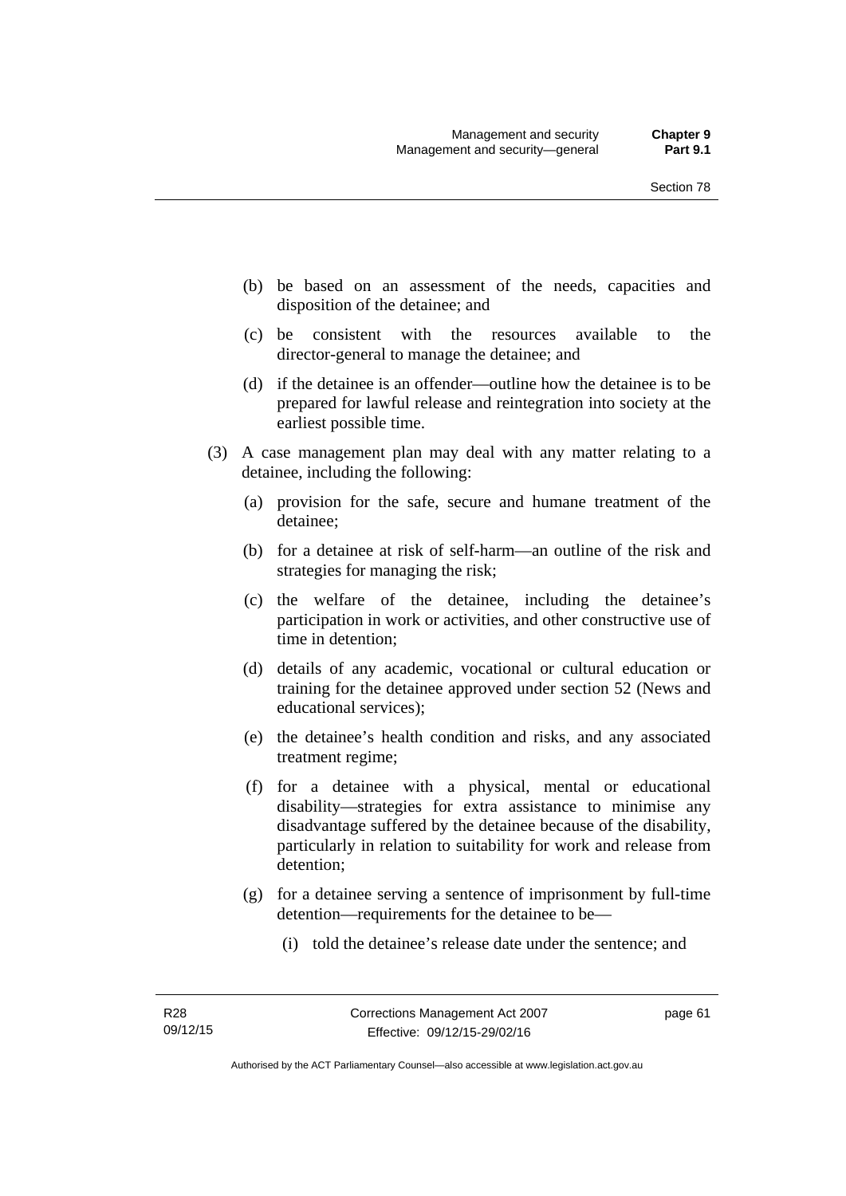(b) be based on an assessment of the needs, capacities and disposition of the detainee; and

(c) be consistent with the resources available to the director-general to manage the detainee; and

(d) if the detainee is an offender—outline how the detainee is to be prepared for lawful release and reintegration into society at the earliest possible time.

(3) A case management plan may deal with any matter relating to a detainee, including the following:

(a) provision for the safe, secure and humane treatment of the detainee;

(b) for a detainee at risk of self-harm—an outline of the risk and strategies for managing the risk;

(c) the welfare of the detainee, including the detainee's participation in work or activities, and other constructive use of time in detention;

(d) details of any academic, vocational or cultural education or training for the detainee approved under section 52 (News and educational services);

(e) the detainee's health condition and risks, and any associated treatment regime;

(f) for a detainee with a physical, mental or educational disability—strategies for extra assistance to minimise any disadvantage suffered by the detainee because of the disability, particularly in relation to suitability for work and release from detention;

(g) for a detainee serving a sentence of imprisonment by full-time detention—requirements for the detainee to be—

(i) told the detainee's release date under the sentence; and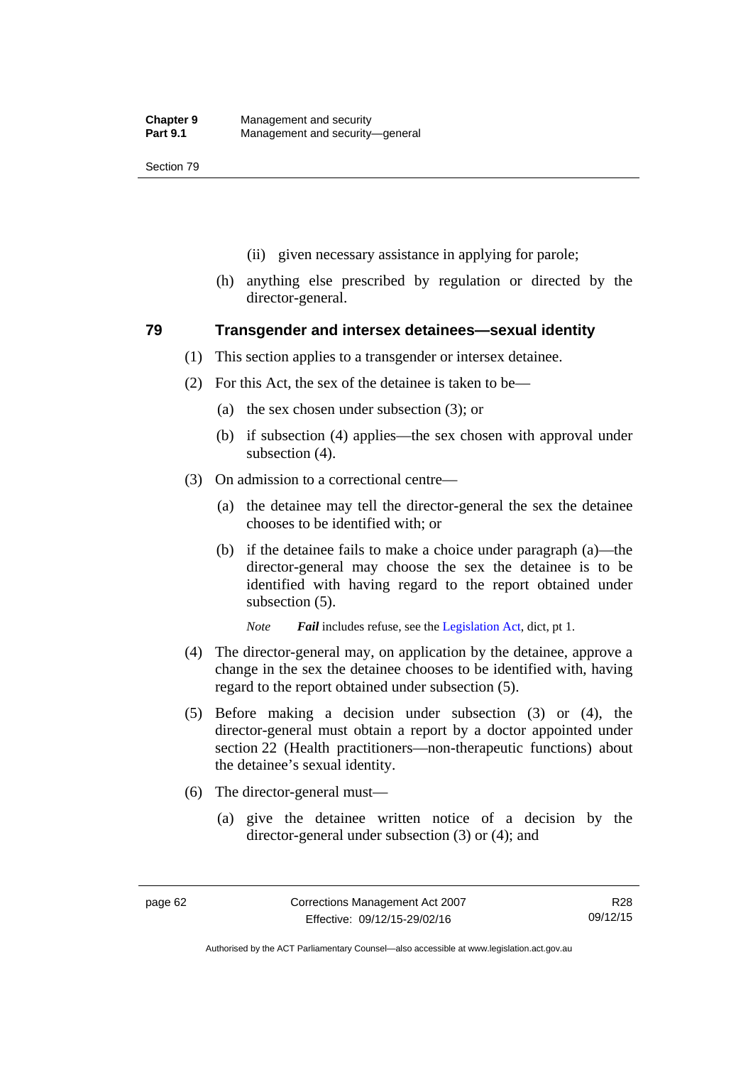(ii) given necessary assistance in applying for parole;

(h) anything else prescribed by regulation or directed by the director-general.

### 79 Transgender and intersex detainees—sexual identity

(1) This section applies to a transgender or intersex detainee.

(2) For this Act, the sex of the detainee is taken to be—

(a) the sex chosen under subsection (3); or

(b) if subsection (4) applies—the sex chosen with approval under subsection (4).

(3) On admission to a correctional centre—

(a) the detainee may tell the director-general the sex the detainee chooses to be identified with; or

(b) if the detainee fails to make a choice under paragraph (a)—the director-general may choose the sex the detainee is to be identified with having regard to the report obtained under subsection (5).

*Note* ***Fail*** includes refuse, see the Legislation Act, dict, pt 1.

(4) The director-general may, on application by the detainee, approve a change in the sex the detainee chooses to be identified with, having regard to the report obtained under subsection (5).

(5) Before making a decision under subsection (3) or (4), the director-general must obtain a report by a doctor appointed under section 22 (Health practitioners—non-therapeutic functions) about the detainee's sexual identity.

(6) The director-general must—

(a) give the detainee written notice of a decision by the director-general under subsection (3) or (4); and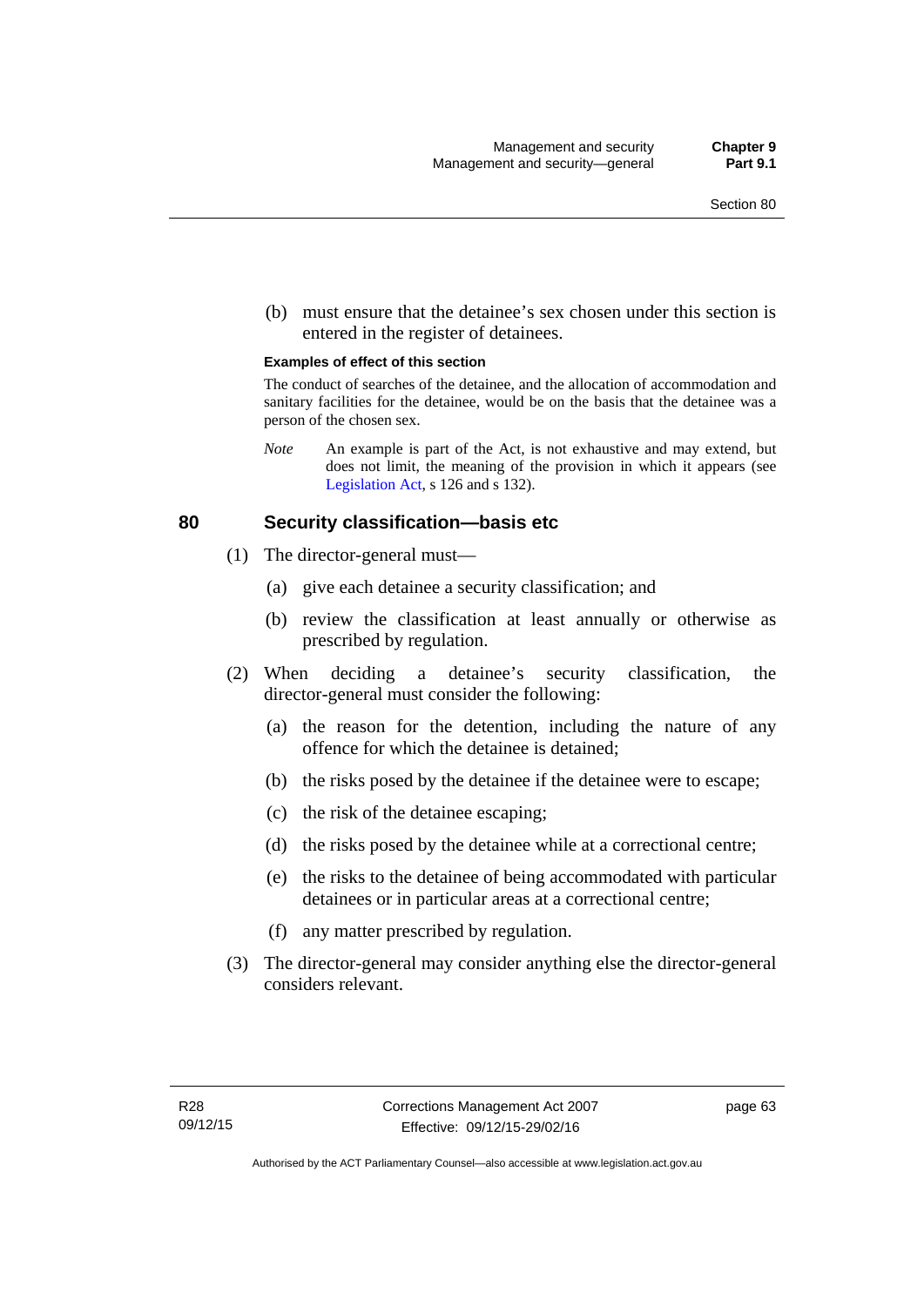(b) must ensure that the detainee's sex chosen under this section is entered in the register of detainees.

**Examples of effect of this section**

The conduct of searches of the detainee, and the allocation of accommodation and sanitary facilities for the detainee, would be on the basis that the detainee was a person of the chosen sex.

*Note* An example is part of the Act, is not exhaustive and may extend, but does not limit, the meaning of the provision in which it appears (see Legislation Act, s 126 and s 132).

## 80 Security classification—basis etc

(1) The director-general must—

(a) give each detainee a security classification; and

(b) review the classification at least annually or otherwise as prescribed by regulation.

(2) When deciding a detainee's security classification, the director-general must consider the following:

(a) the reason for the detention, including the nature of any offence for which the detainee is detained;

(b) the risks posed by the detainee if the detainee were to escape;

(c) the risk of the detainee escaping;

(d) the risks posed by the detainee while at a correctional centre;

(e) the risks to the detainee of being accommodated with particular detainees or in particular areas at a correctional centre;

(f) any matter prescribed by regulation.

(3) The director-general may consider anything else the director-general considers relevant.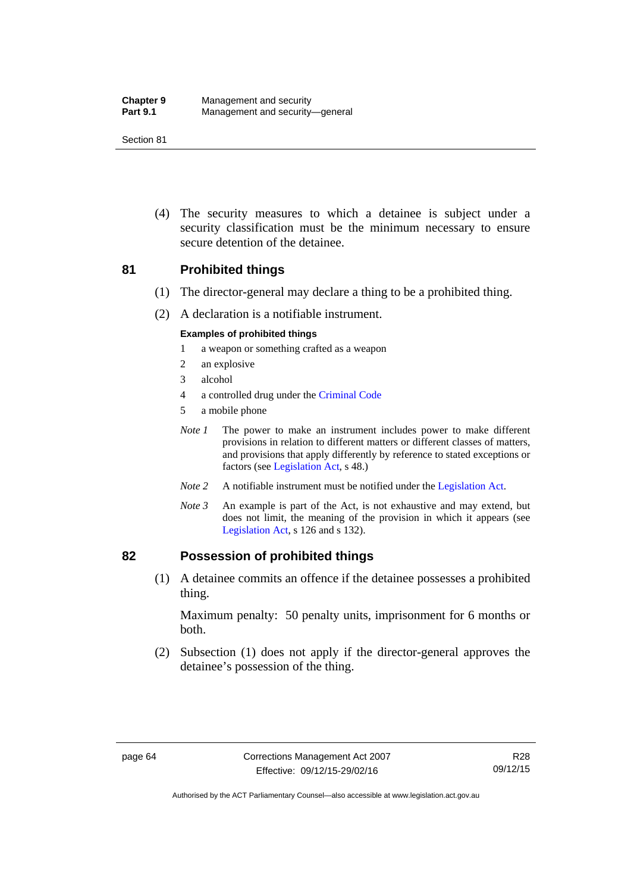(4) The security measures to which a detainee is subject under a security classification must be the minimum necessary to ensure secure detention of the detainee.

## 81 Prohibited things

(1) The director-general may declare a thing to be a prohibited thing.

(2) A declaration is a notifiable instrument.

**Examples of prohibited things**

1 a weapon or something crafted as a weapon

2 an explosive

3 alcohol

4 a controlled drug under the Criminal Code

5 a mobile phone

*Note 1* The power to make an instrument includes power to make different provisions in relation to different matters or different classes of matters, and provisions that apply differently by reference to stated exceptions or factors (see Legislation Act, s 48.)

*Note 2* A notifiable instrument must be notified under the Legislation Act.

*Note 3* An example is part of the Act, is not exhaustive and may extend, but does not limit, the meaning of the provision in which it appears (see Legislation Act, s 126 and s 132).

## 82 Possession of prohibited things

(1) A detainee commits an offence if the detainee possesses a prohibited thing.

Maximum penalty: 50 penalty units, imprisonment for 6 months or both.

(2) Subsection (1) does not apply if the director-general approves the detainee's possession of the thing.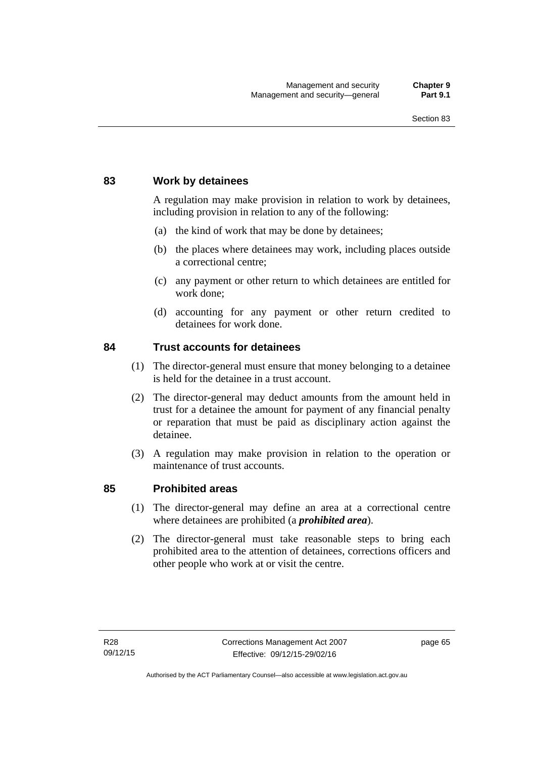## 83 Work by detainees

A regulation may make provision in relation to work by detainees, including provision in relation to any of the following:

(a) the kind of work that may be done by detainees;

(b) the places where detainees may work, including places outside a correctional centre;

(c) any payment or other return to which detainees are entitled for work done;

(d) accounting for any payment or other return credited to detainees for work done.

## 84 Trust accounts for detainees

(1) The director-general must ensure that money belonging to a detainee is held for the detainee in a trust account.

(2) The director-general may deduct amounts from the amount held in trust for a detainee the amount for payment of any financial penalty or reparation that must be paid as disciplinary action against the detainee.

(3) A regulation may make provision in relation to the operation or maintenance of trust accounts.

## 85 Prohibited areas

(1) The director-general may define an area at a correctional centre where detainees are prohibited (a ***prohibited area***).

(2) The director-general must take reasonable steps to bring each prohibited area to the attention of detainees, corrections officers and other people who work at or visit the centre.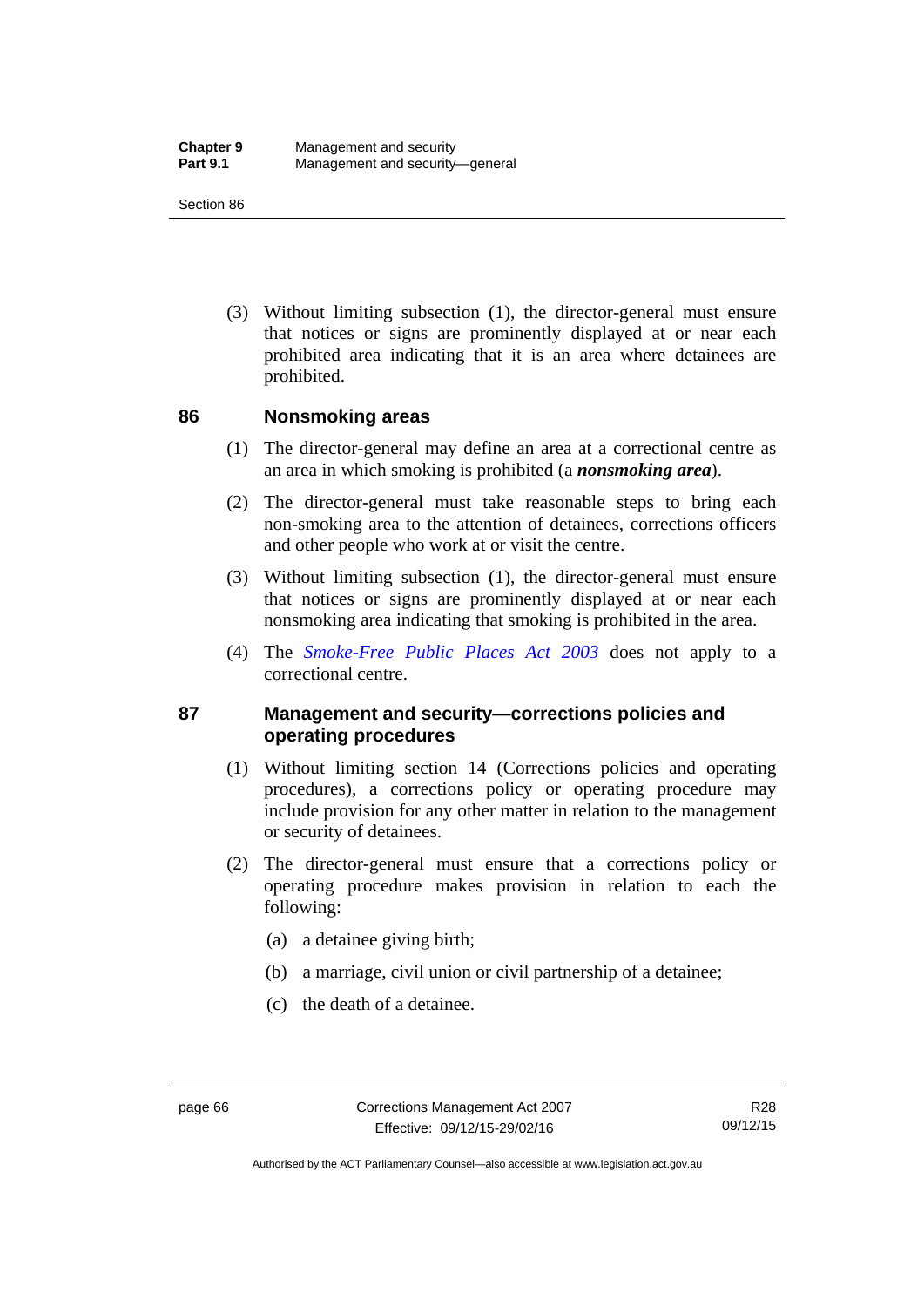(3) Without limiting subsection (1), the director-general must ensure that notices or signs are prominently displayed at or near each prohibited area indicating that it is an area where detainees are prohibited.

## 86 Nonsmoking areas

(1) The director-general may define an area at a correctional centre as an area in which smoking is prohibited (a ***nonsmoking area***).

(2) The director-general must take reasonable steps to bring each non-smoking area to the attention of detainees, corrections officers and other people who work at or visit the centre.

(3) Without limiting subsection (1), the director-general must ensure that notices or signs are prominently displayed at or near each nonsmoking area indicating that smoking is prohibited in the area.

(4) The *Smoke-Free Public Places Act 2003* does not apply to a correctional centre.

## 87 Management and security—corrections policies and operating procedures

(1) Without limiting section 14 (Corrections policies and operating procedures), a corrections policy or operating procedure may include provision for any other matter in relation to the management or security of detainees.

(2) The director-general must ensure that a corrections policy or operating procedure makes provision in relation to each the following:

(a) a detainee giving birth;

(b) a marriage, civil union or civil partnership of a detainee;

(c) the death of a detainee.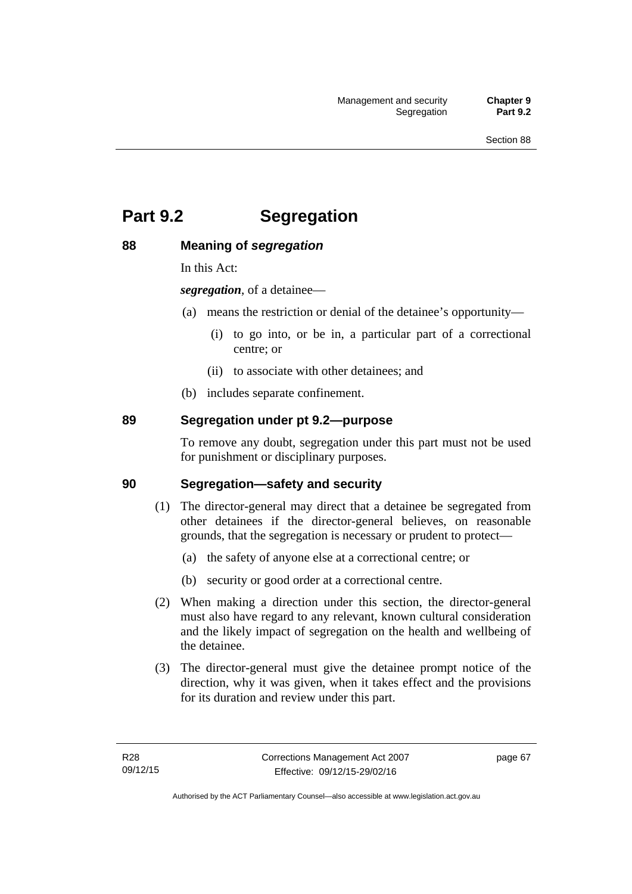# Part 9.2 Segregation

## 88 Meaning of *segregation*

In this Act:

***segregation***, of a detainee—

(a) means the restriction or denial of the detainee's opportunity—

  (i) to go into, or be in, a particular part of a correctional centre; or

  (ii) to associate with other detainees; and

(b) includes separate confinement.

## 89 Segregation under pt 9.2—purpose

To remove any doubt, segregation under this part must not be used for punishment or disciplinary purposes.

## 90 Segregation—safety and security

(1) The director-general may direct that a detainee be segregated from other detainees if the director-general believes, on reasonable grounds, that the segregation is necessary or prudent to protect—

  (a) the safety of anyone else at a correctional centre; or

  (b) security or good order at a correctional centre.

(2) When making a direction under this section, the director-general must also have regard to any relevant, known cultural consideration and the likely impact of segregation on the health and wellbeing of the detainee.

(3) The director-general must give the detainee prompt notice of the direction, why it was given, when it takes effect and the provisions for its duration and review under this part.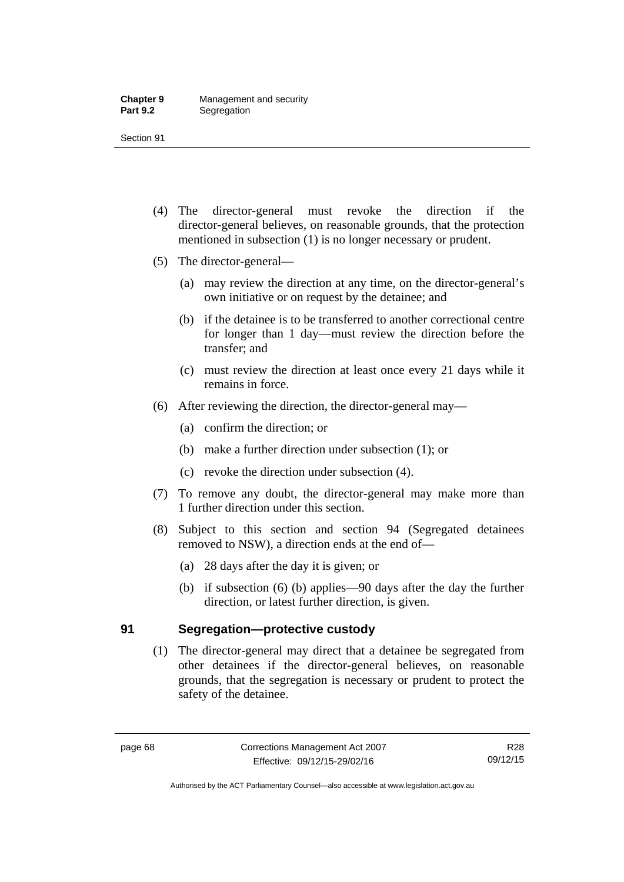(4) The director-general must revoke the direction if the director-general believes, on reasonable grounds, that the protection mentioned in subsection (1) is no longer necessary or prudent.

(5) The director-general—

(a) may review the direction at any time, on the director-general's own initiative or on request by the detainee; and

(b) if the detainee is to be transferred to another correctional centre for longer than 1 day—must review the direction before the transfer; and

(c) must review the direction at least once every 21 days while it remains in force.

(6) After reviewing the direction, the director-general may—

(a) confirm the direction; or

(b) make a further direction under subsection (1); or

(c) revoke the direction under subsection (4).

(7) To remove any doubt, the director-general may make more than 1 further direction under this section.

(8) Subject to this section and section 94 (Segregated detainees removed to NSW), a direction ends at the end of—

(a) 28 days after the day it is given; or

(b) if subsection (6) (b) applies—90 days after the day the further direction, or latest further direction, is given.

## 91 Segregation—protective custody

(1) The director-general may direct that a detainee be segregated from other detainees if the director-general believes, on reasonable grounds, that the segregation is necessary or prudent to protect the safety of the detainee.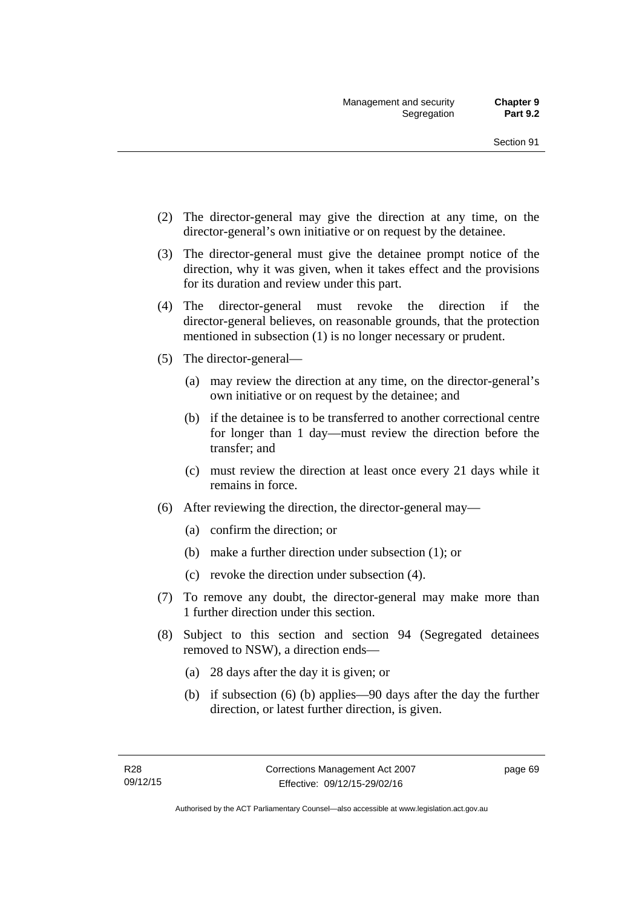(2) The director-general may give the direction at any time, on the director-general's own initiative or on request by the detainee.

(3) The director-general must give the detainee prompt notice of the direction, why it was given, when it takes effect and the provisions for its duration and review under this part.

(4) The director-general must revoke the direction if the director-general believes, on reasonable grounds, that the protection mentioned in subsection (1) is no longer necessary or prudent.

(5) The director-general—

- (a) may review the direction at any time, on the director-general's own initiative or on request by the detainee; and
- (b) if the detainee is to be transferred to another correctional centre for longer than 1 day—must review the direction before the transfer; and
- (c) must review the direction at least once every 21 days while it remains in force.

(6) After reviewing the direction, the director-general may—

- (a) confirm the direction; or
- (b) make a further direction under subsection (1); or
- (c) revoke the direction under subsection (4).

(7) To remove any doubt, the director-general may make more than 1 further direction under this section.

(8) Subject to this section and section 94 (Segregated detainees removed to NSW), a direction ends—

- (a) 28 days after the day it is given; or
- (b) if subsection (6) (b) applies—90 days after the day the further direction, or latest further direction, is given.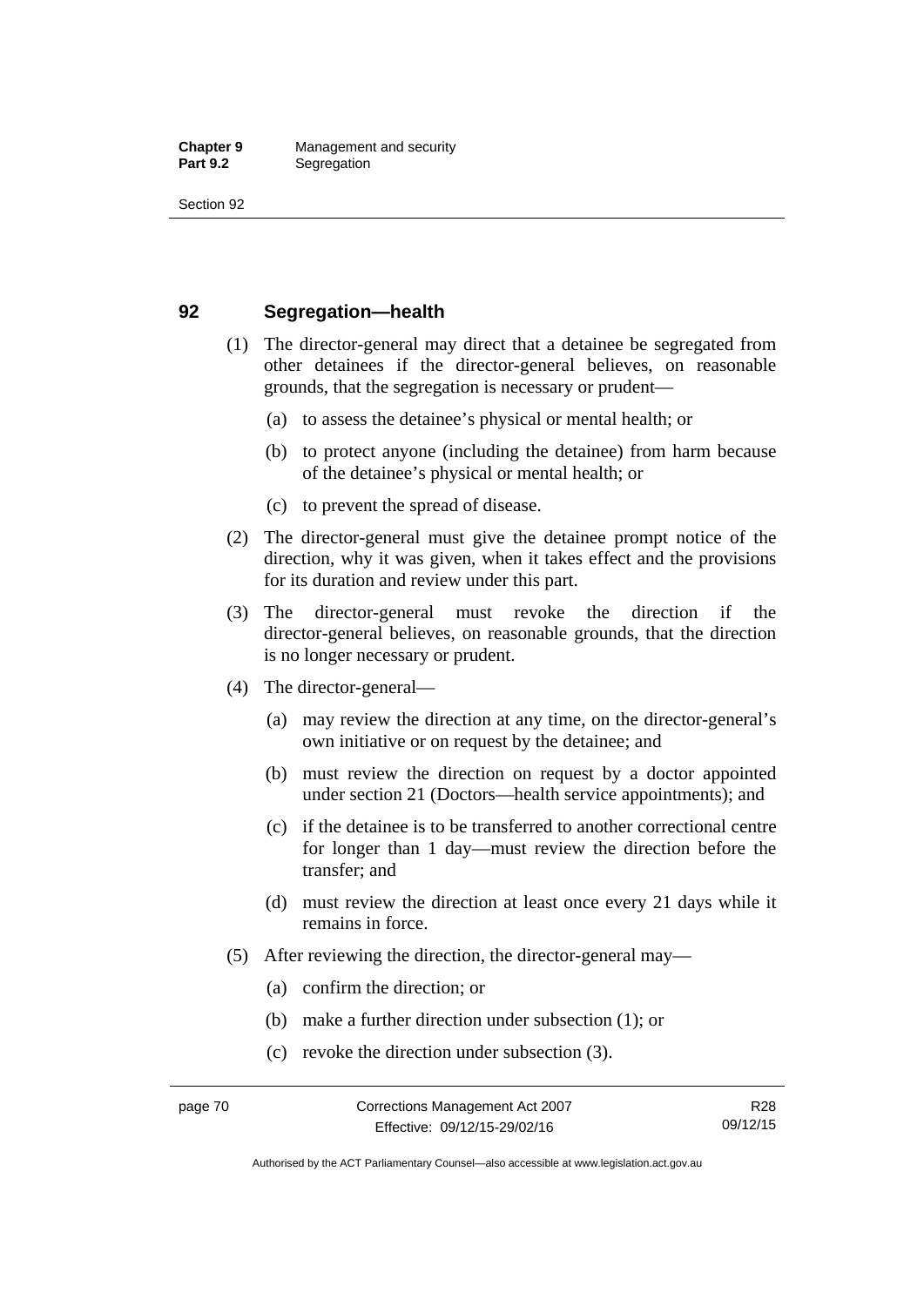## 92 Segregation—health

(1) The director-general may direct that a detainee be segregated from other detainees if the director-general believes, on reasonable grounds, that the segregation is necessary or prudent—

(a) to assess the detainee's physical or mental health; or

(b) to protect anyone (including the detainee) from harm because of the detainee's physical or mental health; or

(c) to prevent the spread of disease.

(2) The director-general must give the detainee prompt notice of the direction, why it was given, when it takes effect and the provisions for its duration and review under this part.

(3) The director-general must revoke the direction if the director-general believes, on reasonable grounds, that the direction is no longer necessary or prudent.

(4) The director-general—

(a) may review the direction at any time, on the director-general's own initiative or on request by the detainee; and

(b) must review the direction on request by a doctor appointed under section 21 (Doctors—health service appointments); and

(c) if the detainee is to be transferred to another correctional centre for longer than 1 day—must review the direction before the transfer; and

(d) must review the direction at least once every 21 days while it remains in force.

(5) After reviewing the direction, the director-general may—

(a) confirm the direction; or

(b) make a further direction under subsection (1); or

(c) revoke the direction under subsection (3).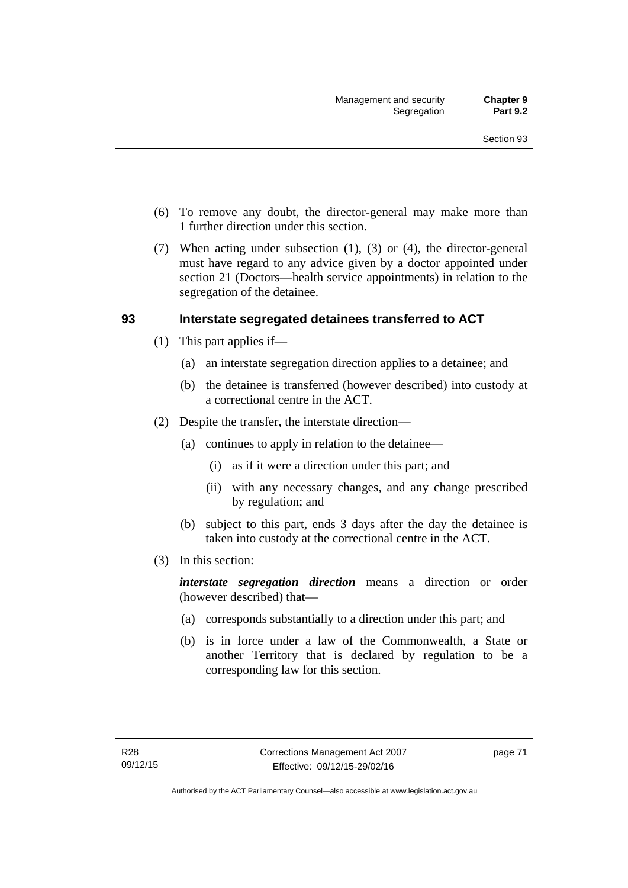(6) To remove any doubt, the director-general may make more than 1 further direction under this section.

(7) When acting under subsection (1), (3) or (4), the director-general must have regard to any advice given by a doctor appointed under section 21 (Doctors—health service appointments) in relation to the segregation of the detainee.

## 93 Interstate segregated detainees transferred to ACT

(1) This part applies if—

(a) an interstate segregation direction applies to a detainee; and

(b) the detainee is transferred (however described) into custody at a correctional centre in the ACT.

(2) Despite the transfer, the interstate direction—

(a) continues to apply in relation to the detainee—

(i) as if it were a direction under this part; and

(ii) with any necessary changes, and any change prescribed by regulation; and

(b) subject to this part, ends 3 days after the day the detainee is taken into custody at the correctional centre in the ACT.

(3) In this section:

***interstate segregation direction*** means a direction or order (however described) that—

(a) corresponds substantially to a direction under this part; and

(b) is in force under a law of the Commonwealth, a State or another Territory that is declared by regulation to be a corresponding law for this section.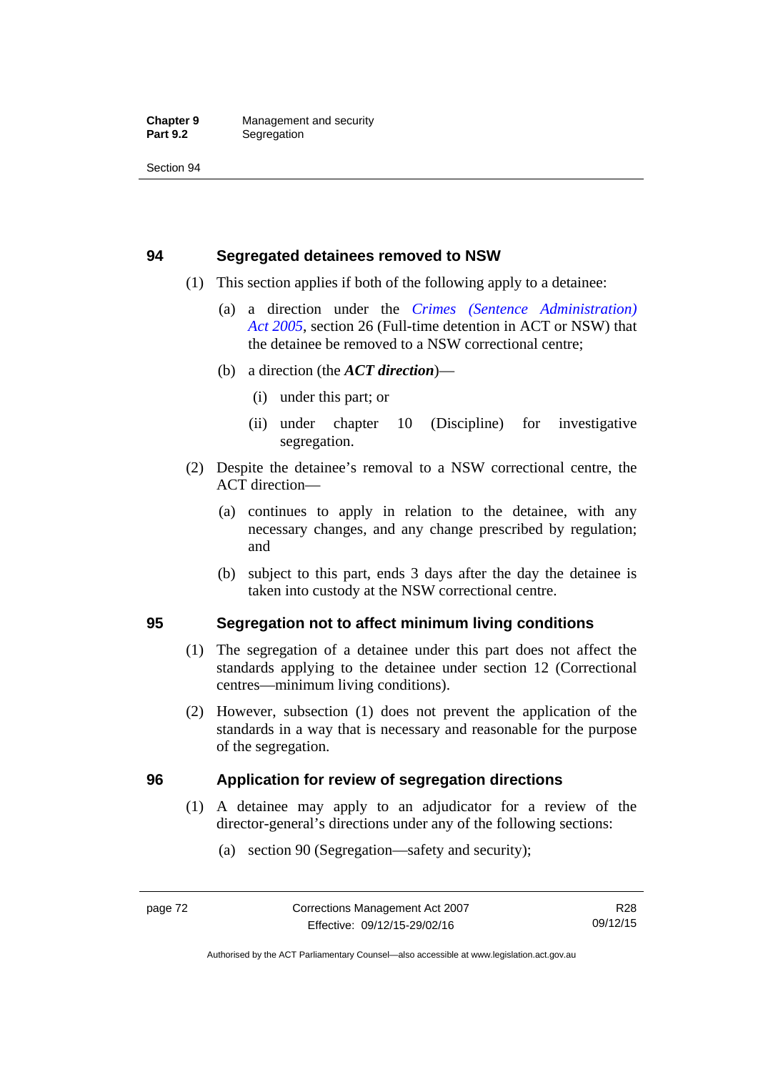## 94 Segregated detainees removed to NSW

(1) This section applies if both of the following apply to a detainee:

(a) a direction under the *Crimes (Sentence Administration) Act 2005*, section 26 (Full-time detention in ACT or NSW) that the detainee be removed to a NSW correctional centre;

(b) a direction (the ***ACT direction***)—

(i) under this part; or

(ii) under chapter 10 (Discipline) for investigative segregation.

(2) Despite the detainee's removal to a NSW correctional centre, the ACT direction—

(a) continues to apply in relation to the detainee, with any necessary changes, and any change prescribed by regulation; and

(b) subject to this part, ends 3 days after the day the detainee is taken into custody at the NSW correctional centre.

## 95 Segregation not to affect minimum living conditions

(1) The segregation of a detainee under this part does not affect the standards applying to the detainee under section 12 (Correctional centres—minimum living conditions).

(2) However, subsection (1) does not prevent the application of the standards in a way that is necessary and reasonable for the purpose of the segregation.

## 96 Application for review of segregation directions

(1) A detainee may apply to an adjudicator for a review of the director-general's directions under any of the following sections:

(a) section 90 (Segregation—safety and security);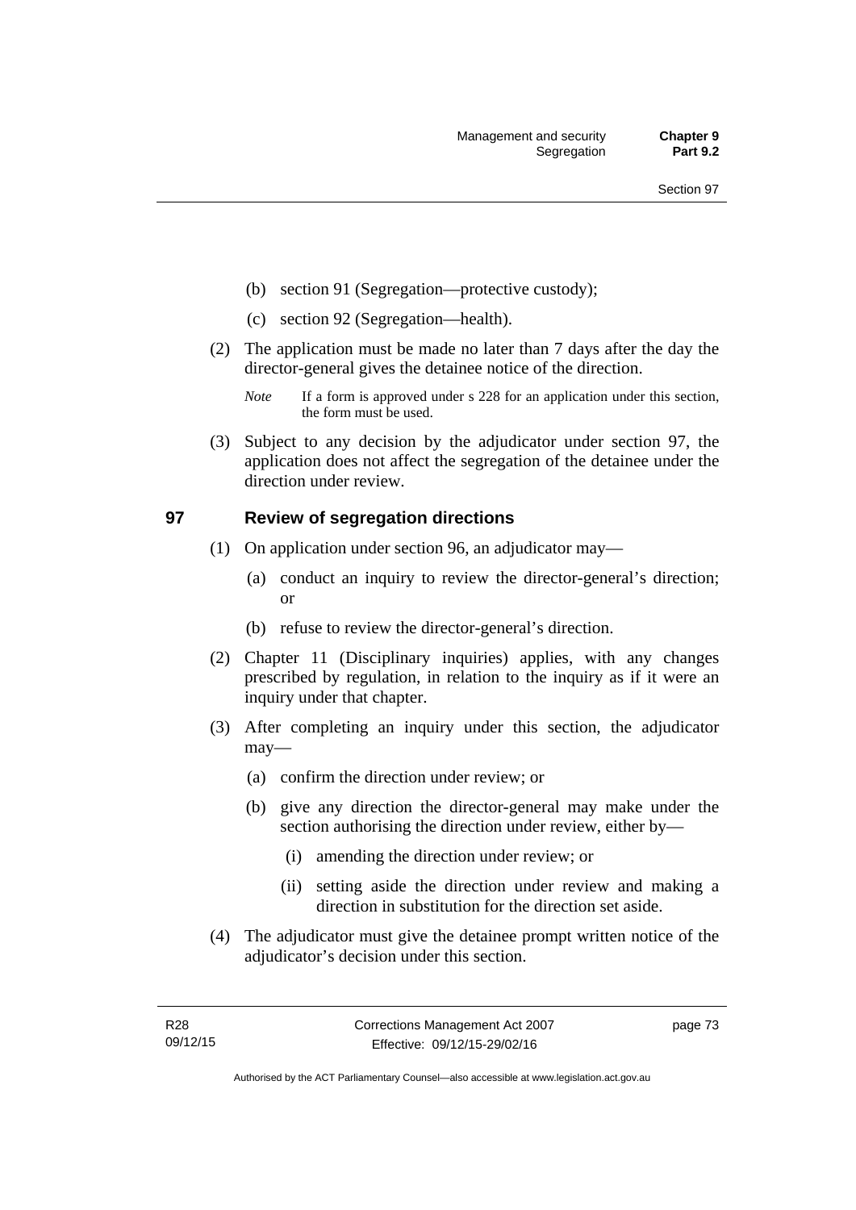(b) section 91 (Segregation—protective custody);

(c) section 92 (Segregation—health).

(2) The application must be made no later than 7 days after the day the director-general gives the detainee notice of the direction.

*Note* If a form is approved under s 228 for an application under this section, the form must be used.

(3) Subject to any decision by the adjudicator under section 97, the application does not affect the segregation of the detainee under the direction under review.

## 97 Review of segregation directions

(1) On application under section 96, an adjudicator may—

(a) conduct an inquiry to review the director-general's direction; or

(b) refuse to review the director-general's direction.

(2) Chapter 11 (Disciplinary inquiries) applies, with any changes prescribed by regulation, in relation to the inquiry as if it were an inquiry under that chapter.

(3) After completing an inquiry under this section, the adjudicator may—

(a) confirm the direction under review; or

(b) give any direction the director-general may make under the section authorising the direction under review, either by—

(i) amending the direction under review; or

(ii) setting aside the direction under review and making a direction in substitution for the direction set aside.

(4) The adjudicator must give the detainee prompt written notice of the adjudicator's decision under this section.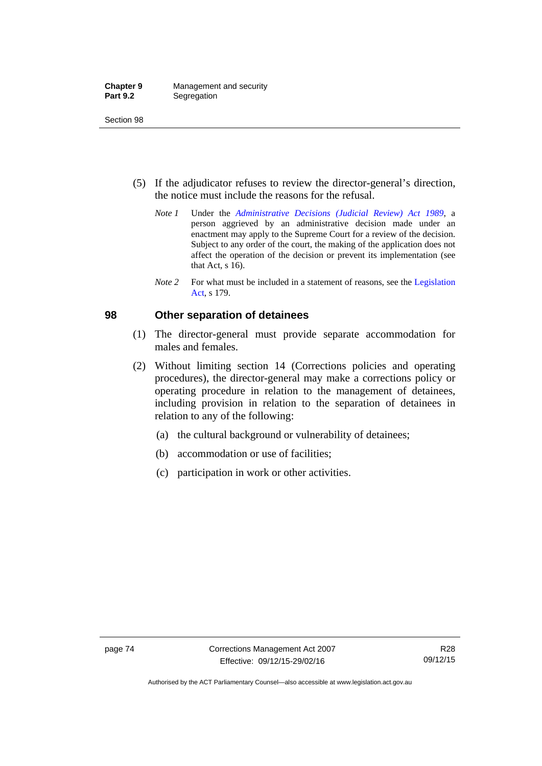(5) If the adjudicator refuses to review the director-general's direction, the notice must include the reasons for the refusal.

*Note 1* Under the *Administrative Decisions (Judicial Review) Act 1989*, a person aggrieved by an administrative decision made under an enactment may apply to the Supreme Court for a review of the decision. Subject to any order of the court, the making of the application does not affect the operation of the decision or prevent its implementation (see that Act, s 16).

*Note 2* For what must be included in a statement of reasons, see the Legislation Act, s 179.

## 98 Other separation of detainees

(1) The director-general must provide separate accommodation for males and females.

(2) Without limiting section 14 (Corrections policies and operating procedures), the director-general may make a corrections policy or operating procedure in relation to the management of detainees, including provision in relation to the separation of detainees in relation to any of the following:

(a) the cultural background or vulnerability of detainees;

(b) accommodation or use of facilities;

(c) participation in work or other activities.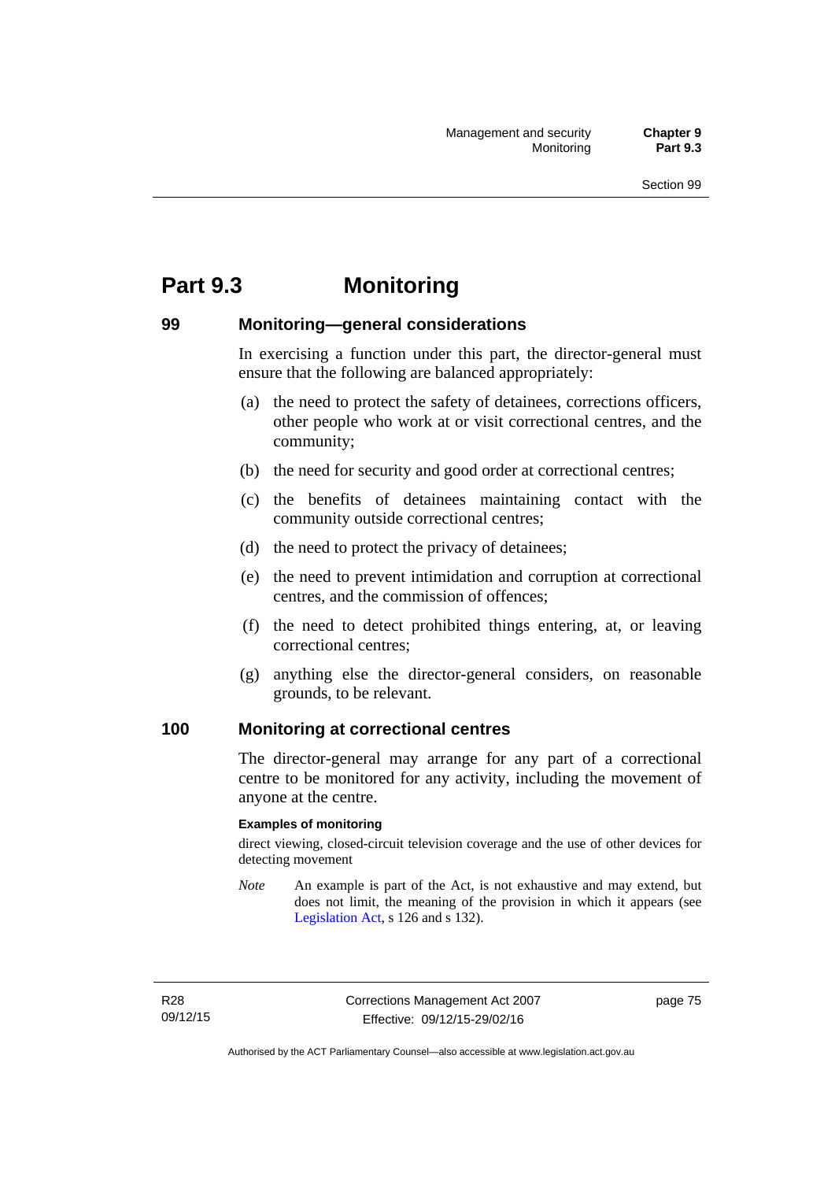# Part 9.3 Monitoring

## 99 Monitoring—general considerations

In exercising a function under this part, the director-general must ensure that the following are balanced appropriately:

(a) the need to protect the safety of detainees, corrections officers, other people who work at or visit correctional centres, and the community;

(b) the need for security and good order at correctional centres;

(c) the benefits of detainees maintaining contact with the community outside correctional centres;

(d) the need to protect the privacy of detainees;

(e) the need to prevent intimidation and corruption at correctional centres, and the commission of offences;

(f) the need to detect prohibited things entering, at, or leaving correctional centres;

(g) anything else the director-general considers, on reasonable grounds, to be relevant.

## 100 Monitoring at correctional centres

The director-general may arrange for any part of a correctional centre to be monitored for any activity, including the movement of anyone at the centre.

**Examples of monitoring**

direct viewing, closed-circuit television coverage and the use of other devices for detecting movement

*Note* An example is part of the Act, is not exhaustive and may extend, but does not limit, the meaning of the provision in which it appears (see Legislation Act, s 126 and s 132).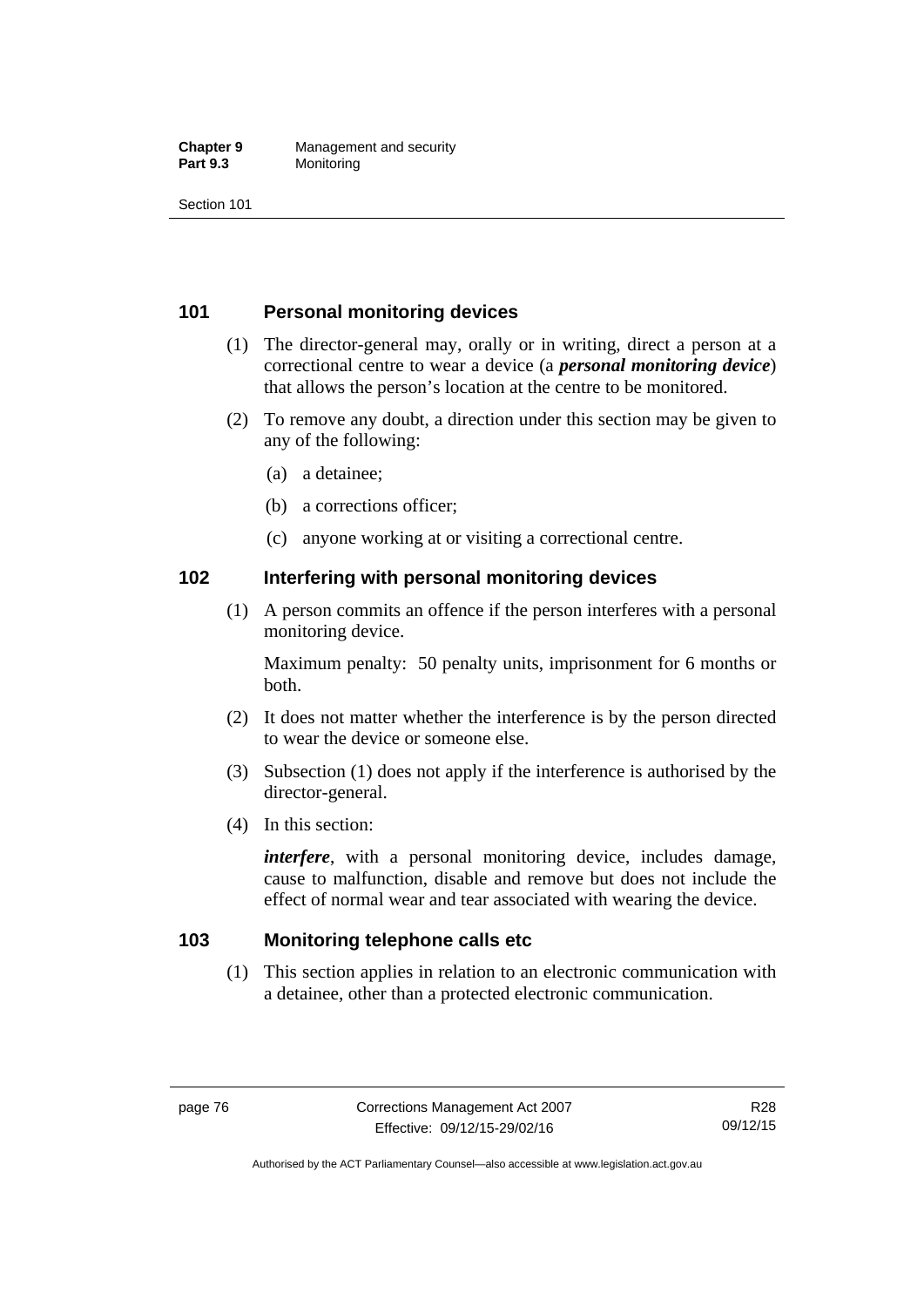## 101 Personal monitoring devices

(1) The director-general may, orally or in writing, direct a person at a correctional centre to wear a device (a ***personal monitoring device***) that allows the person's location at the centre to be monitored.

(2) To remove any doubt, a direction under this section may be given to any of the following:

(a) a detainee;

(b) a corrections officer;

(c) anyone working at or visiting a correctional centre.

## 102 Interfering with personal monitoring devices

(1) A person commits an offence if the person interferes with a personal monitoring device.

Maximum penalty: 50 penalty units, imprisonment for 6 months or both.

(2) It does not matter whether the interference is by the person directed to wear the device or someone else.

(3) Subsection (1) does not apply if the interference is authorised by the director-general.

(4) In this section:

***interfere***, with a personal monitoring device, includes damage, cause to malfunction, disable and remove but does not include the effect of normal wear and tear associated with wearing the device.

## 103 Monitoring telephone calls etc

(1) This section applies in relation to an electronic communication with a detainee, other than a protected electronic communication.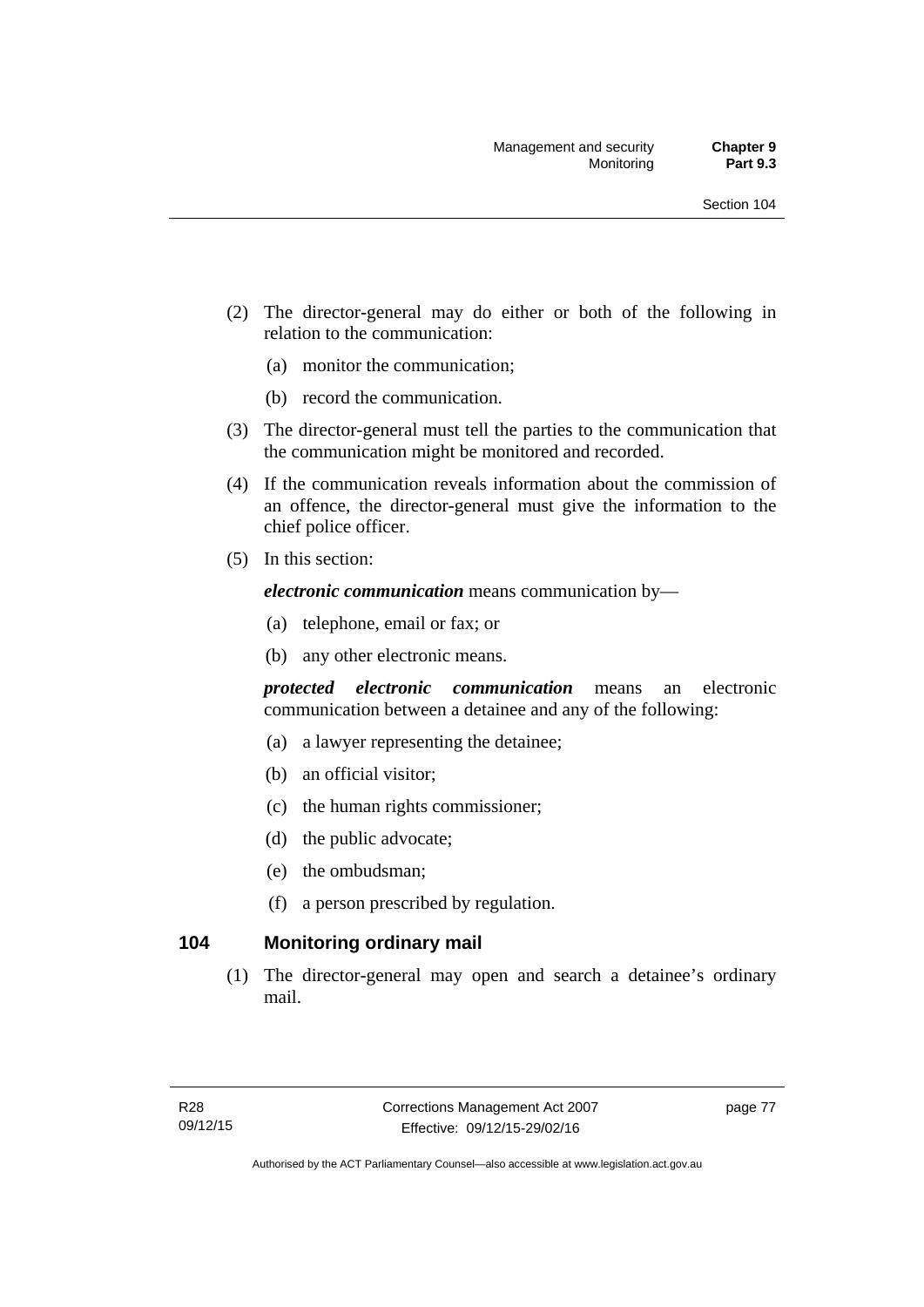(2) The director-general may do either or both of the following in relation to the communication:

(a) monitor the communication;

(b) record the communication.

(3) The director-general must tell the parties to the communication that the communication might be monitored and recorded.

(4) If the communication reveals information about the commission of an offence, the director-general must give the information to the chief police officer.

(5) In this section:

***electronic communication*** means communication by—

(a) telephone, email or fax; or

(b) any other electronic means.

***protected electronic communication*** means an electronic communication between a detainee and any of the following:

(a) a lawyer representing the detainee;

(b) an official visitor;

(c) the human rights commissioner;

(d) the public advocate;

(e) the ombudsman;

(f) a person prescribed by regulation.

## 104 Monitoring ordinary mail

(1) The director-general may open and search a detainee's ordinary mail.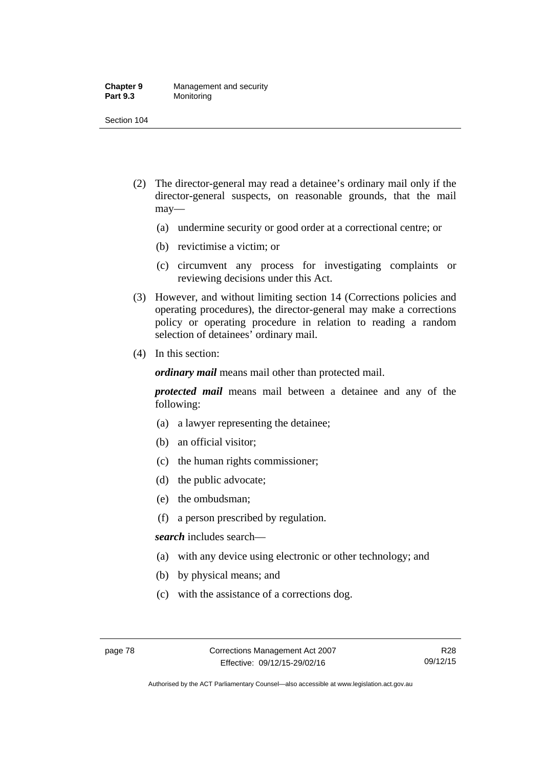(2) The director-general may read a detainee's ordinary mail only if the director-general suspects, on reasonable grounds, that the mail may—

  (a) undermine security or good order at a correctional centre; or

  (b) revictimise a victim; or

  (c) circumvent any process for investigating complaints or reviewing decisions under this Act.

(3) However, and without limiting section 14 (Corrections policies and operating procedures), the director-general may make a corrections policy or operating procedure in relation to reading a random selection of detainees' ordinary mail.

(4) In this section:

***ordinary mail*** means mail other than protected mail.

***protected mail*** means mail between a detainee and any of the following:

  (a) a lawyer representing the detainee;

  (b) an official visitor;

  (c) the human rights commissioner;

  (d) the public advocate;

  (e) the ombudsman;

  (f) a person prescribed by regulation.

***search*** includes search—

  (a) with any device using electronic or other technology; and

  (b) by physical means; and

  (c) with the assistance of a corrections dog.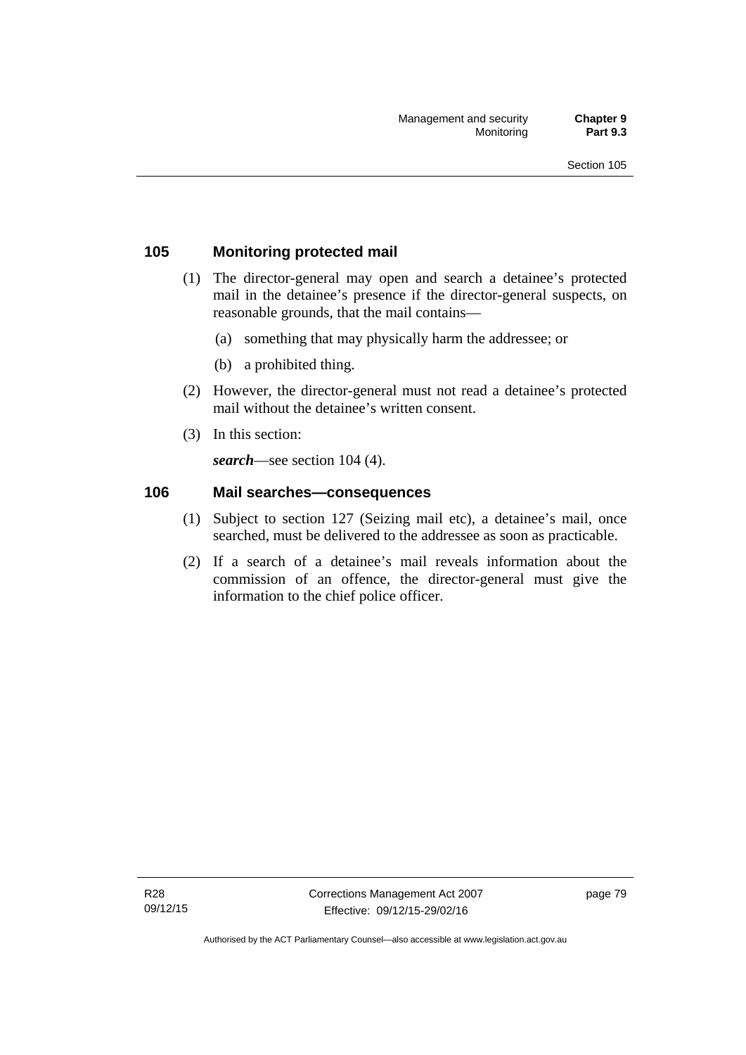## 105 Monitoring protected mail

(1) The director-general may open and search a detainee's protected mail in the detainee's presence if the director-general suspects, on reasonable grounds, that the mail contains—

(a) something that may physically harm the addressee; or

(b) a prohibited thing.

(2) However, the director-general must not read a detainee's protected mail without the detainee's written consent.

(3) In this section:

***search***—see section 104 (4).

## 106 Mail searches—consequences

(1) Subject to section 127 (Seizing mail etc), a detainee's mail, once searched, must be delivered to the addressee as soon as practicable.

(2) If a search of a detainee's mail reveals information about the commission of an offence, the director-general must give the information to the chief police officer.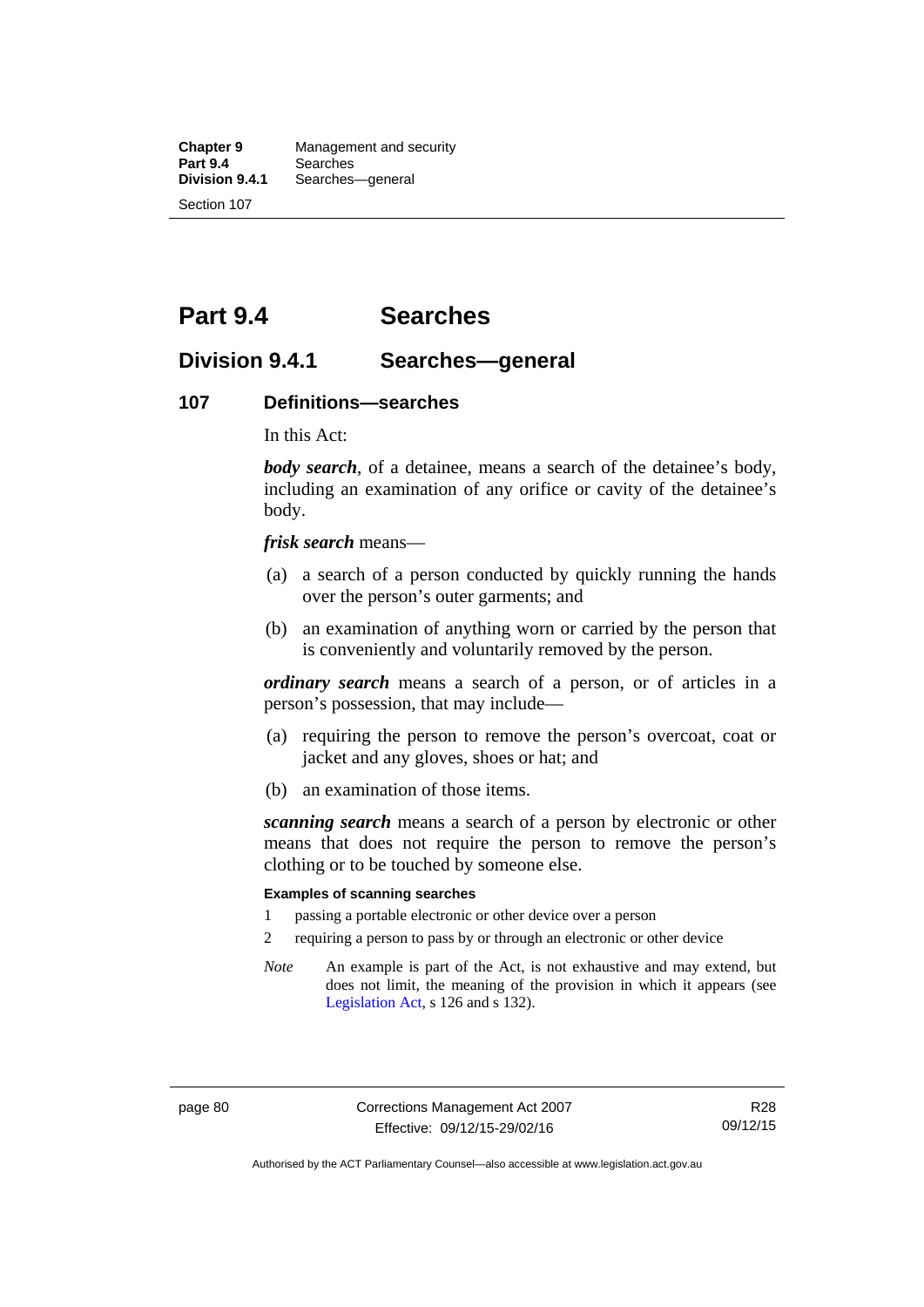# Part 9.4 Searches

## Division 9.4.1 Searches—general

### 107 Definitions—searches

In this Act:

***body search***, of a detainee, means a search of the detainee's body, including an examination of any orifice or cavity of the detainee's body.

***frisk search*** means—

(a) a search of a person conducted by quickly running the hands over the person's outer garments; and

(b) an examination of anything worn or carried by the person that is conveniently and voluntarily removed by the person.

***ordinary search*** means a search of a person, or of articles in a person's possession, that may include—

(a) requiring the person to remove the person's overcoat, coat or jacket and any gloves, shoes or hat; and

(b) an examination of those items.

***scanning search*** means a search of a person by electronic or other means that does not require the person to remove the person's clothing or to be touched by someone else.

**Examples of scanning searches**

1 passing a portable electronic or other device over a person

2 requiring a person to pass by or through an electronic or other device

*Note* An example is part of the Act, is not exhaustive and may extend, but does not limit, the meaning of the provision in which it appears (see Legislation Act, s 126 and s 132).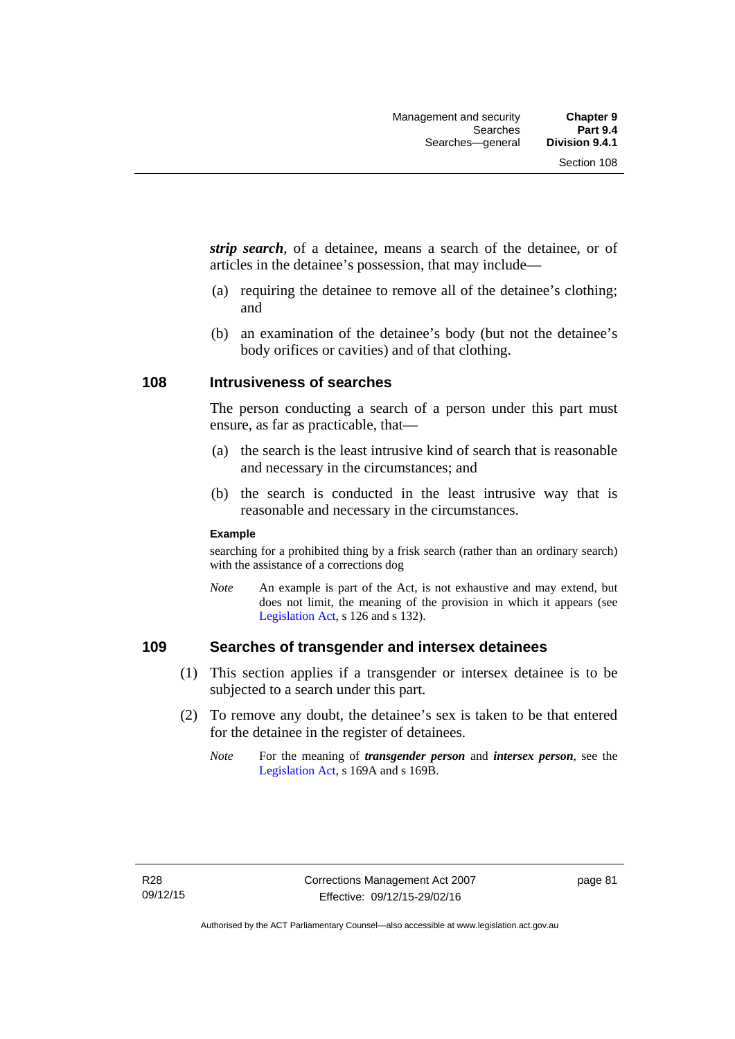***strip search***, of a detainee, means a search of the detainee, or of articles in the detainee's possession, that may include—

(a) requiring the detainee to remove all of the detainee's clothing; and

(b) an examination of the detainee's body (but not the detainee's body orifices or cavities) and of that clothing.

## 108 Intrusiveness of searches

The person conducting a search of a person under this part must ensure, as far as practicable, that—

(a) the search is the least intrusive kind of search that is reasonable and necessary in the circumstances; and

(b) the search is conducted in the least intrusive way that is reasonable and necessary in the circumstances.

**Example**

searching for a prohibited thing by a frisk search (rather than an ordinary search) with the assistance of a corrections dog

*Note* An example is part of the Act, is not exhaustive and may extend, but does not limit, the meaning of the provision in which it appears (see Legislation Act, s 126 and s 132).

## 109 Searches of transgender and intersex detainees

(1) This section applies if a transgender or intersex detainee is to be subjected to a search under this part.

(2) To remove any doubt, the detainee's sex is taken to be that entered for the detainee in the register of detainees.

*Note* For the meaning of ***transgender person*** and ***intersex person***, see the Legislation Act, s 169A and s 169B.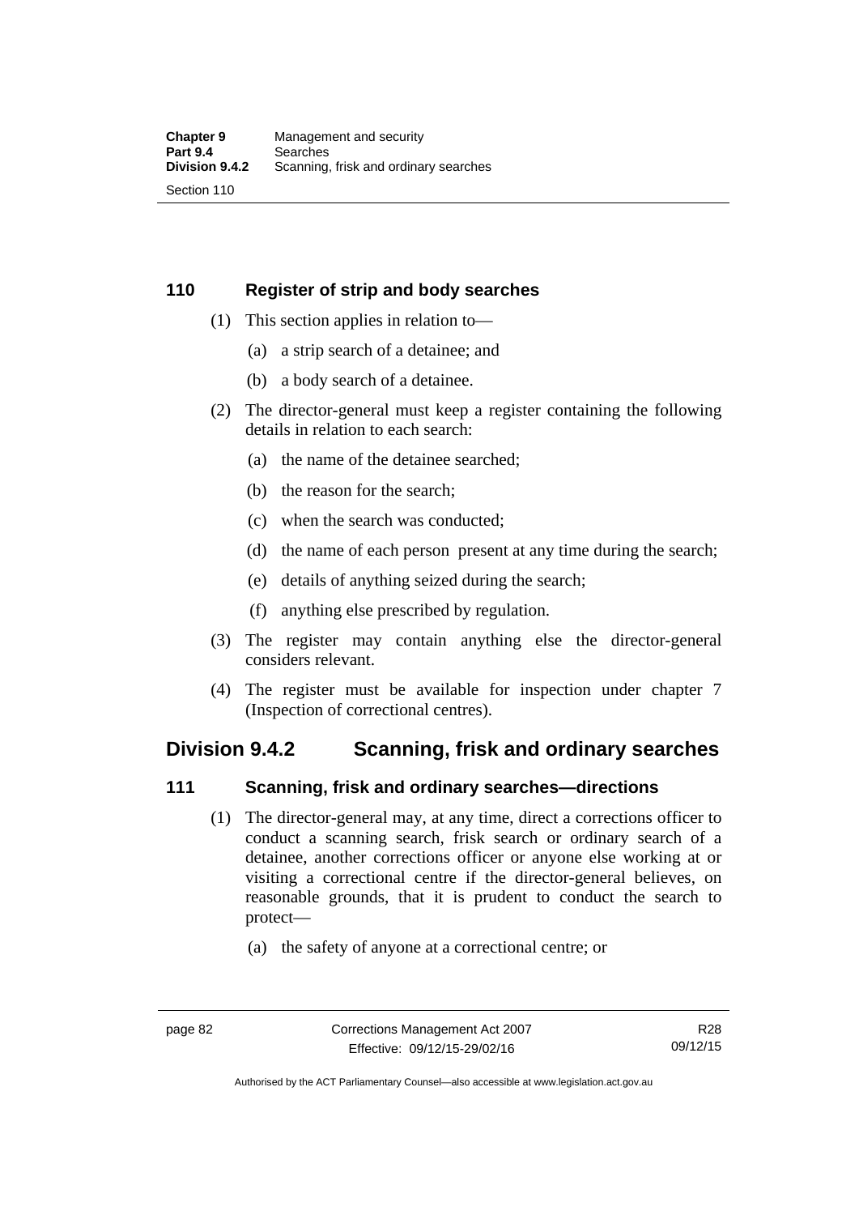### 110 Register of strip and body searches

(1) This section applies in relation to—

(a) a strip search of a detainee; and

(b) a body search of a detainee.

(2) The director-general must keep a register containing the following details in relation to each search:

(a) the name of the detainee searched;

(b) the reason for the search;

(c) when the search was conducted;

(d) the name of each person present at any time during the search;

(e) details of anything seized during the search;

(f) anything else prescribed by regulation.

(3) The register may contain anything else the director-general considers relevant.

(4) The register must be available for inspection under chapter 7 (Inspection of correctional centres).

## Division 9.4.2 Scanning, frisk and ordinary searches

### 111 Scanning, frisk and ordinary searches—directions

(1) The director-general may, at any time, direct a corrections officer to conduct a scanning search, frisk search or ordinary search of a detainee, another corrections officer or anyone else working at or visiting a correctional centre if the director-general believes, on reasonable grounds, that it is prudent to conduct the search to protect—

(a) the safety of anyone at a correctional centre; or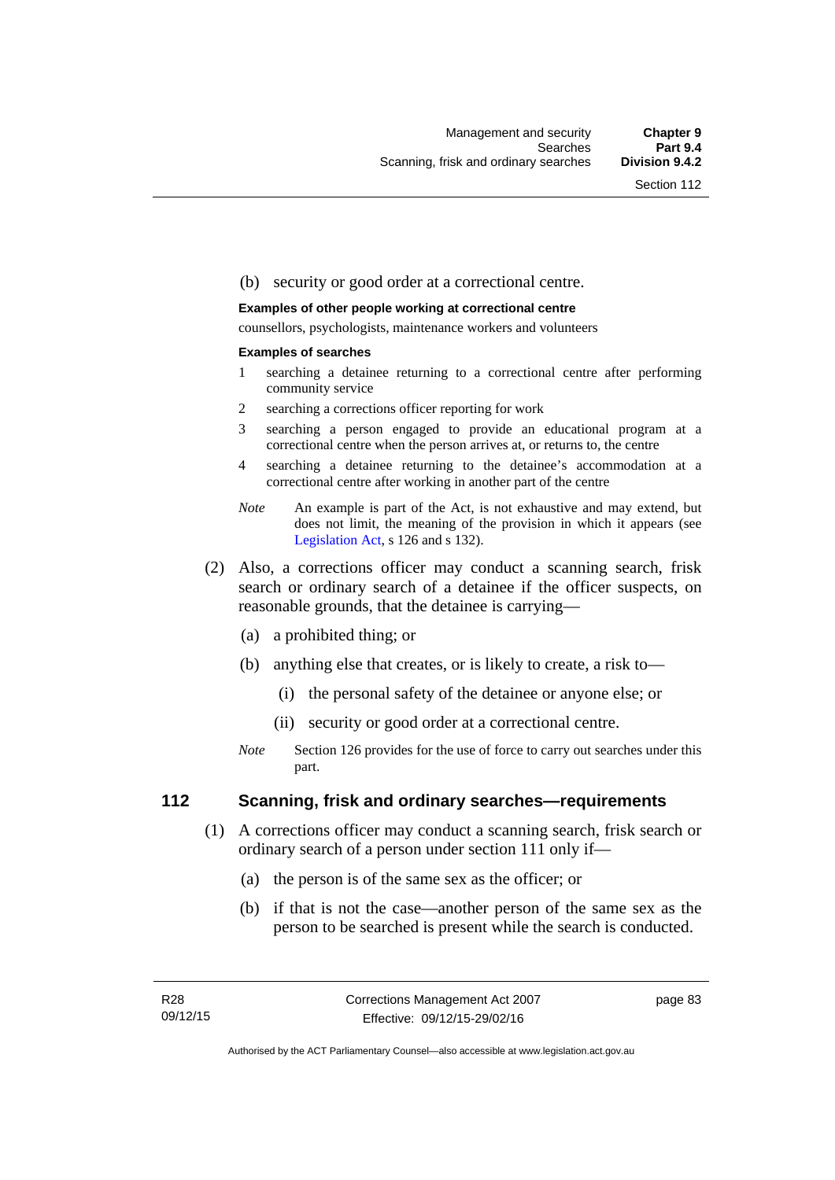(b) security or good order at a correctional centre.

**Examples of other people working at correctional centre**

counsellors, psychologists, maintenance workers and volunteers

**Examples of searches**

1 searching a detainee returning to a correctional centre after performing community service

2 searching a corrections officer reporting for work

3 searching a person engaged to provide an educational program at a correctional centre when the person arrives at, or returns to, the centre

4 searching a detainee returning to the detainee's accommodation at a correctional centre after working in another part of the centre

*Note* An example is part of the Act, is not exhaustive and may extend, but does not limit, the meaning of the provision in which it appears (see Legislation Act, s 126 and s 132).

(2) Also, a corrections officer may conduct a scanning search, frisk search or ordinary search of a detainee if the officer suspects, on reasonable grounds, that the detainee is carrying—

(a) a prohibited thing; or

(b) anything else that creates, or is likely to create, a risk to—

(i) the personal safety of the detainee or anyone else; or

(ii) security or good order at a correctional centre.

*Note* Section 126 provides for the use of force to carry out searches under this part.

## 112 Scanning, frisk and ordinary searches—requirements

(1) A corrections officer may conduct a scanning search, frisk search or ordinary search of a person under section 111 only if—

(a) the person is of the same sex as the officer; or

(b) if that is not the case—another person of the same sex as the person to be searched is present while the search is conducted.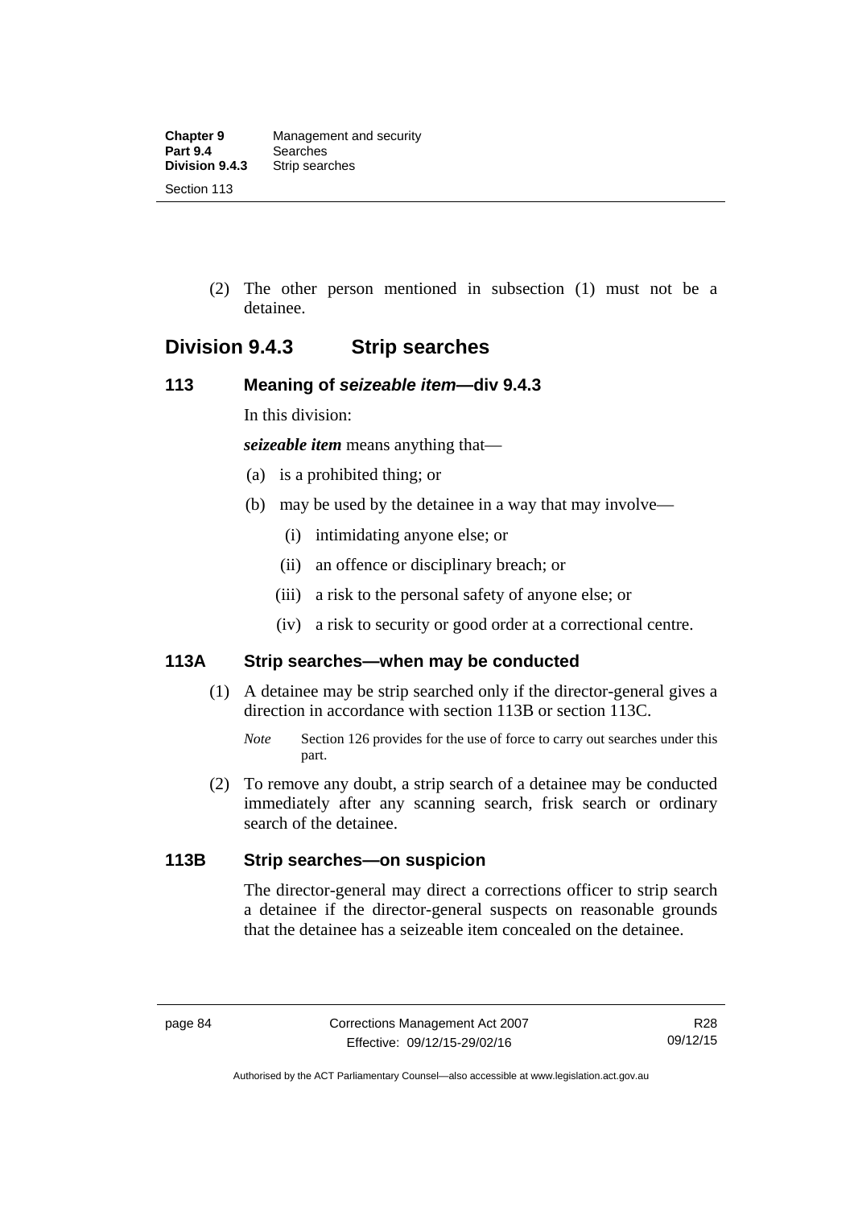(2) The other person mentioned in subsection (1) must not be a detainee.

## Division 9.4.3 Strip searches

### 113 Meaning of *seizeable item*—div 9.4.3

In this division:

***seizeable item*** means anything that—

(a) is a prohibited thing; or

(b) may be used by the detainee in a way that may involve—

(i) intimidating anyone else; or

(ii) an offence or disciplinary breach; or

(iii) a risk to the personal safety of anyone else; or

(iv) a risk to security or good order at a correctional centre.

### 113A Strip searches—when may be conducted

(1) A detainee may be strip searched only if the director-general gives a direction in accordance with section 113B or section 113C.

*Note* Section 126 provides for the use of force to carry out searches under this part.

(2) To remove any doubt, a strip search of a detainee may be conducted immediately after any scanning search, frisk search or ordinary search of the detainee.

### 113B Strip searches—on suspicion

The director-general may direct a corrections officer to strip search a detainee if the director-general suspects on reasonable grounds that the detainee has a seizeable item concealed on the detainee.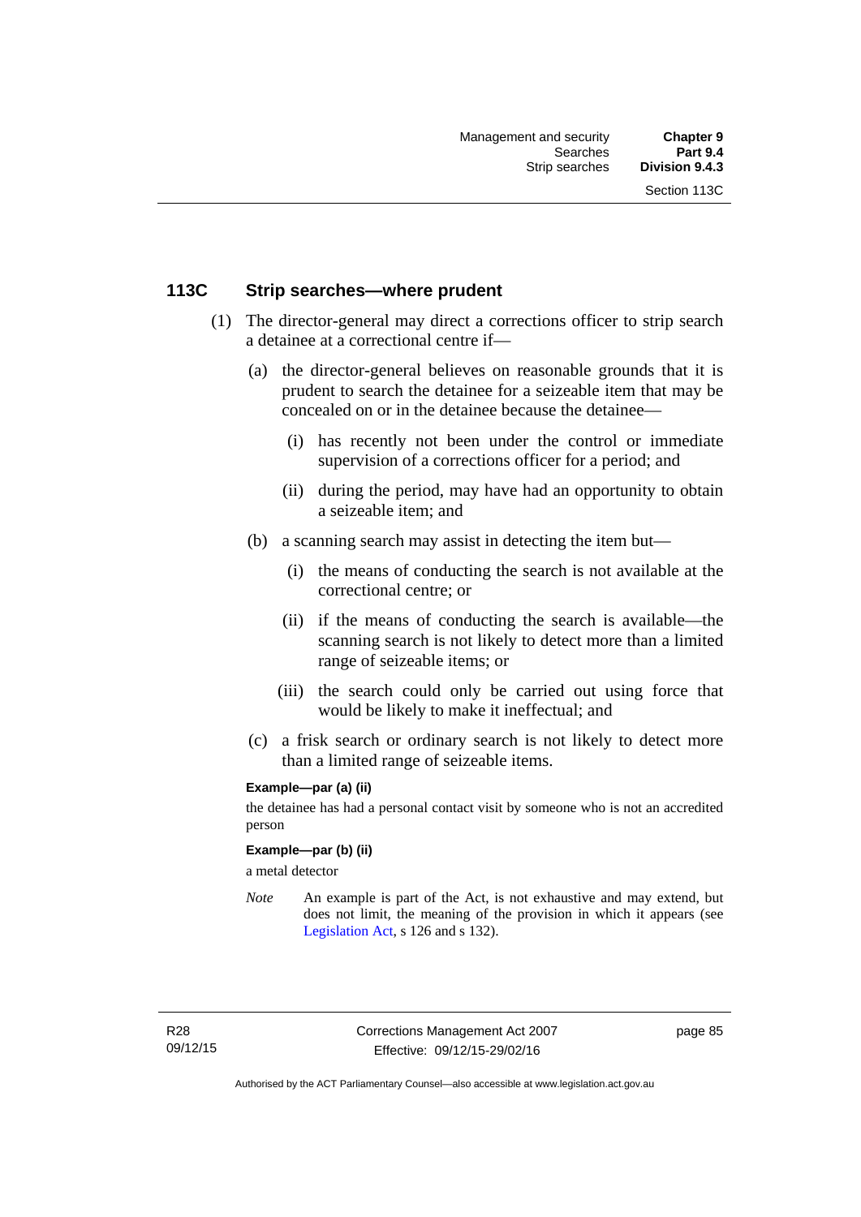## 113C Strip searches—where prudent

(1) The director-general may direct a corrections officer to strip search a detainee at a correctional centre if—

(a) the director-general believes on reasonable grounds that it is prudent to search the detainee for a seizeable item that may be concealed on or in the detainee because the detainee—

(i) has recently not been under the control or immediate supervision of a corrections officer for a period; and

(ii) during the period, may have had an opportunity to obtain a seizeable item; and

(b) a scanning search may assist in detecting the item but—

(i) the means of conducting the search is not available at the correctional centre; or

(ii) if the means of conducting the search is available—the scanning search is not likely to detect more than a limited range of seizeable items; or

(iii) the search could only be carried out using force that would be likely to make it ineffectual; and

(c) a frisk search or ordinary search is not likely to detect more than a limited range of seizeable items.

**Example—par (a) (ii)**

the detainee has had a personal contact visit by someone who is not an accredited person

**Example—par (b) (ii)**

a metal detector

*Note* An example is part of the Act, is not exhaustive and may extend, but does not limit, the meaning of the provision in which it appears (see Legislation Act, s 126 and s 132).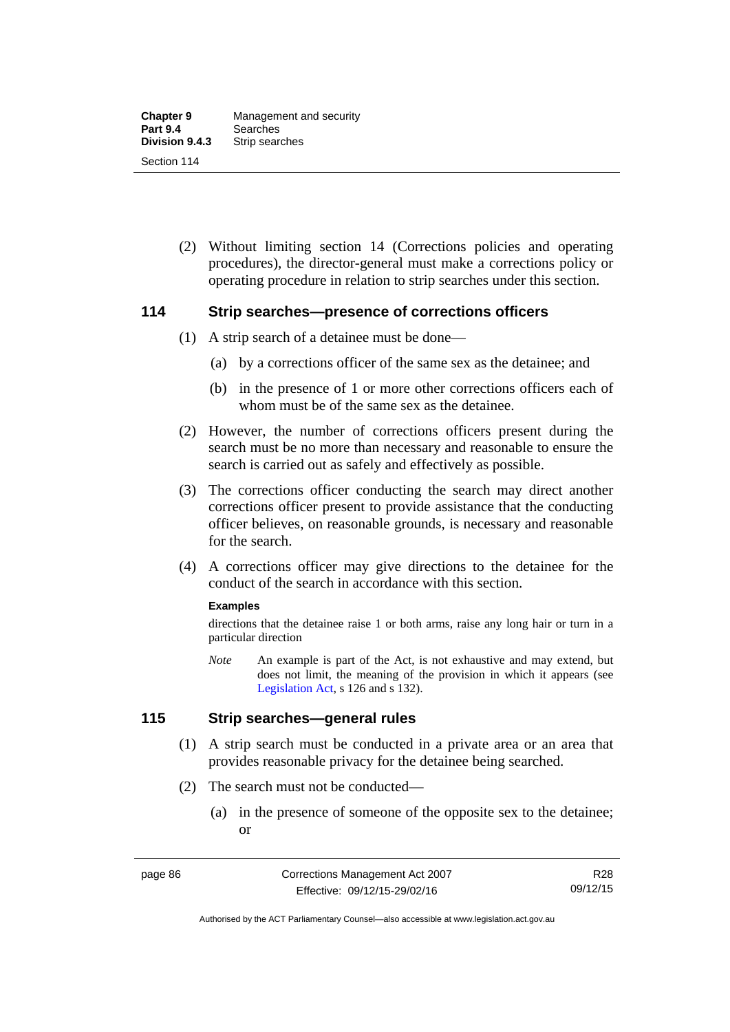(2) Without limiting section 14 (Corrections policies and operating procedures), the director-general must make a corrections policy or operating procedure in relation to strip searches under this section.

### 114 Strip searches—presence of corrections officers

(1) A strip search of a detainee must be done—

(a) by a corrections officer of the same sex as the detainee; and

(b) in the presence of 1 or more other corrections officers each of whom must be of the same sex as the detainee.

(2) However, the number of corrections officers present during the search must be no more than necessary and reasonable to ensure the search is carried out as safely and effectively as possible.

(3) The corrections officer conducting the search may direct another corrections officer present to provide assistance that the conducting officer believes, on reasonable grounds, is necessary and reasonable for the search.

(4) A corrections officer may give directions to the detainee for the conduct of the search in accordance with this section.

**Examples**

directions that the detainee raise 1 or both arms, raise any long hair or turn in a particular direction

*Note* An example is part of the Act, is not exhaustive and may extend, but does not limit, the meaning of the provision in which it appears (see Legislation Act, s 126 and s 132).

### 115 Strip searches—general rules

(1) A strip search must be conducted in a private area or an area that provides reasonable privacy for the detainee being searched.

(2) The search must not be conducted—

(a) in the presence of someone of the opposite sex to the detainee; or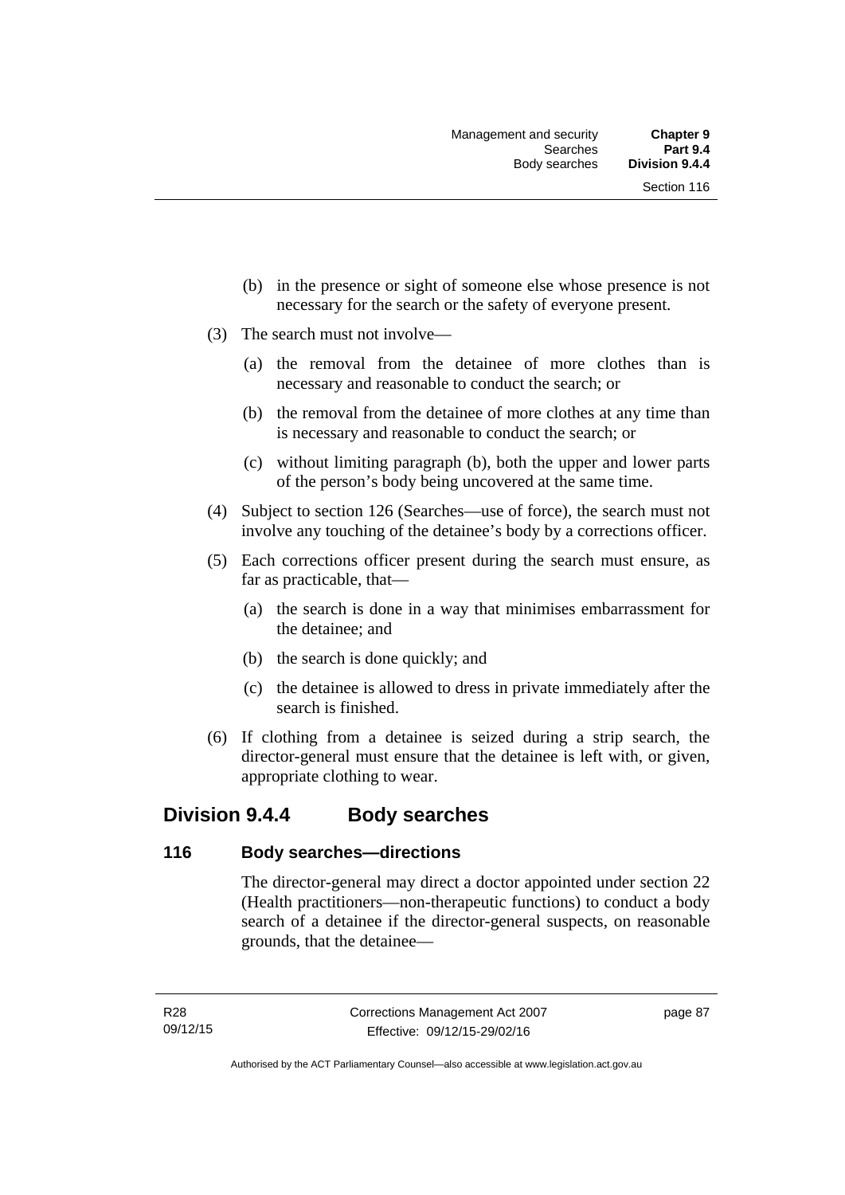(b) in the presence or sight of someone else whose presence is not necessary for the search or the safety of everyone present.

(3) The search must not involve—

(a) the removal from the detainee of more clothes than is necessary and reasonable to conduct the search; or

(b) the removal from the detainee of more clothes at any time than is necessary and reasonable to conduct the search; or

(c) without limiting paragraph (b), both the upper and lower parts of the person's body being uncovered at the same time.

(4) Subject to section 126 (Searches—use of force), the search must not involve any touching of the detainee's body by a corrections officer.

(5) Each corrections officer present during the search must ensure, as far as practicable, that—

(a) the search is done in a way that minimises embarrassment for the detainee; and

(b) the search is done quickly; and

(c) the detainee is allowed to dress in private immediately after the search is finished.

(6) If clothing from a detainee is seized during a strip search, the director-general must ensure that the detainee is left with, or given, appropriate clothing to wear.

## Division 9.4.4 Body searches

### 116 Body searches—directions

The director-general may direct a doctor appointed under section 22 (Health practitioners—non-therapeutic functions) to conduct a body search of a detainee if the director-general suspects, on reasonable grounds, that the detainee—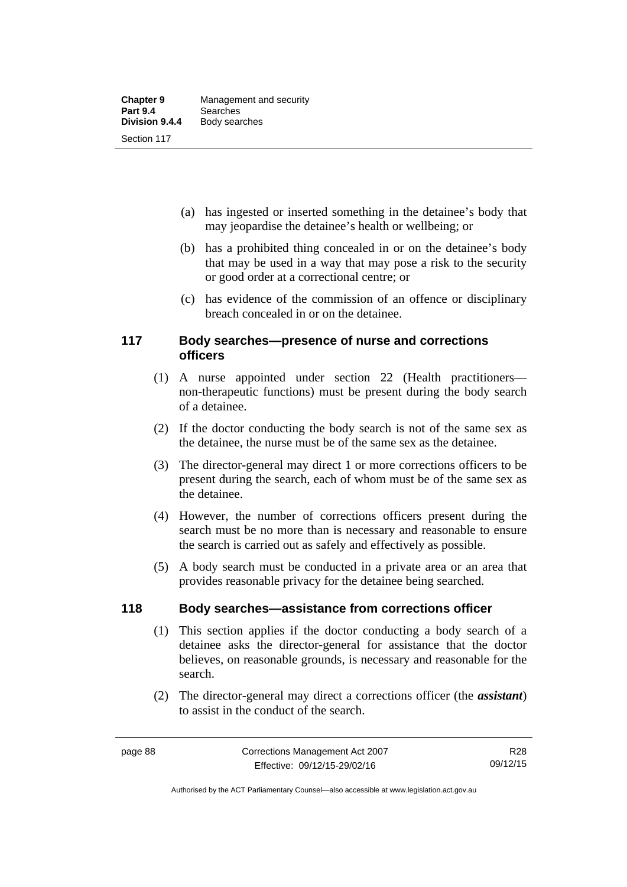(a) has ingested or inserted something in the detainee's body that may jeopardise the detainee's health or wellbeing; or

(b) has a prohibited thing concealed in or on the detainee's body that may be used in a way that may pose a risk to the security or good order at a correctional centre; or

(c) has evidence of the commission of an offence or disciplinary breach concealed in or on the detainee.

## 117 Body searches—presence of nurse and corrections officers

(1) A nurse appointed under section 22 (Health practitioners—non-therapeutic functions) must be present during the body search of a detainee.

(2) If the doctor conducting the body search is not of the same sex as the detainee, the nurse must be of the same sex as the detainee.

(3) The director-general may direct 1 or more corrections officers to be present during the search, each of whom must be of the same sex as the detainee.

(4) However, the number of corrections officers present during the search must be no more than is necessary and reasonable to ensure the search is carried out as safely and effectively as possible.

(5) A body search must be conducted in a private area or an area that provides reasonable privacy for the detainee being searched.

## 118 Body searches—assistance from corrections officer

(1) This section applies if the doctor conducting a body search of a detainee asks the director-general for assistance that the doctor believes, on reasonable grounds, is necessary and reasonable for the search.

(2) The director-general may direct a corrections officer (the ***assistant***) to assist in the conduct of the search.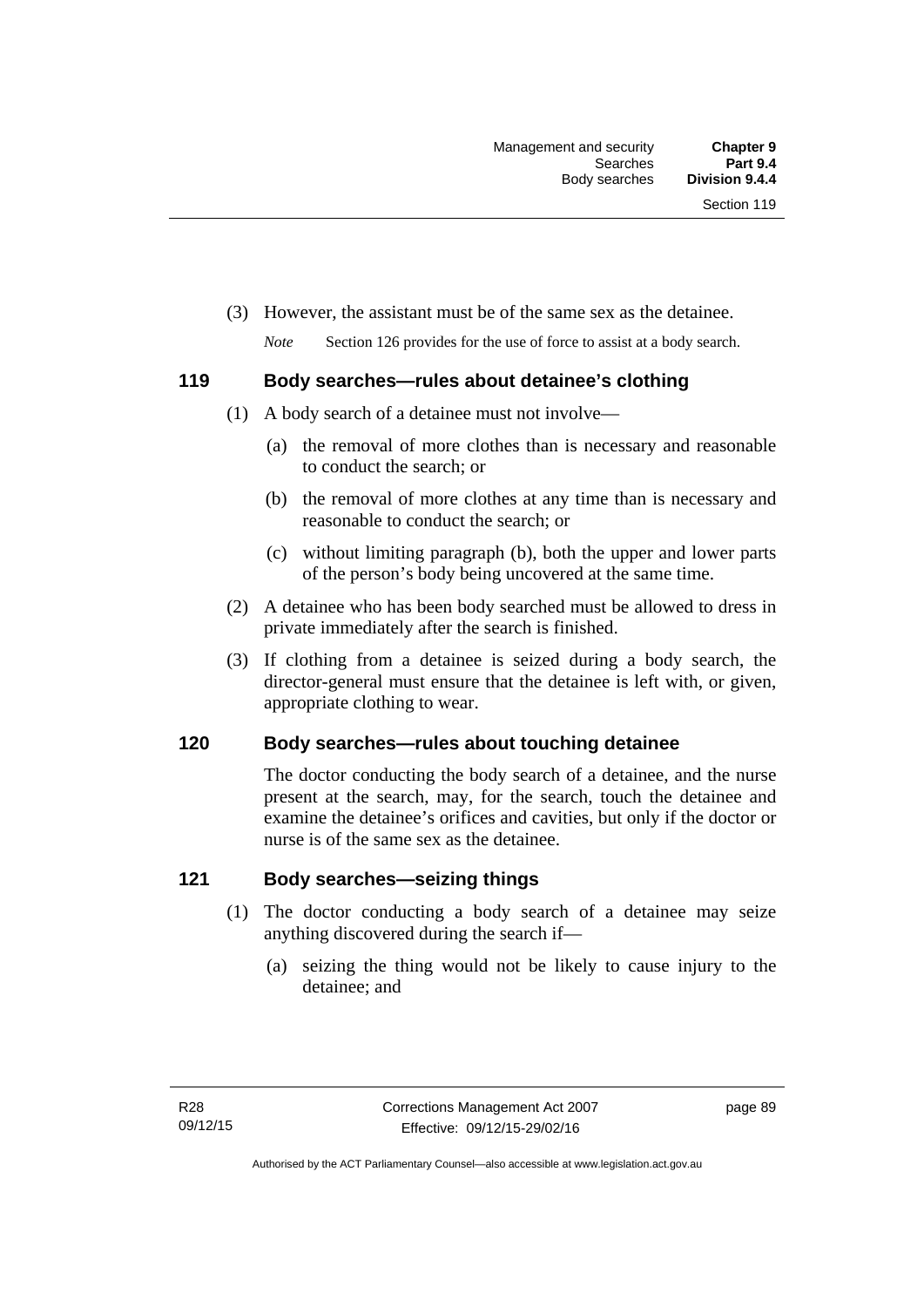(3) However, the assistant must be of the same sex as the detainee.

*Note* Section 126 provides for the use of force to assist at a body search.

### 119 Body searches—rules about detainee's clothing

(1) A body search of a detainee must not involve—

(a) the removal of more clothes than is necessary and reasonable to conduct the search; or

(b) the removal of more clothes at any time than is necessary and reasonable to conduct the search; or

(c) without limiting paragraph (b), both the upper and lower parts of the person's body being uncovered at the same time.

(2) A detainee who has been body searched must be allowed to dress in private immediately after the search is finished.

(3) If clothing from a detainee is seized during a body search, the director-general must ensure that the detainee is left with, or given, appropriate clothing to wear.

### 120 Body searches—rules about touching detainee

The doctor conducting the body search of a detainee, and the nurse present at the search, may, for the search, touch the detainee and examine the detainee's orifices and cavities, but only if the doctor or nurse is of the same sex as the detainee.

### 121 Body searches—seizing things

(1) The doctor conducting a body search of a detainee may seize anything discovered during the search if—

(a) seizing the thing would not be likely to cause injury to the detainee; and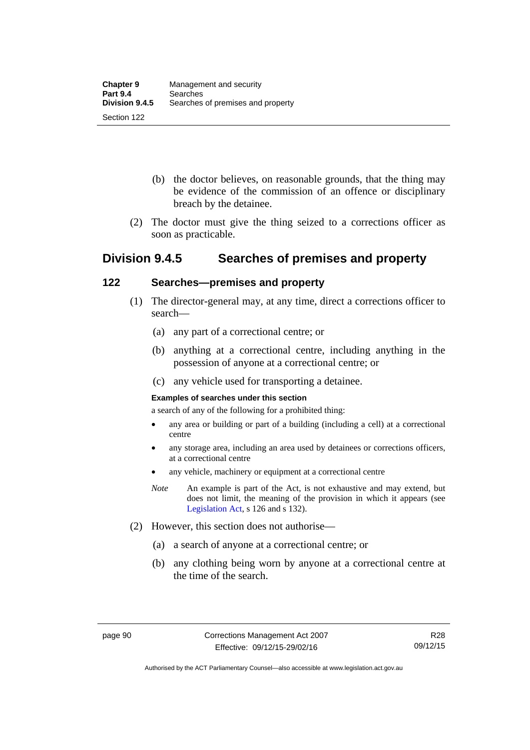(b) the doctor believes, on reasonable grounds, that the thing may be evidence of the commission of an offence or disciplinary breach by the detainee.

(2) The doctor must give the thing seized to a corrections officer as soon as practicable.

## Division 9.4.5 Searches of premises and property

### 122 Searches—premises and property

(1) The director-general may, at any time, direct a corrections officer to search—

(a) any part of a correctional centre; or

(b) anything at a correctional centre, including anything in the possession of anyone at a correctional centre; or

(c) any vehicle used for transporting a detainee.

**Examples of searches under this section**

a search of any of the following for a prohibited thing:

- any area or building or part of a building (including a cell) at a correctional centre
- any storage area, including an area used by detainees or corrections officers, at a correctional centre
- any vehicle, machinery or equipment at a correctional centre

*Note* An example is part of the Act, is not exhaustive and may extend, but does not limit, the meaning of the provision in which it appears (see Legislation Act, s 126 and s 132).

(2) However, this section does not authorise—

(a) a search of anyone at a correctional centre; or

(b) any clothing being worn by anyone at a correctional centre at the time of the search.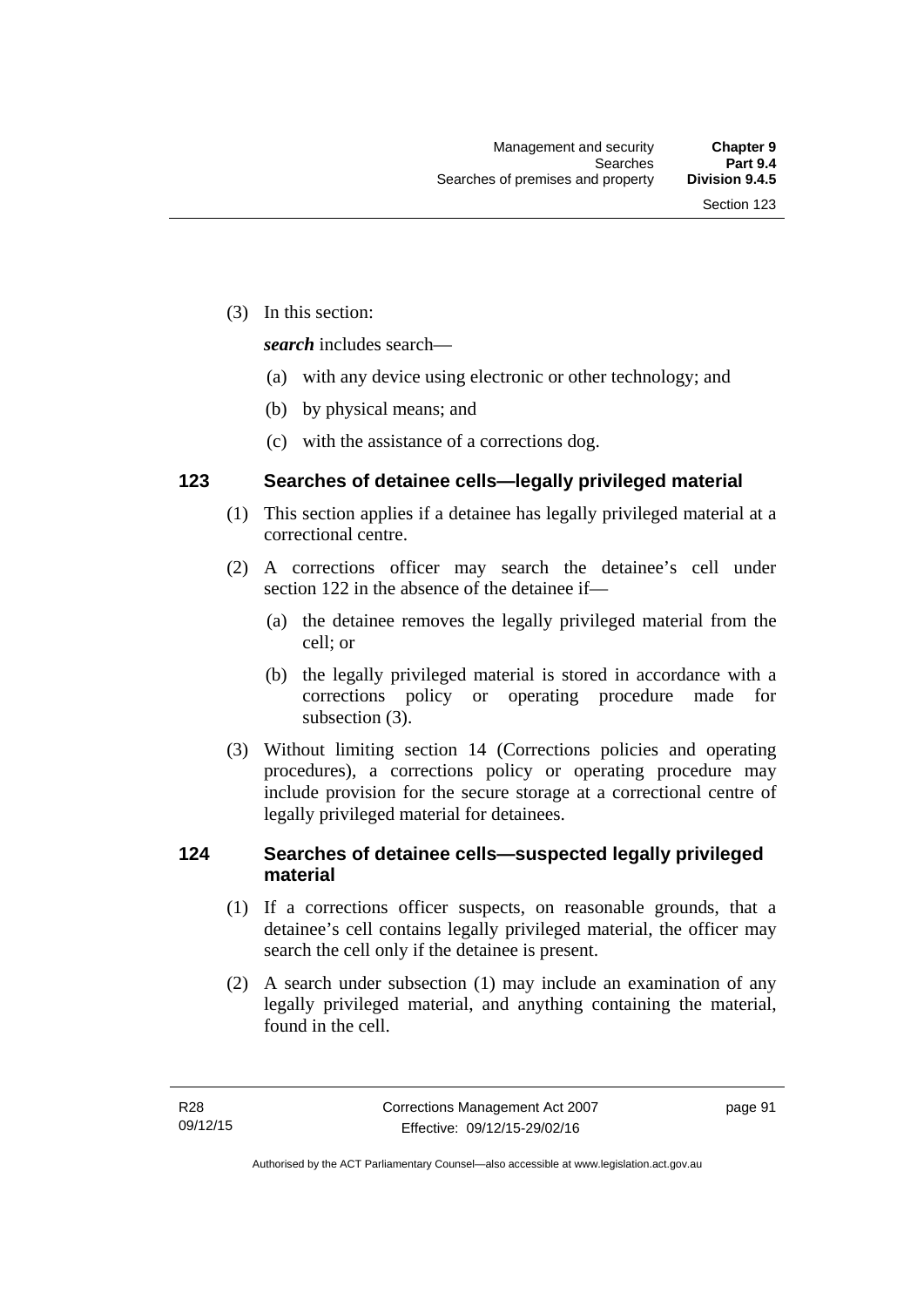(3) In this section:

***search*** includes search—

(a) with any device using electronic or other technology; and

(b) by physical means; and

(c) with the assistance of a corrections dog.

## 123 Searches of detainee cells—legally privileged material

(1) This section applies if a detainee has legally privileged material at a correctional centre.

(2) A corrections officer may search the detainee's cell under section 122 in the absence of the detainee if—

(a) the detainee removes the legally privileged material from the cell; or

(b) the legally privileged material is stored in accordance with a corrections policy or operating procedure made for subsection (3).

(3) Without limiting section 14 (Corrections policies and operating procedures), a corrections policy or operating procedure may include provision for the secure storage at a correctional centre of legally privileged material for detainees.

## 124 Searches of detainee cells—suspected legally privileged material

(1) If a corrections officer suspects, on reasonable grounds, that a detainee's cell contains legally privileged material, the officer may search the cell only if the detainee is present.

(2) A search under subsection (1) may include an examination of any legally privileged material, and anything containing the material, found in the cell.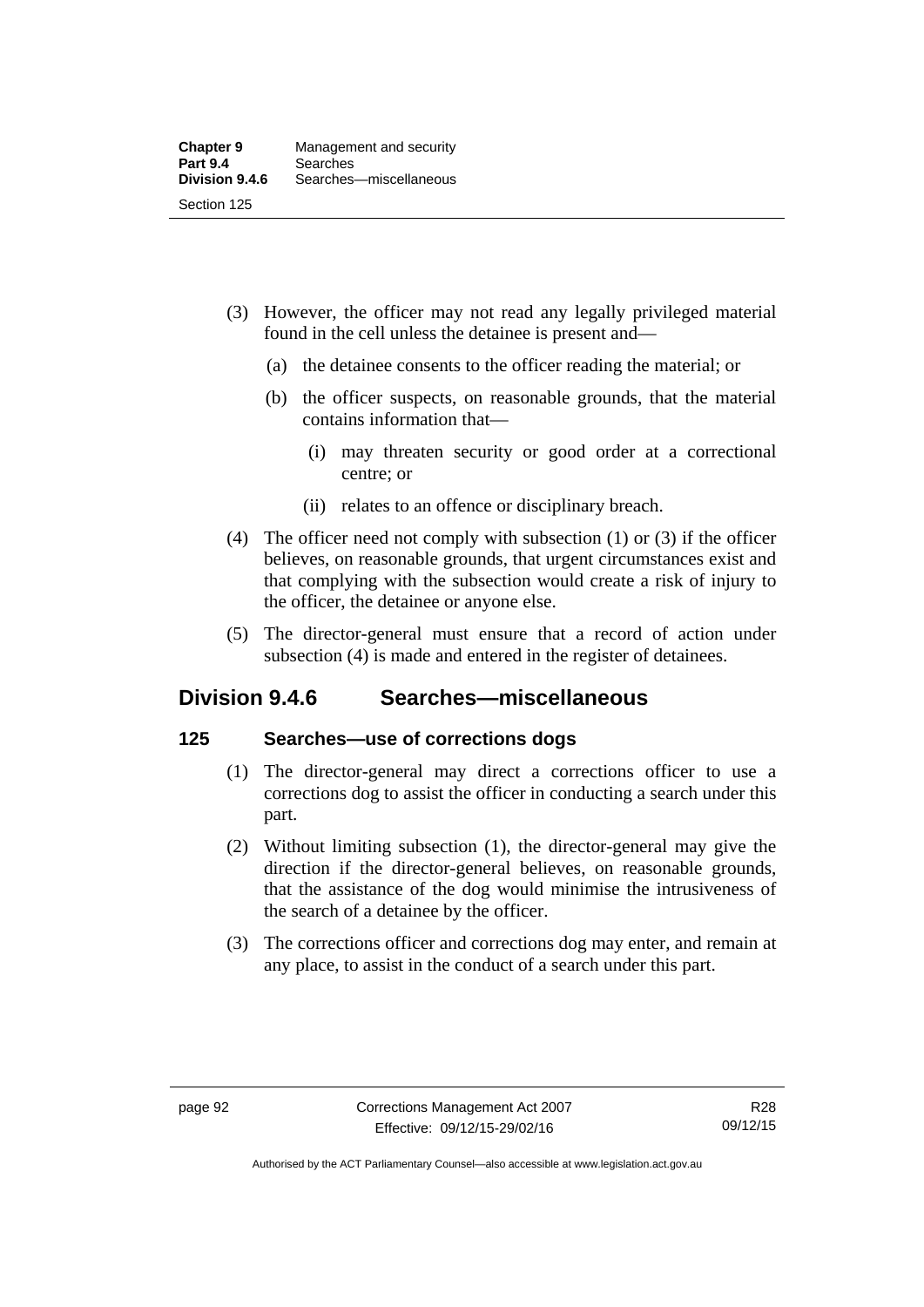(3) However, the officer may not read any legally privileged material found in the cell unless the detainee is present and—

(a) the detainee consents to the officer reading the material; or

(b) the officer suspects, on reasonable grounds, that the material contains information that—

(i) may threaten security or good order at a correctional centre; or

(ii) relates to an offence or disciplinary breach.

(4) The officer need not comply with subsection (1) or (3) if the officer believes, on reasonable grounds, that urgent circumstances exist and that complying with the subsection would create a risk of injury to the officer, the detainee or anyone else.

(5) The director-general must ensure that a record of action under subsection (4) is made and entered in the register of detainees.

## Division 9.4.6 Searches—miscellaneous

### 125 Searches—use of corrections dogs

(1) The director-general may direct a corrections officer to use a corrections dog to assist the officer in conducting a search under this part.

(2) Without limiting subsection (1), the director-general may give the direction if the director-general believes, on reasonable grounds, that the assistance of the dog would minimise the intrusiveness of the search of a detainee by the officer.

(3) The corrections officer and corrections dog may enter, and remain at any place, to assist in the conduct of a search under this part.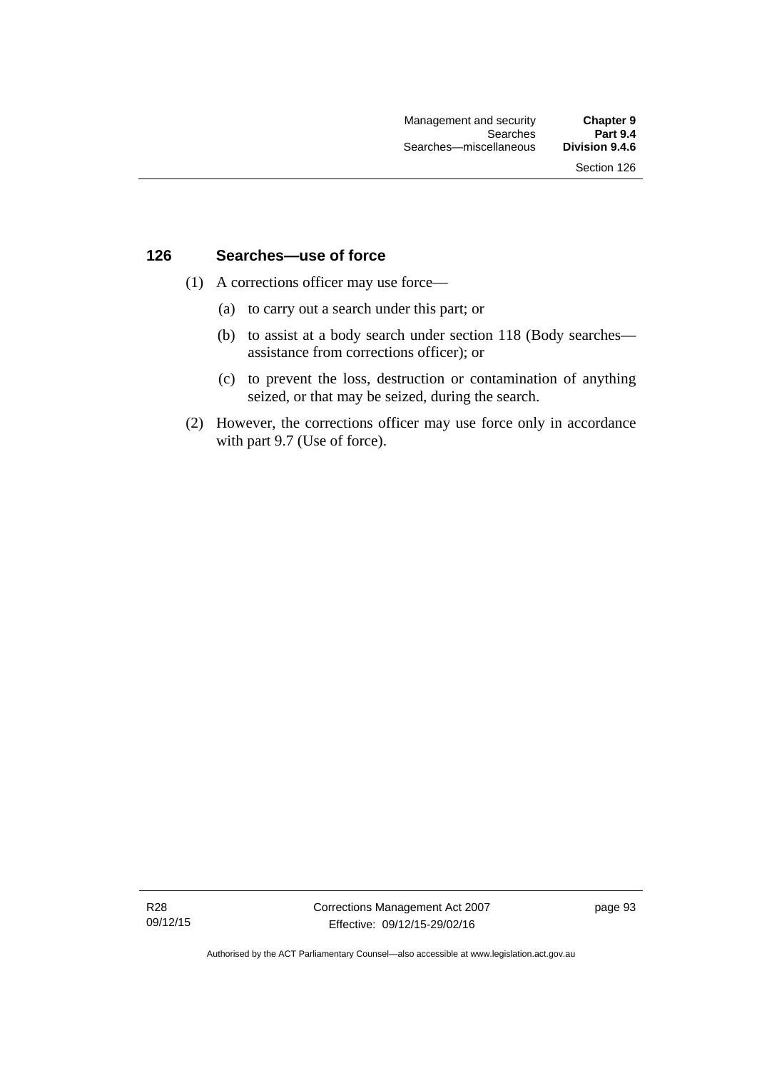## 126 Searches—use of force

(1) A corrections officer may use force—

(a) to carry out a search under this part; or

(b) to assist at a body search under section 118 (Body searches—assistance from corrections officer); or

(c) to prevent the loss, destruction or contamination of anything seized, or that may be seized, during the search.

(2) However, the corrections officer may use force only in accordance with part 9.7 (Use of force).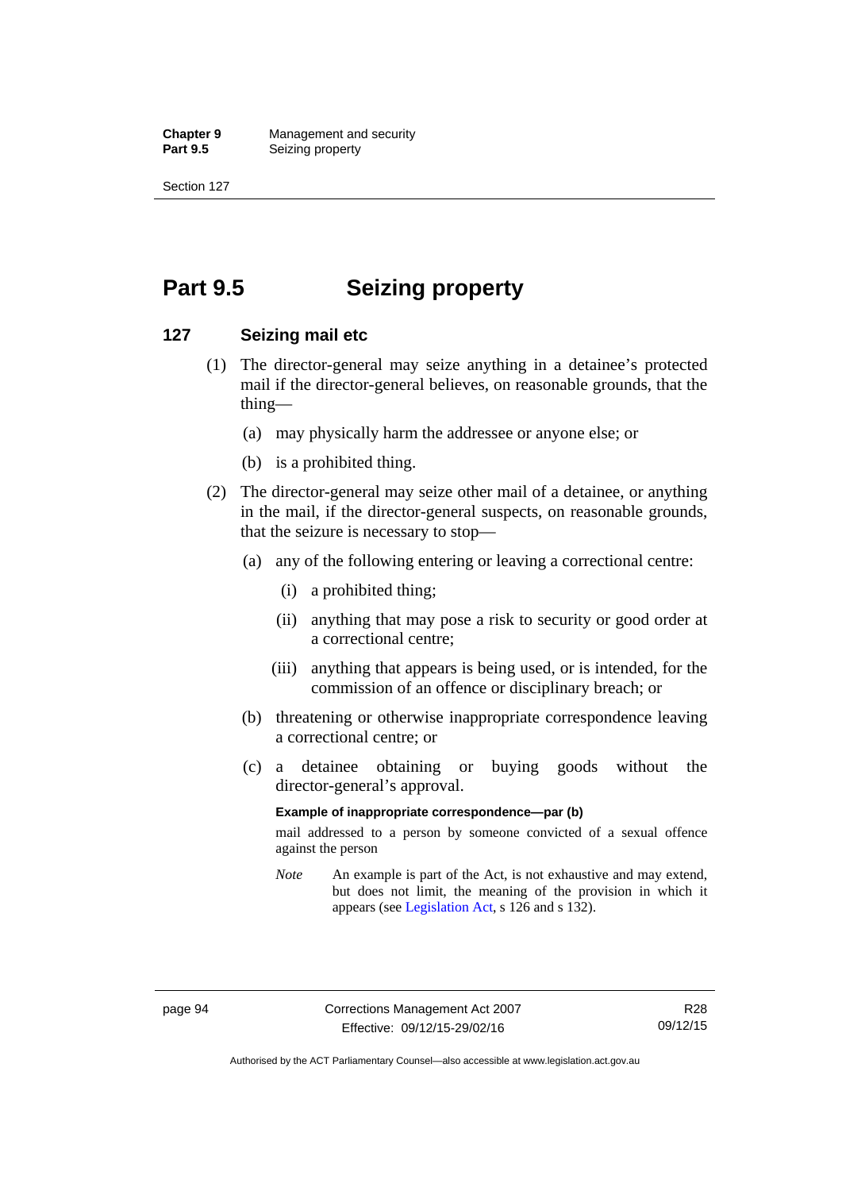# Part 9.5 Seizing property

## 127 Seizing mail etc

(1) The director-general may seize anything in a detainee's protected mail if the director-general believes, on reasonable grounds, that the thing—

(a) may physically harm the addressee or anyone else; or

(b) is a prohibited thing.

(2) The director-general may seize other mail of a detainee, or anything in the mail, if the director-general suspects, on reasonable grounds, that the seizure is necessary to stop—

(a) any of the following entering or leaving a correctional centre:

(i) a prohibited thing;

(ii) anything that may pose a risk to security or good order at a correctional centre;

(iii) anything that appears is being used, or is intended, for the commission of an offence or disciplinary breach; or

(b) threatening or otherwise inappropriate correspondence leaving a correctional centre; or

(c) a detainee obtaining or buying goods without the director-general's approval.

**Example of inappropriate correspondence—par (b)**

mail addressed to a person by someone convicted of a sexual offence against the person

*Note* An example is part of the Act, is not exhaustive and may extend, but does not limit, the meaning of the provision in which it appears (see Legislation Act, s 126 and s 132).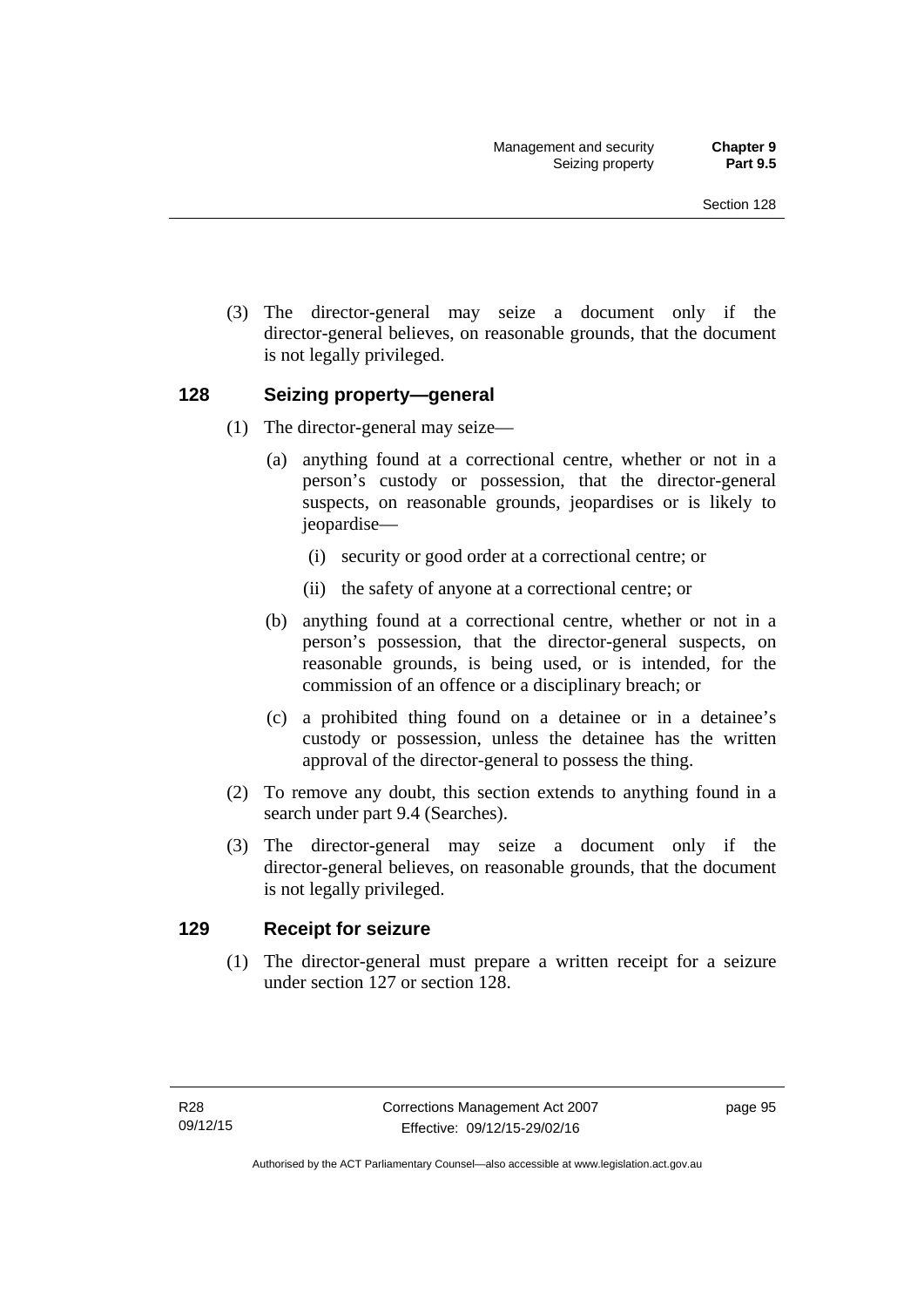(3) The director-general may seize a document only if the director-general believes, on reasonable grounds, that the document is not legally privileged.

## 128 Seizing property—general

(1) The director-general may seize—

(a) anything found at a correctional centre, whether or not in a person's custody or possession, that the director-general suspects, on reasonable grounds, jeopardises or is likely to jeopardise—

(i) security or good order at a correctional centre; or

(ii) the safety of anyone at a correctional centre; or

(b) anything found at a correctional centre, whether or not in a person's possession, that the director-general suspects, on reasonable grounds, is being used, or is intended, for the commission of an offence or a disciplinary breach; or

(c) a prohibited thing found on a detainee or in a detainee's custody or possession, unless the detainee has the written approval of the director-general to possess the thing.

(2) To remove any doubt, this section extends to anything found in a search under part 9.4 (Searches).

(3) The director-general may seize a document only if the director-general believes, on reasonable grounds, that the document is not legally privileged.

## 129 Receipt for seizure

(1) The director-general must prepare a written receipt for a seizure under section 127 or section 128.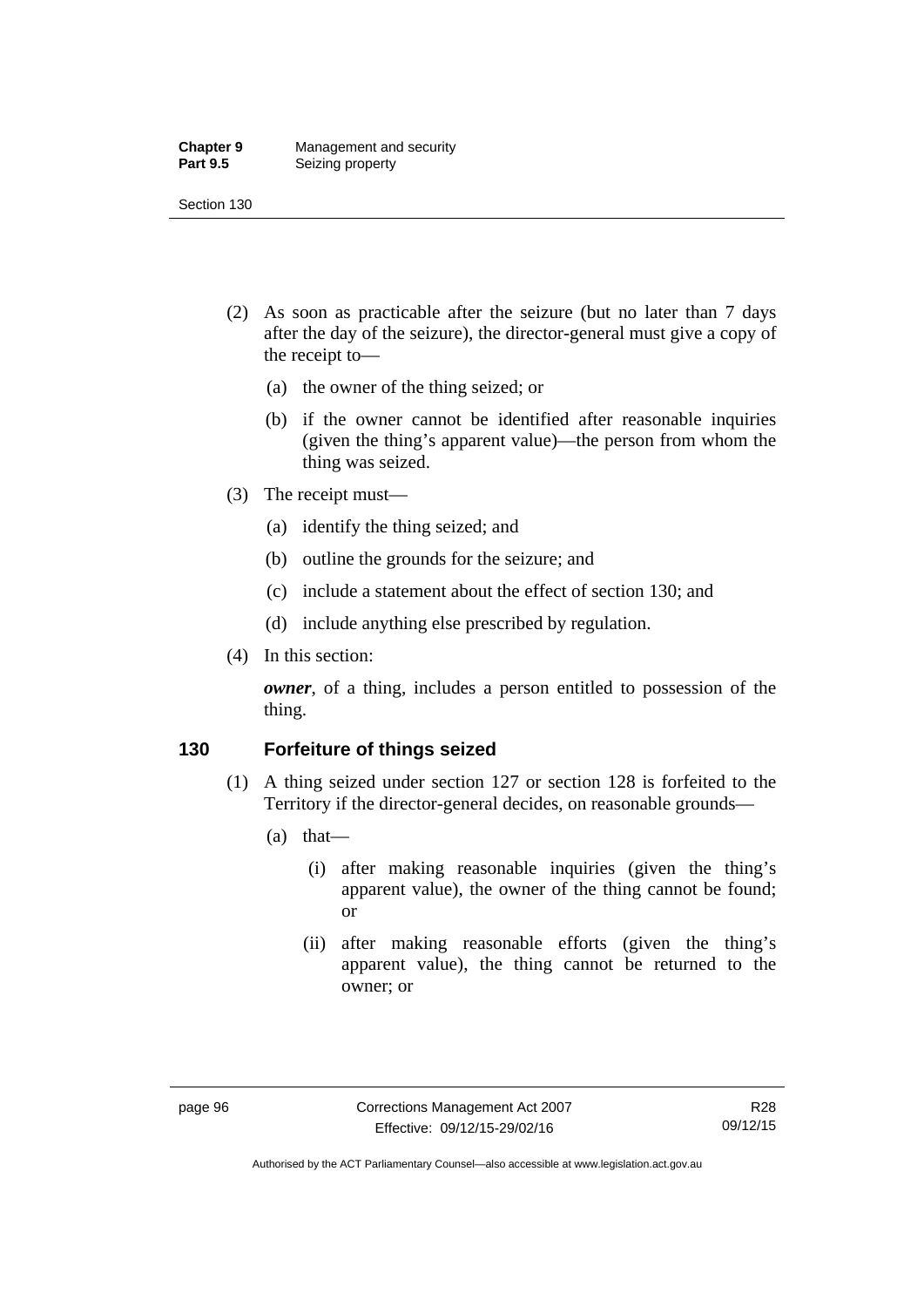(2) As soon as practicable after the seizure (but no later than 7 days after the day of the seizure), the director-general must give a copy of the receipt to—

(a) the owner of the thing seized; or

(b) if the owner cannot be identified after reasonable inquiries (given the thing's apparent value)—the person from whom the thing was seized.

(3) The receipt must—

(a) identify the thing seized; and

(b) outline the grounds for the seizure; and

(c) include a statement about the effect of section 130; and

(d) include anything else prescribed by regulation.

(4) In this section:

***owner***, of a thing, includes a person entitled to possession of the thing.

### 130 Forfeiture of things seized

(1) A thing seized under section 127 or section 128 is forfeited to the Territory if the director-general decides, on reasonable grounds—

(a) that—

(i) after making reasonable inquiries (given the thing's apparent value), the owner of the thing cannot be found; or

(ii) after making reasonable efforts (given the thing's apparent value), the thing cannot be returned to the owner; or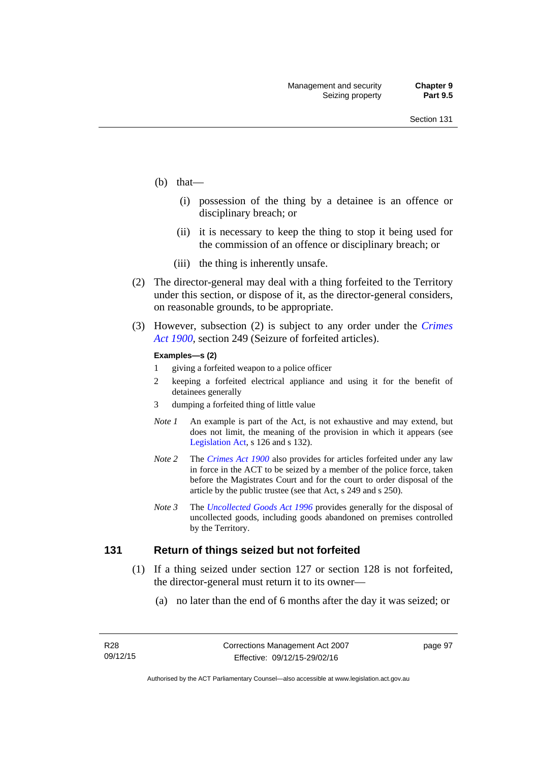(b) that—

(i) possession of the thing by a detainee is an offence or disciplinary breach; or

(ii) it is necessary to keep the thing to stop it being used for the commission of an offence or disciplinary breach; or

(iii) the thing is inherently unsafe.

(2) The director-general may deal with a thing forfeited to the Territory under this section, or dispose of it, as the director-general considers, on reasonable grounds, to be appropriate.

(3) However, subsection (2) is subject to any order under the *Crimes Act 1900*, section 249 (Seizure of forfeited articles).

**Examples—s (2)**

1 giving a forfeited weapon to a police officer

2 keeping a forfeited electrical appliance and using it for the benefit of detainees generally

3 dumping a forfeited thing of little value

*Note 1* An example is part of the Act, is not exhaustive and may extend, but does not limit, the meaning of the provision in which it appears (see Legislation Act, s 126 and s 132).

*Note 2* The *Crimes Act 1900* also provides for articles forfeited under any law in force in the ACT to be seized by a member of the police force, taken before the Magistrates Court and for the court to order disposal of the article by the public trustee (see that Act, s 249 and s 250).

*Note 3* The *Uncollected Goods Act 1996* provides generally for the disposal of uncollected goods, including goods abandoned on premises controlled by the Territory.

## 131 Return of things seized but not forfeited

(1) If a thing seized under section 127 or section 128 is not forfeited, the director-general must return it to its owner—

(a) no later than the end of 6 months after the day it was seized; or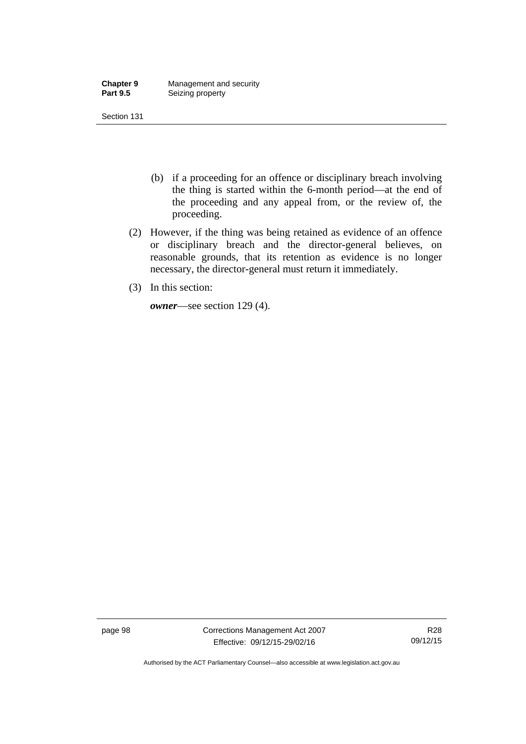(b) if a proceeding for an offence or disciplinary breach involving the thing is started within the 6-month period—at the end of the proceeding and any appeal from, or the review of, the proceeding.

(2) However, if the thing was being retained as evidence of an offence or disciplinary breach and the director-general believes, on reasonable grounds, that its retention as evidence is no longer necessary, the director-general must return it immediately.

(3) In this section:

***owner***—see section 129 (4).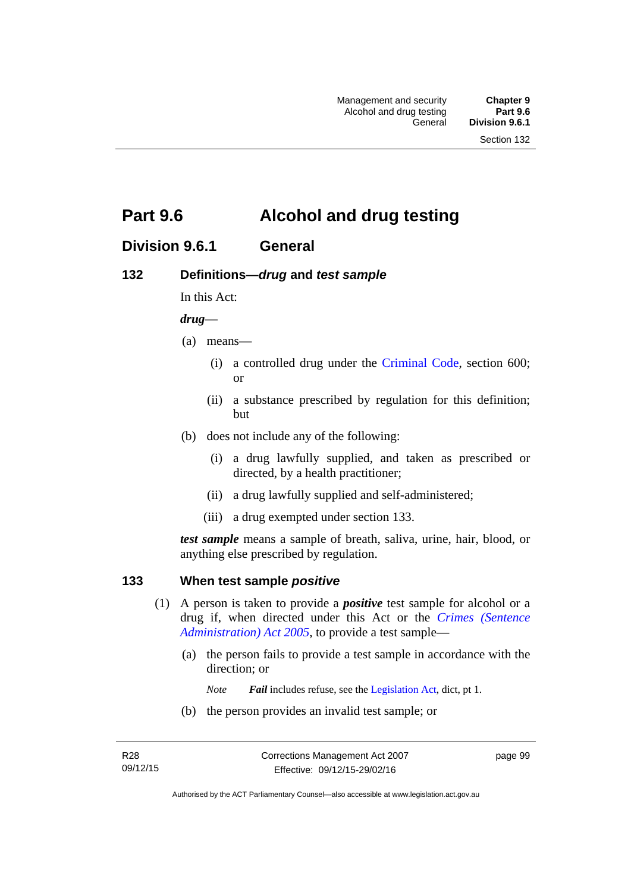# Part 9.6 Alcohol and drug testing

## Division 9.6.1 General

### 132 Definitions—*drug* and *test sample*

In this Act:

***drug***—

(a) means—

(i) a controlled drug under the Criminal Code, section 600; or

(ii) a substance prescribed by regulation for this definition; but

(b) does not include any of the following:

(i) a drug lawfully supplied, and taken as prescribed or directed, by a health practitioner;

(ii) a drug lawfully supplied and self-administered;

(iii) a drug exempted under section 133.

***test sample*** means a sample of breath, saliva, urine, hair, blood, or anything else prescribed by regulation.

### 133 When test sample *positive*

(1) A person is taken to provide a ***positive*** test sample for alcohol or a drug if, when directed under this Act or the *Crimes (Sentence Administration) Act 2005*, to provide a test sample—

(a) the person fails to provide a test sample in accordance with the direction; or

*Note* ***Fail*** includes refuse, see the Legislation Act, dict, pt 1.

(b) the person provides an invalid test sample; or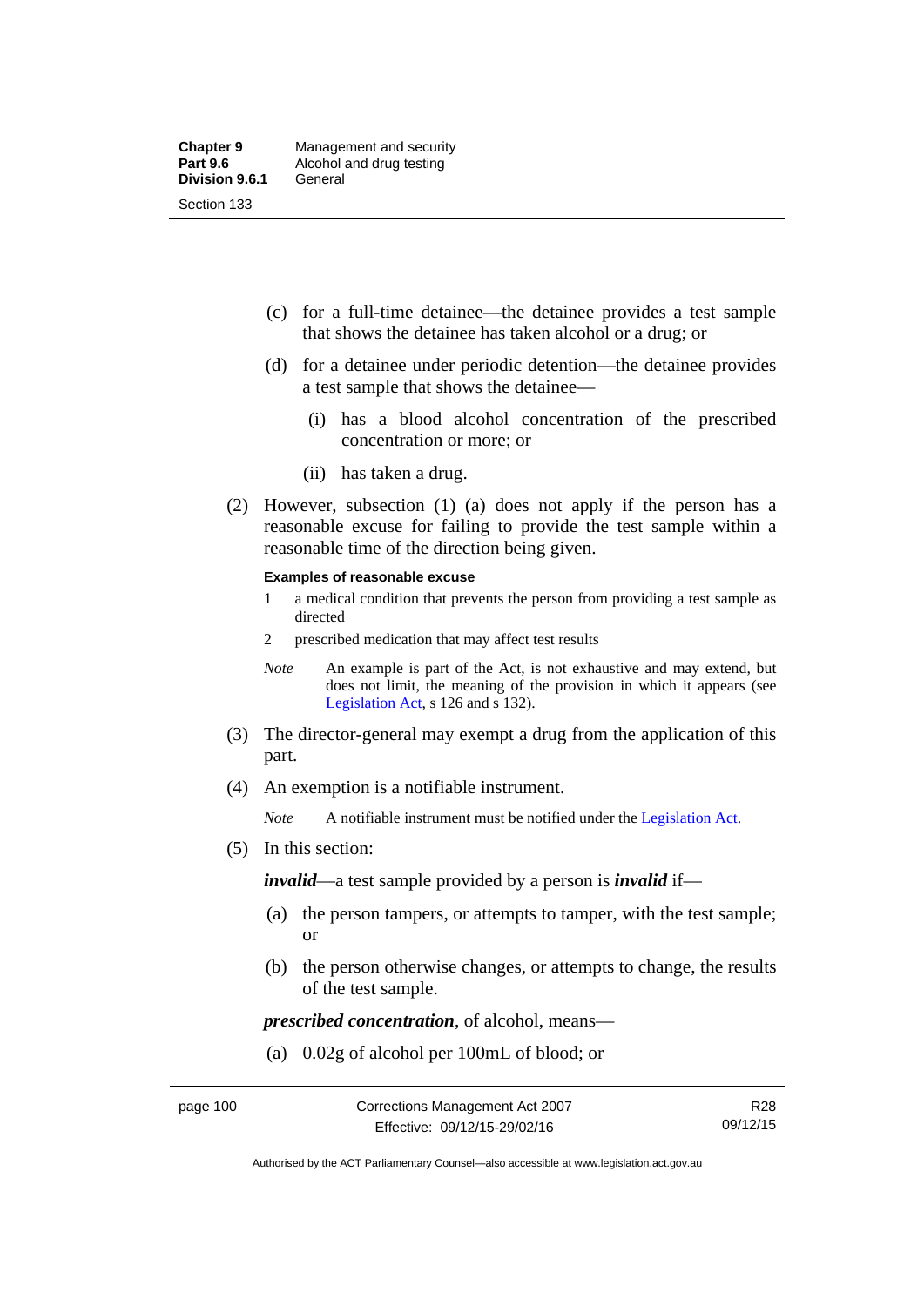(c) for a full-time detainee—the detainee provides a test sample that shows the detainee has taken alcohol or a drug; or

(d) for a detainee under periodic detention—the detainee provides a test sample that shows the detainee—

(i) has a blood alcohol concentration of the prescribed concentration or more; or

(ii) has taken a drug.

(2) However, subsection (1) (a) does not apply if the person has a reasonable excuse for failing to provide the test sample within a reasonable time of the direction being given.

**Examples of reasonable excuse**

1 a medical condition that prevents the person from providing a test sample as directed

2 prescribed medication that may affect test results

*Note* An example is part of the Act, is not exhaustive and may extend, but does not limit, the meaning of the provision in which it appears (see Legislation Act, s 126 and s 132).

(3) The director-general may exempt a drug from the application of this part.

(4) An exemption is a notifiable instrument.

*Note* A notifiable instrument must be notified under the Legislation Act.

(5) In this section:

***invalid***—a test sample provided by a person is ***invalid*** if—

(a) the person tampers, or attempts to tamper, with the test sample; or

(b) the person otherwise changes, or attempts to change, the results of the test sample.

***prescribed concentration***, of alcohol, means—

(a) 0.02g of alcohol per 100mL of blood; or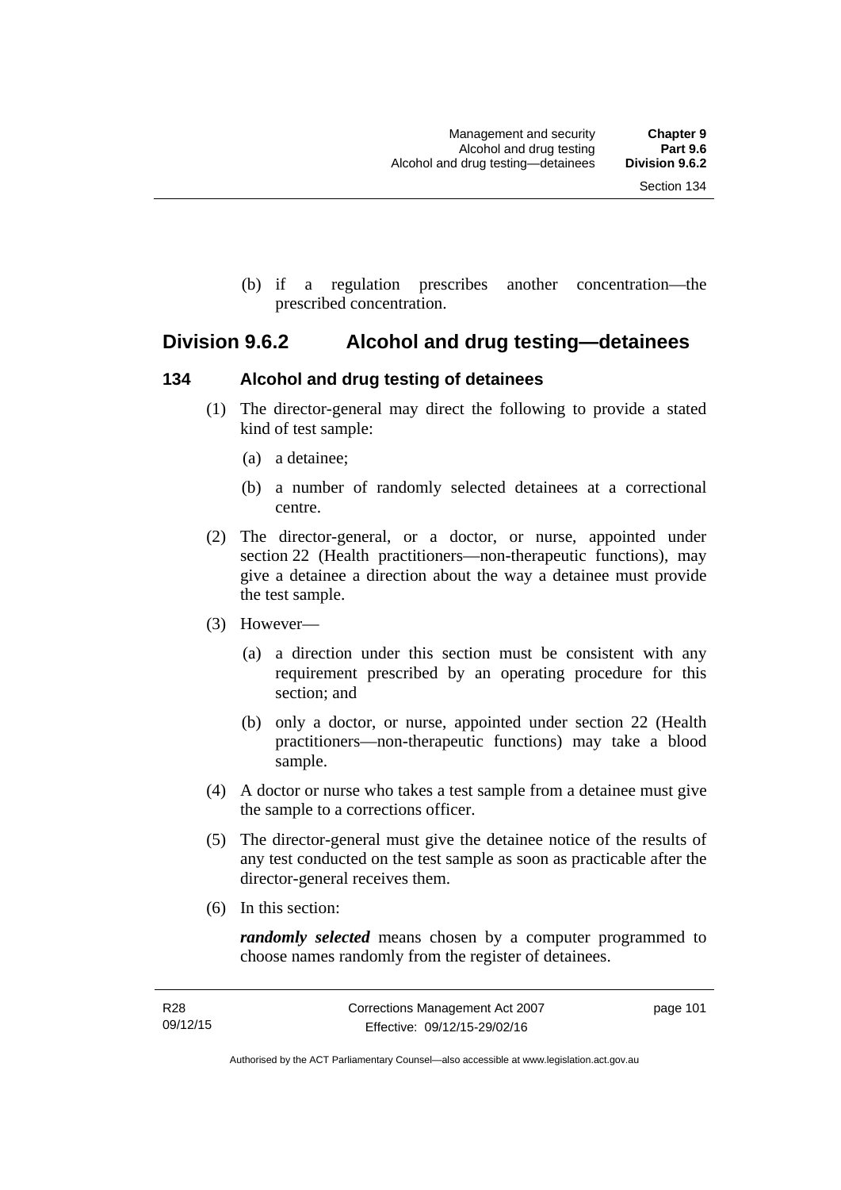(b) if a regulation prescribes another concentration—the prescribed concentration.

## Division 9.6.2 Alcohol and drug testing—detainees

### 134 Alcohol and drug testing of detainees

(1) The director-general may direct the following to provide a stated kind of test sample:

(a) a detainee;

(b) a number of randomly selected detainees at a correctional centre.

(2) The director-general, or a doctor, or nurse, appointed under section 22 (Health practitioners—non-therapeutic functions), may give a detainee a direction about the way a detainee must provide the test sample.

(3) However—

(a) a direction under this section must be consistent with any requirement prescribed by an operating procedure for this section; and

(b) only a doctor, or nurse, appointed under section 22 (Health practitioners—non-therapeutic functions) may take a blood sample.

(4) A doctor or nurse who takes a test sample from a detainee must give the sample to a corrections officer.

(5) The director-general must give the detainee notice of the results of any test conducted on the test sample as soon as practicable after the director-general receives them.

(6) In this section:

***randomly selected*** means chosen by a computer programmed to choose names randomly from the register of detainees.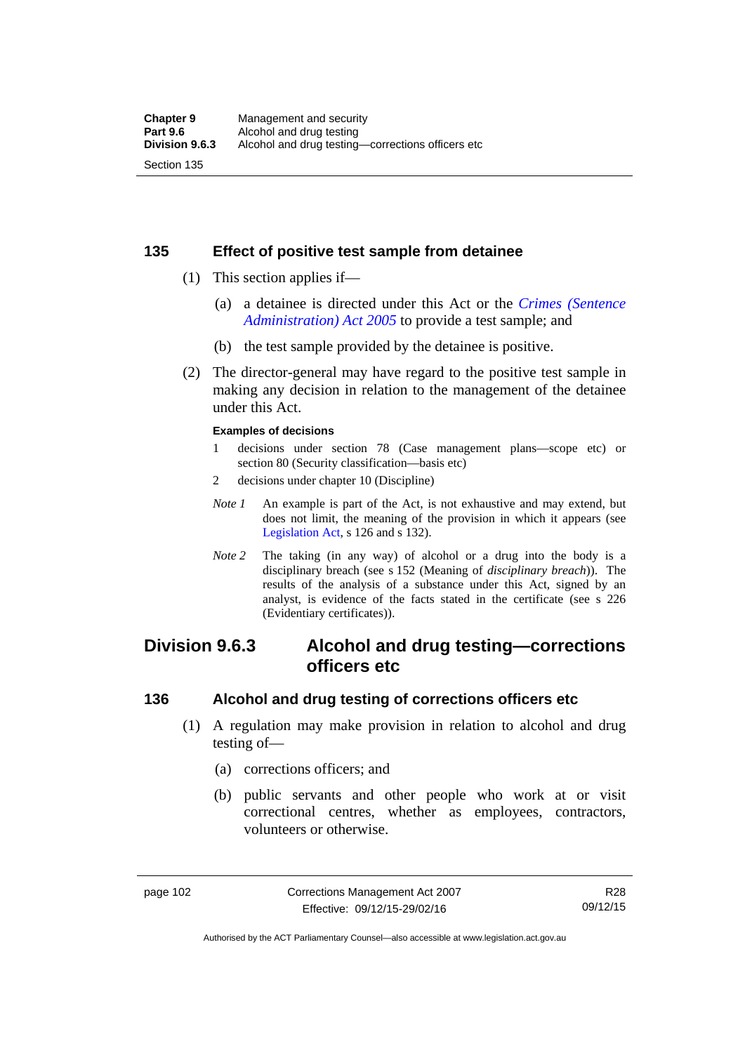## 135 Effect of positive test sample from detainee

(1) This section applies if—

(a) a detainee is directed under this Act or the *Crimes (Sentence Administration) Act 2005* to provide a test sample; and

(b) the test sample provided by the detainee is positive.

(2) The director-general may have regard to the positive test sample in making any decision in relation to the management of the detainee under this Act.

**Examples of decisions**

1 decisions under section 78 (Case management plans—scope etc) or section 80 (Security classification—basis etc)

2 decisions under chapter 10 (Discipline)

*Note 1* An example is part of the Act, is not exhaustive and may extend, but does not limit, the meaning of the provision in which it appears (see Legislation Act, s 126 and s 132).

*Note 2* The taking (in any way) of alcohol or a drug into the body is a disciplinary breach (see s 152 (Meaning of *disciplinary breach*)). The results of the analysis of a substance under this Act, signed by an analyst, is evidence of the facts stated in the certificate (see s 226 (Evidentiary certificates)).

# Division 9.6.3 Alcohol and drug testing—corrections officers etc

## 136 Alcohol and drug testing of corrections officers etc

(1) A regulation may make provision in relation to alcohol and drug testing of—

(a) corrections officers; and

(b) public servants and other people who work at or visit correctional centres, whether as employees, contractors, volunteers or otherwise.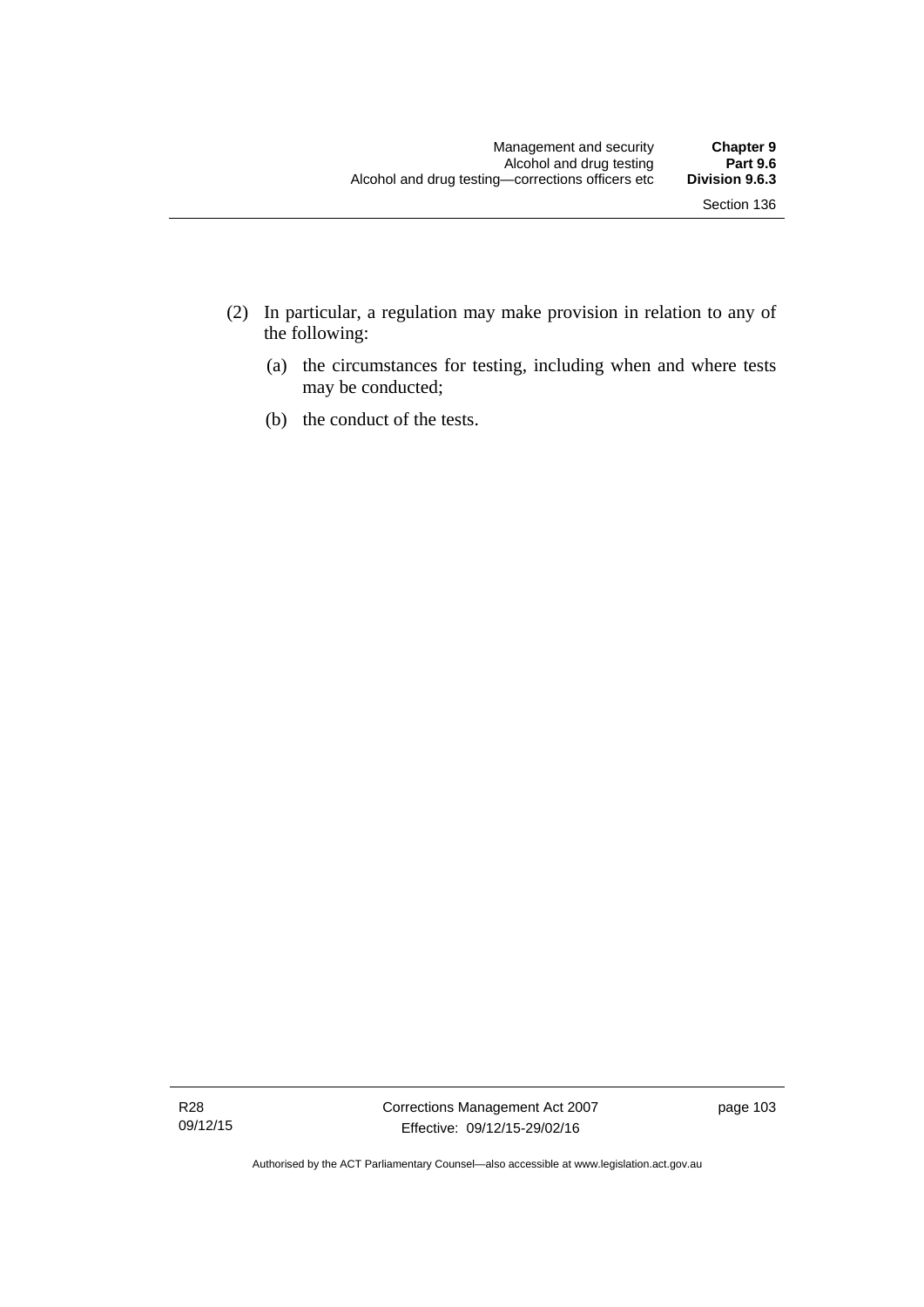(2) In particular, a regulation may make provision in relation to any of the following:

(a) the circumstances for testing, including when and where tests may be conducted;

(b) the conduct of the tests.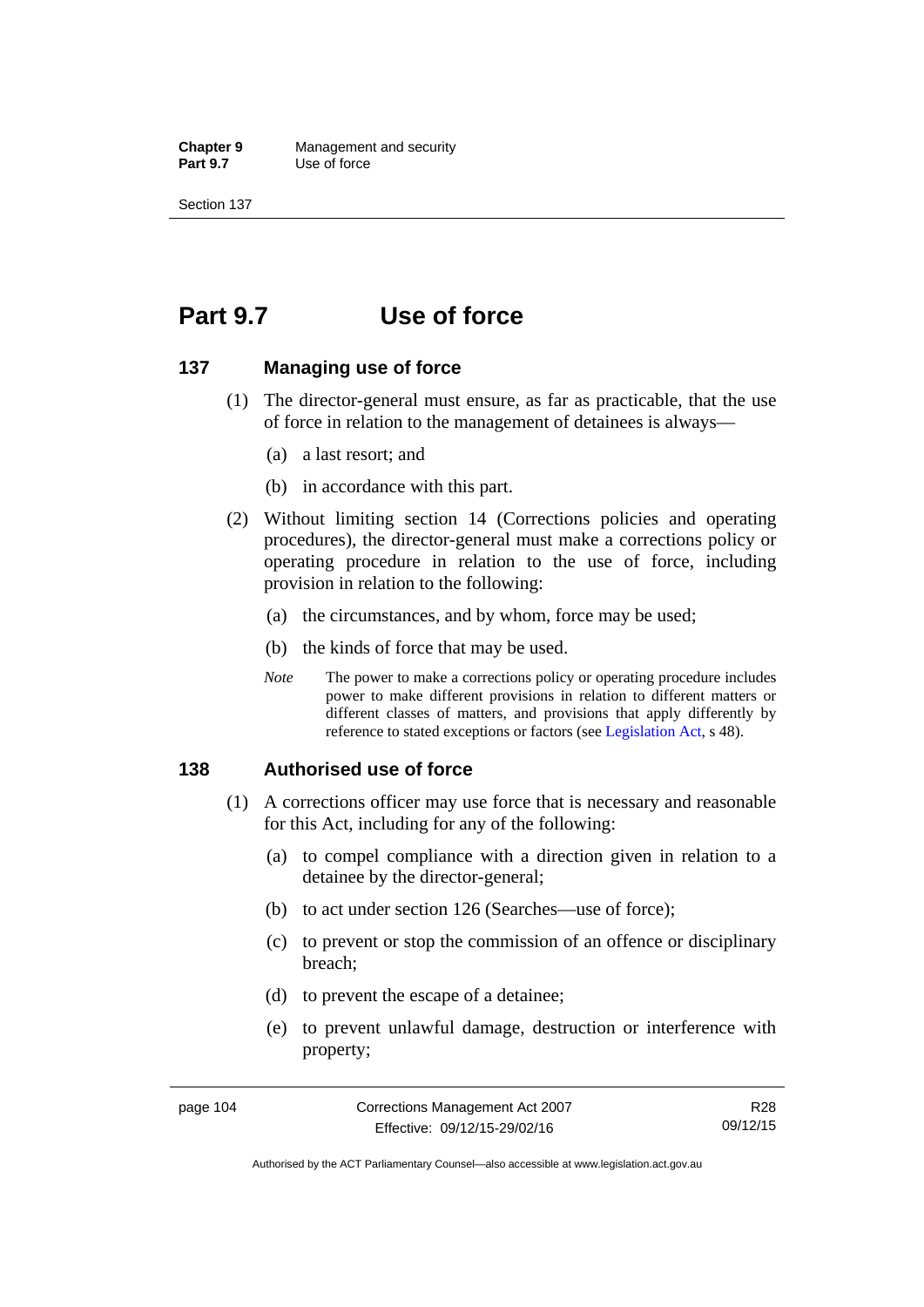# Part 9.7 Use of force

## 137 Managing use of force

(1) The director-general must ensure, as far as practicable, that the use of force in relation to the management of detainees is always—

(a) a last resort; and

(b) in accordance with this part.

(2) Without limiting section 14 (Corrections policies and operating procedures), the director-general must make a corrections policy or operating procedure in relation to the use of force, including provision in relation to the following:

(a) the circumstances, and by whom, force may be used;

(b) the kinds of force that may be used.

*Note* The power to make a corrections policy or operating procedure includes power to make different provisions in relation to different matters or different classes of matters, and provisions that apply differently by reference to stated exceptions or factors (see Legislation Act, s 48).

## 138 Authorised use of force

(1) A corrections officer may use force that is necessary and reasonable for this Act, including for any of the following:

(a) to compel compliance with a direction given in relation to a detainee by the director-general;

(b) to act under section 126 (Searches—use of force);

(c) to prevent or stop the commission of an offence or disciplinary breach;

(d) to prevent the escape of a detainee;

(e) to prevent unlawful damage, destruction or interference with property;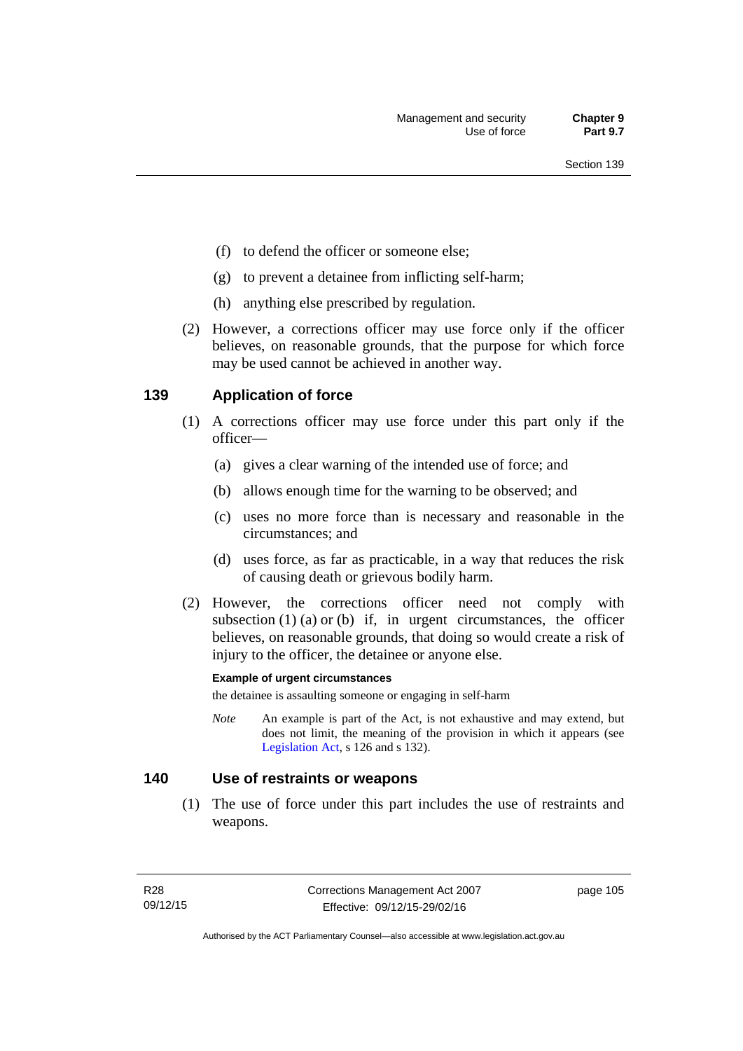(f) to defend the officer or someone else;

(g) to prevent a detainee from inflicting self-harm;

(h) anything else prescribed by regulation.

(2) However, a corrections officer may use force only if the officer believes, on reasonable grounds, that the purpose for which force may be used cannot be achieved in another way.

## 139 Application of force

(1) A corrections officer may use force under this part only if the officer—

(a) gives a clear warning of the intended use of force; and

(b) allows enough time for the warning to be observed; and

(c) uses no more force than is necessary and reasonable in the circumstances; and

(d) uses force, as far as practicable, in a way that reduces the risk of causing death or grievous bodily harm.

(2) However, the corrections officer need not comply with subsection (1) (a) or (b) if, in urgent circumstances, the officer believes, on reasonable grounds, that doing so would create a risk of injury to the officer, the detainee or anyone else.

**Example of urgent circumstances**

the detainee is assaulting someone or engaging in self-harm

*Note* An example is part of the Act, is not exhaustive and may extend, but does not limit, the meaning of the provision in which it appears (see Legislation Act, s 126 and s 132).

## 140 Use of restraints or weapons

(1) The use of force under this part includes the use of restraints and weapons.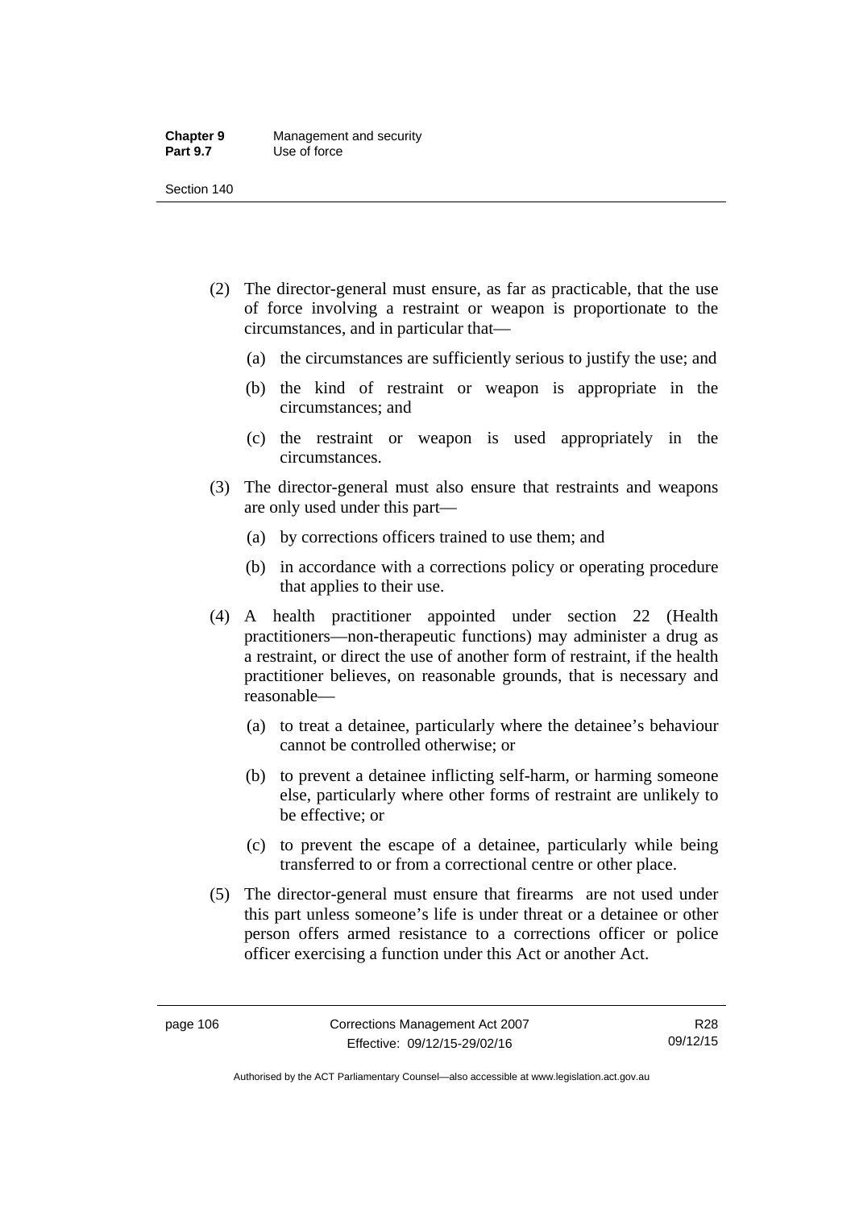(2) The director-general must ensure, as far as practicable, that the use of force involving a restraint or weapon is proportionate to the circumstances, and in particular that—

  (a) the circumstances are sufficiently serious to justify the use; and

  (b) the kind of restraint or weapon is appropriate in the circumstances; and

  (c) the restraint or weapon is used appropriately in the circumstances.

(3) The director-general must also ensure that restraints and weapons are only used under this part—

  (a) by corrections officers trained to use them; and

  (b) in accordance with a corrections policy or operating procedure that applies to their use.

(4) A health practitioner appointed under section 22 (Health practitioners—non-therapeutic functions) may administer a drug as a restraint, or direct the use of another form of restraint, if the health practitioner believes, on reasonable grounds, that is necessary and reasonable—

  (a) to treat a detainee, particularly where the detainee's behaviour cannot be controlled otherwise; or

  (b) to prevent a detainee inflicting self-harm, or harming someone else, particularly where other forms of restraint are unlikely to be effective; or

  (c) to prevent the escape of a detainee, particularly while being transferred to or from a correctional centre or other place.

(5) The director-general must ensure that firearms are not used under this part unless someone's life is under threat or a detainee or other person offers armed resistance to a corrections officer or police officer exercising a function under this Act or another Act.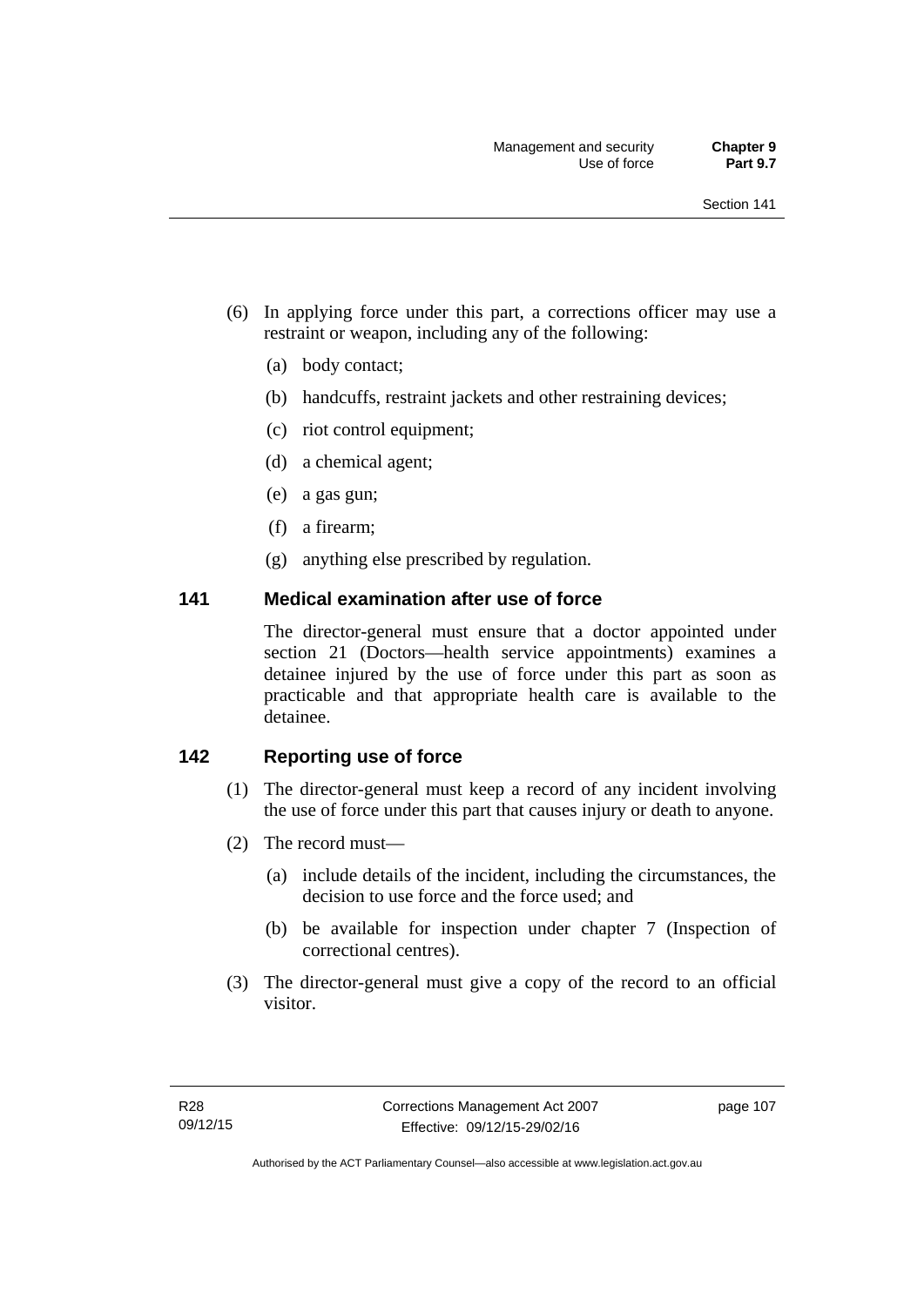(6) In applying force under this part, a corrections officer may use a restraint or weapon, including any of the following:

   (a) body contact;

   (b) handcuffs, restraint jackets and other restraining devices;

   (c) riot control equipment;

   (d) a chemical agent;

   (e) a gas gun;

   (f) a firearm;

   (g) anything else prescribed by regulation.

### 141 Medical examination after use of force

The director-general must ensure that a doctor appointed under section 21 (Doctors—health service appointments) examines a detainee injured by the use of force under this part as soon as practicable and that appropriate health care is available to the detainee.

### 142 Reporting use of force

(1) The director-general must keep a record of any incident involving the use of force under this part that causes injury or death to anyone.

(2) The record must—

   (a) include details of the incident, including the circumstances, the decision to use force and the force used; and

   (b) be available for inspection under chapter 7 (Inspection of correctional centres).

(3) The director-general must give a copy of the record to an official visitor.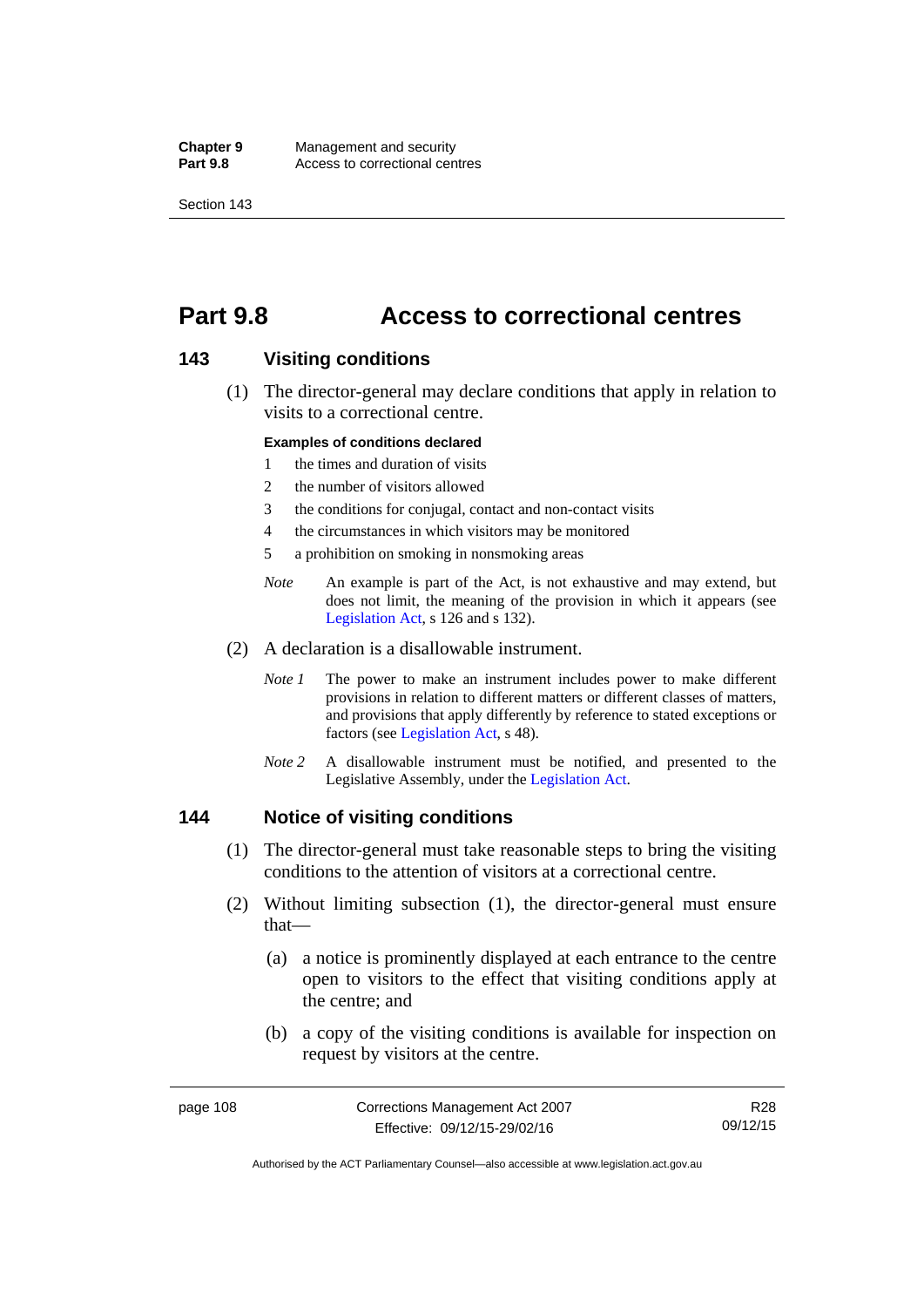# Part 9.8 Access to correctional centres

## 143 Visiting conditions

(1) The director-general may declare conditions that apply in relation to visits to a correctional centre.

**Examples of conditions declared**

1 the times and duration of visits

2 the number of visitors allowed

3 the conditions for conjugal, contact and non-contact visits

4 the circumstances in which visitors may be monitored

5 a prohibition on smoking in nonsmoking areas

*Note* An example is part of the Act, is not exhaustive and may extend, but does not limit, the meaning of the provision in which it appears (see Legislation Act, s 126 and s 132).

(2) A declaration is a disallowable instrument.

*Note 1* The power to make an instrument includes power to make different provisions in relation to different matters or different classes of matters, and provisions that apply differently by reference to stated exceptions or factors (see Legislation Act, s 48).

*Note 2* A disallowable instrument must be notified, and presented to the Legislative Assembly, under the Legislation Act.

## 144 Notice of visiting conditions

(1) The director-general must take reasonable steps to bring the visiting conditions to the attention of visitors at a correctional centre.

(2) Without limiting subsection (1), the director-general must ensure that—

(a) a notice is prominently displayed at each entrance to the centre open to visitors to the effect that visiting conditions apply at the centre; and

(b) a copy of the visiting conditions is available for inspection on request by visitors at the centre.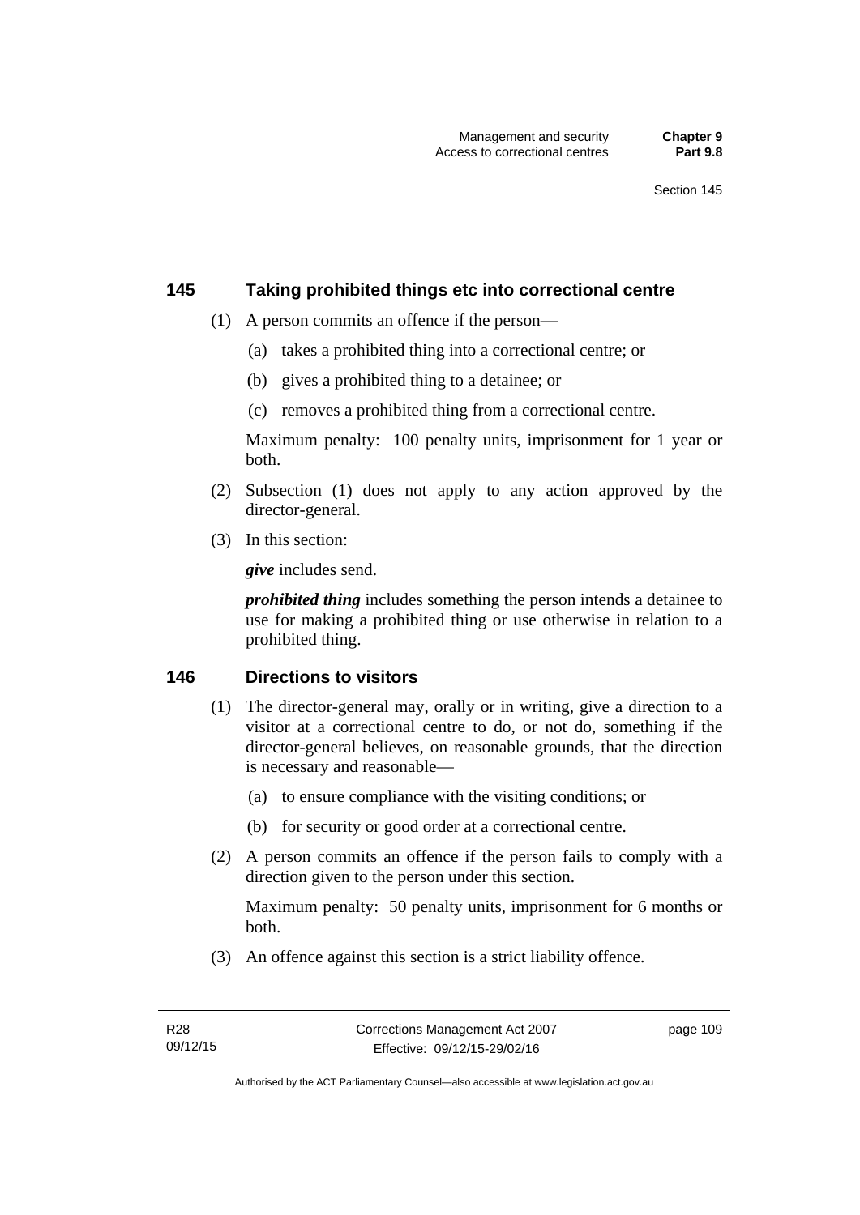## 145 Taking prohibited things etc into correctional centre

(1) A person commits an offence if the person—

(a) takes a prohibited thing into a correctional centre; or

(b) gives a prohibited thing to a detainee; or

(c) removes a prohibited thing from a correctional centre.

Maximum penalty: 100 penalty units, imprisonment for 1 year or both.

(2) Subsection (1) does not apply to any action approved by the director-general.

(3) In this section:

***give*** includes send.

***prohibited thing*** includes something the person intends a detainee to use for making a prohibited thing or use otherwise in relation to a prohibited thing.

## 146 Directions to visitors

(1) The director-general may, orally or in writing, give a direction to a visitor at a correctional centre to do, or not do, something if the director-general believes, on reasonable grounds, that the direction is necessary and reasonable—

(a) to ensure compliance with the visiting conditions; or

(b) for security or good order at a correctional centre.

(2) A person commits an offence if the person fails to comply with a direction given to the person under this section.

Maximum penalty: 50 penalty units, imprisonment for 6 months or both.

(3) An offence against this section is a strict liability offence.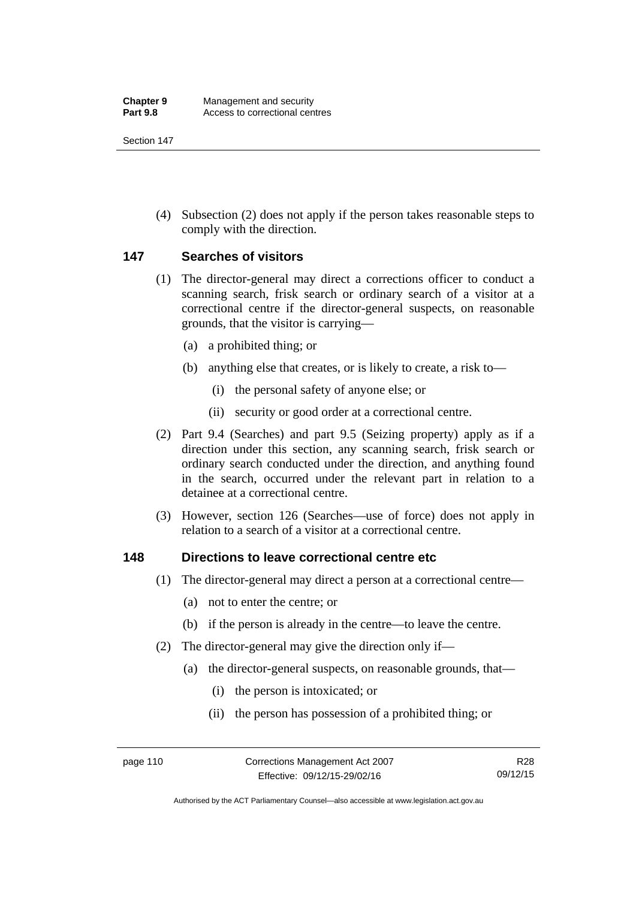(4) Subsection (2) does not apply if the person takes reasonable steps to comply with the direction.

## 147 Searches of visitors

(1) The director-general may direct a corrections officer to conduct a scanning search, frisk search or ordinary search of a visitor at a correctional centre if the director-general suspects, on reasonable grounds, that the visitor is carrying—

(a) a prohibited thing; or

(b) anything else that creates, or is likely to create, a risk to—

(i) the personal safety of anyone else; or

(ii) security or good order at a correctional centre.

(2) Part 9.4 (Searches) and part 9.5 (Seizing property) apply as if a direction under this section, any scanning search, frisk search or ordinary search conducted under the direction, and anything found in the search, occurred under the relevant part in relation to a detainee at a correctional centre.

(3) However, section 126 (Searches—use of force) does not apply in relation to a search of a visitor at a correctional centre.

## 148 Directions to leave correctional centre etc

(1) The director-general may direct a person at a correctional centre—

(a) not to enter the centre; or

(b) if the person is already in the centre—to leave the centre.

(2) The director-general may give the direction only if—

(a) the director-general suspects, on reasonable grounds, that—

(i) the person is intoxicated; or

(ii) the person has possession of a prohibited thing; or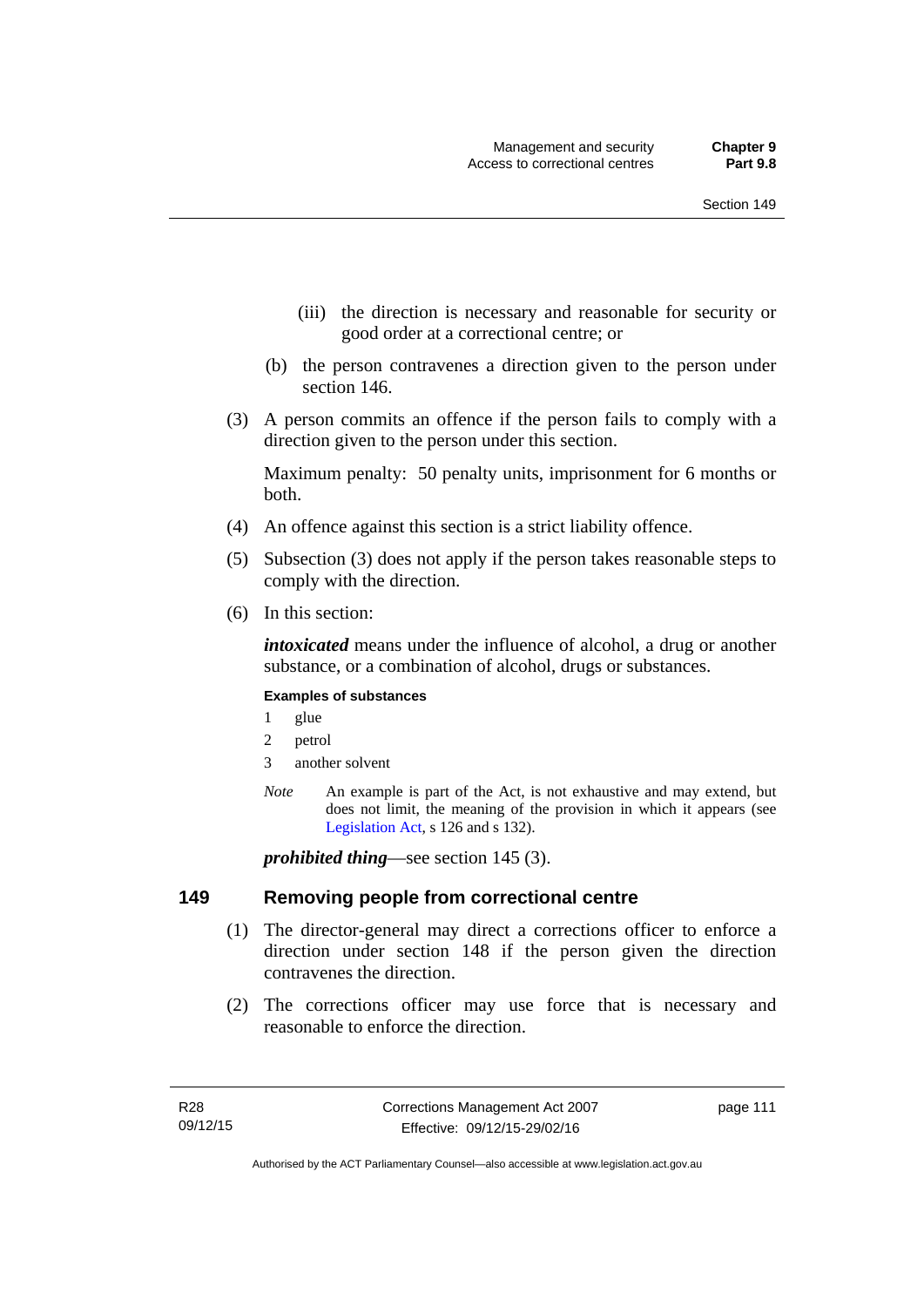(iii) the direction is necessary and reasonable for security or good order at a correctional centre; or

(b) the person contravenes a direction given to the person under section 146.

(3) A person commits an offence if the person fails to comply with a direction given to the person under this section.

Maximum penalty: 50 penalty units, imprisonment for 6 months or both.

(4) An offence against this section is a strict liability offence.

(5) Subsection (3) does not apply if the person takes reasonable steps to comply with the direction.

(6) In this section:

***intoxicated*** means under the influence of alcohol, a drug or another substance, or a combination of alcohol, drugs or substances.

**Examples of substances**

1 glue
2 petrol
3 another solvent

*Note* An example is part of the Act, is not exhaustive and may extend, but does not limit, the meaning of the provision in which it appears (see Legislation Act, s 126 and s 132).

***prohibited thing***—see section 145 (3).

## 149 Removing people from correctional centre

(1) The director-general may direct a corrections officer to enforce a direction under section 148 if the person given the direction contravenes the direction.

(2) The corrections officer may use force that is necessary and reasonable to enforce the direction.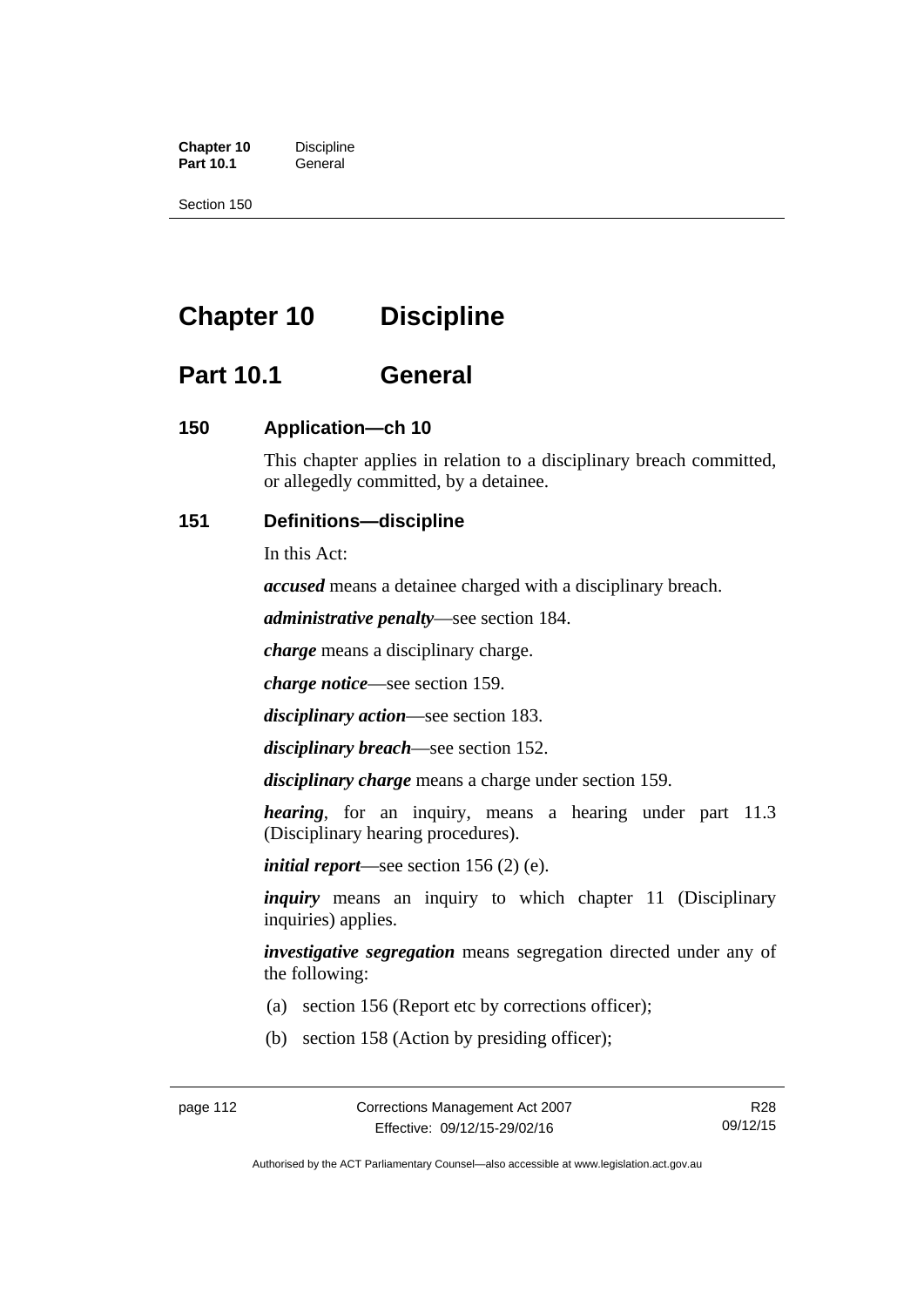# Chapter 10 Discipline

## Part 10.1 General

### 150 Application—ch 10

This chapter applies in relation to a disciplinary breach committed, or allegedly committed, by a detainee.

### 151 Definitions—discipline

In this Act:

***accused*** means a detainee charged with a disciplinary breach.

***administrative penalty***—see section 184.

***charge*** means a disciplinary charge.

***charge notice***—see section 159.

***disciplinary action***—see section 183.

***disciplinary breach***—see section 152.

***disciplinary charge*** means a charge under section 159.

***hearing***, for an inquiry, means a hearing under part 11.3 (Disciplinary hearing procedures).

***initial report***—see section 156 (2) (e).

***inquiry*** means an inquiry to which chapter 11 (Disciplinary inquiries) applies.

***investigative segregation*** means segregation directed under any of the following:

(a) section 156 (Report etc by corrections officer);

(b) section 158 (Action by presiding officer);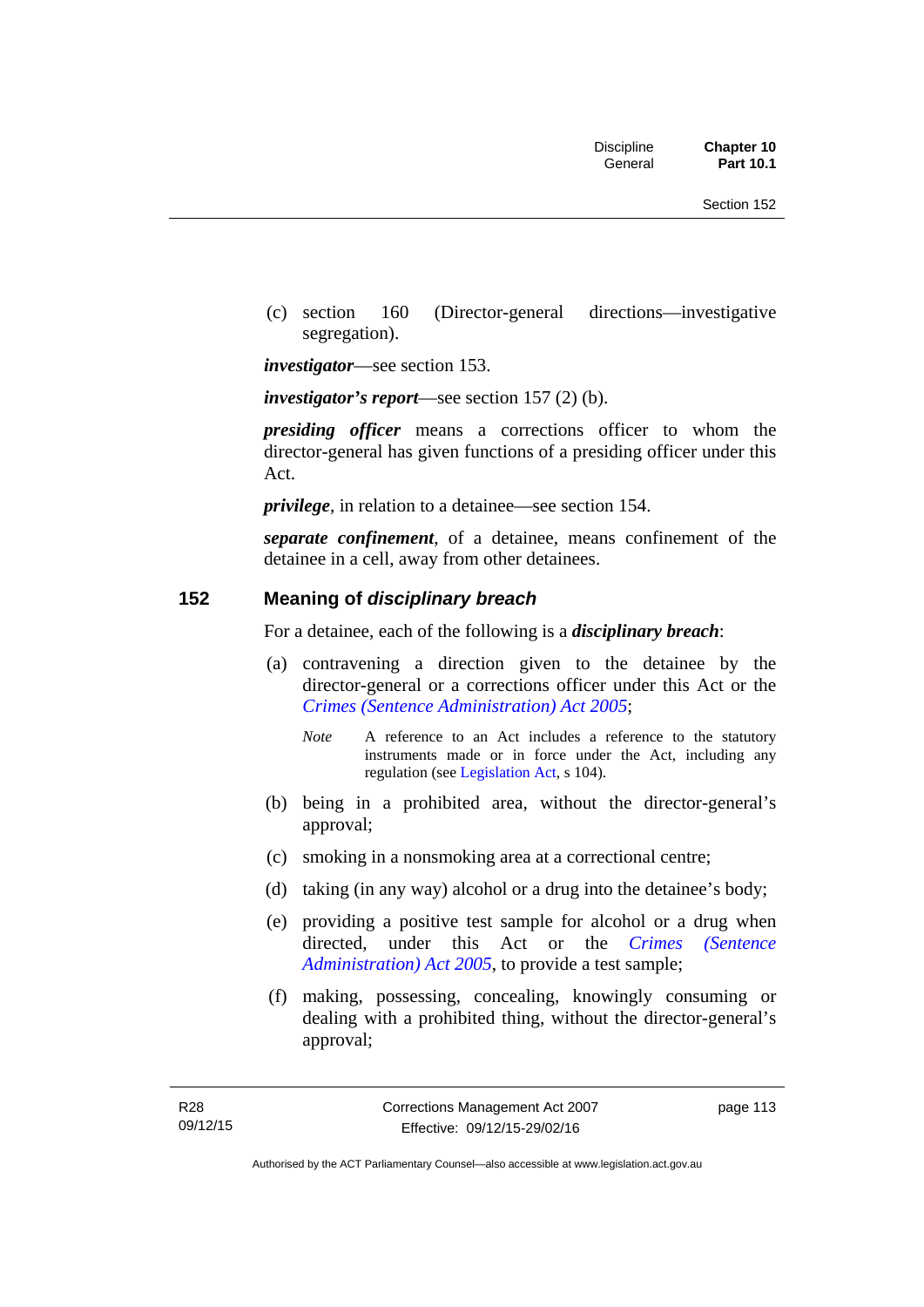(c) section 160 (Director-general directions—investigative segregation).

***investigator***—see section 153.

***investigator's report***—see section 157 (2) (b).

***presiding officer*** means a corrections officer to whom the director-general has given functions of a presiding officer under this Act.

***privilege***, in relation to a detainee—see section 154.

***separate confinement***, of a detainee, means confinement of the detainee in a cell, away from other detainees.

## 152 Meaning of *disciplinary breach*

For a detainee, each of the following is a ***disciplinary breach***:

(a) contravening a direction given to the detainee by the director-general or a corrections officer under this Act or the *Crimes (Sentence Administration) Act 2005*;

> *Note* A reference to an Act includes a reference to the statutory instruments made or in force under the Act, including any regulation (see Legislation Act, s 104).

(b) being in a prohibited area, without the director-general's approval;

(c) smoking in a nonsmoking area at a correctional centre;

(d) taking (in any way) alcohol or a drug into the detainee's body;

(e) providing a positive test sample for alcohol or a drug when directed, under this Act or the *Crimes (Sentence Administration) Act 2005*, to provide a test sample;

(f) making, possessing, concealing, knowingly consuming or dealing with a prohibited thing, without the director-general's approval;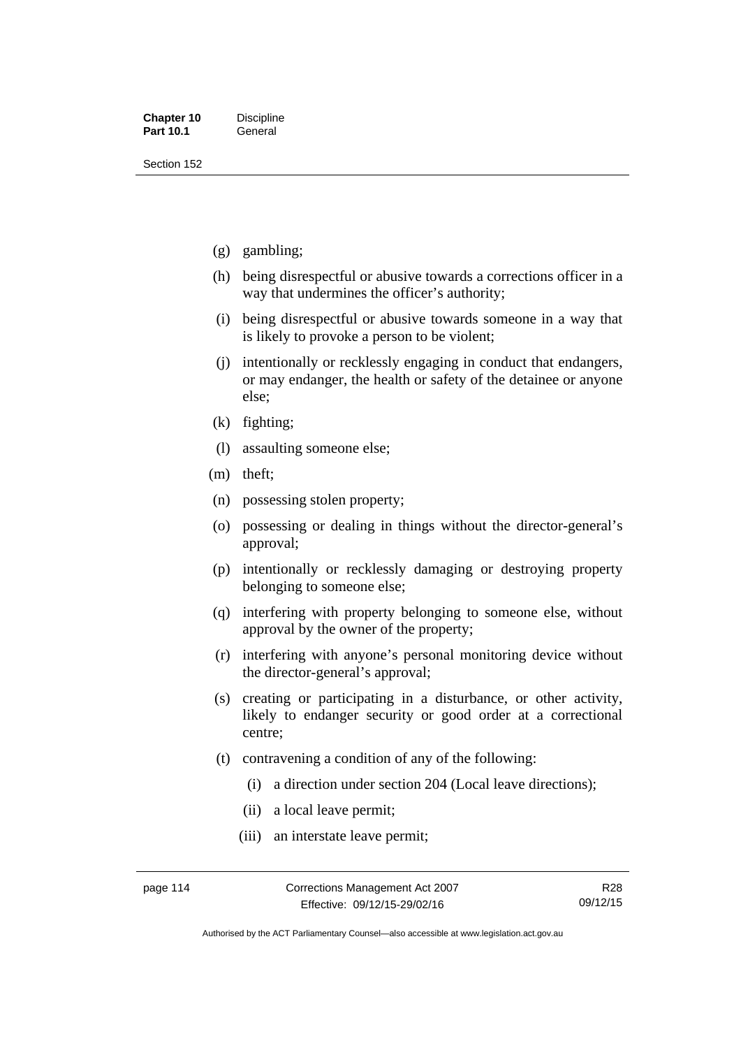(g) gambling;

(h) being disrespectful or abusive towards a corrections officer in a way that undermines the officer's authority;

(i) being disrespectful or abusive towards someone in a way that is likely to provoke a person to be violent;

(j) intentionally or recklessly engaging in conduct that endangers, or may endanger, the health or safety of the detainee or anyone else;

(k) fighting;

(l) assaulting someone else;

(m) theft;

(n) possessing stolen property;

(o) possessing or dealing in things without the director-general's approval;

(p) intentionally or recklessly damaging or destroying property belonging to someone else;

(q) interfering with property belonging to someone else, without approval by the owner of the property;

(r) interfering with anyone's personal monitoring device without the director-general's approval;

(s) creating or participating in a disturbance, or other activity, likely to endanger security or good order at a correctional centre;

(t) contravening a condition of any of the following:

 (i) a direction under section 204 (Local leave directions);

 (ii) a local leave permit;

 (iii) an interstate leave permit;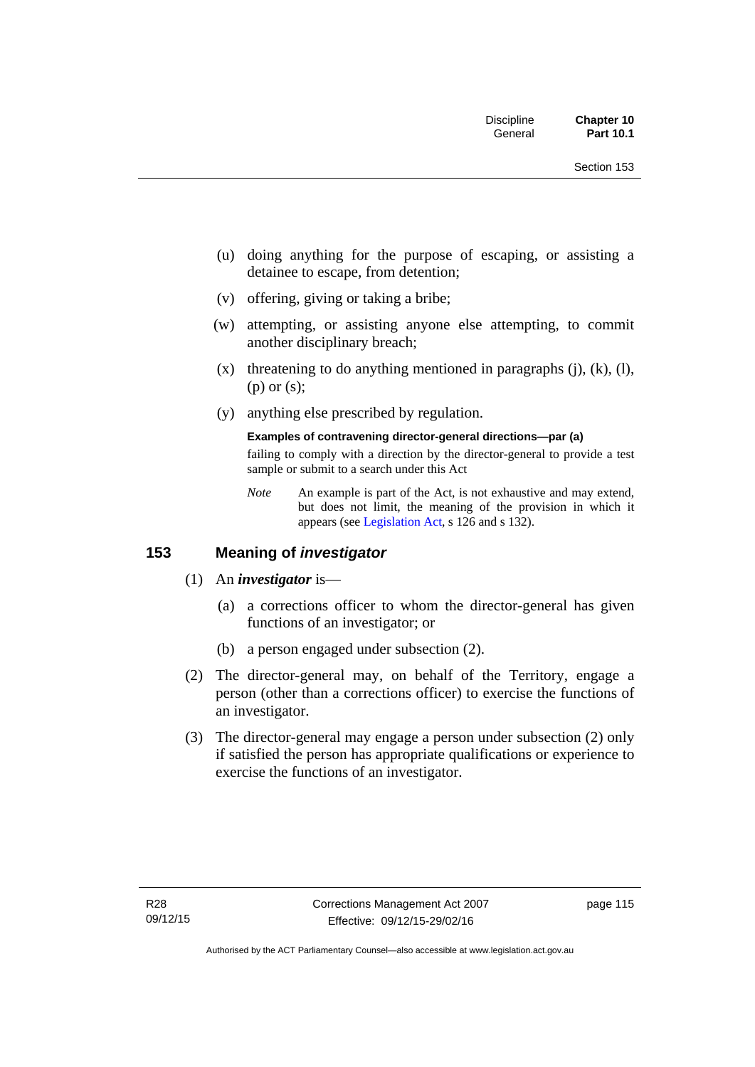(u) doing anything for the purpose of escaping, or assisting a detainee to escape, from detention;

(v) offering, giving or taking a bribe;

(w) attempting, or assisting anyone else attempting, to commit another disciplinary breach;

(x) threatening to do anything mentioned in paragraphs (j), (k), (l), (p) or (s);

(y) anything else prescribed by regulation.

**Examples of contravening director-general directions—par (a)**

failing to comply with a direction by the director-general to provide a test sample or submit to a search under this Act

*Note* An example is part of the Act, is not exhaustive and may extend, but does not limit, the meaning of the provision in which it appears (see Legislation Act, s 126 and s 132).

## 153 Meaning of *investigator*

(1) An ***investigator*** is—

(a) a corrections officer to whom the director-general has given functions of an investigator; or

(b) a person engaged under subsection (2).

(2) The director-general may, on behalf of the Territory, engage a person (other than a corrections officer) to exercise the functions of an investigator.

(3) The director-general may engage a person under subsection (2) only if satisfied the person has appropriate qualifications or experience to exercise the functions of an investigator.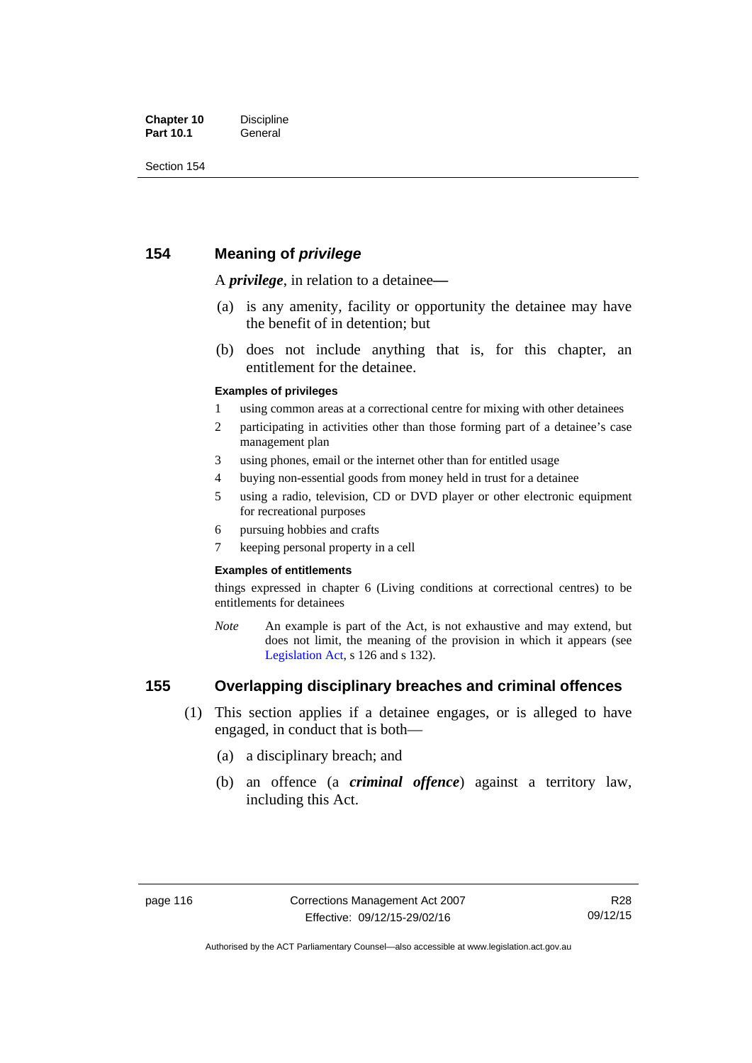## 154 Meaning of *privilege*

A ***privilege***, in relation to a detainee—

(a) is any amenity, facility or opportunity the detainee may have the benefit of in detention; but

(b) does not include anything that is, for this chapter, an entitlement for the detainee.

#### Examples of privileges

1 using common areas at a correctional centre for mixing with other detainees

2 participating in activities other than those forming part of a detainee's case management plan

3 using phones, email or the internet other than for entitled usage

4 buying non-essential goods from money held in trust for a detainee

5 using a radio, television, CD or DVD player or other electronic equipment for recreational purposes

6 pursuing hobbies and crafts

7 keeping personal property in a cell

#### Examples of entitlements

things expressed in chapter 6 (Living conditions at correctional centres) to be entitlements for detainees

*Note* An example is part of the Act, is not exhaustive and may extend, but does not limit, the meaning of the provision in which it appears (see Legislation Act, s 126 and s 132).

## 155 Overlapping disciplinary breaches and criminal offences

(1) This section applies if a detainee engages, or is alleged to have engaged, in conduct that is both—

(a) a disciplinary breach; and

(b) an offence (a ***criminal offence***) against a territory law, including this Act.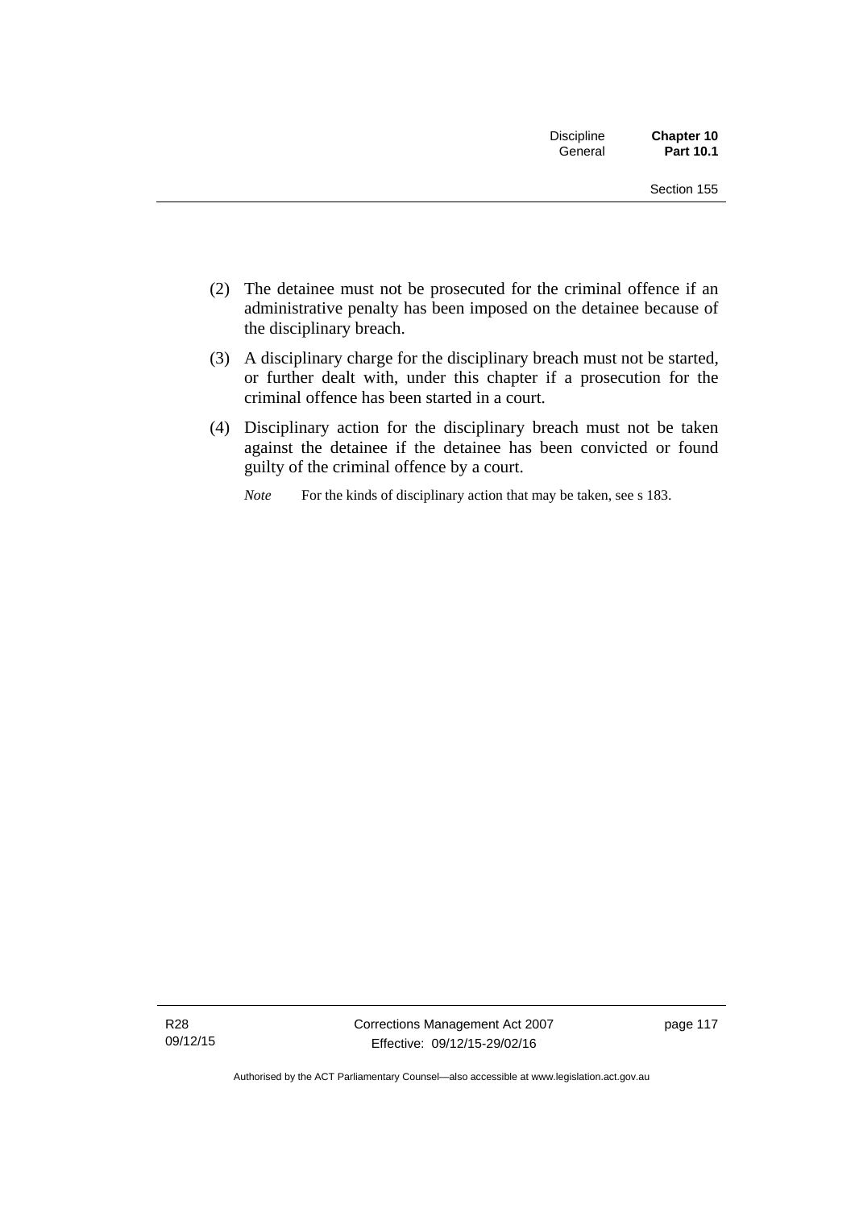(2) The detainee must not be prosecuted for the criminal offence if an administrative penalty has been imposed on the detainee because of the disciplinary breach.

(3) A disciplinary charge for the disciplinary breach must not be started, or further dealt with, under this chapter if a prosecution for the criminal offence has been started in a court.

(4) Disciplinary action for the disciplinary breach must not be taken against the detainee if the detainee has been convicted or found guilty of the criminal offence by a court.

*Note* For the kinds of disciplinary action that may be taken, see s 183.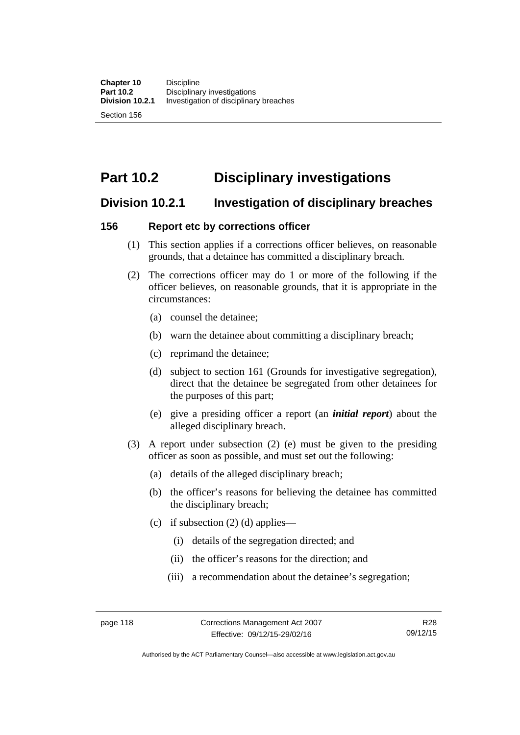# Part 10.2 Disciplinary investigations

## Division 10.2.1 Investigation of disciplinary breaches

### 156 Report etc by corrections officer

(1) This section applies if a corrections officer believes, on reasonable grounds, that a detainee has committed a disciplinary breach.

(2) The corrections officer may do 1 or more of the following if the officer believes, on reasonable grounds, that it is appropriate in the circumstances:

  (a) counsel the detainee;

  (b) warn the detainee about committing a disciplinary breach;

  (c) reprimand the detainee;

  (d) subject to section 161 (Grounds for investigative segregation), direct that the detainee be segregated from other detainees for the purposes of this part;

  (e) give a presiding officer a report (an ***initial report***) about the alleged disciplinary breach.

(3) A report under subsection (2) (e) must be given to the presiding officer as soon as possible, and must set out the following:

  (a) details of the alleged disciplinary breach;

  (b) the officer's reasons for believing the detainee has committed the disciplinary breach;

  (c) if subsection (2) (d) applies—

    (i) details of the segregation directed; and

    (ii) the officer's reasons for the direction; and

    (iii) a recommendation about the detainee's segregation;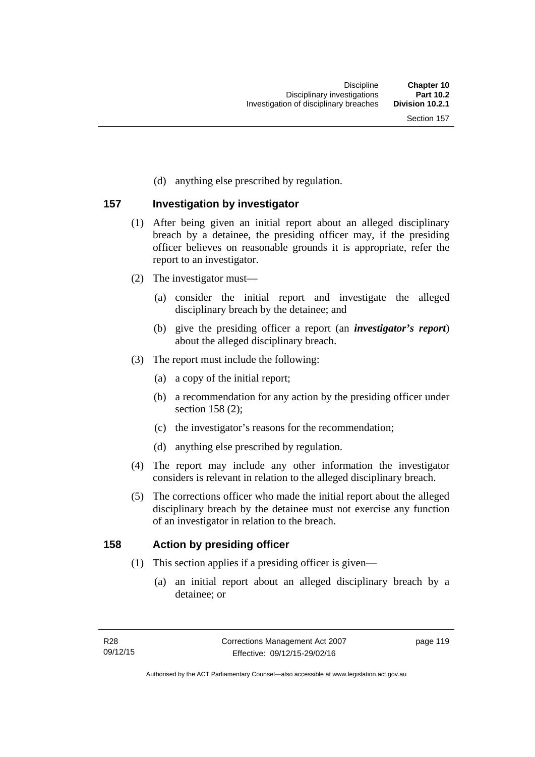(d) anything else prescribed by regulation.

## 157 Investigation by investigator

(1) After being given an initial report about an alleged disciplinary breach by a detainee, the presiding officer may, if the presiding officer believes on reasonable grounds it is appropriate, refer the report to an investigator.

(2) The investigator must—

(a) consider the initial report and investigate the alleged disciplinary breach by the detainee; and

(b) give the presiding officer a report (an ***investigator's report***) about the alleged disciplinary breach.

(3) The report must include the following:

(a) a copy of the initial report;

(b) a recommendation for any action by the presiding officer under section 158 (2);

(c) the investigator's reasons for the recommendation;

(d) anything else prescribed by regulation.

(4) The report may include any other information the investigator considers is relevant in relation to the alleged disciplinary breach.

(5) The corrections officer who made the initial report about the alleged disciplinary breach by the detainee must not exercise any function of an investigator in relation to the breach.

## 158 Action by presiding officer

(1) This section applies if a presiding officer is given—

(a) an initial report about an alleged disciplinary breach by a detainee; or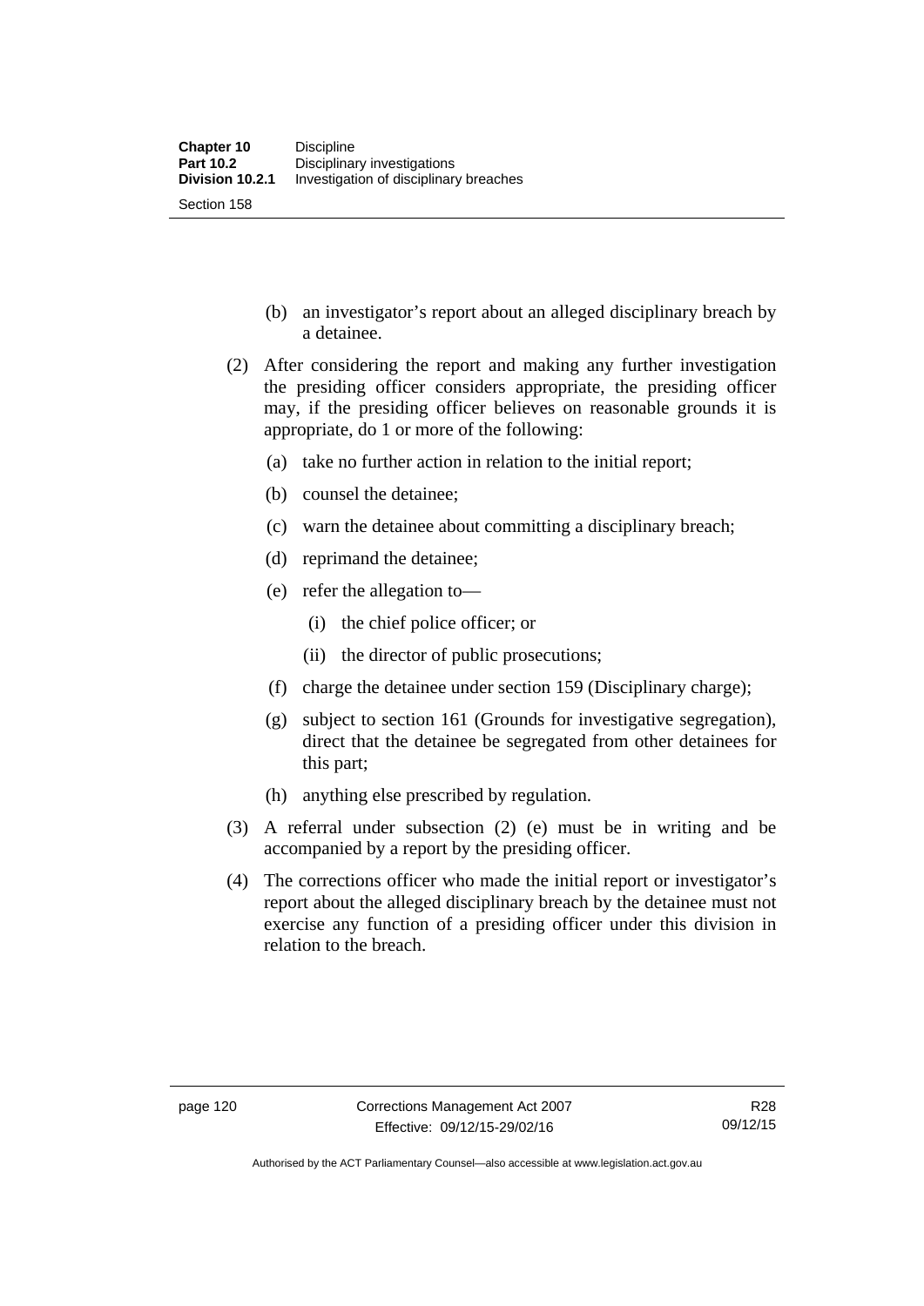(b) an investigator's report about an alleged disciplinary breach by a detainee.

(2) After considering the report and making any further investigation the presiding officer considers appropriate, the presiding officer may, if the presiding officer believes on reasonable grounds it is appropriate, do 1 or more of the following:

(a) take no further action in relation to the initial report;

(b) counsel the detainee;

(c) warn the detainee about committing a disciplinary breach;

(d) reprimand the detainee;

(e) refer the allegation to—

(i) the chief police officer; or

(ii) the director of public prosecutions;

(f) charge the detainee under section 159 (Disciplinary charge);

(g) subject to section 161 (Grounds for investigative segregation), direct that the detainee be segregated from other detainees for this part;

(h) anything else prescribed by regulation.

(3) A referral under subsection (2) (e) must be in writing and be accompanied by a report by the presiding officer.

(4) The corrections officer who made the initial report or investigator's report about the alleged disciplinary breach by the detainee must not exercise any function of a presiding officer under this division in relation to the breach.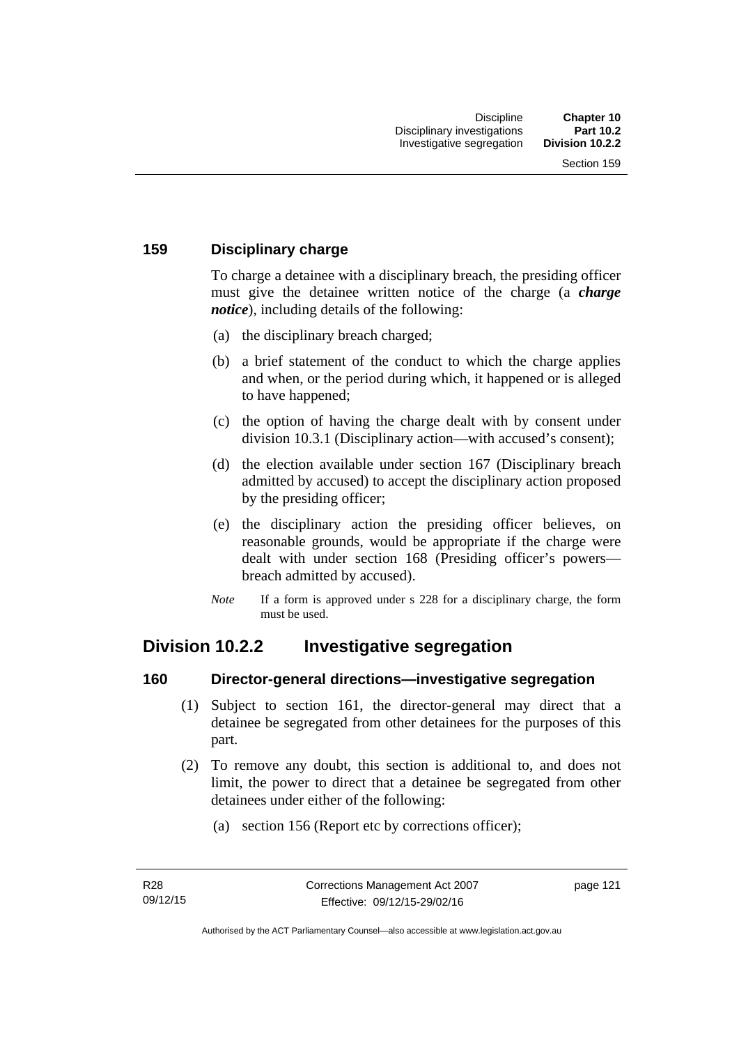### 159 Disciplinary charge

To charge a detainee with a disciplinary breach, the presiding officer must give the detainee written notice of the charge (a ***charge notice***), including details of the following:

(a) the disciplinary breach charged;

(b) a brief statement of the conduct to which the charge applies and when, or the period during which, it happened or is alleged to have happened;

(c) the option of having the charge dealt with by consent under division 10.3.1 (Disciplinary action—with accused's consent);

(d) the election available under section 167 (Disciplinary breach admitted by accused) to accept the disciplinary action proposed by the presiding officer;

(e) the disciplinary action the presiding officer believes, on reasonable grounds, would be appropriate if the charge were dealt with under section 168 (Presiding officer's powers—breach admitted by accused).

*Note* If a form is approved under s 228 for a disciplinary charge, the form must be used.

## Division 10.2.2 Investigative segregation

### 160 Director-general directions—investigative segregation

(1) Subject to section 161, the director-general may direct that a detainee be segregated from other detainees for the purposes of this part.

(2) To remove any doubt, this section is additional to, and does not limit, the power to direct that a detainee be segregated from other detainees under either of the following:

(a) section 156 (Report etc by corrections officer);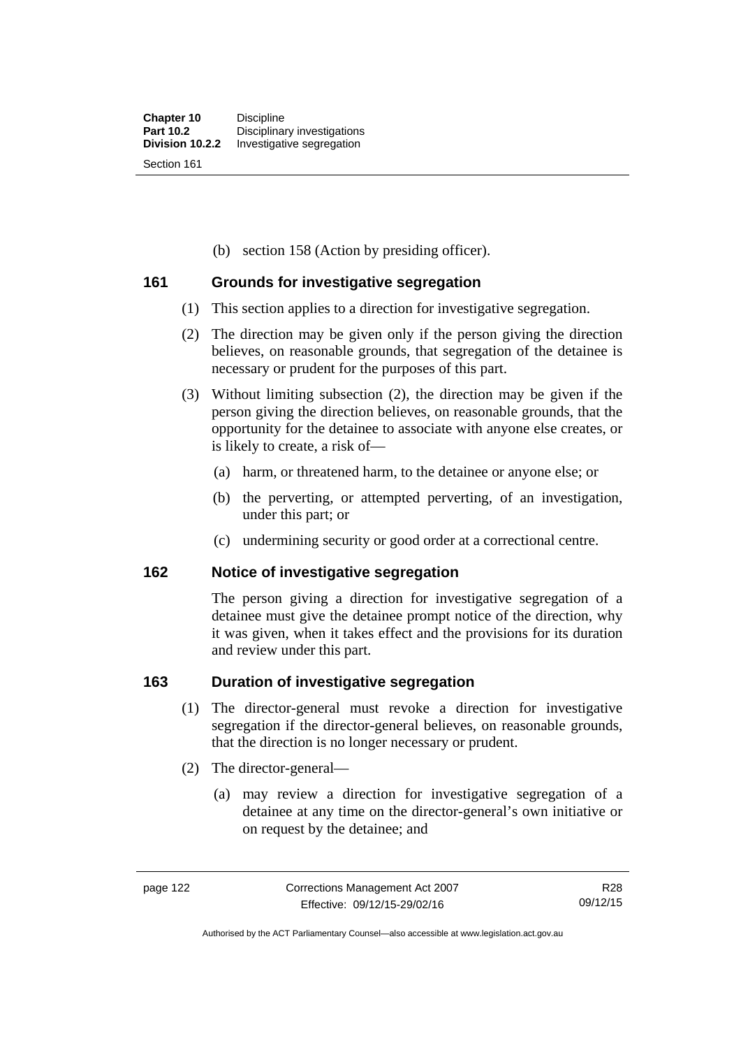(b) section 158 (Action by presiding officer).

## 161 Grounds for investigative segregation

(1) This section applies to a direction for investigative segregation.

(2) The direction may be given only if the person giving the direction believes, on reasonable grounds, that segregation of the detainee is necessary or prudent for the purposes of this part.

(3) Without limiting subsection (2), the direction may be given if the person giving the direction believes, on reasonable grounds, that the opportunity for the detainee to associate with anyone else creates, or is likely to create, a risk of—

(a) harm, or threatened harm, to the detainee or anyone else; or

(b) the perverting, or attempted perverting, of an investigation, under this part; or

(c) undermining security or good order at a correctional centre.

## 162 Notice of investigative segregation

The person giving a direction for investigative segregation of a detainee must give the detainee prompt notice of the direction, why it was given, when it takes effect and the provisions for its duration and review under this part.

## 163 Duration of investigative segregation

(1) The director-general must revoke a direction for investigative segregation if the director-general believes, on reasonable grounds, that the direction is no longer necessary or prudent.

(2) The director-general—

(a) may review a direction for investigative segregation of a detainee at any time on the director-general's own initiative or on request by the detainee; and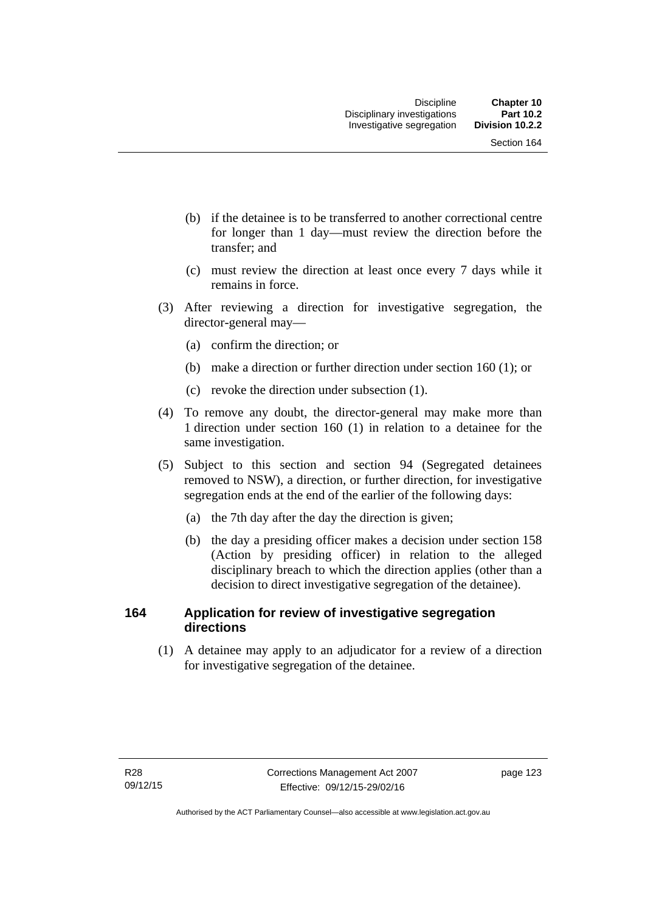(b) if the detainee is to be transferred to another correctional centre for longer than 1 day—must review the direction before the transfer; and

(c) must review the direction at least once every 7 days while it remains in force.

(3) After reviewing a direction for investigative segregation, the director-general may—

(a) confirm the direction; or

(b) make a direction or further direction under section 160 (1); or

(c) revoke the direction under subsection (1).

(4) To remove any doubt, the director-general may make more than 1 direction under section 160 (1) in relation to a detainee for the same investigation.

(5) Subject to this section and section 94 (Segregated detainees removed to NSW), a direction, or further direction, for investigative segregation ends at the end of the earlier of the following days:

(a) the 7th day after the day the direction is given;

(b) the day a presiding officer makes a decision under section 158 (Action by presiding officer) in relation to the alleged disciplinary breach to which the direction applies (other than a decision to direct investigative segregation of the detainee).

### 164 Application for review of investigative segregation directions

(1) A detainee may apply to an adjudicator for a review of a direction for investigative segregation of the detainee.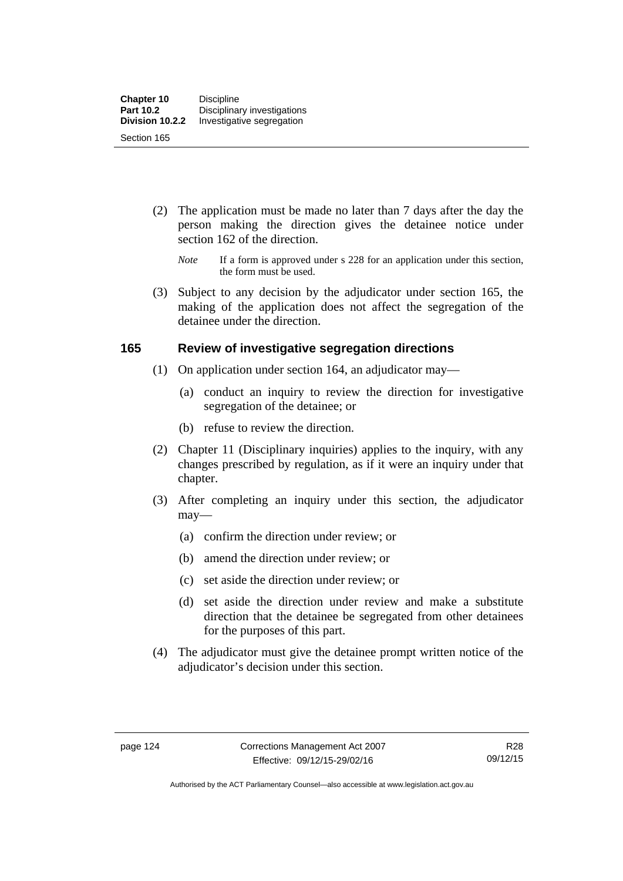(2) The application must be made no later than 7 days after the day the person making the direction gives the detainee notice under section 162 of the direction.

*Note* If a form is approved under s 228 for an application under this section, the form must be used.

(3) Subject to any decision by the adjudicator under section 165, the making of the application does not affect the segregation of the detainee under the direction.

### 165 Review of investigative segregation directions

(1) On application under section 164, an adjudicator may—

(a) conduct an inquiry to review the direction for investigative segregation of the detainee; or

(b) refuse to review the direction.

(2) Chapter 11 (Disciplinary inquiries) applies to the inquiry, with any changes prescribed by regulation, as if it were an inquiry under that chapter.

(3) After completing an inquiry under this section, the adjudicator may—

(a) confirm the direction under review; or

(b) amend the direction under review; or

(c) set aside the direction under review; or

(d) set aside the direction under review and make a substitute direction that the detainee be segregated from other detainees for the purposes of this part.

(4) The adjudicator must give the detainee prompt written notice of the adjudicator's decision under this section.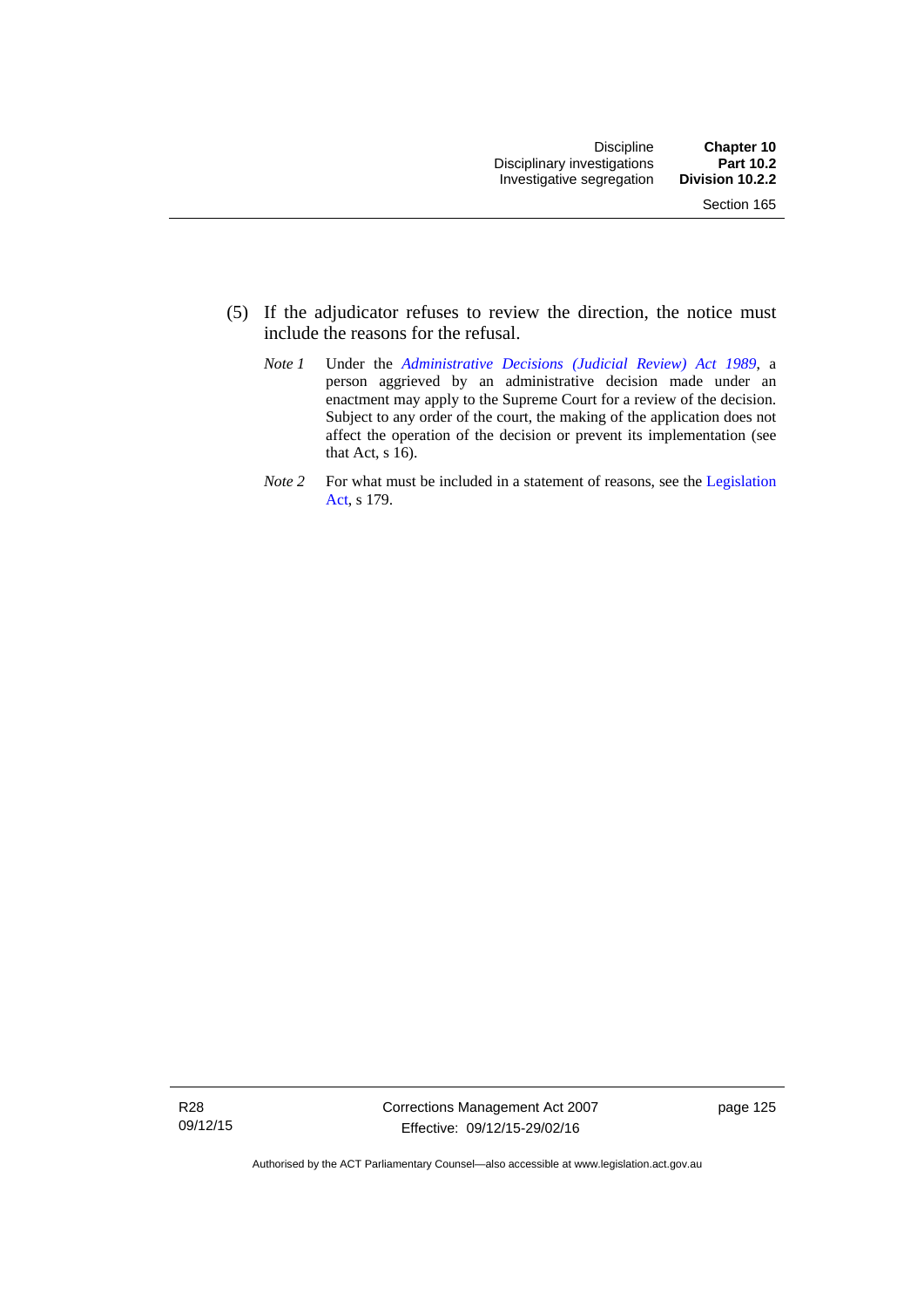(5) If the adjudicator refuses to review the direction, the notice must include the reasons for the refusal.

*Note 1* Under the *Administrative Decisions (Judicial Review) Act 1989*, a person aggrieved by an administrative decision made under an enactment may apply to the Supreme Court for a review of the decision. Subject to any order of the court, the making of the application does not affect the operation of the decision or prevent its implementation (see that Act, s 16).

*Note 2* For what must be included in a statement of reasons, see the Legislation Act, s 179.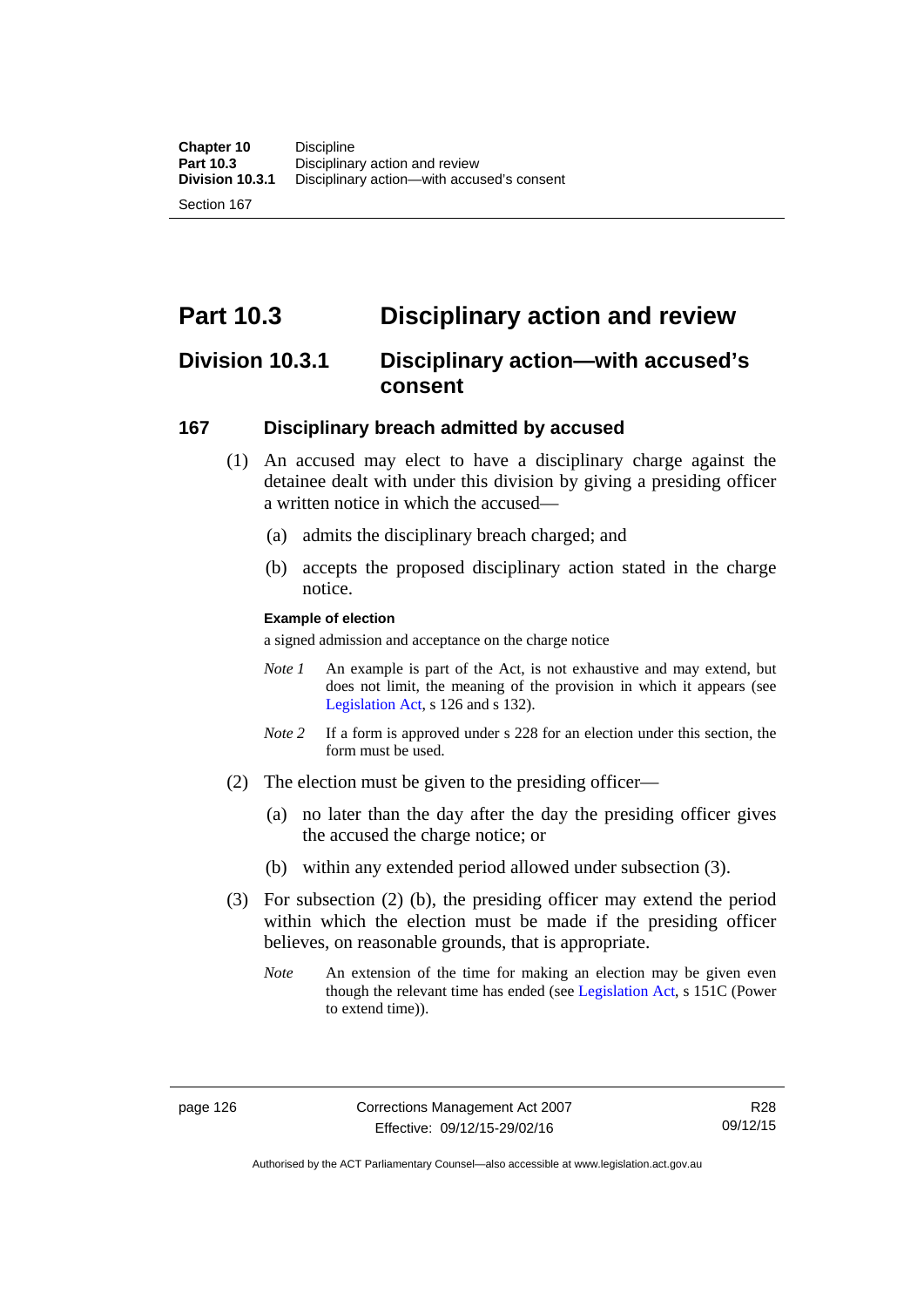# Part 10.3 Disciplinary action and review

## Division 10.3.1 Disciplinary action—with accused's consent

### 167 Disciplinary breach admitted by accused

(1) An accused may elect to have a disciplinary charge against the detainee dealt with under this division by giving a presiding officer a written notice in which the accused—

(a) admits the disciplinary breach charged; and

(b) accepts the proposed disciplinary action stated in the charge notice.

**Example of election**

a signed admission and acceptance on the charge notice

*Note 1* An example is part of the Act, is not exhaustive and may extend, but does not limit, the meaning of the provision in which it appears (see Legislation Act, s 126 and s 132).

*Note 2* If a form is approved under s 228 for an election under this section, the form must be used.

(2) The election must be given to the presiding officer—

(a) no later than the day after the day the presiding officer gives the accused the charge notice; or

(b) within any extended period allowed under subsection (3).

(3) For subsection (2) (b), the presiding officer may extend the period within which the election must be made if the presiding officer believes, on reasonable grounds, that is appropriate.

*Note* An extension of the time for making an election may be given even though the relevant time has ended (see Legislation Act, s 151C (Power to extend time)).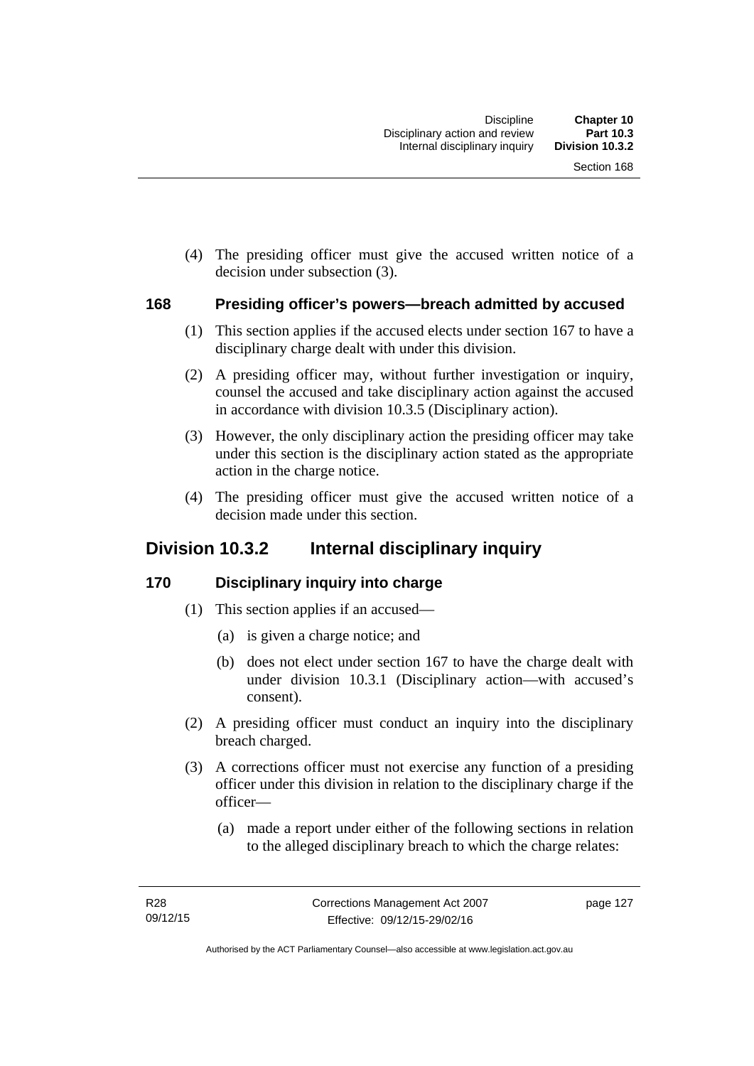(4) The presiding officer must give the accused written notice of a decision under subsection (3).

### 168 Presiding officer's powers—breach admitted by accused

(1) This section applies if the accused elects under section 167 to have a disciplinary charge dealt with under this division.

(2) A presiding officer may, without further investigation or inquiry, counsel the accused and take disciplinary action against the accused in accordance with division 10.3.5 (Disciplinary action).

(3) However, the only disciplinary action the presiding officer may take under this section is the disciplinary action stated as the appropriate action in the charge notice.

(4) The presiding officer must give the accused written notice of a decision made under this section.

## Division 10.3.2 Internal disciplinary inquiry

### 170 Disciplinary inquiry into charge

(1) This section applies if an accused—

(a) is given a charge notice; and

(b) does not elect under section 167 to have the charge dealt with under division 10.3.1 (Disciplinary action—with accused's consent).

(2) A presiding officer must conduct an inquiry into the disciplinary breach charged.

(3) A corrections officer must not exercise any function of a presiding officer under this division in relation to the disciplinary charge if the officer—

(a) made a report under either of the following sections in relation to the alleged disciplinary breach to which the charge relates: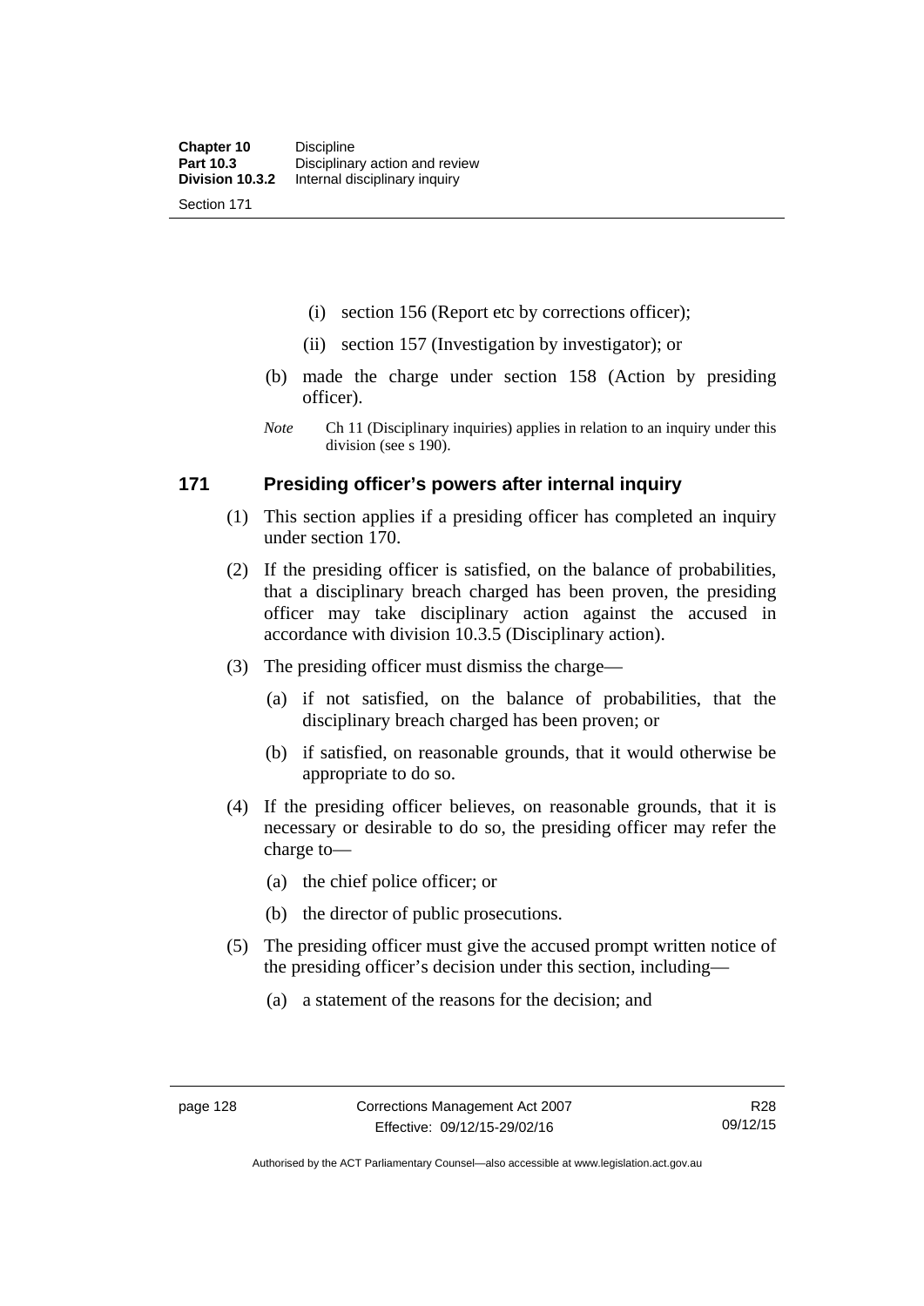(i) section 156 (Report etc by corrections officer);

(ii) section 157 (Investigation by investigator); or

(b) made the charge under section 158 (Action by presiding officer).

*Note* Ch 11 (Disciplinary inquiries) applies in relation to an inquiry under this division (see s 190).

## 171 Presiding officer's powers after internal inquiry

(1) This section applies if a presiding officer has completed an inquiry under section 170.

(2) If the presiding officer is satisfied, on the balance of probabilities, that a disciplinary breach charged has been proven, the presiding officer may take disciplinary action against the accused in accordance with division 10.3.5 (Disciplinary action).

(3) The presiding officer must dismiss the charge—

(a) if not satisfied, on the balance of probabilities, that the disciplinary breach charged has been proven; or

(b) if satisfied, on reasonable grounds, that it would otherwise be appropriate to do so.

(4) If the presiding officer believes, on reasonable grounds, that it is necessary or desirable to do so, the presiding officer may refer the charge to—

(a) the chief police officer; or

(b) the director of public prosecutions.

(5) The presiding officer must give the accused prompt written notice of the presiding officer's decision under this section, including—

(a) a statement of the reasons for the decision; and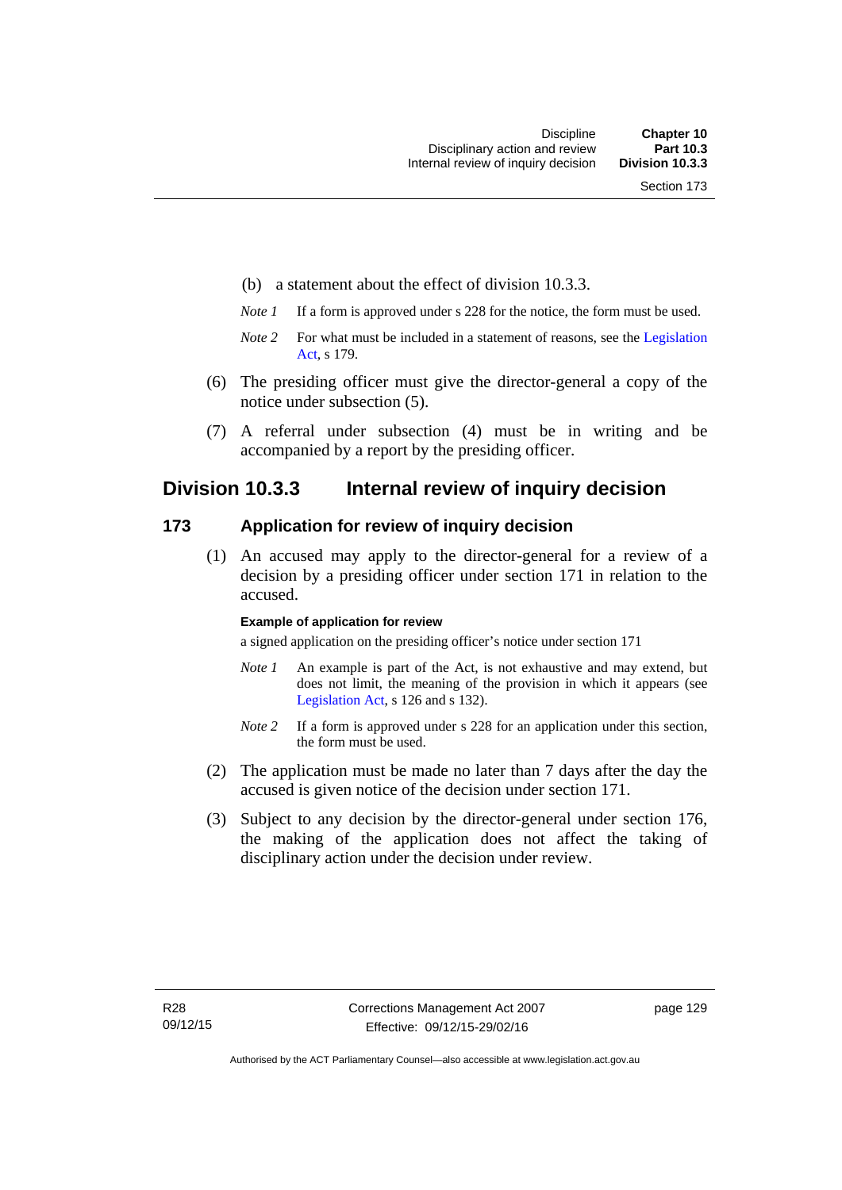(b) a statement about the effect of division 10.3.3.

*Note 1* If a form is approved under s 228 for the notice, the form must be used.

*Note 2* For what must be included in a statement of reasons, see the Legislation Act, s 179.

(6) The presiding officer must give the director-general a copy of the notice under subsection (5).

(7) A referral under subsection (4) must be in writing and be accompanied by a report by the presiding officer.

## Division 10.3.3 Internal review of inquiry decision

### 173 Application for review of inquiry decision

(1) An accused may apply to the director-general for a review of a decision by a presiding officer under section 171 in relation to the accused.

**Example of application for review**

a signed application on the presiding officer's notice under section 171

*Note 1* An example is part of the Act, is not exhaustive and may extend, but does not limit, the meaning of the provision in which it appears (see Legislation Act, s 126 and s 132).

*Note 2* If a form is approved under s 228 for an application under this section, the form must be used.

(2) The application must be made no later than 7 days after the day the accused is given notice of the decision under section 171.

(3) Subject to any decision by the director-general under section 176, the making of the application does not affect the taking of disciplinary action under the decision under review.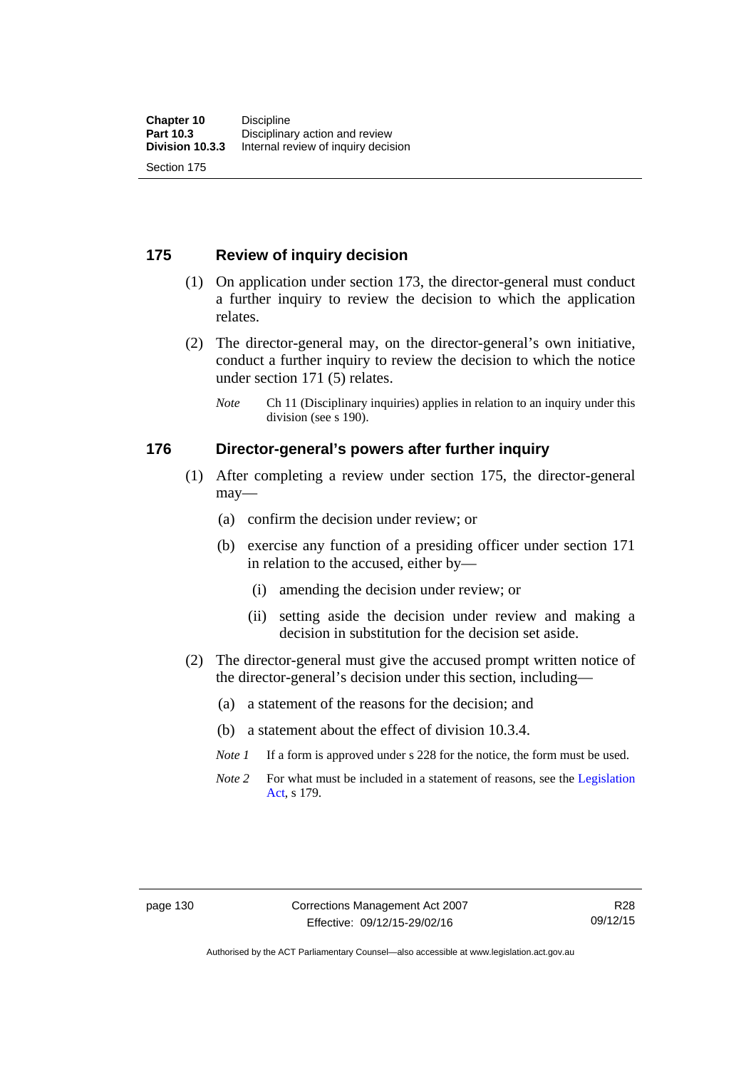## 175 Review of inquiry decision

(1) On application under section 173, the director-general must conduct a further inquiry to review the decision to which the application relates.

(2) The director-general may, on the director-general's own initiative, conduct a further inquiry to review the decision to which the notice under section 171 (5) relates.

*Note* Ch 11 (Disciplinary inquiries) applies in relation to an inquiry under this division (see s 190).

## 176 Director-general's powers after further inquiry

(1) After completing a review under section 175, the director-general may—

(a) confirm the decision under review; or

(b) exercise any function of a presiding officer under section 171 in relation to the accused, either by—

(i) amending the decision under review; or

(ii) setting aside the decision under review and making a decision in substitution for the decision set aside.

(2) The director-general must give the accused prompt written notice of the director-general's decision under this section, including—

(a) a statement of the reasons for the decision; and

(b) a statement about the effect of division 10.3.4.

*Note 1* If a form is approved under s 228 for the notice, the form must be used.

*Note 2* For what must be included in a statement of reasons, see the Legislation Act, s 179.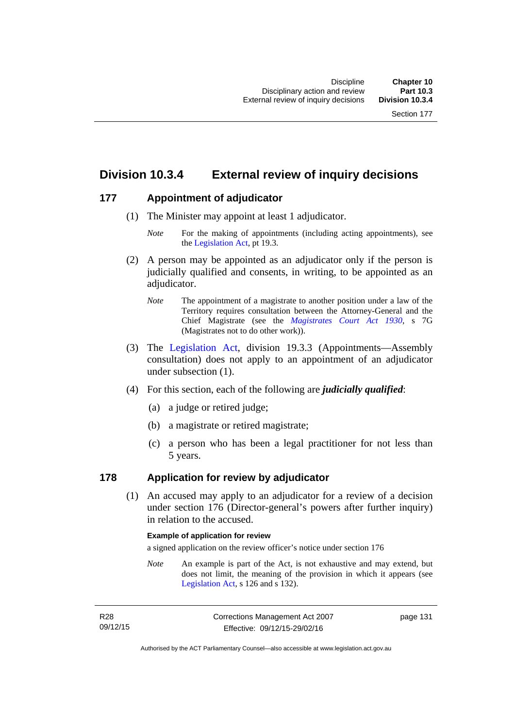## Division 10.3.4 External review of inquiry decisions

### 177 Appointment of adjudicator

(1) The Minister may appoint at least 1 adjudicator.

*Note* For the making of appointments (including acting appointments), see the Legislation Act, pt 19.3.

(2) A person may be appointed as an adjudicator only if the person is judicially qualified and consents, in writing, to be appointed as an adjudicator.

*Note* The appointment of a magistrate to another position under a law of the Territory requires consultation between the Attorney-General and the Chief Magistrate (see the *Magistrates Court Act 1930*, s 7G (Magistrates not to do other work)).

(3) The Legislation Act, division 19.3.3 (Appointments—Assembly consultation) does not apply to an appointment of an adjudicator under subsection (1).

(4) For this section, each of the following are ***judicially qualified***:

(a) a judge or retired judge;

(b) a magistrate or retired magistrate;

(c) a person who has been a legal practitioner for not less than 5 years.

### 178 Application for review by adjudicator

(1) An accused may apply to an adjudicator for a review of a decision under section 176 (Director-general's powers after further inquiry) in relation to the accused.

**Example of application for review**

a signed application on the review officer's notice under section 176

*Note* An example is part of the Act, is not exhaustive and may extend, but does not limit, the meaning of the provision in which it appears (see Legislation Act, s 126 and s 132).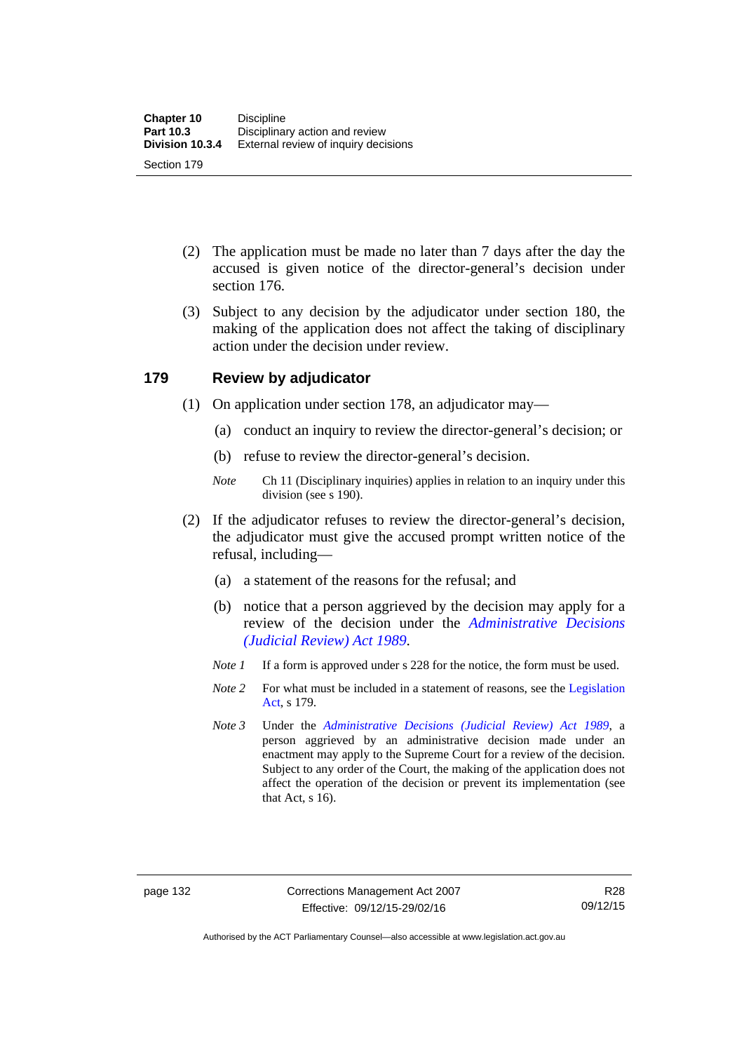(2) The application must be made no later than 7 days after the day the accused is given notice of the director-general's decision under section 176.

(3) Subject to any decision by the adjudicator under section 180, the making of the application does not affect the taking of disciplinary action under the decision under review.

## 179 Review by adjudicator

(1) On application under section 178, an adjudicator may—

(a) conduct an inquiry to review the director-general's decision; or

(b) refuse to review the director-general's decision.

*Note* Ch 11 (Disciplinary inquiries) applies in relation to an inquiry under this division (see s 190).

(2) If the adjudicator refuses to review the director-general's decision, the adjudicator must give the accused prompt written notice of the refusal, including—

(a) a statement of the reasons for the refusal; and

(b) notice that a person aggrieved by the decision may apply for a review of the decision under the *Administrative Decisions (Judicial Review) Act 1989*.

*Note 1* If a form is approved under s 228 for the notice, the form must be used.

*Note 2* For what must be included in a statement of reasons, see the Legislation Act, s 179.

*Note 3* Under the *Administrative Decisions (Judicial Review) Act 1989*, a person aggrieved by an administrative decision made under an enactment may apply to the Supreme Court for a review of the decision. Subject to any order of the Court, the making of the application does not affect the operation of the decision or prevent its implementation (see that Act, s 16).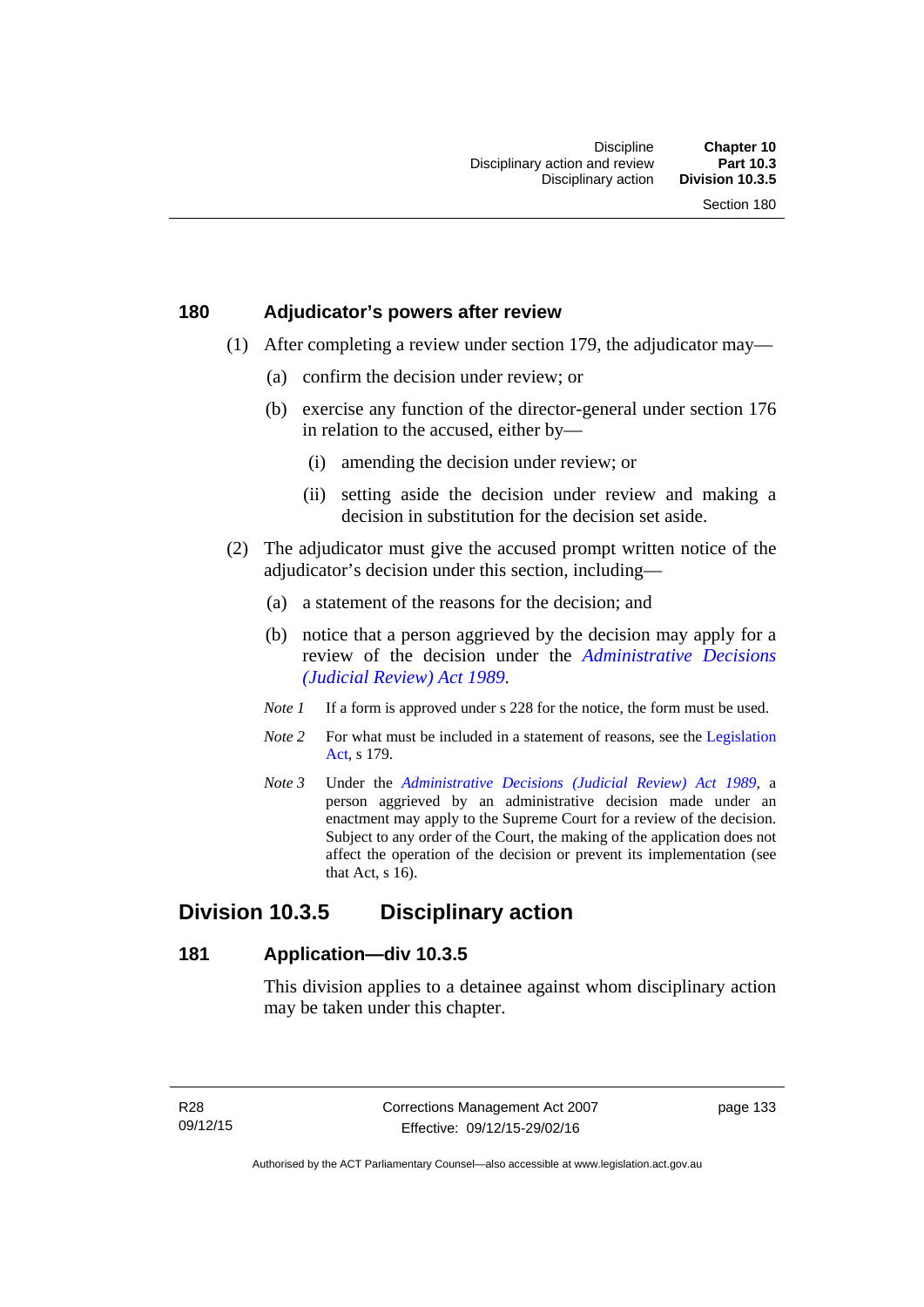### 180 Adjudicator's powers after review

(1) After completing a review under section 179, the adjudicator may—

(a) confirm the decision under review; or

(b) exercise any function of the director-general under section 176 in relation to the accused, either by—

(i) amending the decision under review; or

(ii) setting aside the decision under review and making a decision in substitution for the decision set aside.

(2) The adjudicator must give the accused prompt written notice of the adjudicator's decision under this section, including—

(a) a statement of the reasons for the decision; and

(b) notice that a person aggrieved by the decision may apply for a review of the decision under the *Administrative Decisions (Judicial Review) Act 1989*.

*Note 1* If a form is approved under s 228 for the notice, the form must be used.

*Note 2* For what must be included in a statement of reasons, see the Legislation Act, s 179.

*Note 3* Under the *Administrative Decisions (Judicial Review) Act 1989*, a person aggrieved by an administrative decision made under an enactment may apply to the Supreme Court for a review of the decision. Subject to any order of the Court, the making of the application does not affect the operation of the decision or prevent its implementation (see that Act, s 16).

## Division 10.3.5 Disciplinary action

### 181 Application—div 10.3.5

This division applies to a detainee against whom disciplinary action may be taken under this chapter.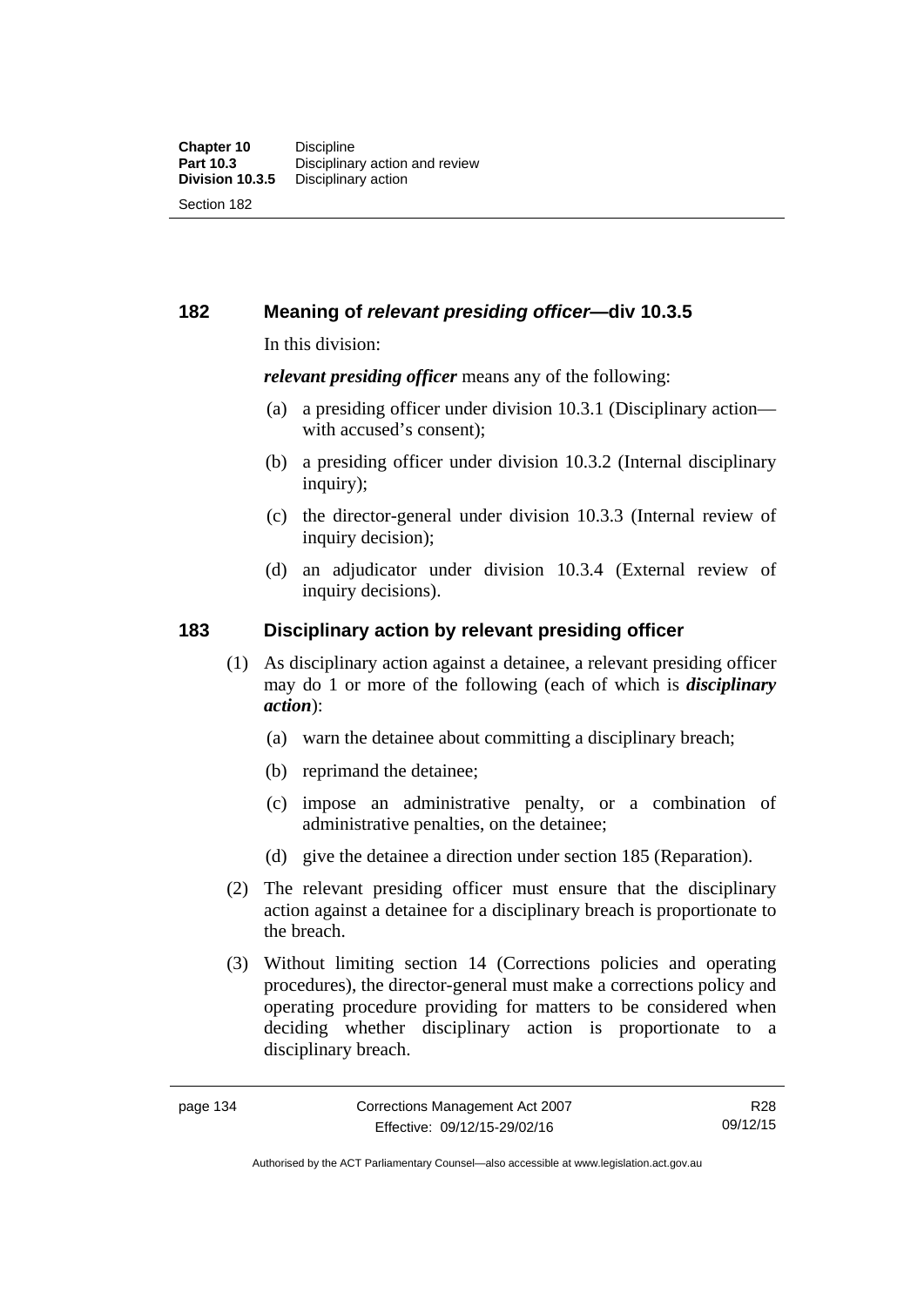## 182 Meaning of *relevant presiding officer*—div 10.3.5

In this division:

***relevant presiding officer*** means any of the following:

(a) a presiding officer under division 10.3.1 (Disciplinary action—with accused's consent);

(b) a presiding officer under division 10.3.2 (Internal disciplinary inquiry);

(c) the director-general under division 10.3.3 (Internal review of inquiry decision);

(d) an adjudicator under division 10.3.4 (External review of inquiry decisions).

## 183 Disciplinary action by relevant presiding officer

(1) As disciplinary action against a detainee, a relevant presiding officer may do 1 or more of the following (each of which is ***disciplinary action***):

(a) warn the detainee about committing a disciplinary breach;

(b) reprimand the detainee;

(c) impose an administrative penalty, or a combination of administrative penalties, on the detainee;

(d) give the detainee a direction under section 185 (Reparation).

(2) The relevant presiding officer must ensure that the disciplinary action against a detainee for a disciplinary breach is proportionate to the breach.

(3) Without limiting section 14 (Corrections policies and operating procedures), the director-general must make a corrections policy and operating procedure providing for matters to be considered when deciding whether disciplinary action is proportionate to a disciplinary breach.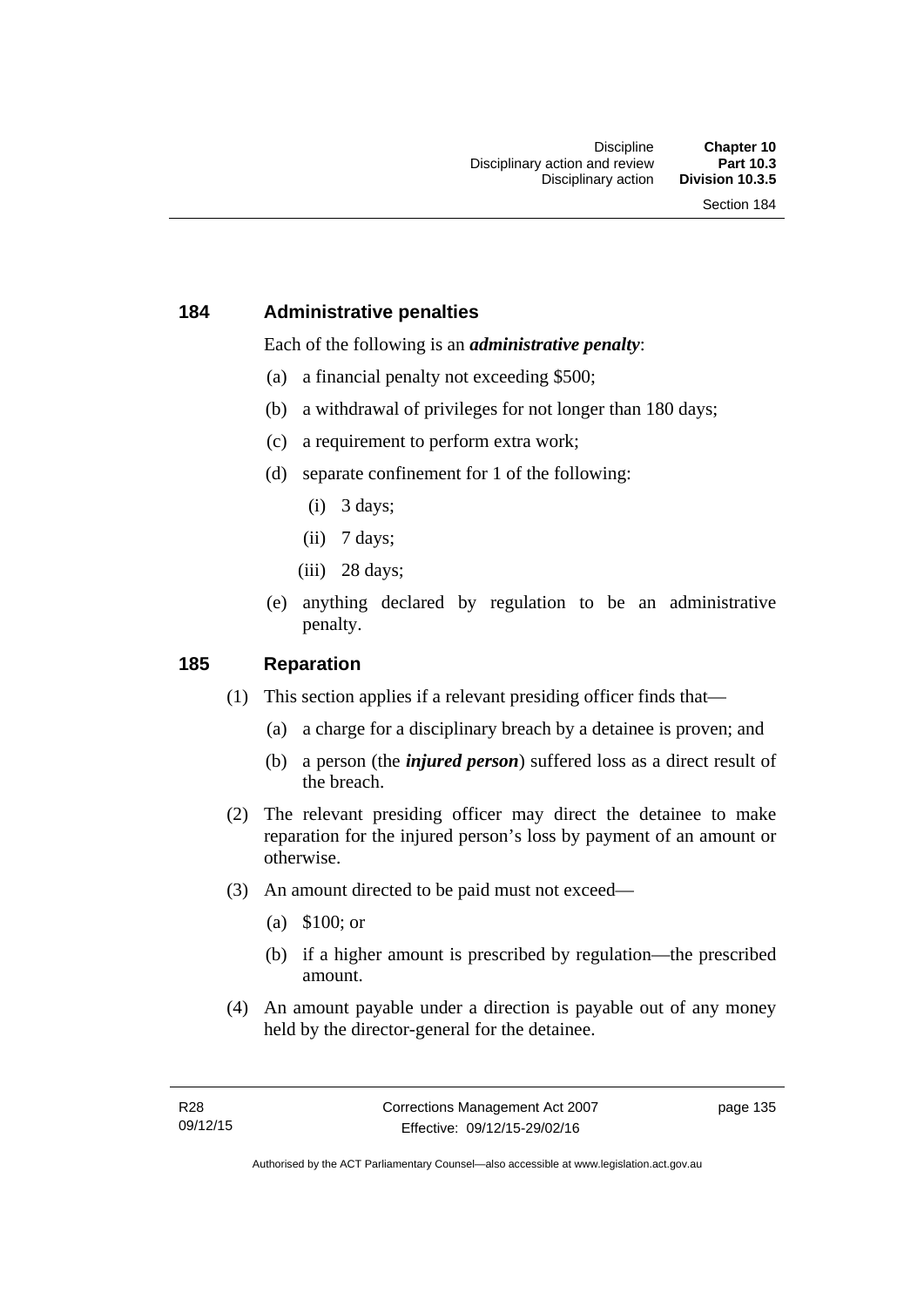## 184 Administrative penalties

Each of the following is an ***administrative penalty***:

(a) a financial penalty not exceeding $500;

(b) a withdrawal of privileges for not longer than 180 days;

(c) a requirement to perform extra work;

(d) separate confinement for 1 of the following:

(i) 3 days;

(ii) 7 days;

(iii) 28 days;

(e) anything declared by regulation to be an administrative penalty.

## 185 Reparation

(1) This section applies if a relevant presiding officer finds that—

(a) a charge for a disciplinary breach by a detainee is proven; and

(b) a person (the ***injured person***) suffered loss as a direct result of the breach.

(2) The relevant presiding officer may direct the detainee to make reparation for the injured person's loss by payment of an amount or otherwise.

(3) An amount directed to be paid must not exceed—

(a) $100; or

(b) if a higher amount is prescribed by regulation—the prescribed amount.

(4) An amount payable under a direction is payable out of any money held by the director-general for the detainee.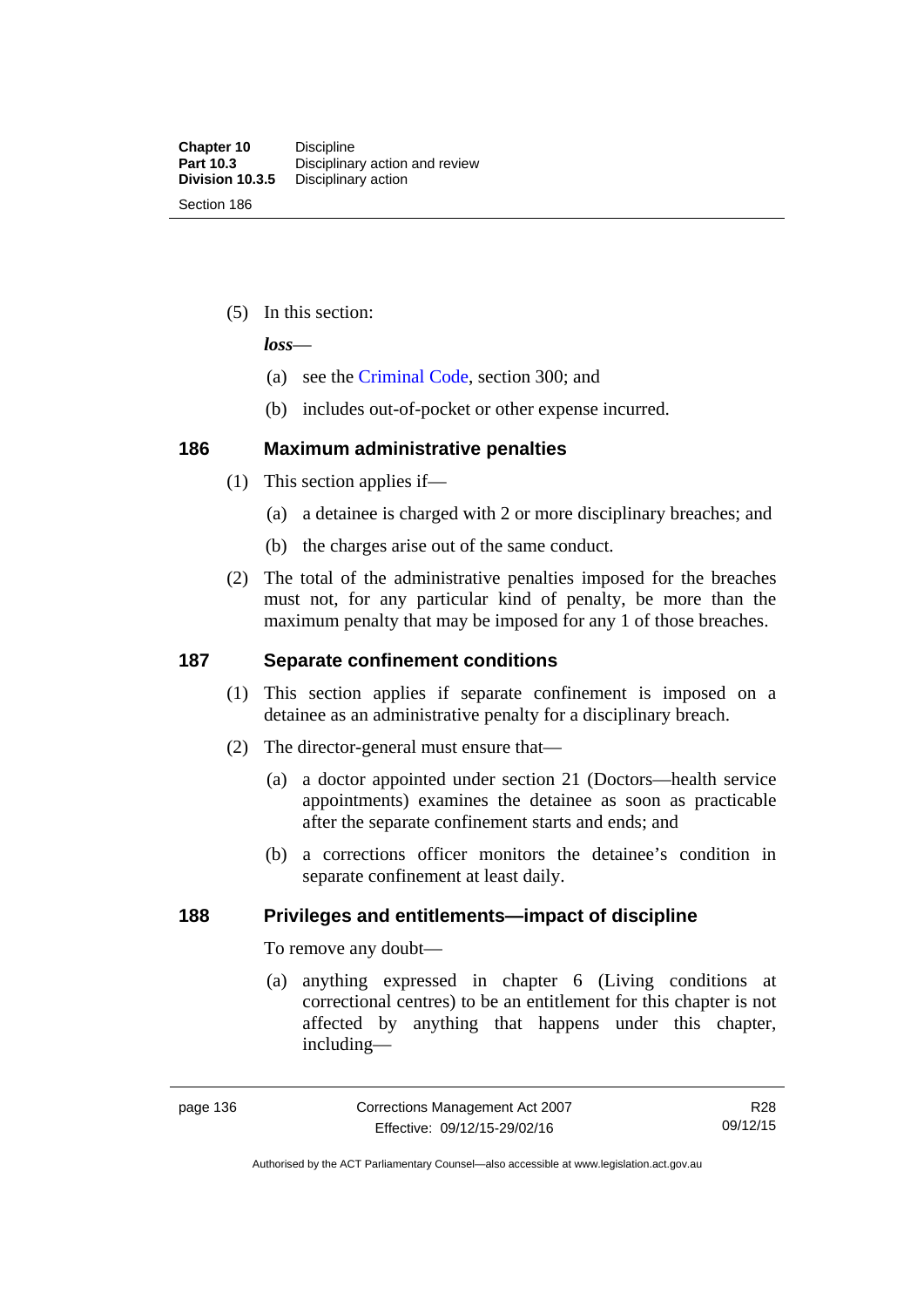(5) In this section:

***loss***—

(a) see the Criminal Code, section 300; and

(b) includes out-of-pocket or other expense incurred.

## 186 Maximum administrative penalties

(1) This section applies if—

(a) a detainee is charged with 2 or more disciplinary breaches; and

(b) the charges arise out of the same conduct.

(2) The total of the administrative penalties imposed for the breaches must not, for any particular kind of penalty, be more than the maximum penalty that may be imposed for any 1 of those breaches.

## 187 Separate confinement conditions

(1) This section applies if separate confinement is imposed on a detainee as an administrative penalty for a disciplinary breach.

(2) The director-general must ensure that—

(a) a doctor appointed under section 21 (Doctors—health service appointments) examines the detainee as soon as practicable after the separate confinement starts and ends; and

(b) a corrections officer monitors the detainee's condition in separate confinement at least daily.

## 188 Privileges and entitlements—impact of discipline

To remove any doubt—

(a) anything expressed in chapter 6 (Living conditions at correctional centres) to be an entitlement for this chapter is not affected by anything that happens under this chapter, including—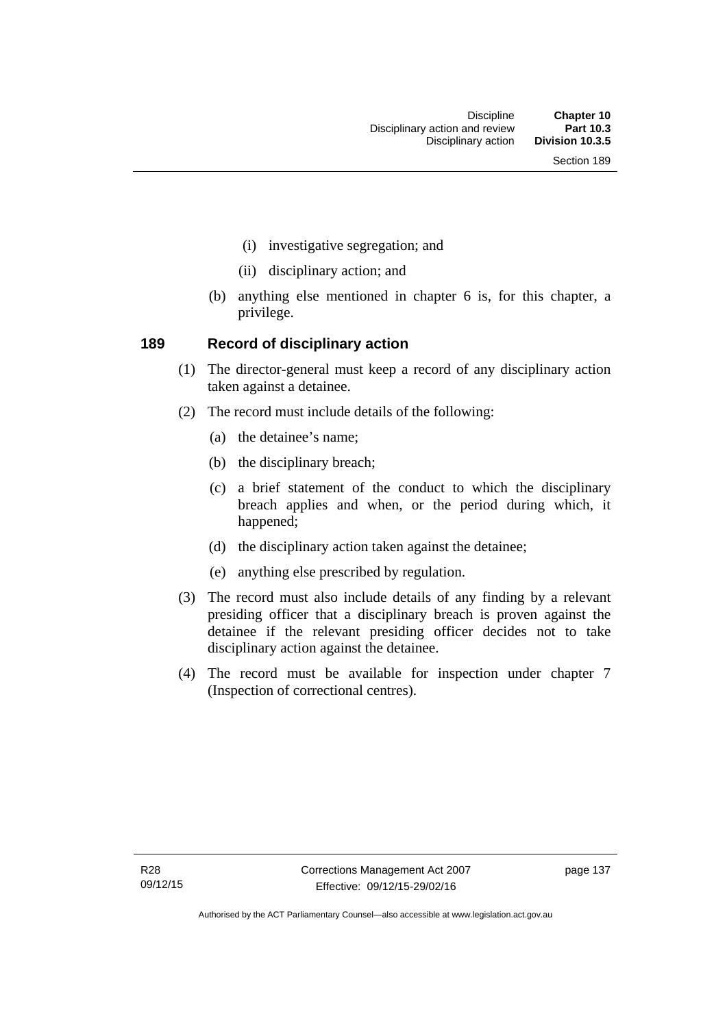(i) investigative segregation; and

(ii) disciplinary action; and

(b) anything else mentioned in chapter 6 is, for this chapter, a privilege.

### 189 Record of disciplinary action

(1) The director-general must keep a record of any disciplinary action taken against a detainee.

(2) The record must include details of the following:

(a) the detainee's name;

(b) the disciplinary breach;

(c) a brief statement of the conduct to which the disciplinary breach applies and when, or the period during which, it happened;

(d) the disciplinary action taken against the detainee;

(e) anything else prescribed by regulation.

(3) The record must also include details of any finding by a relevant presiding officer that a disciplinary breach is proven against the detainee if the relevant presiding officer decides not to take disciplinary action against the detainee.

(4) The record must be available for inspection under chapter 7 (Inspection of correctional centres).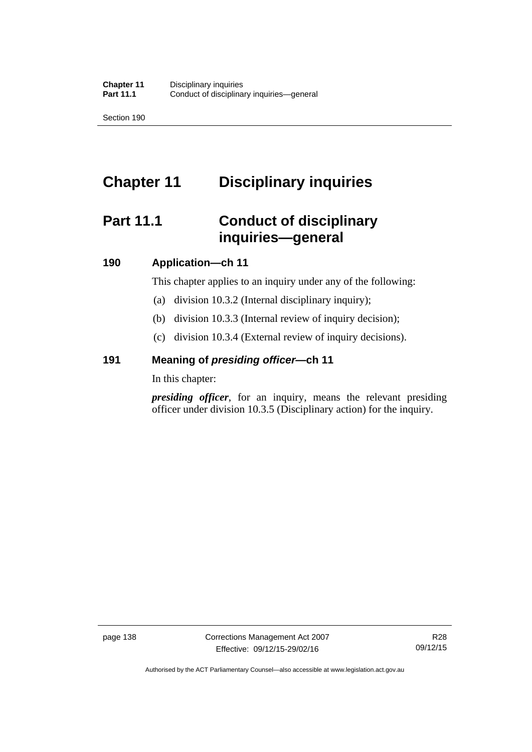# Chapter 11 Disciplinary inquiries

## Part 11.1 Conduct of disciplinary inquiries—general

### 190 Application—ch 11

This chapter applies to an inquiry under any of the following:

(a) division 10.3.2 (Internal disciplinary inquiry);

(b) division 10.3.3 (Internal review of inquiry decision);

(c) division 10.3.4 (External review of inquiry decisions).

### 191 Meaning of *presiding officer*—ch 11

In this chapter:

***presiding officer***, for an inquiry, means the relevant presiding officer under division 10.3.5 (Disciplinary action) for the inquiry.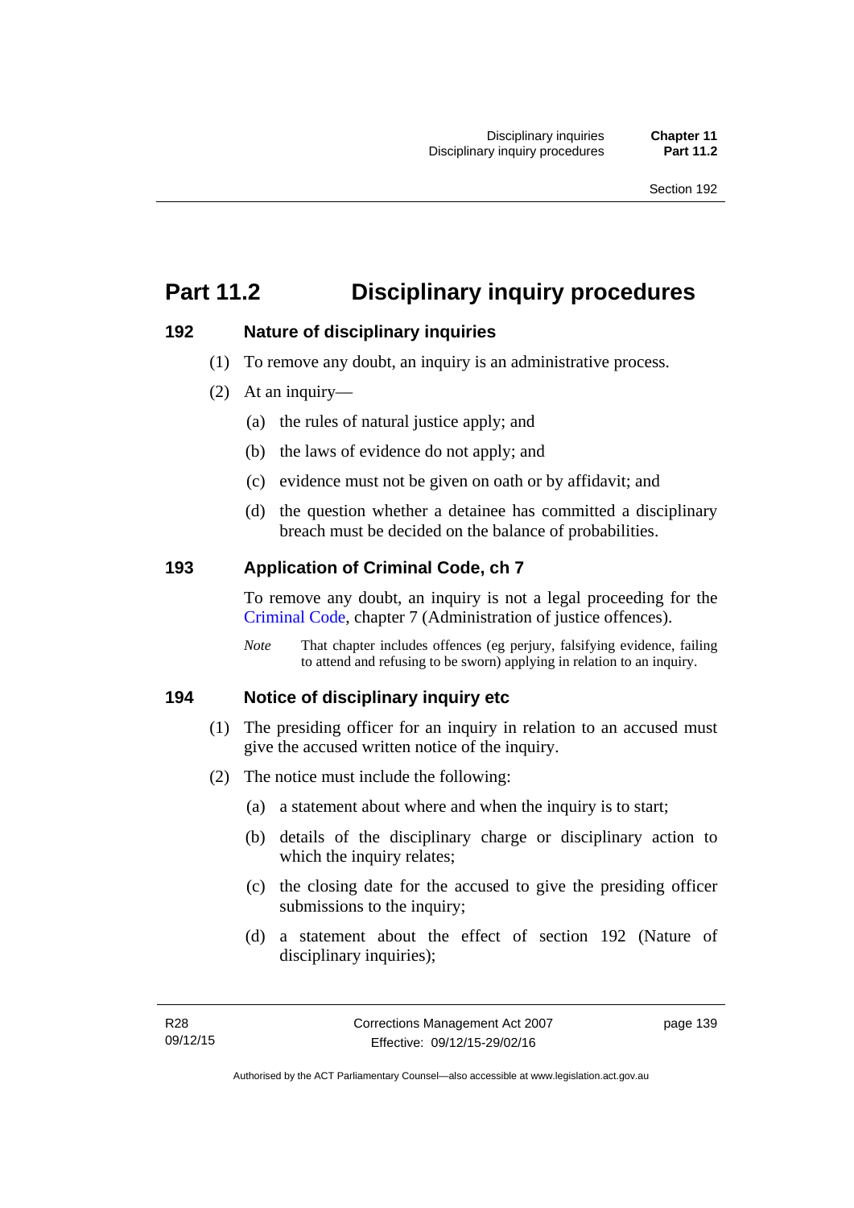# Part 11.2 Disciplinary inquiry procedures

## 192 Nature of disciplinary inquiries

(1) To remove any doubt, an inquiry is an administrative process.

(2) At an inquiry—

(a) the rules of natural justice apply; and

(b) the laws of evidence do not apply; and

(c) evidence must not be given on oath or by affidavit; and

(d) the question whether a detainee has committed a disciplinary breach must be decided on the balance of probabilities.

## 193 Application of Criminal Code, ch 7

To remove any doubt, an inquiry is not a legal proceeding for the Criminal Code, chapter 7 (Administration of justice offences).

*Note* That chapter includes offences (eg perjury, falsifying evidence, failing to attend and refusing to be sworn) applying in relation to an inquiry.

## 194 Notice of disciplinary inquiry etc

(1) The presiding officer for an inquiry in relation to an accused must give the accused written notice of the inquiry.

(2) The notice must include the following:

(a) a statement about where and when the inquiry is to start;

(b) details of the disciplinary charge or disciplinary action to which the inquiry relates;

(c) the closing date for the accused to give the presiding officer submissions to the inquiry;

(d) a statement about the effect of section 192 (Nature of disciplinary inquiries);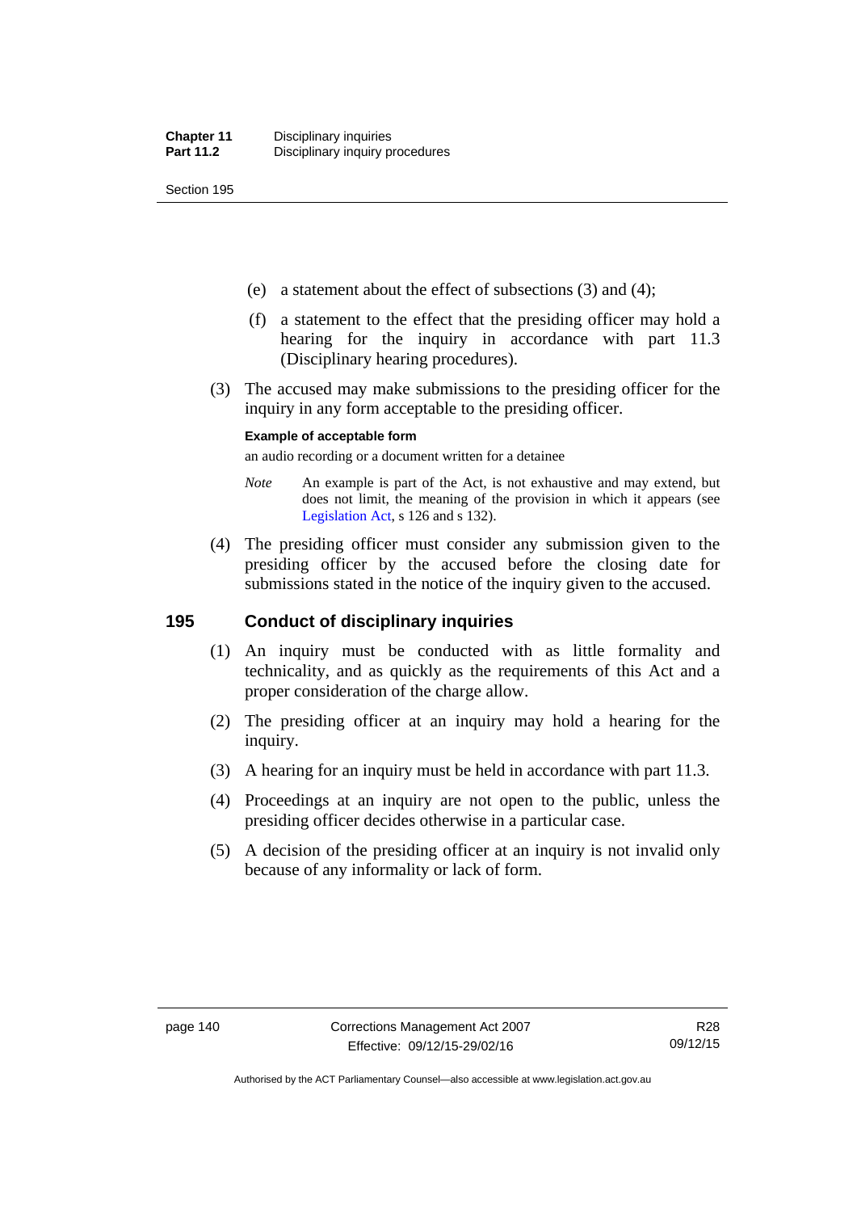(e) a statement about the effect of subsections (3) and (4);

(f) a statement to the effect that the presiding officer may hold a hearing for the inquiry in accordance with part 11.3 (Disciplinary hearing procedures).

(3) The accused may make submissions to the presiding officer for the inquiry in any form acceptable to the presiding officer.

**Example of acceptable form**

an audio recording or a document written for a detainee

*Note* An example is part of the Act, is not exhaustive and may extend, but does not limit, the meaning of the provision in which it appears (see Legislation Act, s 126 and s 132).

(4) The presiding officer must consider any submission given to the presiding officer by the accused before the closing date for submissions stated in the notice of the inquiry given to the accused.

## 195 Conduct of disciplinary inquiries

(1) An inquiry must be conducted with as little formality and technicality, and as quickly as the requirements of this Act and a proper consideration of the charge allow.

(2) The presiding officer at an inquiry may hold a hearing for the inquiry.

(3) A hearing for an inquiry must be held in accordance with part 11.3.

(4) Proceedings at an inquiry are not open to the public, unless the presiding officer decides otherwise in a particular case.

(5) A decision of the presiding officer at an inquiry is not invalid only because of any informality or lack of form.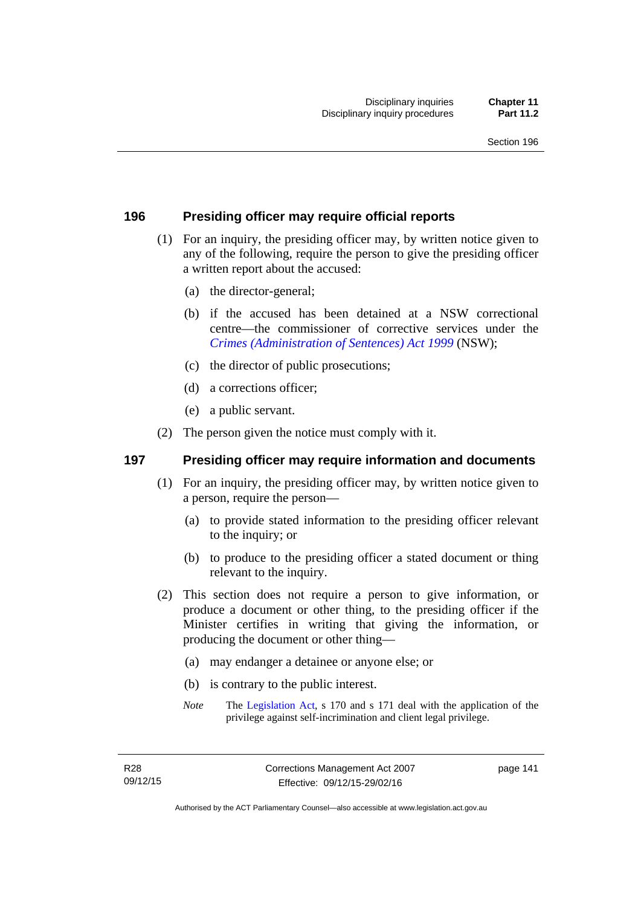## 196 Presiding officer may require official reports

(1) For an inquiry, the presiding officer may, by written notice given to any of the following, require the person to give the presiding officer a written report about the accused:

(a) the director-general;

(b) if the accused has been detained at a NSW correctional centre—the commissioner of corrective services under the *Crimes (Administration of Sentences) Act 1999* (NSW);

(c) the director of public prosecutions;

(d) a corrections officer;

(e) a public servant.

(2) The person given the notice must comply with it.

## 197 Presiding officer may require information and documents

(1) For an inquiry, the presiding officer may, by written notice given to a person, require the person—

(a) to provide stated information to the presiding officer relevant to the inquiry; or

(b) to produce to the presiding officer a stated document or thing relevant to the inquiry.

(2) This section does not require a person to give information, or produce a document or other thing, to the presiding officer if the Minister certifies in writing that giving the information, or producing the document or other thing—

(a) may endanger a detainee or anyone else; or

(b) is contrary to the public interest.

*Note* The Legislation Act, s 170 and s 171 deal with the application of the privilege against self-incrimination and client legal privilege.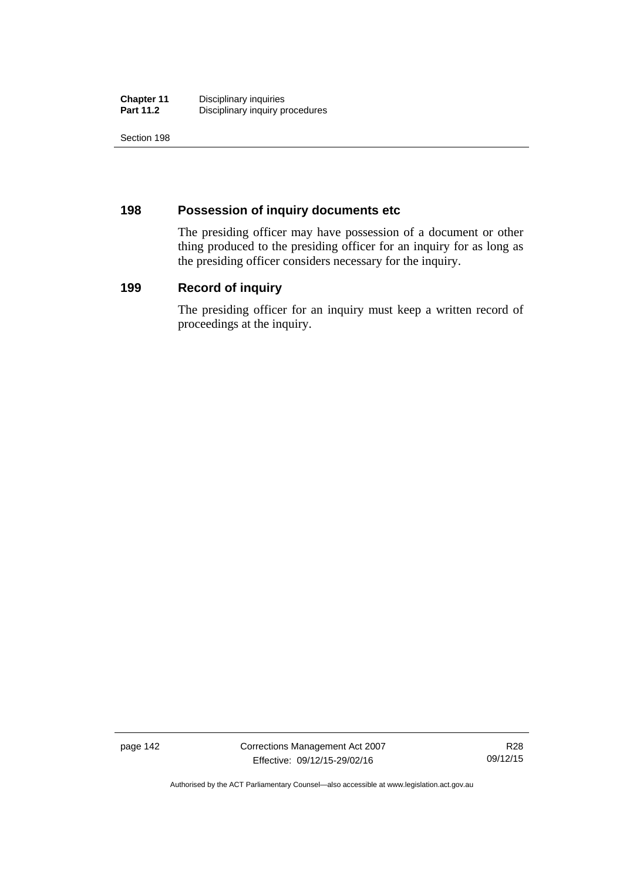## 198 Possession of inquiry documents etc

The presiding officer may have possession of a document or other thing produced to the presiding officer for an inquiry for as long as the presiding officer considers necessary for the inquiry.

## 199 Record of inquiry

The presiding officer for an inquiry must keep a written record of proceedings at the inquiry.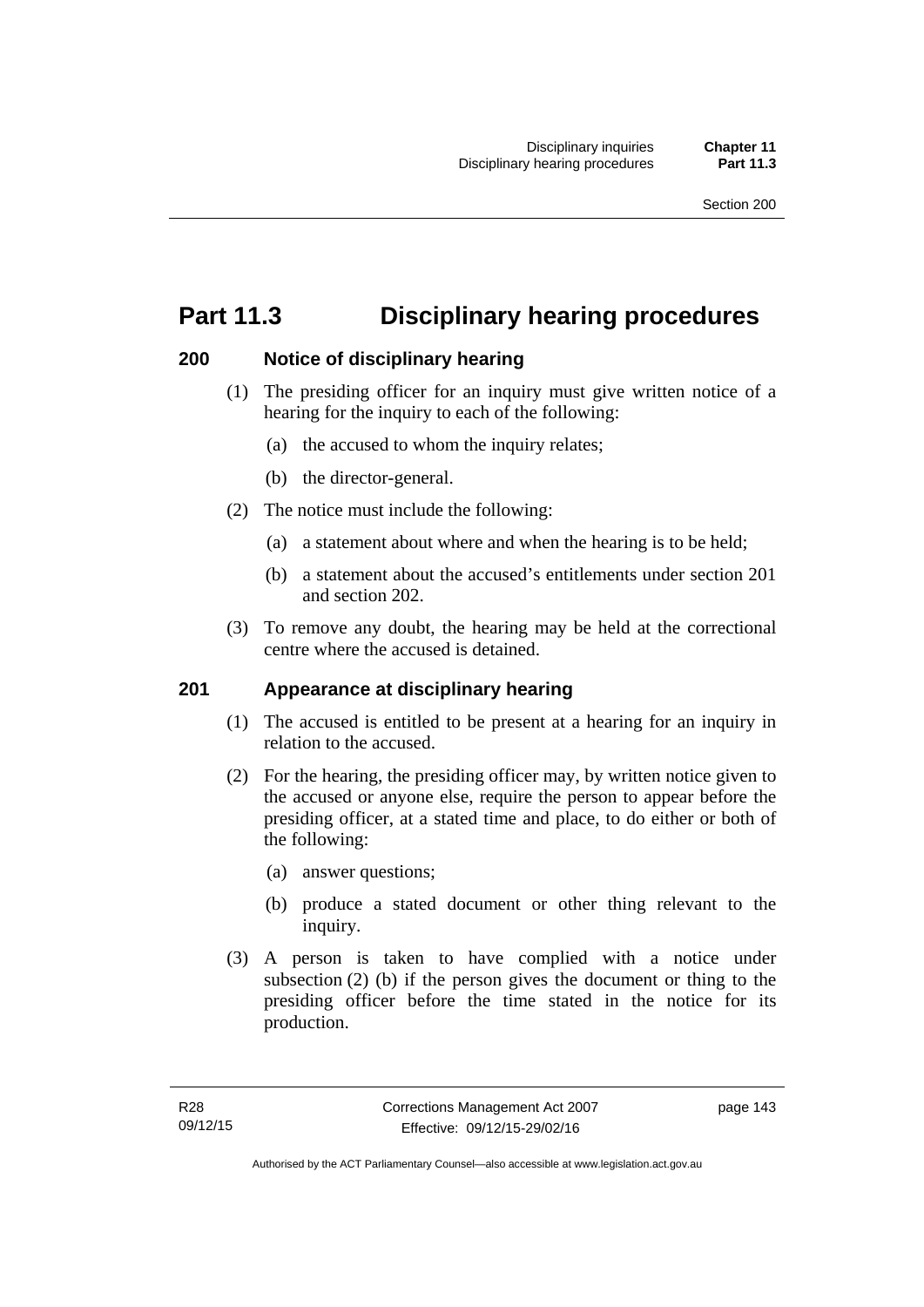# Part 11.3 Disciplinary hearing procedures

## 200 Notice of disciplinary hearing

(1) The presiding officer for an inquiry must give written notice of a hearing for the inquiry to each of the following:

(a) the accused to whom the inquiry relates;

(b) the director-general.

(2) The notice must include the following:

(a) a statement about where and when the hearing is to be held;

(b) a statement about the accused's entitlements under section 201 and section 202.

(3) To remove any doubt, the hearing may be held at the correctional centre where the accused is detained.

## 201 Appearance at disciplinary hearing

(1) The accused is entitled to be present at a hearing for an inquiry in relation to the accused.

(2) For the hearing, the presiding officer may, by written notice given to the accused or anyone else, require the person to appear before the presiding officer, at a stated time and place, to do either or both of the following:

(a) answer questions;

(b) produce a stated document or other thing relevant to the inquiry.

(3) A person is taken to have complied with a notice under subsection (2) (b) if the person gives the document or thing to the presiding officer before the time stated in the notice for its production.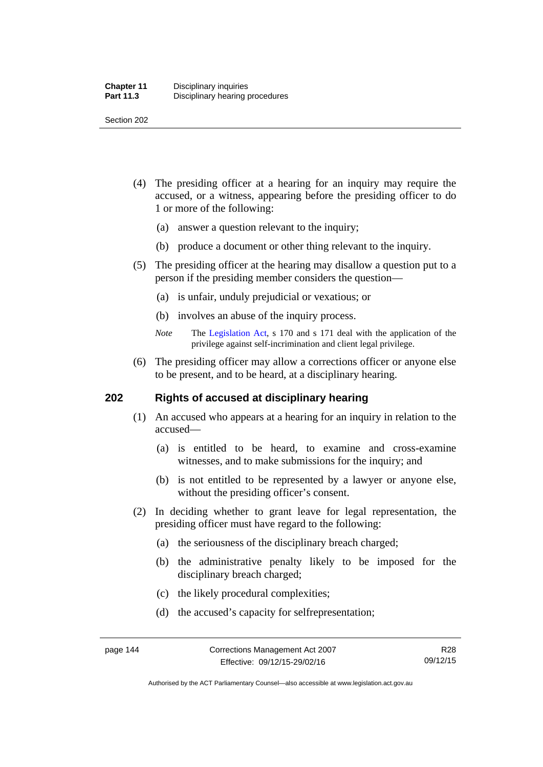(4) The presiding officer at a hearing for an inquiry may require the accused, or a witness, appearing before the presiding officer to do 1 or more of the following:

(a) answer a question relevant to the inquiry;

(b) produce a document or other thing relevant to the inquiry.

(5) The presiding officer at the hearing may disallow a question put to a person if the presiding member considers the question—

(a) is unfair, unduly prejudicial or vexatious; or

(b) involves an abuse of the inquiry process.

*Note* The Legislation Act, s 170 and s 171 deal with the application of the privilege against self-incrimination and client legal privilege.

(6) The presiding officer may allow a corrections officer or anyone else to be present, and to be heard, at a disciplinary hearing.

## 202 Rights of accused at disciplinary hearing

(1) An accused who appears at a hearing for an inquiry in relation to the accused—

(a) is entitled to be heard, to examine and cross-examine witnesses, and to make submissions for the inquiry; and

(b) is not entitled to be represented by a lawyer or anyone else, without the presiding officer's consent.

(2) In deciding whether to grant leave for legal representation, the presiding officer must have regard to the following:

(a) the seriousness of the disciplinary breach charged;

(b) the administrative penalty likely to be imposed for the disciplinary breach charged;

(c) the likely procedural complexities;

(d) the accused's capacity for selfrepresentation;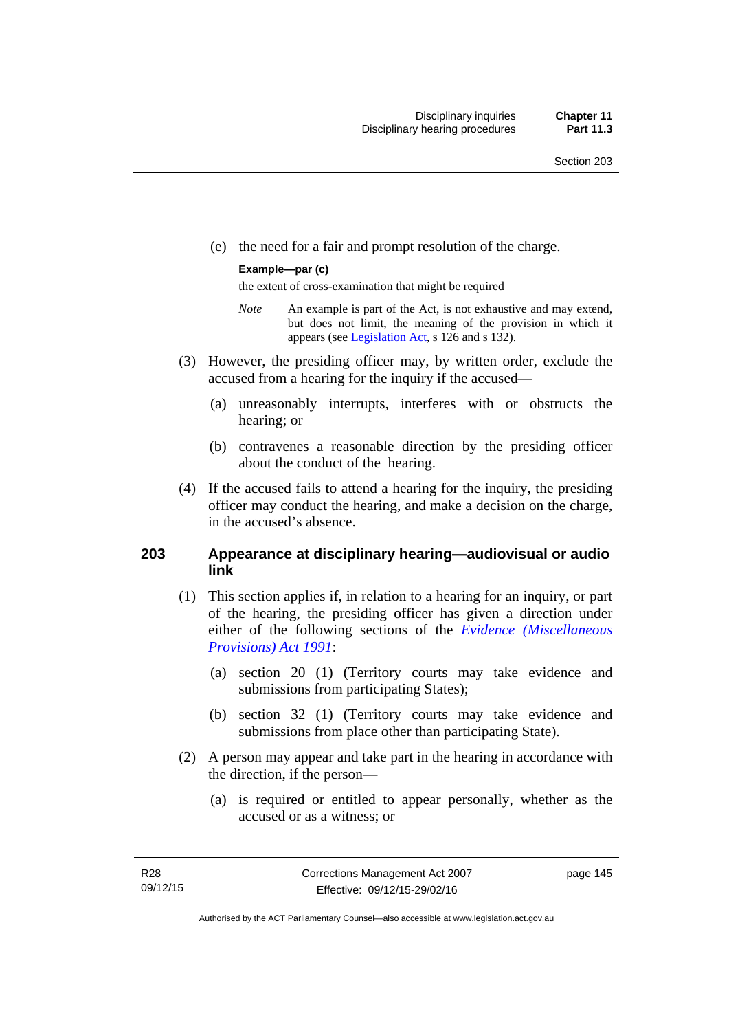(e) the need for a fair and prompt resolution of the charge.

**Example—par (c)**

the extent of cross-examination that might be required

*Note* An example is part of the Act, is not exhaustive and may extend, but does not limit, the meaning of the provision in which it appears (see Legislation Act, s 126 and s 132).

(3) However, the presiding officer may, by written order, exclude the accused from a hearing for the inquiry if the accused—

(a) unreasonably interrupts, interferes with or obstructs the hearing; or

(b) contravenes a reasonable direction by the presiding officer about the conduct of the hearing.

(4) If the accused fails to attend a hearing for the inquiry, the presiding officer may conduct the hearing, and make a decision on the charge, in the accused's absence.

## 203 Appearance at disciplinary hearing—audiovisual or audio link

(1) This section applies if, in relation to a hearing for an inquiry, or part of the hearing, the presiding officer has given a direction under either of the following sections of the *Evidence (Miscellaneous Provisions) Act 1991*:

(a) section 20 (1) (Territory courts may take evidence and submissions from participating States);

(b) section 32 (1) (Territory courts may take evidence and submissions from place other than participating State).

(2) A person may appear and take part in the hearing in accordance with the direction, if the person—

(a) is required or entitled to appear personally, whether as the accused or as a witness; or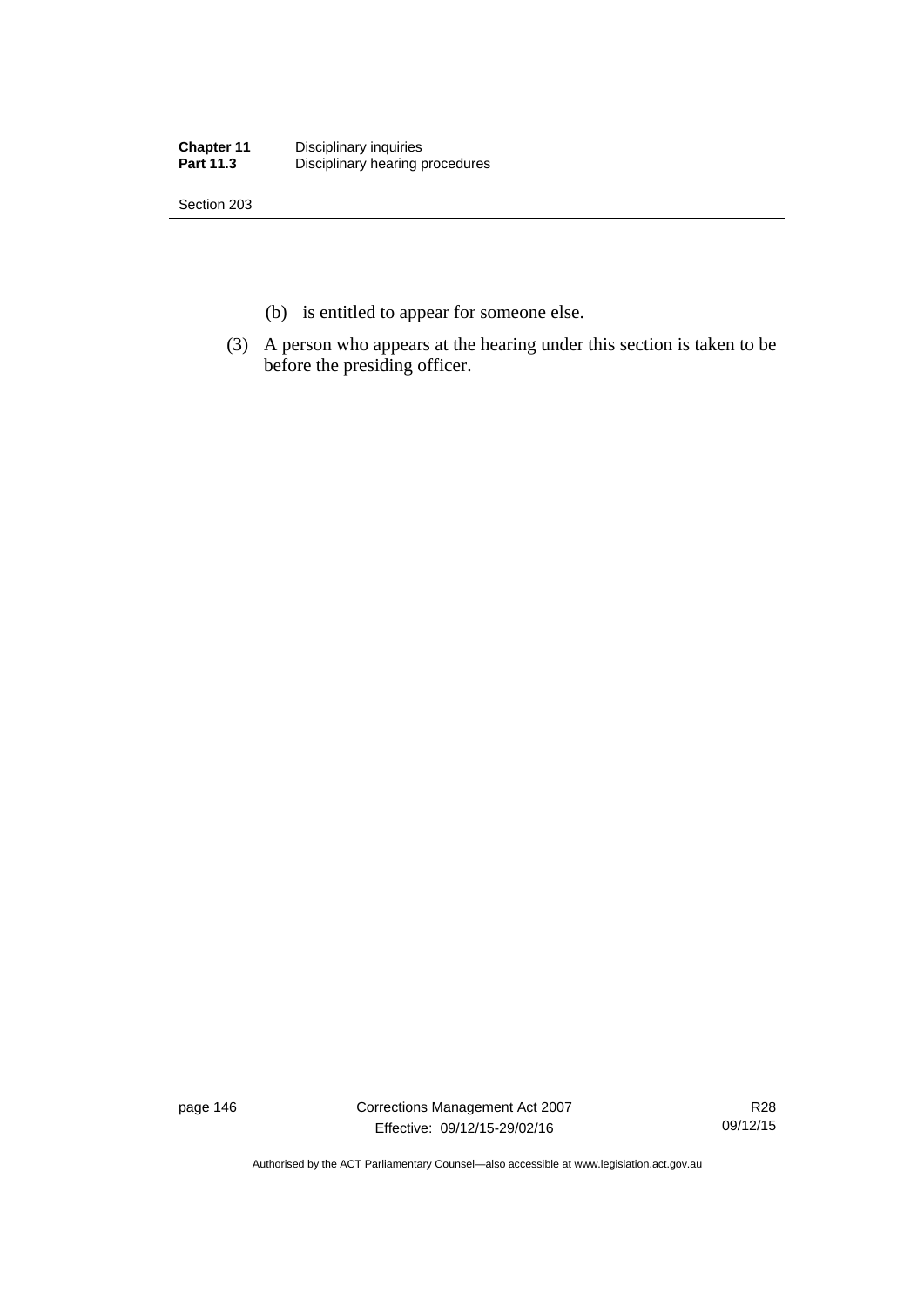(b) is entitled to appear for someone else.

(3) A person who appears at the hearing under this section is taken to be before the presiding officer.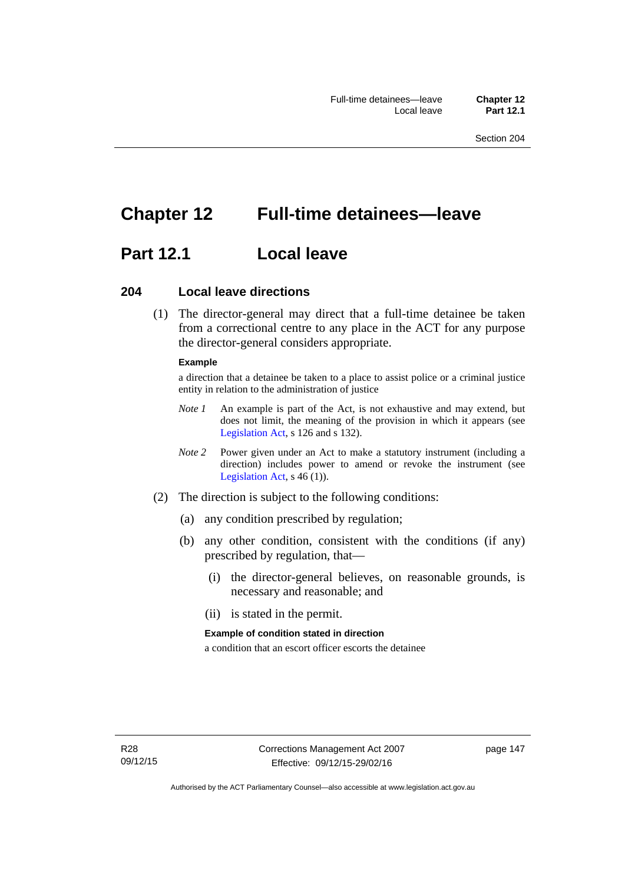# Chapter 12 Full-time detainees—leave

## Part 12.1 Local leave

### 204 Local leave directions

(1) The director-general may direct that a full-time detainee be taken from a correctional centre to any place in the ACT for any purpose the director-general considers appropriate.

**Example**

a direction that a detainee be taken to a place to assist police or a criminal justice entity in relation to the administration of justice

*Note 1* An example is part of the Act, is not exhaustive and may extend, but does not limit, the meaning of the provision in which it appears (see Legislation Act, s 126 and s 132).

*Note 2* Power given under an Act to make a statutory instrument (including a direction) includes power to amend or revoke the instrument (see Legislation Act, s 46 (1)).

(2) The direction is subject to the following conditions:

(a) any condition prescribed by regulation;

(b) any other condition, consistent with the conditions (if any) prescribed by regulation, that—

(i) the director-general believes, on reasonable grounds, is necessary and reasonable; and

(ii) is stated in the permit.

**Example of condition stated in direction**

a condition that an escort officer escorts the detainee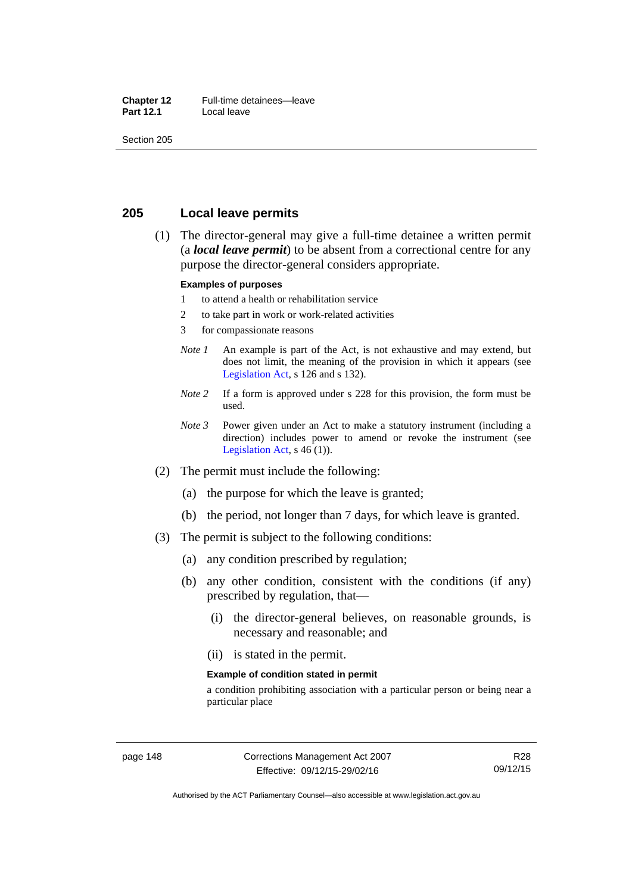## 205 Local leave permits

(1) The director-general may give a full-time detainee a written permit (a ***local leave permit***) to be absent from a correctional centre for any purpose the director-general considers appropriate.

**Examples of purposes**

1 to attend a health or rehabilitation service

2 to take part in work or work-related activities

3 for compassionate reasons

*Note 1* An example is part of the Act, is not exhaustive and may extend, but does not limit, the meaning of the provision in which it appears (see Legislation Act, s 126 and s 132).

*Note 2* If a form is approved under s 228 for this provision, the form must be used.

*Note 3* Power given under an Act to make a statutory instrument (including a direction) includes power to amend or revoke the instrument (see Legislation Act, s 46 (1)).

(2) The permit must include the following:

(a) the purpose for which the leave is granted;

(b) the period, not longer than 7 days, for which leave is granted.

(3) The permit is subject to the following conditions:

(a) any condition prescribed by regulation;

(b) any other condition, consistent with the conditions (if any) prescribed by regulation, that—

(i) the director-general believes, on reasonable grounds, is necessary and reasonable; and

(ii) is stated in the permit.

**Example of condition stated in permit**

a condition prohibiting association with a particular person or being near a particular place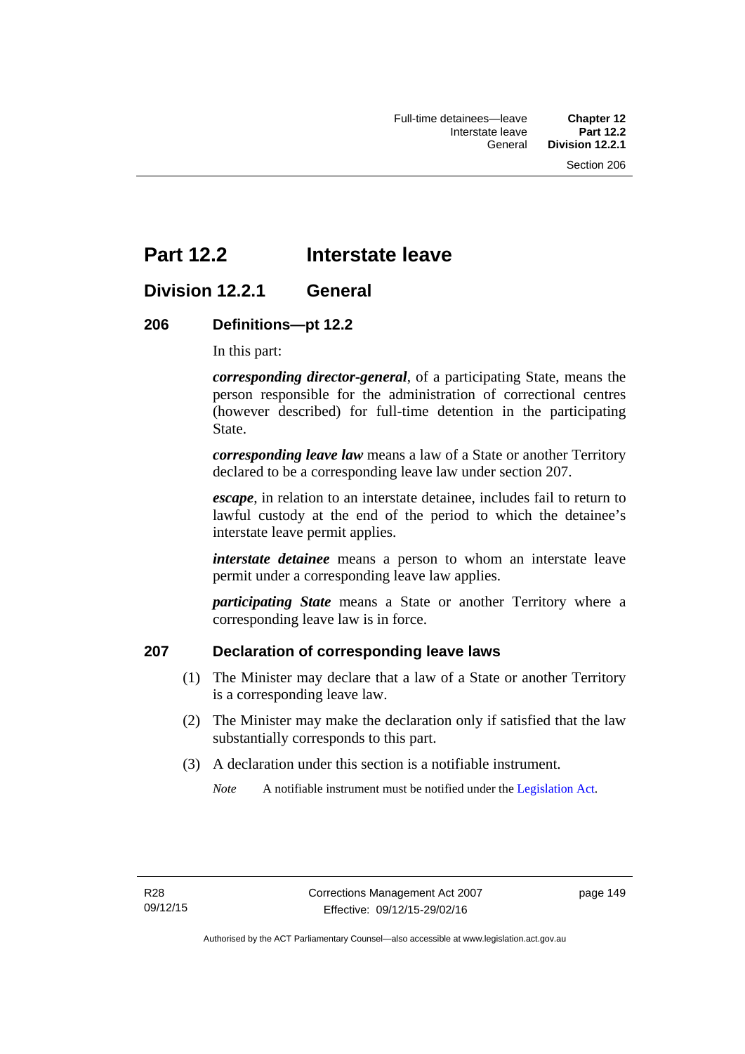# Part 12.2 Interstate leave

## Division 12.2.1 General

### 206 Definitions—pt 12.2

In this part:

***corresponding director-general***, of a participating State, means the person responsible for the administration of correctional centres (however described) for full-time detention in the participating State.

***corresponding leave law*** means a law of a State or another Territory declared to be a corresponding leave law under section 207.

***escape***, in relation to an interstate detainee, includes fail to return to lawful custody at the end of the period to which the detainee's interstate leave permit applies.

***interstate detainee*** means a person to whom an interstate leave permit under a corresponding leave law applies.

***participating State*** means a State or another Territory where a corresponding leave law is in force.

### 207 Declaration of corresponding leave laws

(1) The Minister may declare that a law of a State or another Territory is a corresponding leave law.

(2) The Minister may make the declaration only if satisfied that the law substantially corresponds to this part.

(3) A declaration under this section is a notifiable instrument.

*Note* A notifiable instrument must be notified under the Legislation Act.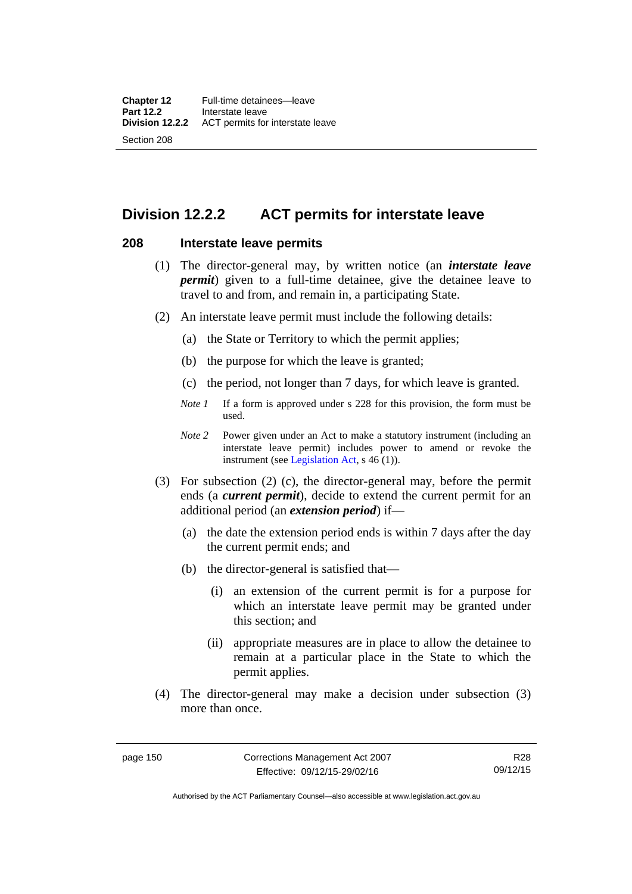## Division 12.2.2 ACT permits for interstate leave

### 208 Interstate leave permits

(1) The director-general may, by written notice (an ***interstate leave permit***) given to a full-time detainee, give the detainee leave to travel to and from, and remain in, a participating State.

(2) An interstate leave permit must include the following details:

(a) the State or Territory to which the permit applies;

(b) the purpose for which the leave is granted;

(c) the period, not longer than 7 days, for which leave is granted.

*Note 1* If a form is approved under s 228 for this provision, the form must be used.

*Note 2* Power given under an Act to make a statutory instrument (including an interstate leave permit) includes power to amend or revoke the instrument (see Legislation Act, s 46 (1)).

(3) For subsection (2) (c), the director-general may, before the permit ends (a ***current permit***), decide to extend the current permit for an additional period (an ***extension period***) if—

(a) the date the extension period ends is within 7 days after the day the current permit ends; and

(b) the director-general is satisfied that—

(i) an extension of the current permit is for a purpose for which an interstate leave permit may be granted under this section; and

(ii) appropriate measures are in place to allow the detainee to remain at a particular place in the State to which the permit applies.

(4) The director-general may make a decision under subsection (3) more than once.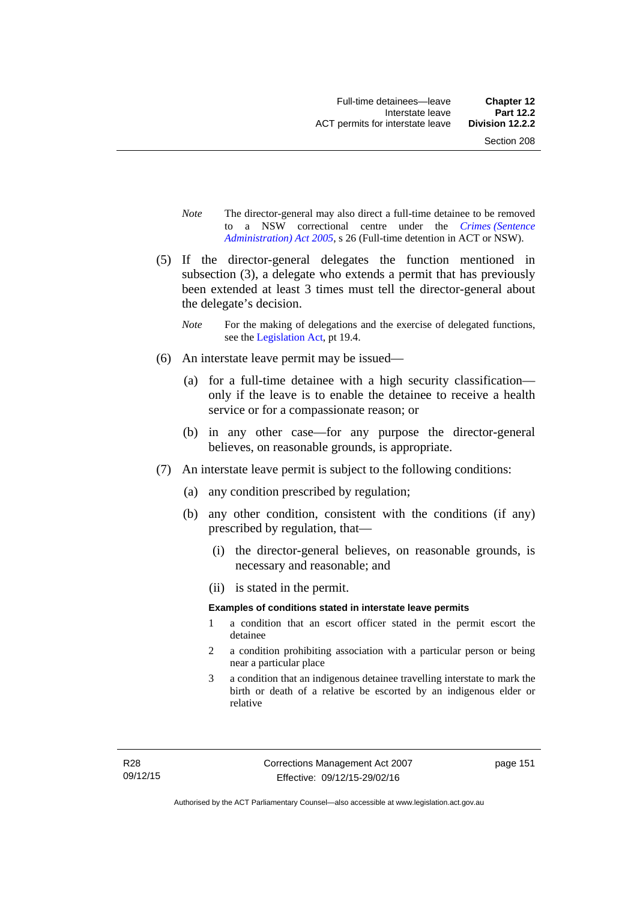*Note* The director-general may also direct a full-time detainee to be removed to a NSW correctional centre under the *Crimes (Sentence Administration) Act 2005*, s 26 (Full-time detention in ACT or NSW).

(5) If the director-general delegates the function mentioned in subsection (3), a delegate who extends a permit that has previously been extended at least 3 times must tell the director-general about the delegate's decision.

*Note* For the making of delegations and the exercise of delegated functions, see the Legislation Act, pt 19.4.

(6) An interstate leave permit may be issued—

(a) for a full-time detainee with a high security classification—only if the leave is to enable the detainee to receive a health service or for a compassionate reason; or

(b) in any other case—for any purpose the director-general believes, on reasonable grounds, is appropriate.

(7) An interstate leave permit is subject to the following conditions:

(a) any condition prescribed by regulation;

(b) any other condition, consistent with the conditions (if any) prescribed by regulation, that—

(i) the director-general believes, on reasonable grounds, is necessary and reasonable; and

(ii) is stated in the permit.

**Examples of conditions stated in interstate leave permits**

1 a condition that an escort officer stated in the permit escort the detainee

2 a condition prohibiting association with a particular person or being near a particular place

3 a condition that an indigenous detainee travelling interstate to mark the birth or death of a relative be escorted by an indigenous elder or relative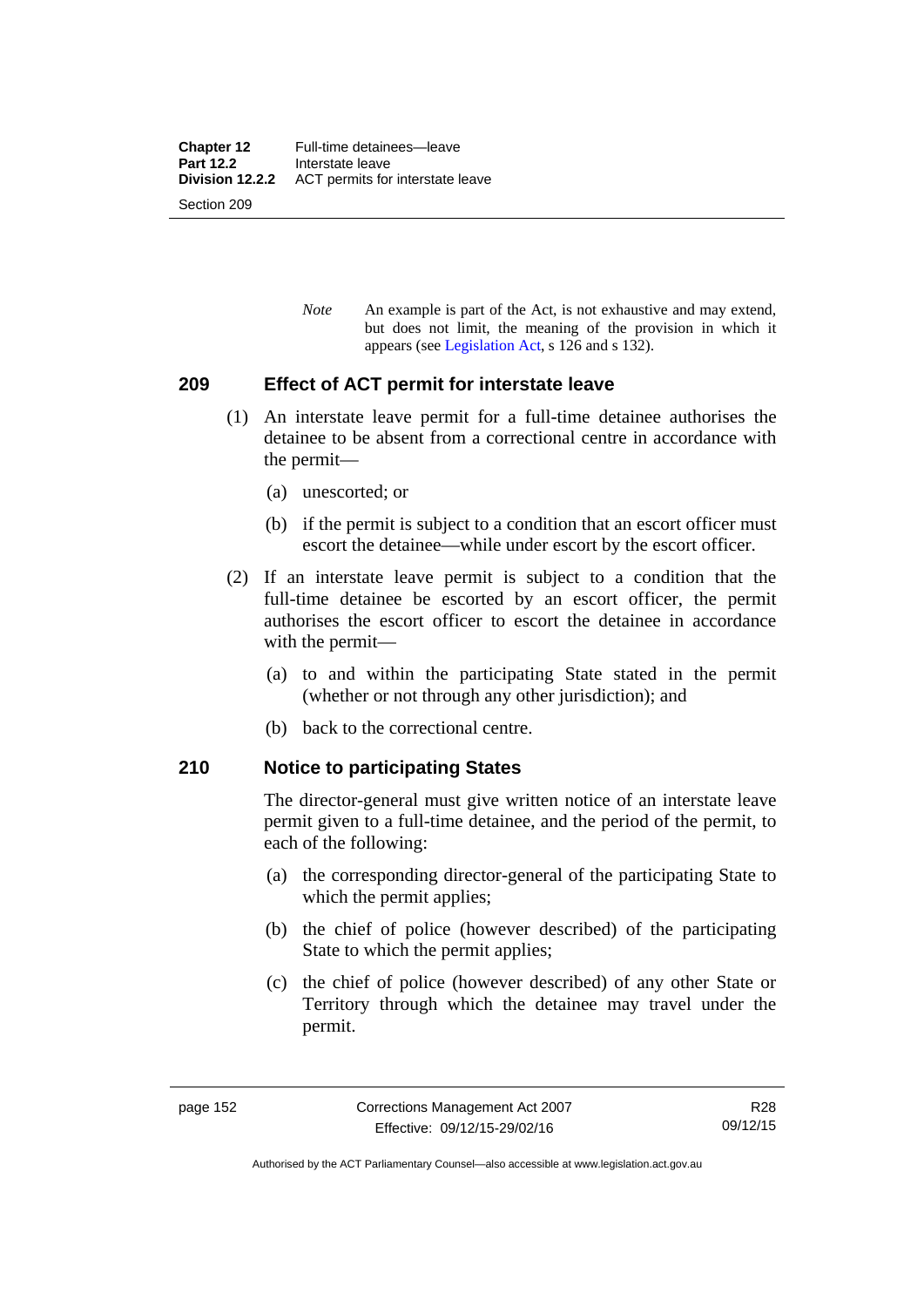*Note* An example is part of the Act, is not exhaustive and may extend, but does not limit, the meaning of the provision in which it appears (see Legislation Act, s 126 and s 132).

## 209 Effect of ACT permit for interstate leave

(1) An interstate leave permit for a full-time detainee authorises the detainee to be absent from a correctional centre in accordance with the permit—

(a) unescorted; or

(b) if the permit is subject to a condition that an escort officer must escort the detainee—while under escort by the escort officer.

(2) If an interstate leave permit is subject to a condition that the full-time detainee be escorted by an escort officer, the permit authorises the escort officer to escort the detainee in accordance with the permit—

(a) to and within the participating State stated in the permit (whether or not through any other jurisdiction); and

(b) back to the correctional centre.

## 210 Notice to participating States

The director-general must give written notice of an interstate leave permit given to a full-time detainee, and the period of the permit, to each of the following:

(a) the corresponding director-general of the participating State to which the permit applies;

(b) the chief of police (however described) of the participating State to which the permit applies;

(c) the chief of police (however described) of any other State or Territory through which the detainee may travel under the permit.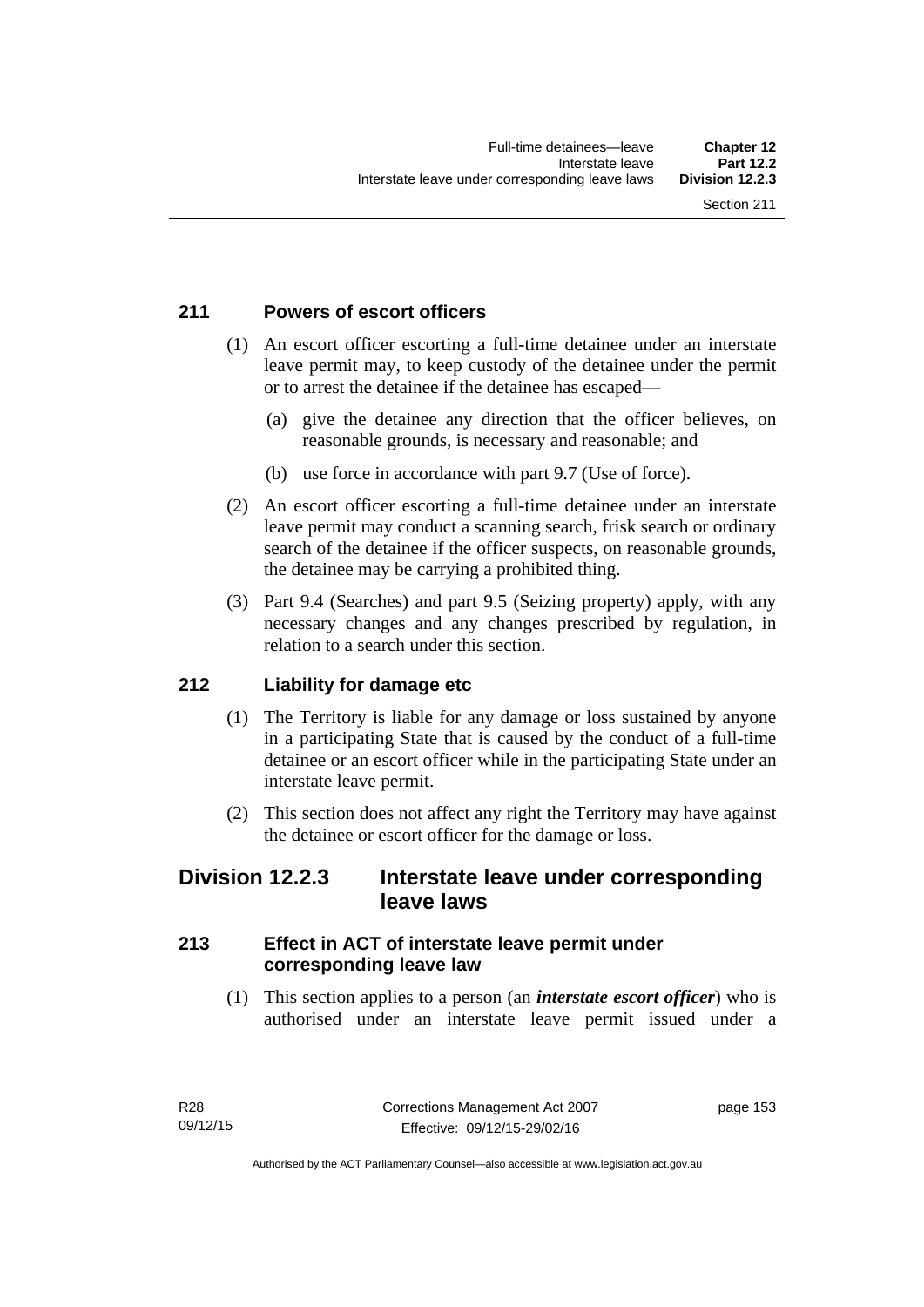## 211 Powers of escort officers

(1) An escort officer escorting a full-time detainee under an interstate leave permit may, to keep custody of the detainee under the permit or to arrest the detainee if the detainee has escaped—

(a) give the detainee any direction that the officer believes, on reasonable grounds, is necessary and reasonable; and

(b) use force in accordance with part 9.7 (Use of force).

(2) An escort officer escorting a full-time detainee under an interstate leave permit may conduct a scanning search, frisk search or ordinary search of the detainee if the officer suspects, on reasonable grounds, the detainee may be carrying a prohibited thing.

(3) Part 9.4 (Searches) and part 9.5 (Seizing property) apply, with any necessary changes and any changes prescribed by regulation, in relation to a search under this section.

## 212 Liability for damage etc

(1) The Territory is liable for any damage or loss sustained by anyone in a participating State that is caused by the conduct of a full-time detainee or an escort officer while in the participating State under an interstate leave permit.

(2) This section does not affect any right the Territory may have against the detainee or escort officer for the damage or loss.

# Division 12.2.3 Interstate leave under corresponding leave laws

## 213 Effect in ACT of interstate leave permit under corresponding leave law

(1) This section applies to a person (an ***interstate escort officer***) who is authorised under an interstate leave permit issued under a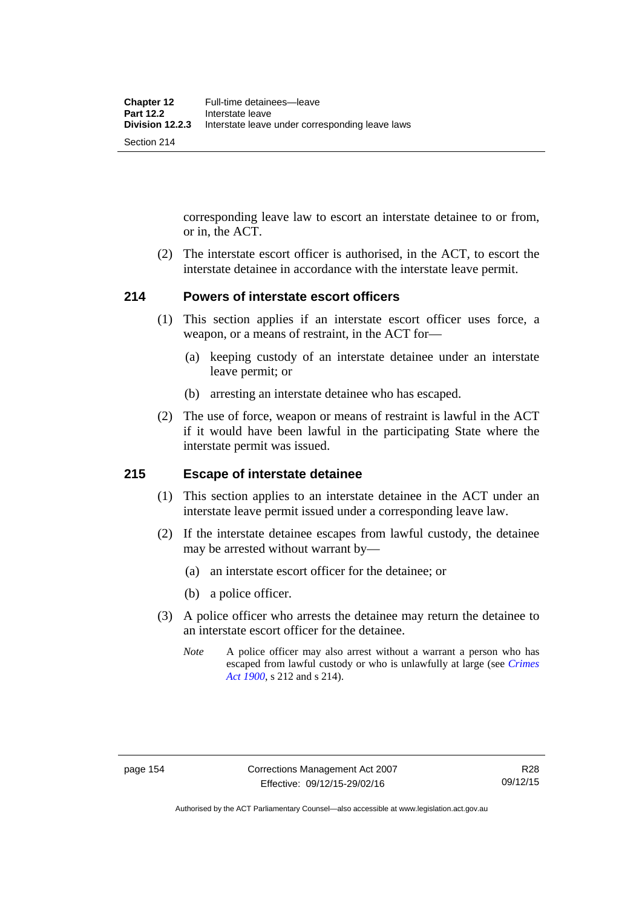corresponding leave law to escort an interstate detainee to or from, or in, the ACT.

(2) The interstate escort officer is authorised, in the ACT, to escort the interstate detainee in accordance with the interstate leave permit.

## 214 Powers of interstate escort officers

(1) This section applies if an interstate escort officer uses force, a weapon, or a means of restraint, in the ACT for—

(a) keeping custody of an interstate detainee under an interstate leave permit; or

(b) arresting an interstate detainee who has escaped.

(2) The use of force, weapon or means of restraint is lawful in the ACT if it would have been lawful in the participating State where the interstate permit was issued.

## 215 Escape of interstate detainee

(1) This section applies to an interstate detainee in the ACT under an interstate leave permit issued under a corresponding leave law.

(2) If the interstate detainee escapes from lawful custody, the detainee may be arrested without warrant by—

(a) an interstate escort officer for the detainee; or

(b) a police officer.

(3) A police officer who arrests the detainee may return the detainee to an interstate escort officer for the detainee.

*Note* A police officer may also arrest without a warrant a person who has escaped from lawful custody or who is unlawfully at large (see *Crimes Act 1900*, s 212 and s 214).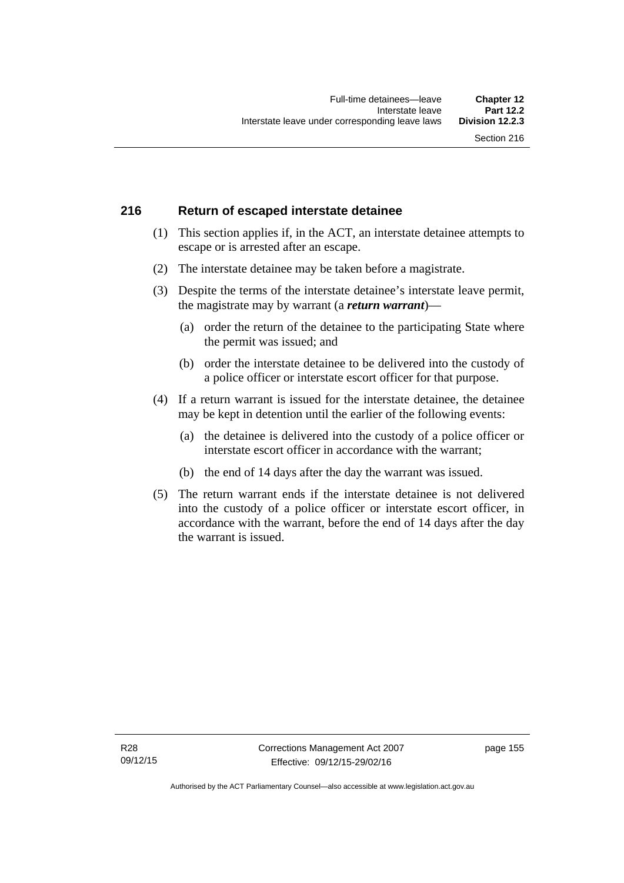## 216 Return of escaped interstate detainee

(1) This section applies if, in the ACT, an interstate detainee attempts to escape or is arrested after an escape.

(2) The interstate detainee may be taken before a magistrate.

(3) Despite the terms of the interstate detainee's interstate leave permit, the magistrate may by warrant (a ***return warrant***)—

(a) order the return of the detainee to the participating State where the permit was issued; and

(b) order the interstate detainee to be delivered into the custody of a police officer or interstate escort officer for that purpose.

(4) If a return warrant is issued for the interstate detainee, the detainee may be kept in detention until the earlier of the following events:

(a) the detainee is delivered into the custody of a police officer or interstate escort officer in accordance with the warrant;

(b) the end of 14 days after the day the warrant was issued.

(5) The return warrant ends if the interstate detainee is not delivered into the custody of a police officer or interstate escort officer, in accordance with the warrant, before the end of 14 days after the day the warrant is issued.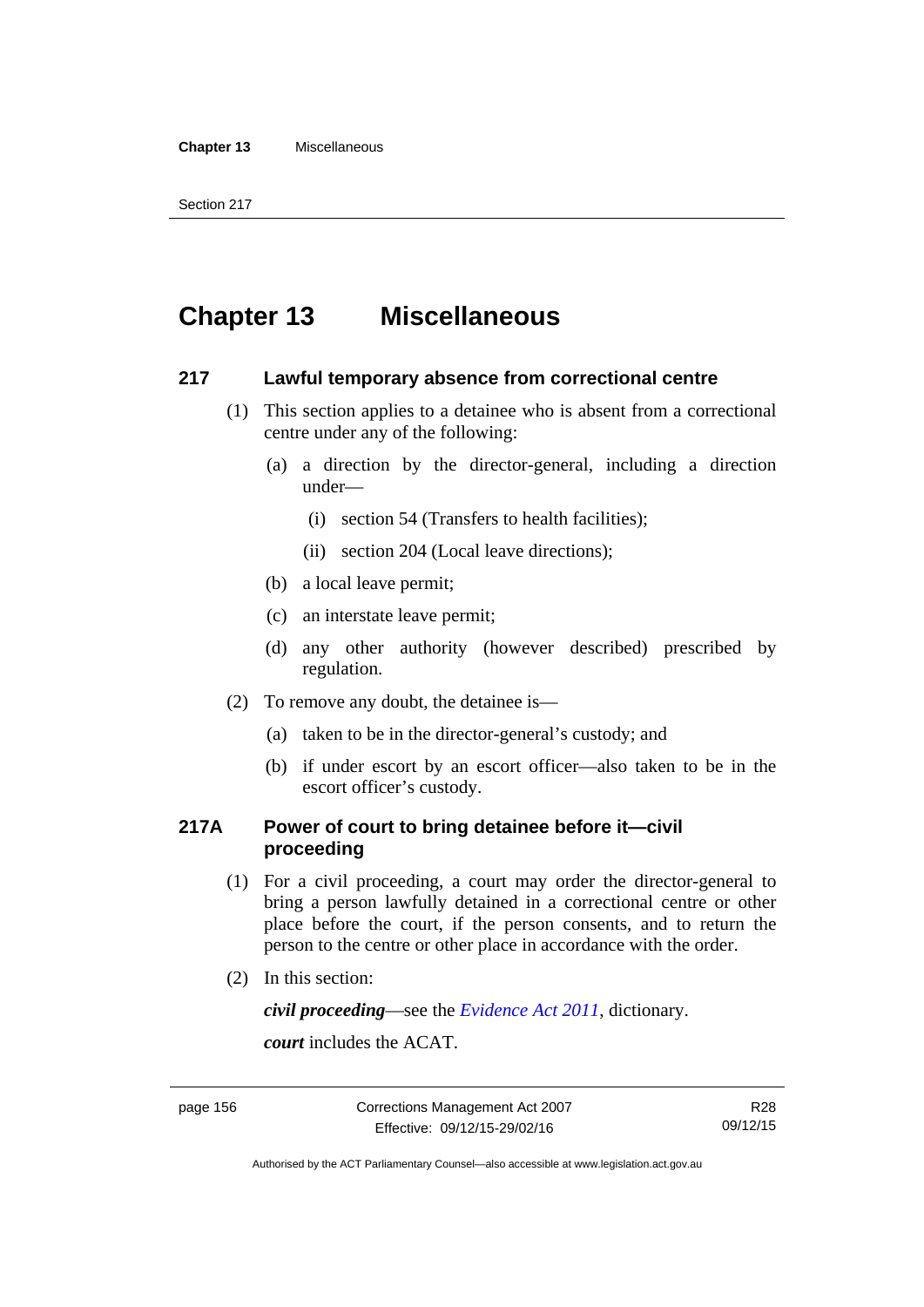# Chapter 13 Miscellaneous

## 217 Lawful temporary absence from correctional centre

(1) This section applies to a detainee who is absent from a correctional centre under any of the following:

(a) a direction by the director-general, including a direction under—

(i) section 54 (Transfers to health facilities);

(ii) section 204 (Local leave directions);

(b) a local leave permit;

(c) an interstate leave permit;

(d) any other authority (however described) prescribed by regulation.

(2) To remove any doubt, the detainee is—

(a) taken to be in the director-general's custody; and

(b) if under escort by an escort officer—also taken to be in the escort officer's custody.

## 217A Power of court to bring detainee before it—civil proceeding

(1) For a civil proceeding, a court may order the director-general to bring a person lawfully detained in a correctional centre or other place before the court, if the person consents, and to return the person to the centre or other place in accordance with the order.

(2) In this section:

***civil proceeding***—see the *Evidence Act 2011*, dictionary.

***court*** includes the ACAT.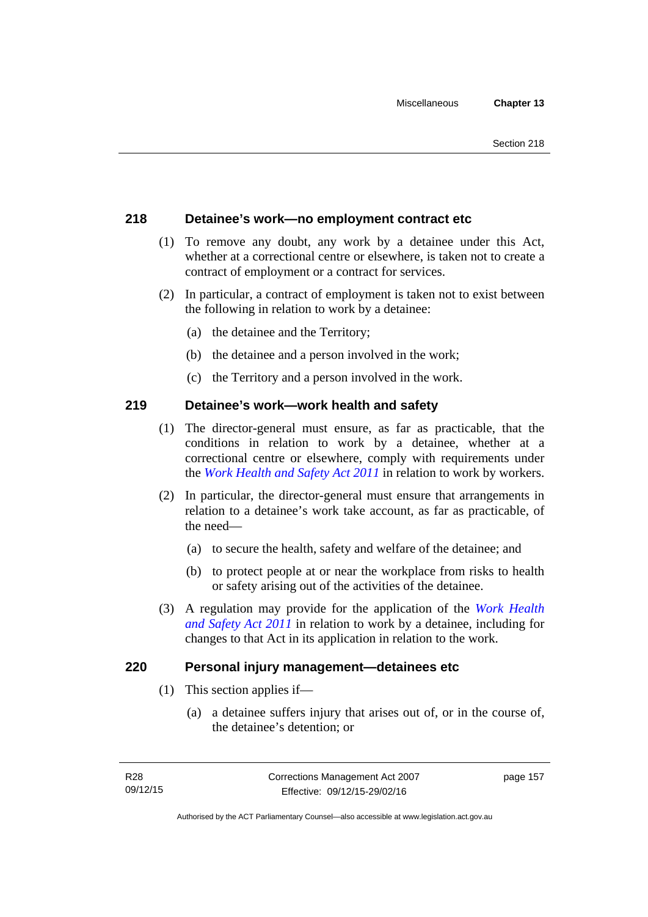### 218 Detainee's work—no employment contract etc

(1) To remove any doubt, any work by a detainee under this Act, whether at a correctional centre or elsewhere, is taken not to create a contract of employment or a contract for services.

(2) In particular, a contract of employment is taken not to exist between the following in relation to work by a detainee:

(a) the detainee and the Territory;

(b) the detainee and a person involved in the work;

(c) the Territory and a person involved in the work.

### 219 Detainee's work—work health and safety

(1) The director-general must ensure, as far as practicable, that the conditions in relation to work by a detainee, whether at a correctional centre or elsewhere, comply with requirements under the *Work Health and Safety Act 2011* in relation to work by workers.

(2) In particular, the director-general must ensure that arrangements in relation to a detainee's work take account, as far as practicable, of the need—

(a) to secure the health, safety and welfare of the detainee; and

(b) to protect people at or near the workplace from risks to health or safety arising out of the activities of the detainee.

(3) A regulation may provide for the application of the *Work Health and Safety Act 2011* in relation to work by a detainee, including for changes to that Act in its application in relation to the work.

### 220 Personal injury management—detainees etc

(1) This section applies if—

(a) a detainee suffers injury that arises out of, or in the course of, the detainee's detention; or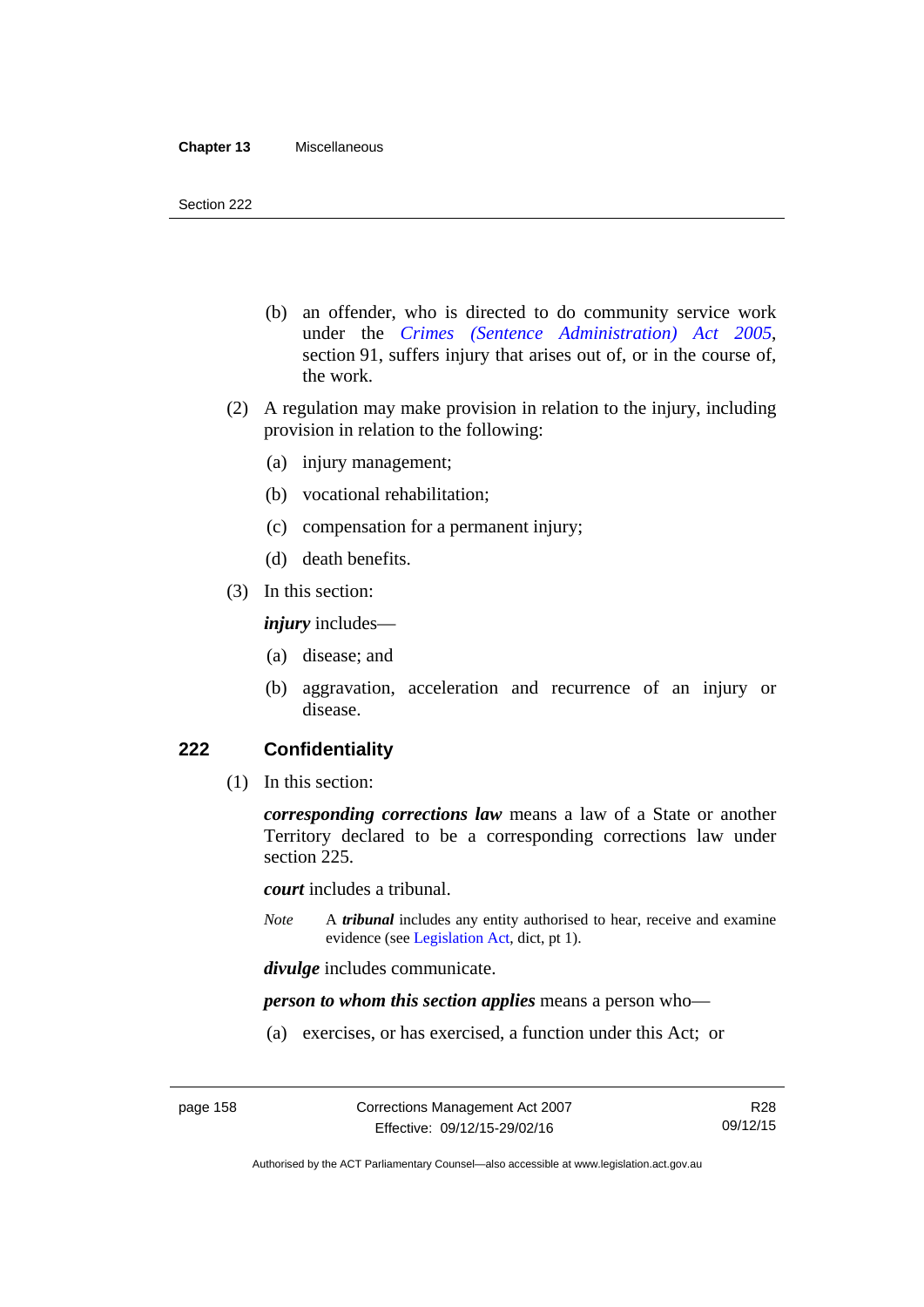(b) an offender, who is directed to do community service work under the *Crimes (Sentence Administration) Act 2005*, section 91, suffers injury that arises out of, or in the course of, the work.

(2) A regulation may make provision in relation to the injury, including provision in relation to the following:

(a) injury management;

(b) vocational rehabilitation;

(c) compensation for a permanent injury;

(d) death benefits.

(3) In this section:

***injury*** includes—

(a) disease; and

(b) aggravation, acceleration and recurrence of an injury or disease.

## 222 Confidentiality

(1) In this section:

***corresponding corrections law*** means a law of a State or another Territory declared to be a corresponding corrections law under section 225.

***court*** includes a tribunal.

*Note* A ***tribunal*** includes any entity authorised to hear, receive and examine evidence (see Legislation Act, dict, pt 1).

***divulge*** includes communicate.

***person to whom this section applies*** means a person who—

(a) exercises, or has exercised, a function under this Act; or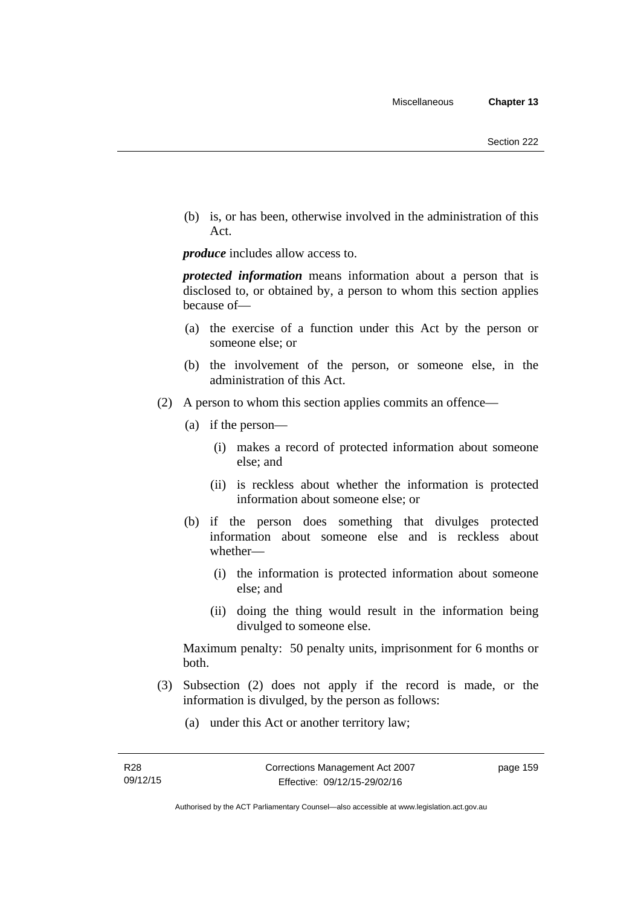(b) is, or has been, otherwise involved in the administration of this Act.

***produce*** includes allow access to.

***protected information*** means information about a person that is disclosed to, or obtained by, a person to whom this section applies because of—

(a) the exercise of a function under this Act by the person or someone else; or

(b) the involvement of the person, or someone else, in the administration of this Act.

(2) A person to whom this section applies commits an offence—

(a) if the person—

(i) makes a record of protected information about someone else; and

(ii) is reckless about whether the information is protected information about someone else; or

(b) if the person does something that divulges protected information about someone else and is reckless about whether—

(i) the information is protected information about someone else; and

(ii) doing the thing would result in the information being divulged to someone else.

Maximum penalty: 50 penalty units, imprisonment for 6 months or both.

(3) Subsection (2) does not apply if the record is made, or the information is divulged, by the person as follows:

(a) under this Act or another territory law;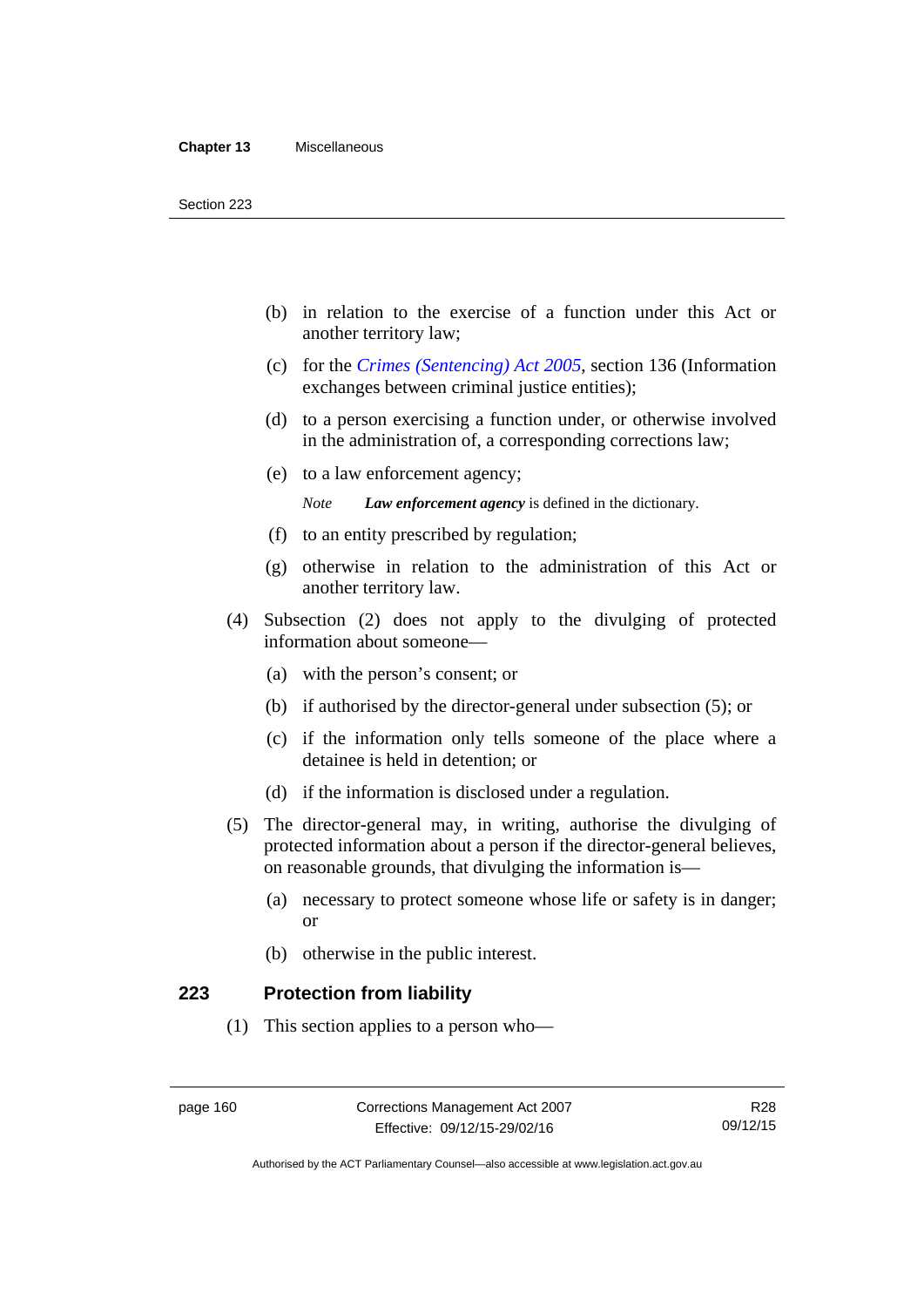(b) in relation to the exercise of a function under this Act or another territory law;

(c) for the *Crimes (Sentencing) Act 2005*, section 136 (Information exchanges between criminal justice entities);

(d) to a person exercising a function under, or otherwise involved in the administration of, a corresponding corrections law;

(e) to a law enforcement agency;

*Note* ***Law enforcement agency*** is defined in the dictionary.

(f) to an entity prescribed by regulation;

(g) otherwise in relation to the administration of this Act or another territory law.

(4) Subsection (2) does not apply to the divulging of protected information about someone—

(a) with the person's consent; or

(b) if authorised by the director-general under subsection (5); or

(c) if the information only tells someone of the place where a detainee is held in detention; or

(d) if the information is disclosed under a regulation.

(5) The director-general may, in writing, authorise the divulging of protected information about a person if the director-general believes, on reasonable grounds, that divulging the information is—

(a) necessary to protect someone whose life or safety is in danger; or

(b) otherwise in the public interest.

## 223 Protection from liability

(1) This section applies to a person who—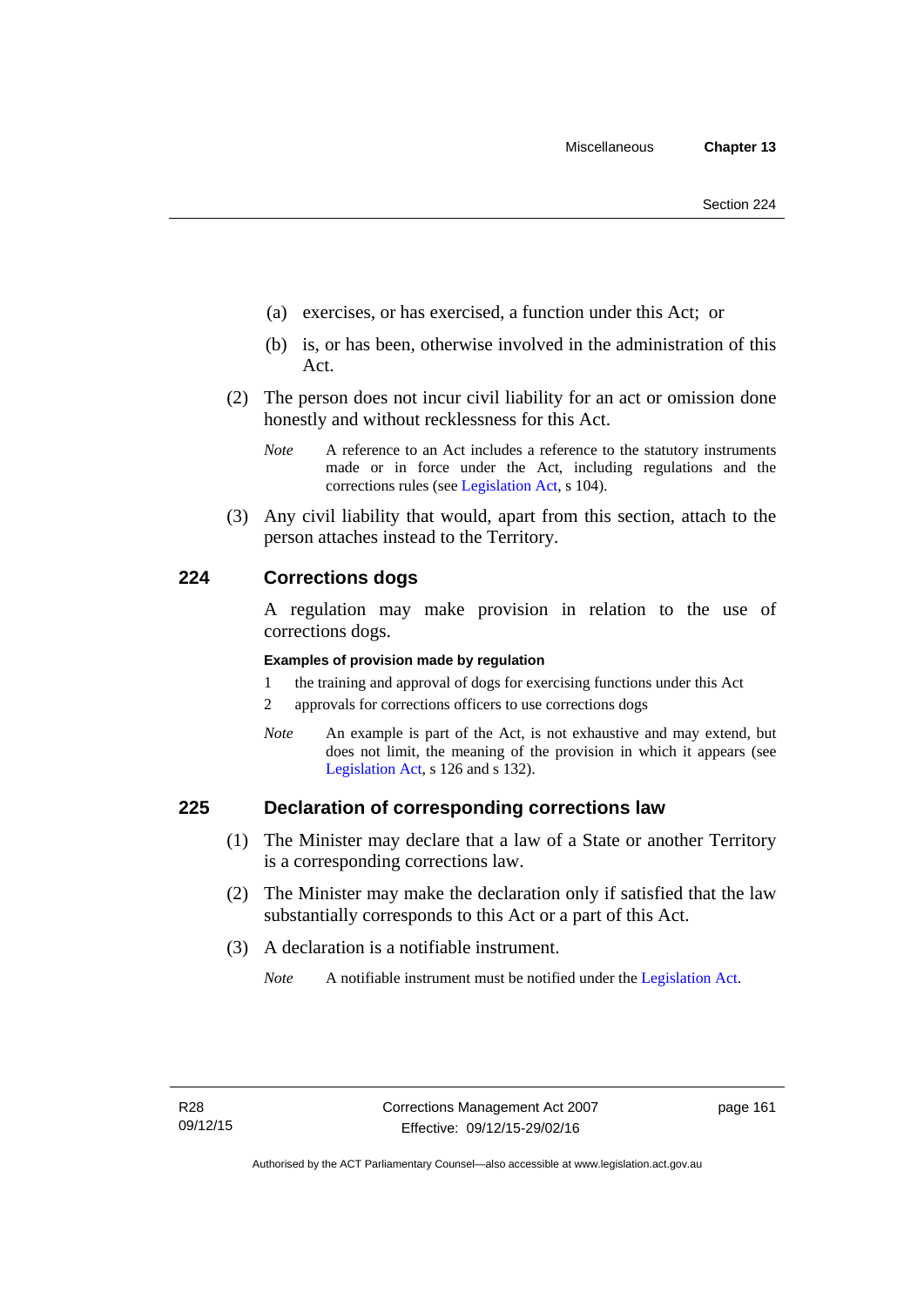(a) exercises, or has exercised, a function under this Act; or

(b) is, or has been, otherwise involved in the administration of this Act.

(2) The person does not incur civil liability for an act or omission done honestly and without recklessness for this Act.

*Note* A reference to an Act includes a reference to the statutory instruments made or in force under the Act, including regulations and the corrections rules (see Legislation Act, s 104).

(3) Any civil liability that would, apart from this section, attach to the person attaches instead to the Territory.

## 224 Corrections dogs

A regulation may make provision in relation to the use of corrections dogs.

**Examples of provision made by regulation**

1 the training and approval of dogs for exercising functions under this Act

2 approvals for corrections officers to use corrections dogs

*Note* An example is part of the Act, is not exhaustive and may extend, but does not limit, the meaning of the provision in which it appears (see Legislation Act, s 126 and s 132).

## 225 Declaration of corresponding corrections law

(1) The Minister may declare that a law of a State or another Territory is a corresponding corrections law.

(2) The Minister may make the declaration only if satisfied that the law substantially corresponds to this Act or a part of this Act.

(3) A declaration is a notifiable instrument.

*Note* A notifiable instrument must be notified under the Legislation Act.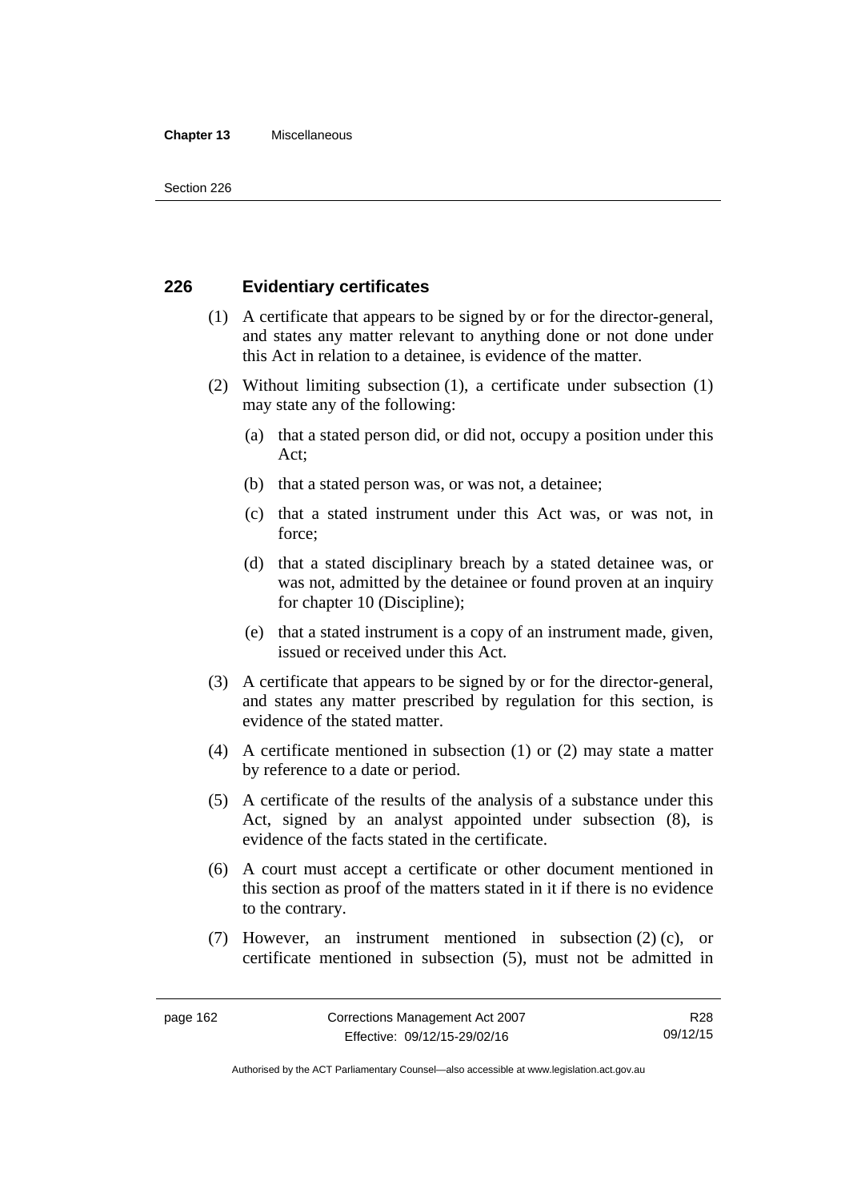## 226 Evidentiary certificates

(1) A certificate that appears to be signed by or for the director-general, and states any matter relevant to anything done or not done under this Act in relation to a detainee, is evidence of the matter.

(2) Without limiting subsection (1), a certificate under subsection (1) may state any of the following:

(a) that a stated person did, or did not, occupy a position under this Act;

(b) that a stated person was, or was not, a detainee;

(c) that a stated instrument under this Act was, or was not, in force;

(d) that a stated disciplinary breach by a stated detainee was, or was not, admitted by the detainee or found proven at an inquiry for chapter 10 (Discipline);

(e) that a stated instrument is a copy of an instrument made, given, issued or received under this Act.

(3) A certificate that appears to be signed by or for the director-general, and states any matter prescribed by regulation for this section, is evidence of the stated matter.

(4) A certificate mentioned in subsection (1) or (2) may state a matter by reference to a date or period.

(5) A certificate of the results of the analysis of a substance under this Act, signed by an analyst appointed under subsection (8), is evidence of the facts stated in the certificate.

(6) A court must accept a certificate or other document mentioned in this section as proof of the matters stated in it if there is no evidence to the contrary.

(7) However, an instrument mentioned in subsection (2) (c), or certificate mentioned in subsection (5), must not be admitted in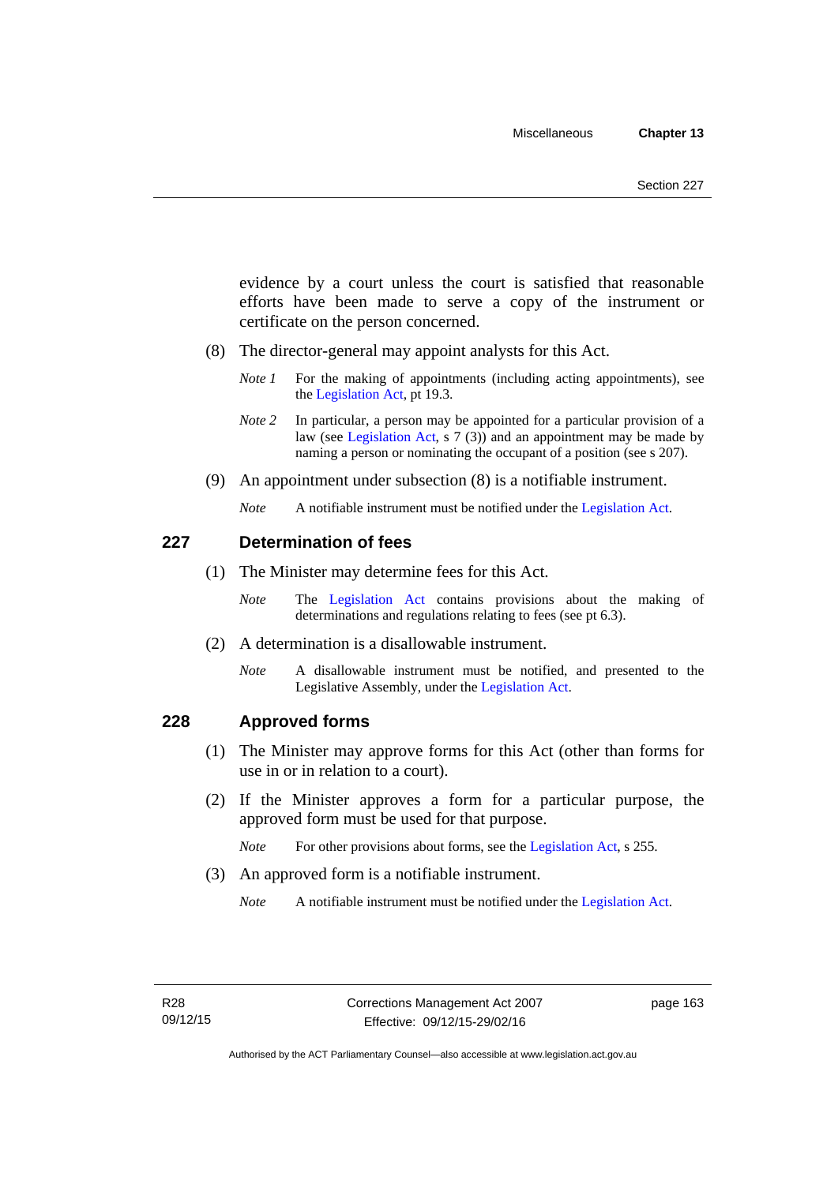evidence by a court unless the court is satisfied that reasonable efforts have been made to serve a copy of the instrument or certificate on the person concerned.

(8) The director-general may appoint analysts for this Act.

*Note 1* For the making of appointments (including acting appointments), see the Legislation Act, pt 19.3.

*Note 2* In particular, a person may be appointed for a particular provision of a law (see Legislation Act, s 7 (3)) and an appointment may be made by naming a person or nominating the occupant of a position (see s 207).

(9) An appointment under subsection (8) is a notifiable instrument.

*Note* A notifiable instrument must be notified under the Legislation Act.

## 227 Determination of fees

(1) The Minister may determine fees for this Act.

*Note* The Legislation Act contains provisions about the making of determinations and regulations relating to fees (see pt 6.3).

(2) A determination is a disallowable instrument.

*Note* A disallowable instrument must be notified, and presented to the Legislative Assembly, under the Legislation Act.

## 228 Approved forms

(1) The Minister may approve forms for this Act (other than forms for use in or in relation to a court).

(2) If the Minister approves a form for a particular purpose, the approved form must be used for that purpose.

*Note* For other provisions about forms, see the Legislation Act, s 255.

(3) An approved form is a notifiable instrument.

*Note* A notifiable instrument must be notified under the Legislation Act.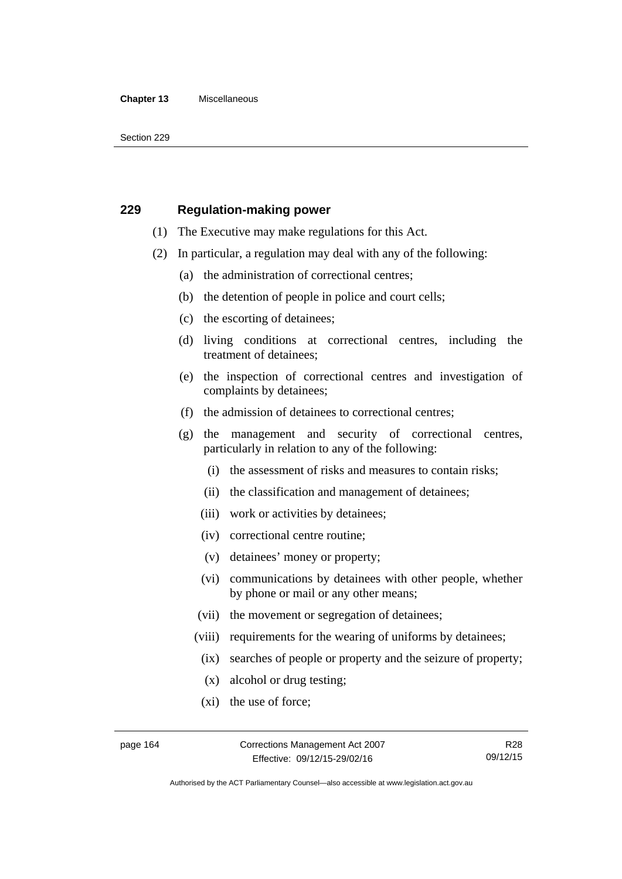## 229 Regulation-making power

(1) The Executive may make regulations for this Act.

(2) In particular, a regulation may deal with any of the following:

(a) the administration of correctional centres;

(b) the detention of people in police and court cells;

(c) the escorting of detainees;

(d) living conditions at correctional centres, including the treatment of detainees;

(e) the inspection of correctional centres and investigation of complaints by detainees;

(f) the admission of detainees to correctional centres;

(g) the management and security of correctional centres, particularly in relation to any of the following:

(i) the assessment of risks and measures to contain risks;

(ii) the classification and management of detainees;

(iii) work or activities by detainees;

(iv) correctional centre routine;

(v) detainees' money or property;

(vi) communications by detainees with other people, whether by phone or mail or any other means;

(vii) the movement or segregation of detainees;

(viii) requirements for the wearing of uniforms by detainees;

(ix) searches of people or property and the seizure of property;

(x) alcohol or drug testing;

(xi) the use of force;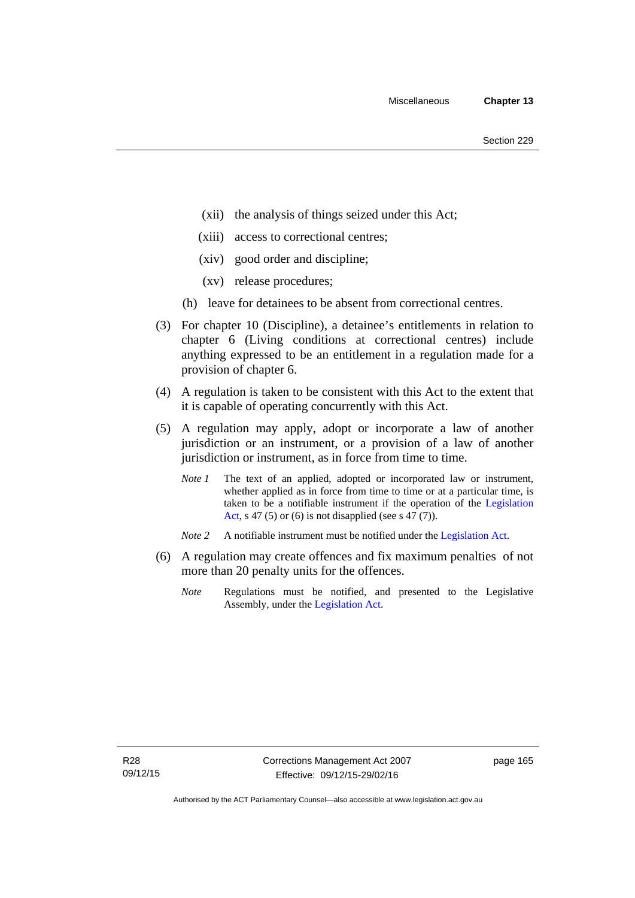(xii) the analysis of things seized under this Act;

(xiii) access to correctional centres;

(xiv) good order and discipline;

(xv) release procedures;

(h) leave for detainees to be absent from correctional centres.

(3) For chapter 10 (Discipline), a detainee's entitlements in relation to chapter 6 (Living conditions at correctional centres) include anything expressed to be an entitlement in a regulation made for a provision of chapter 6.

(4) A regulation is taken to be consistent with this Act to the extent that it is capable of operating concurrently with this Act.

(5) A regulation may apply, adopt or incorporate a law of another jurisdiction or an instrument, or a provision of a law of another jurisdiction or instrument, as in force from time to time.

*Note 1* The text of an applied, adopted or incorporated law or instrument, whether applied as in force from time to time or at a particular time, is taken to be a notifiable instrument if the operation of the Legislation Act, s 47 (5) or (6) is not disapplied (see s 47 (7)).

*Note 2* A notifiable instrument must be notified under the Legislation Act.

(6) A regulation may create offences and fix maximum penalties of not more than 20 penalty units for the offences.

*Note* Regulations must be notified, and presented to the Legislative Assembly, under the Legislation Act.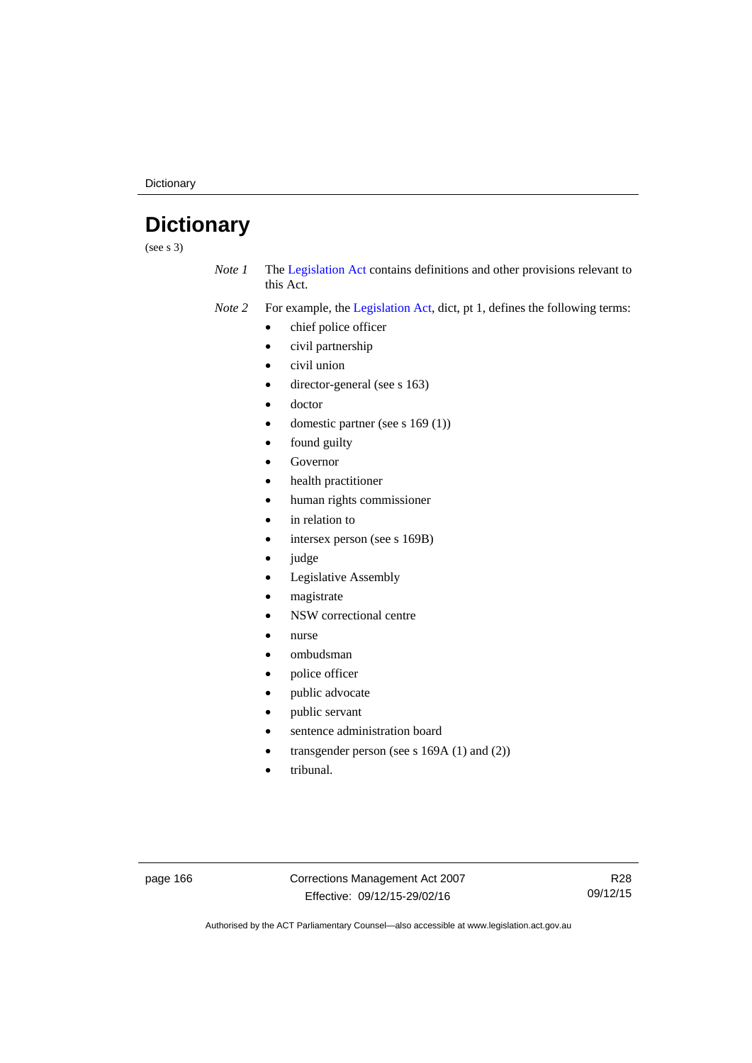# Dictionary

(see s 3)

*Note 1* The Legislation Act contains definitions and other provisions relevant to this Act.

*Note 2* For example, the Legislation Act, dict, pt 1, defines the following terms:

- chief police officer
- civil partnership
- civil union
- director-general (see s 163)
- doctor
- domestic partner (see s 169 (1))
- found guilty
- Governor
- health practitioner
- human rights commissioner
- in relation to
- intersex person (see s 169B)
- judge
- Legislative Assembly
- magistrate
- NSW correctional centre
- nurse
- ombudsman
- police officer
- public advocate
- public servant
- sentence administration board
- transgender person (see s 169A (1) and (2))
- tribunal.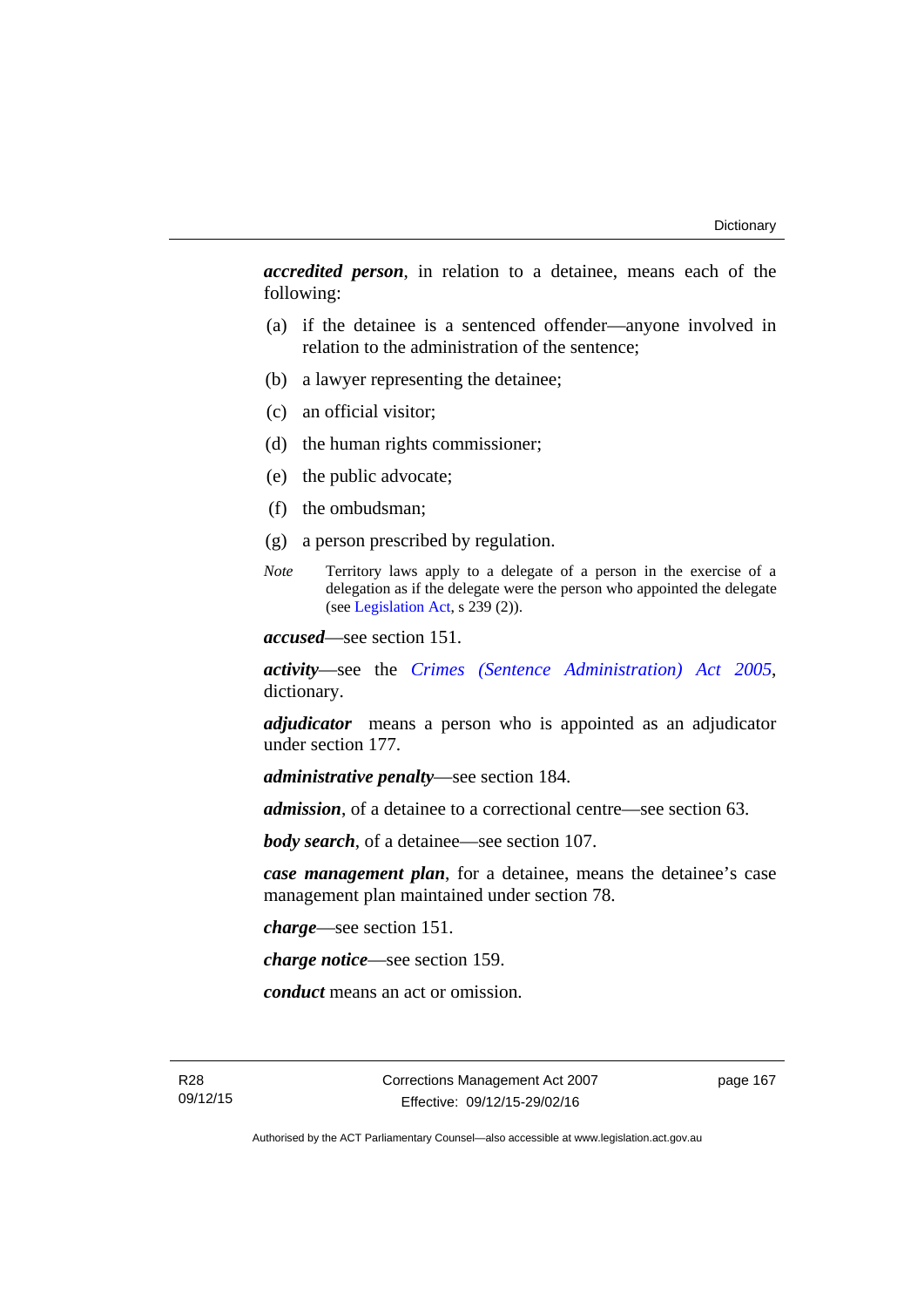***accredited person***, in relation to a detainee, means each of the following:

(a) if the detainee is a sentenced offender—anyone involved in relation to the administration of the sentence;

(b) a lawyer representing the detainee;

(c) an official visitor;

(d) the human rights commissioner;

(e) the public advocate;

(f) the ombudsman;

(g) a person prescribed by regulation.

*Note* Territory laws apply to a delegate of a person in the exercise of a delegation as if the delegate were the person who appointed the delegate (see Legislation Act, s 239 (2)).

***accused***—see section 151.

***activity***—see the *Crimes (Sentence Administration) Act 2005*, dictionary.

***adjudicator*** means a person who is appointed as an adjudicator under section 177.

***administrative penalty***—see section 184.

***admission***, of a detainee to a correctional centre—see section 63.

***body search***, of a detainee—see section 107.

***case management plan***, for a detainee, means the detainee's case management plan maintained under section 78.

***charge***—see section 151.

***charge notice***—see section 159.

***conduct*** means an act or omission.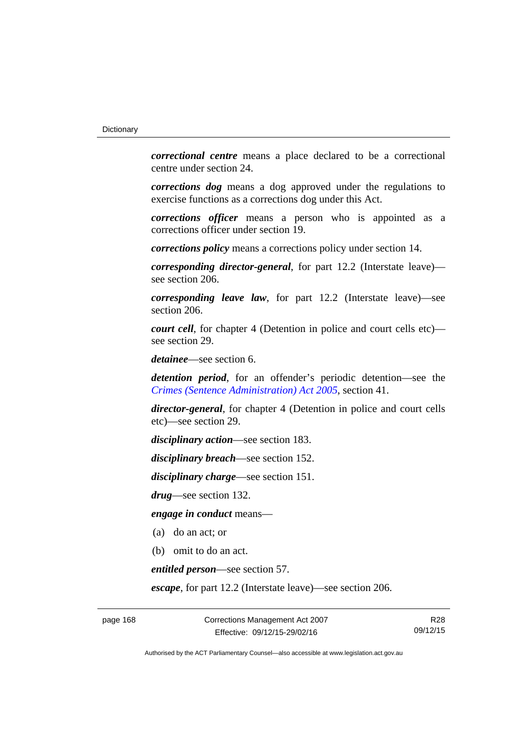***correctional centre*** means a place declared to be a correctional centre under section 24.

***corrections dog*** means a dog approved under the regulations to exercise functions as a corrections dog under this Act.

***corrections officer*** means a person who is appointed as a corrections officer under section 19.

***corrections policy*** means a corrections policy under section 14.

***corresponding director-general***, for part 12.2 (Interstate leave)—see section 206.

***corresponding leave law***, for part 12.2 (Interstate leave)—see section 206.

***court cell***, for chapter 4 (Detention in police and court cells etc)—see section 29.

***detainee***—see section 6.

***detention period***, for an offender's periodic detention—see the *Crimes (Sentence Administration) Act 2005*, section 41.

***director-general***, for chapter 4 (Detention in police and court cells etc)—see section 29.

***disciplinary action***—see section 183.

***disciplinary breach***—see section 152.

***disciplinary charge***—see section 151.

***drug***—see section 132.

***engage in conduct*** means—

(a) do an act; or

(b) omit to do an act.

***entitled person***—see section 57.

***escape***, for part 12.2 (Interstate leave)—see section 206.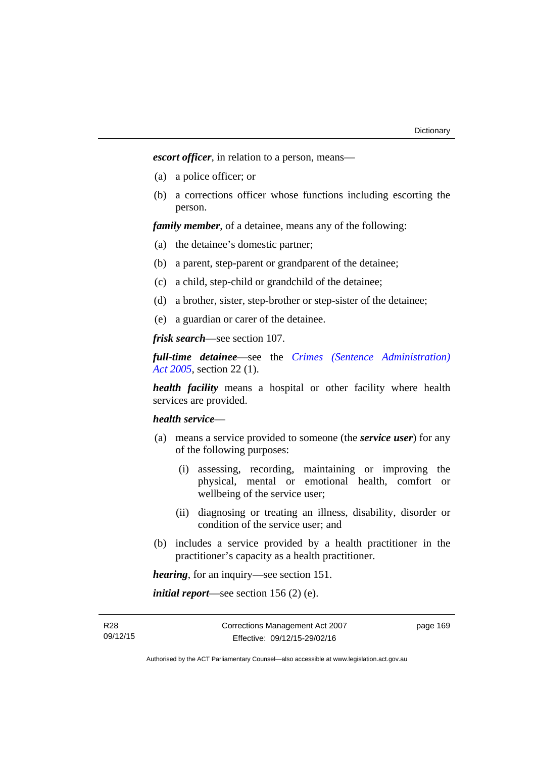***escort officer***, in relation to a person, means—

(a) a police officer; or

(b) a corrections officer whose functions including escorting the person.

***family member***, of a detainee, means any of the following:

(a) the detainee's domestic partner;

(b) a parent, step-parent or grandparent of the detainee;

(c) a child, step-child or grandchild of the detainee;

(d) a brother, sister, step-brother or step-sister of the detainee;

(e) a guardian or carer of the detainee.

***frisk search***—see section 107.

***full-time detainee***—see the *Crimes (Sentence Administration) Act 2005*, section 22 (1).

***health facility*** means a hospital or other facility where health services are provided.

***health service***—

(a) means a service provided to someone (the ***service user***) for any of the following purposes:

  (i) assessing, recording, maintaining or improving the physical, mental or emotional health, comfort or wellbeing of the service user;

  (ii) diagnosing or treating an illness, disability, disorder or condition of the service user; and

(b) includes a service provided by a health practitioner in the practitioner's capacity as a health practitioner.

***hearing***, for an inquiry—see section 151.

***initial report***—see section 156 (2) (e).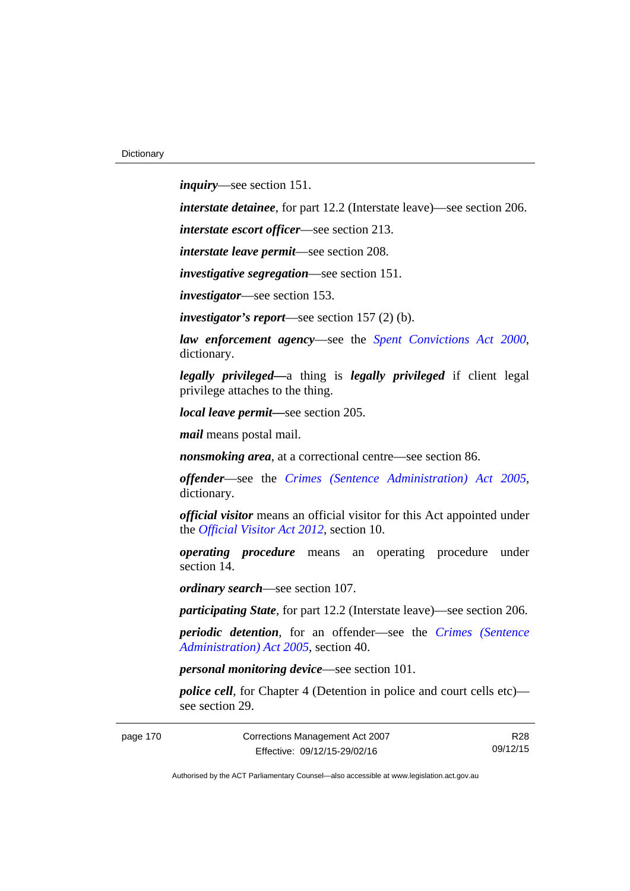***inquiry***—see section 151.

***interstate detainee***, for part 12.2 (Interstate leave)—see section 206.

***interstate escort officer***—see section 213.

***interstate leave permit***—see section 208.

***investigative segregation***—see section 151.

***investigator***—see section 153.

***investigator's report***—see section 157 (2) (b).

***law enforcement agency***—see the *Spent Convictions Act 2000*, dictionary.

***legally privileged***—a thing is ***legally privileged*** if client legal privilege attaches to the thing.

***local leave permit***—see section 205.

***mail*** means postal mail.

***nonsmoking area***, at a correctional centre—see section 86.

***offender***—see the *Crimes (Sentence Administration) Act 2005*, dictionary.

***official visitor*** means an official visitor for this Act appointed under the *Official Visitor Act 2012*, section 10.

***operating procedure*** means an operating procedure under section 14.

***ordinary search***—see section 107.

***participating State***, for part 12.2 (Interstate leave)—see section 206.

***periodic detention***, for an offender—see the *Crimes (Sentence Administration) Act 2005*, section 40.

***personal monitoring device***—see section 101.

***police cell***, for Chapter 4 (Detention in police and court cells etc)—see section 29.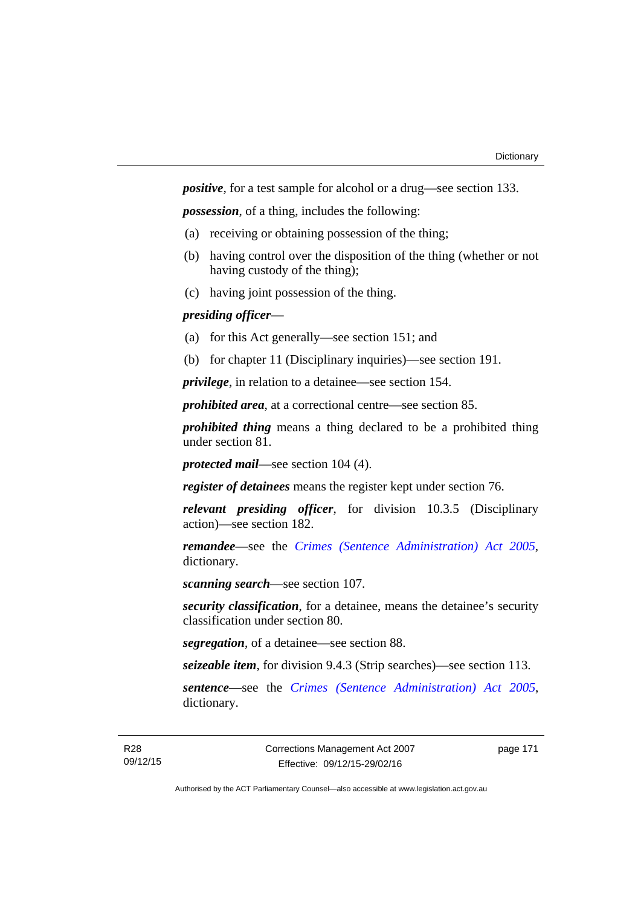***positive***, for a test sample for alcohol or a drug—see section 133.

***possession***, of a thing, includes the following:

(a) receiving or obtaining possession of the thing;

(b) having control over the disposition of the thing (whether or not having custody of the thing);

(c) having joint possession of the thing.

***presiding officer***—

(a) for this Act generally—see section 151; and

(b) for chapter 11 (Disciplinary inquiries)—see section 191.

***privilege***, in relation to a detainee—see section 154.

***prohibited area***, at a correctional centre—see section 85.

***prohibited thing*** means a thing declared to be a prohibited thing under section 81.

***protected mail***—see section 104 (4).

***register of detainees*** means the register kept under section 76.

***relevant presiding officer***, for division 10.3.5 (Disciplinary action)—see section 182.

***remandee***—see the *Crimes (Sentence Administration) Act 2005*, dictionary.

***scanning search***—see section 107.

***security classification***, for a detainee, means the detainee's security classification under section 80.

***segregation***, of a detainee—see section 88.

***seizeable item***, for division 9.4.3 (Strip searches)—see section 113.

***sentence—***see the *Crimes (Sentence Administration) Act 2005*, dictionary.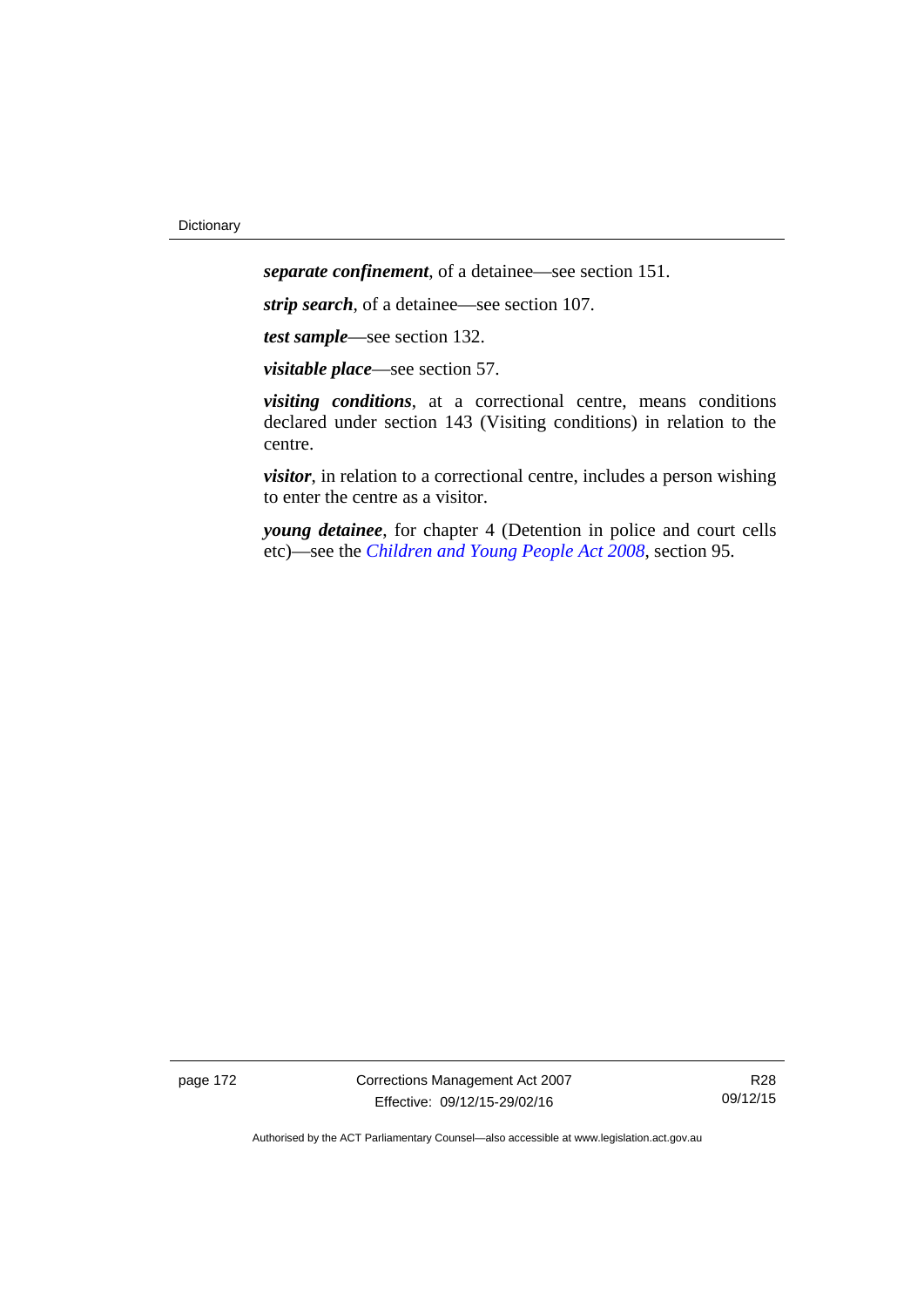***separate confinement***, of a detainee—see section 151.

***strip search***, of a detainee—see section 107.

***test sample***—see section 132.

***visitable place***—see section 57.

***visiting conditions***, at a correctional centre, means conditions declared under section 143 (Visiting conditions) in relation to the centre.

***visitor***, in relation to a correctional centre, includes a person wishing to enter the centre as a visitor.

***young detainee***, for chapter 4 (Detention in police and court cells etc)—see the *Children and Young People Act 2008*, section 95.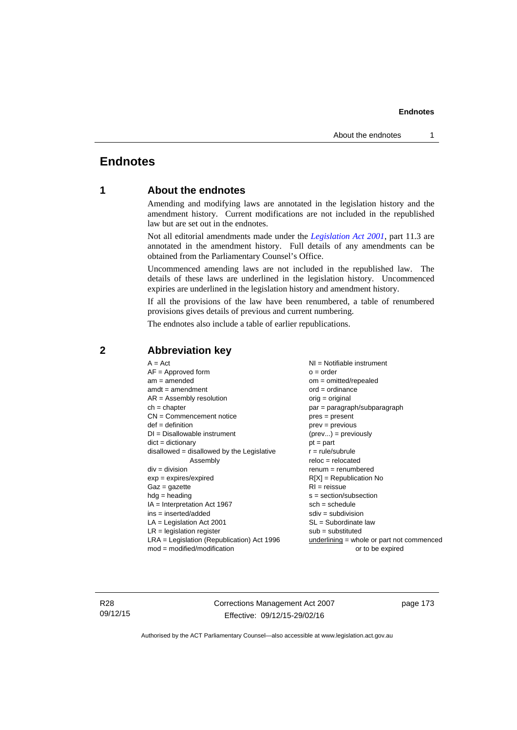# Endnotes

## 1 About the endnotes

Amending and modifying laws are annotated in the legislation history and the amendment history. Current modifications are not included in the republished law but are set out in the endnotes.

Not all editorial amendments made under the *Legislation Act 2001*, part 11.3 are annotated in the amendment history. Full details of any amendments can be obtained from the Parliamentary Counsel's Office.

Uncommenced amending laws are not included in the republished law. The details of these laws are underlined in the legislation history. Uncommenced expiries are underlined in the legislation history and amendment history.

If all the provisions of the law have been renumbered, a table of renumbered provisions gives details of previous and current numbering.

The endnotes also include a table of earlier republications.

## 2 Abbreviation key

A = Act
AF = Approved form
am = amended
amdt = amendment
AR = Assembly resolution
ch = chapter
CN = Commencement notice
def = definition
DI = Disallowable instrument
dict = dictionary
disallowed = disallowed by the Legislative Assembly
div = division
exp = expires/expired
Gaz = gazette
hdg = heading
IA = Interpretation Act 1967
ins = inserted/added
LA = Legislation Act 2001
LR = legislation register
LRA = Legislation (Republication) Act 1996
mod = modified/modification
NI = Notifiable instrument
o = order
om = omitted/repealed
ord = ordinance
orig = original
par = paragraph/subparagraph
pres = present
prev = previous
(prev...) = previously
pt = part
r = rule/subrule
reloc = relocated
renum = renumbered
R[X] = Republication No
RI = reissue
s = section/subsection
sch = schedule
sdiv = subdivision
SL = Subordinate law
sub = substituted
underlining = whole or part not commenced or to be expired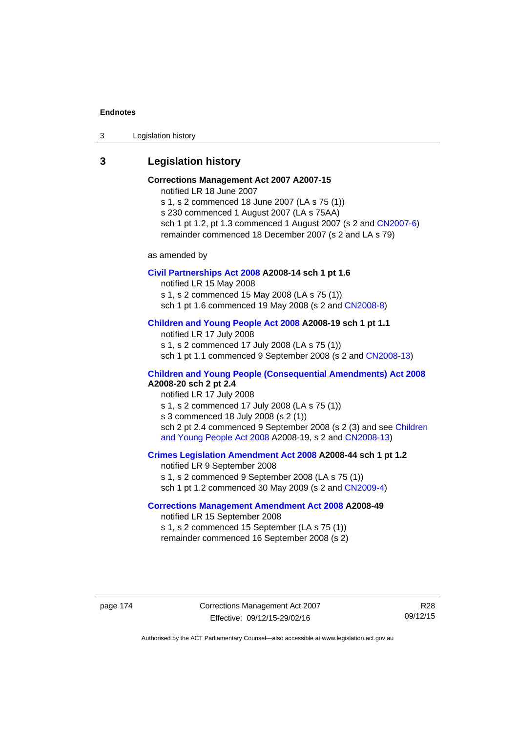## 3 Legislation history

**Corrections Management Act 2007 A2007-15**

notified LR 18 June 2007

s 1, s 2 commenced 18 June 2007 (LA s 75 (1))

s 230 commenced 1 August 2007 (LA s 75AA)

sch 1 pt 1.2, pt 1.3 commenced 1 August 2007 (s 2 and CN2007-6)

remainder commenced 18 December 2007 (s 2 and LA s 79)

as amended by

**Civil Partnerships Act 2008 A2008-14 sch 1 pt 1.6**

notified LR 15 May 2008

s 1, s 2 commenced 15 May 2008 (LA s 75 (1))

sch 1 pt 1.6 commenced 19 May 2008 (s 2 and CN2008-8)

**Children and Young People Act 2008 A2008-19 sch 1 pt 1.1**

notified LR 17 July 2008

s 1, s 2 commenced 17 July 2008 (LA s 75 (1))

sch 1 pt 1.1 commenced 9 September 2008 (s 2 and CN2008-13)

**Children and Young People (Consequential Amendments) Act 2008 A2008-20 sch 2 pt 2.4**

notified LR 17 July 2008

s 1, s 2 commenced 17 July 2008 (LA s 75 (1))

s 3 commenced 18 July 2008 (s 2 (1))

sch 2 pt 2.4 commenced 9 September 2008 (s 2 (3) and see Children and Young People Act 2008 A2008-19, s 2 and CN2008-13)

**Crimes Legislation Amendment Act 2008 A2008-44 sch 1 pt 1.2**

notified LR 9 September 2008

s 1, s 2 commenced 9 September 2008 (LA s 75 (1))

sch 1 pt 1.2 commenced 30 May 2009 (s 2 and CN2009-4)

**Corrections Management Amendment Act 2008 A2008-49**

notified LR 15 September 2008

s 1, s 2 commenced 15 September (LA s 75 (1))

remainder commenced 16 September 2008 (s 2)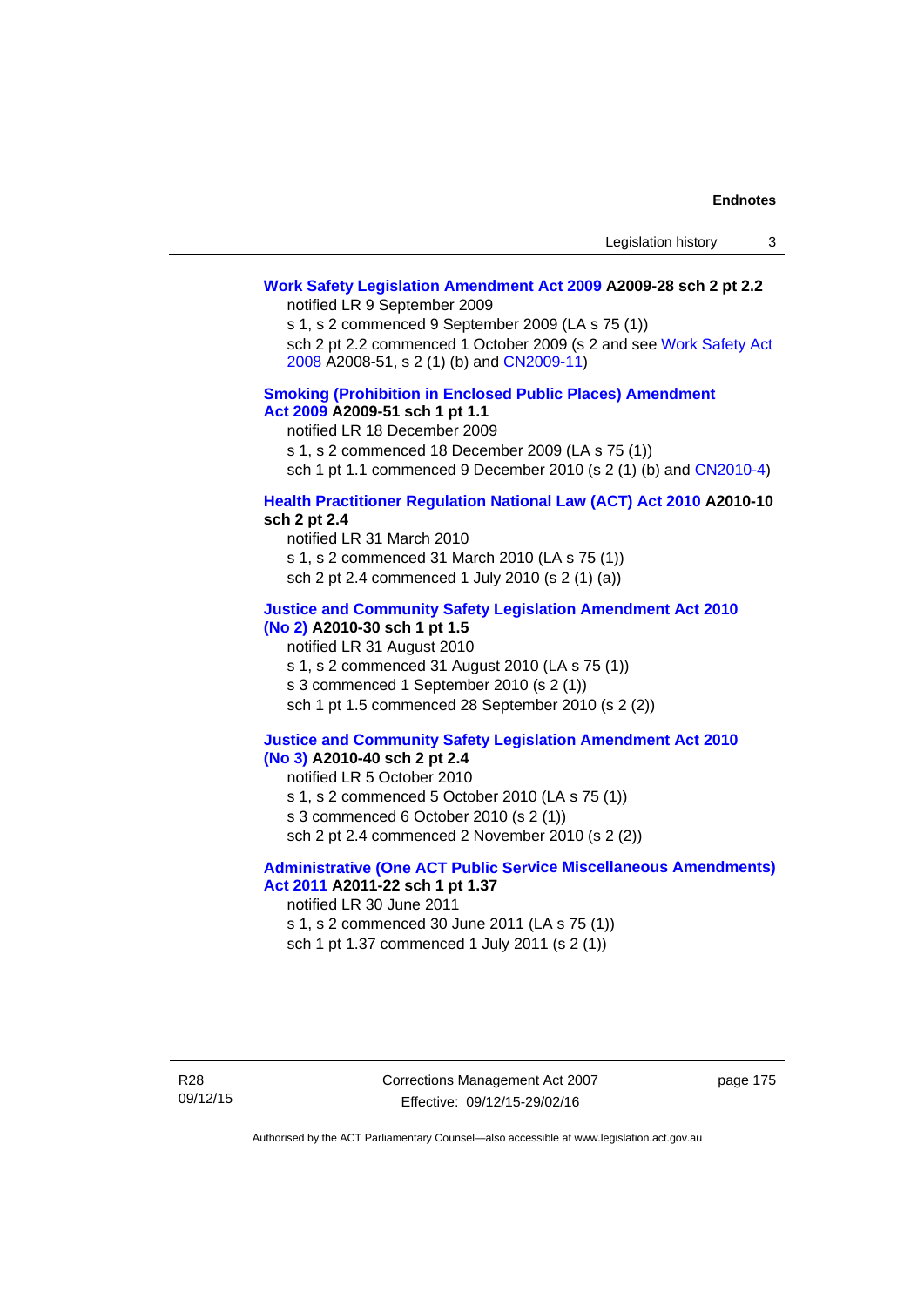**Work Safety Legislation Amendment Act 2009 A2009-28 sch 2 pt 2.2**

notified LR 9 September 2009

s 1, s 2 commenced 9 September 2009 (LA s 75 (1))

sch 2 pt 2.2 commenced 1 October 2009 (s 2 and see Work Safety Act 2008 A2008-51, s 2 (1) (b) and CN2009-11)

**Smoking (Prohibition in Enclosed Public Places) Amendment Act 2009 A2009-51 sch 1 pt 1.1**

notified LR 18 December 2009

s 1, s 2 commenced 18 December 2009 (LA s 75 (1))

sch 1 pt 1.1 commenced 9 December 2010 (s 2 (1) (b) and CN2010-4)

**Health Practitioner Regulation National Law (ACT) Act 2010 A2010-10 sch 2 pt 2.4**

notified LR 31 March 2010

s 1, s 2 commenced 31 March 2010 (LA s 75 (1))

sch 2 pt 2.4 commenced 1 July 2010 (s 2 (1) (a))

**Justice and Community Safety Legislation Amendment Act 2010 (No 2) A2010-30 sch 1 pt 1.5**

notified LR 31 August 2010

s 1, s 2 commenced 31 August 2010 (LA s 75 (1))

s 3 commenced 1 September 2010 (s 2 (1))

sch 1 pt 1.5 commenced 28 September 2010 (s 2 (2))

**Justice and Community Safety Legislation Amendment Act 2010 (No 3) A2010-40 sch 2 pt 2.4**

notified LR 5 October 2010

s 1, s 2 commenced 5 October 2010 (LA s 75 (1))

s 3 commenced 6 October 2010 (s 2 (1))

sch 2 pt 2.4 commenced 2 November 2010 (s 2 (2))

**Administrative (One ACT Public Service Miscellaneous Amendments) Act 2011 A2011-22 sch 1 pt 1.37**

notified LR 30 June 2011

s 1, s 2 commenced 30 June 2011 (LA s 75 (1))

sch 1 pt 1.37 commenced 1 July 2011 (s 2 (1))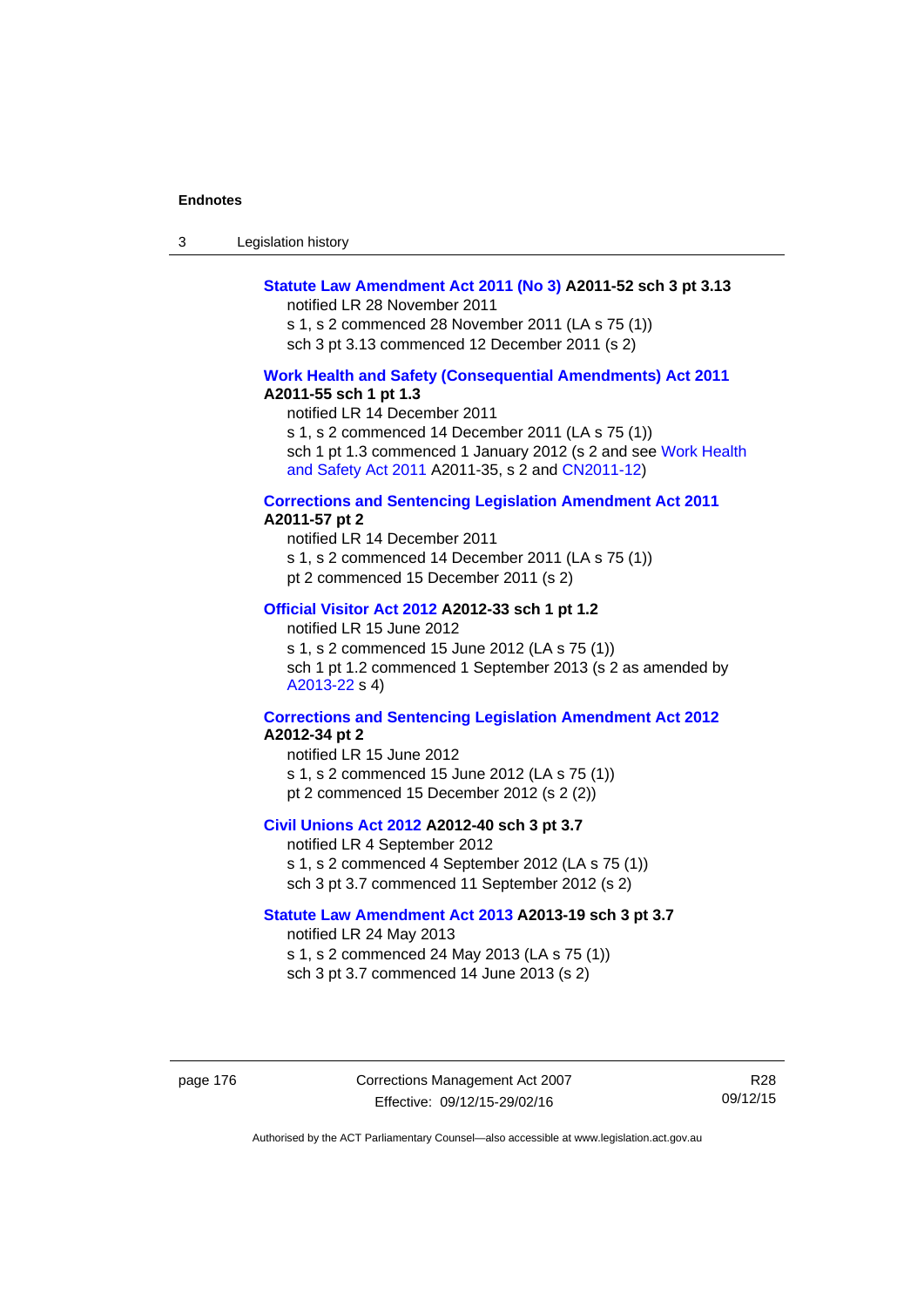**Statute Law Amendment Act 2011 (No 3) A2011-52 sch 3 pt 3.13**

notified LR 28 November 2011

s 1, s 2 commenced 28 November 2011 (LA s 75 (1))

sch 3 pt 3.13 commenced 12 December 2011 (s 2)

**Work Health and Safety (Consequential Amendments) Act 2011 A2011-55 sch 1 pt 1.3**

notified LR 14 December 2011

s 1, s 2 commenced 14 December 2011 (LA s 75 (1))

sch 1 pt 1.3 commenced 1 January 2012 (s 2 and see Work Health and Safety Act 2011 A2011-35, s 2 and CN2011-12)

**Corrections and Sentencing Legislation Amendment Act 2011 A2011-57 pt 2**

notified LR 14 December 2011

s 1, s 2 commenced 14 December 2011 (LA s 75 (1))

pt 2 commenced 15 December 2011 (s 2)

**Official Visitor Act 2012 A2012-33 sch 1 pt 1.2**

notified LR 15 June 2012

s 1, s 2 commenced 15 June 2012 (LA s 75 (1))

sch 1 pt 1.2 commenced 1 September 2013 (s 2 as amended by A2013-22 s 4)

**Corrections and Sentencing Legislation Amendment Act 2012 A2012-34 pt 2**

notified LR 15 June 2012

s 1, s 2 commenced 15 June 2012 (LA s 75 (1))

pt 2 commenced 15 December 2012 (s 2 (2))

**Civil Unions Act 2012 A2012-40 sch 3 pt 3.7**

notified LR 4 September 2012

s 1, s 2 commenced 4 September 2012 (LA s 75 (1))

sch 3 pt 3.7 commenced 11 September 2012 (s 2)

**Statute Law Amendment Act 2013 A2013-19 sch 3 pt 3.7**

notified LR 24 May 2013

s 1, s 2 commenced 24 May 2013 (LA s 75 (1))

sch 3 pt 3.7 commenced 14 June 2013 (s 2)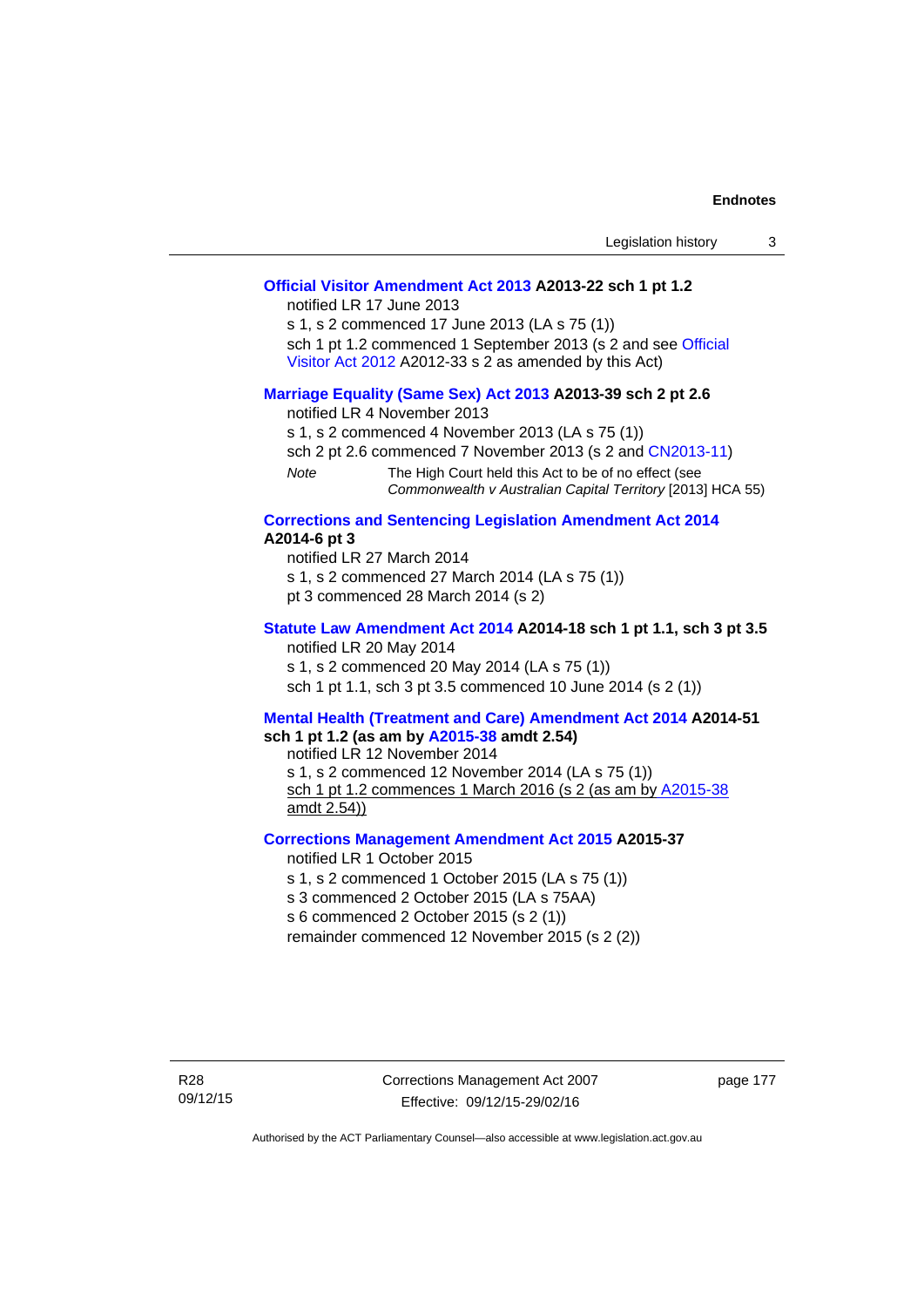**Official Visitor Amendment Act 2013 A2013-22 sch 1 pt 1.2**

notified LR 17 June 2013

s 1, s 2 commenced 17 June 2013 (LA s 75 (1))

sch 1 pt 1.2 commenced 1 September 2013 (s 2 and see Official Visitor Act 2012 A2012-33 s 2 as amended by this Act)

**Marriage Equality (Same Sex) Act 2013 A2013-39 sch 2 pt 2.6**

notified LR 4 November 2013

s 1, s 2 commenced 4 November 2013 (LA s 75 (1))

sch 2 pt 2.6 commenced 7 November 2013 (s 2 and CN2013-11)

*Note* The High Court held this Act to be of no effect (see *Commonwealth v Australian Capital Territory* [2013] HCA 55)

**Corrections and Sentencing Legislation Amendment Act 2014 A2014-6 pt 3**

notified LR 27 March 2014

s 1, s 2 commenced 27 March 2014 (LA s 75 (1))

pt 3 commenced 28 March 2014 (s 2)

**Statute Law Amendment Act 2014 A2014-18 sch 1 pt 1.1, sch 3 pt 3.5**

notified LR 20 May 2014

s 1, s 2 commenced 20 May 2014 (LA s 75 (1))

sch 1 pt 1.1, sch 3 pt 3.5 commenced 10 June 2014 (s 2 (1))

**Mental Health (Treatment and Care) Amendment Act 2014 A2014-51 sch 1 pt 1.2 (as am by A2015-38 amdt 2.54)**

notified LR 12 November 2014

s 1, s 2 commenced 12 November 2014 (LA s 75 (1))

sch 1 pt 1.2 commences 1 March 2016 (s 2 (as am by A2015-38 amdt 2.54))

**Corrections Management Amendment Act 2015 A2015-37**

notified LR 1 October 2015

s 1, s 2 commenced 1 October 2015 (LA s 75 (1))

s 3 commenced 2 October 2015 (LA s 75AA)

s 6 commenced 2 October 2015 (s 2 (1))

remainder commenced 12 November 2015 (s 2 (2))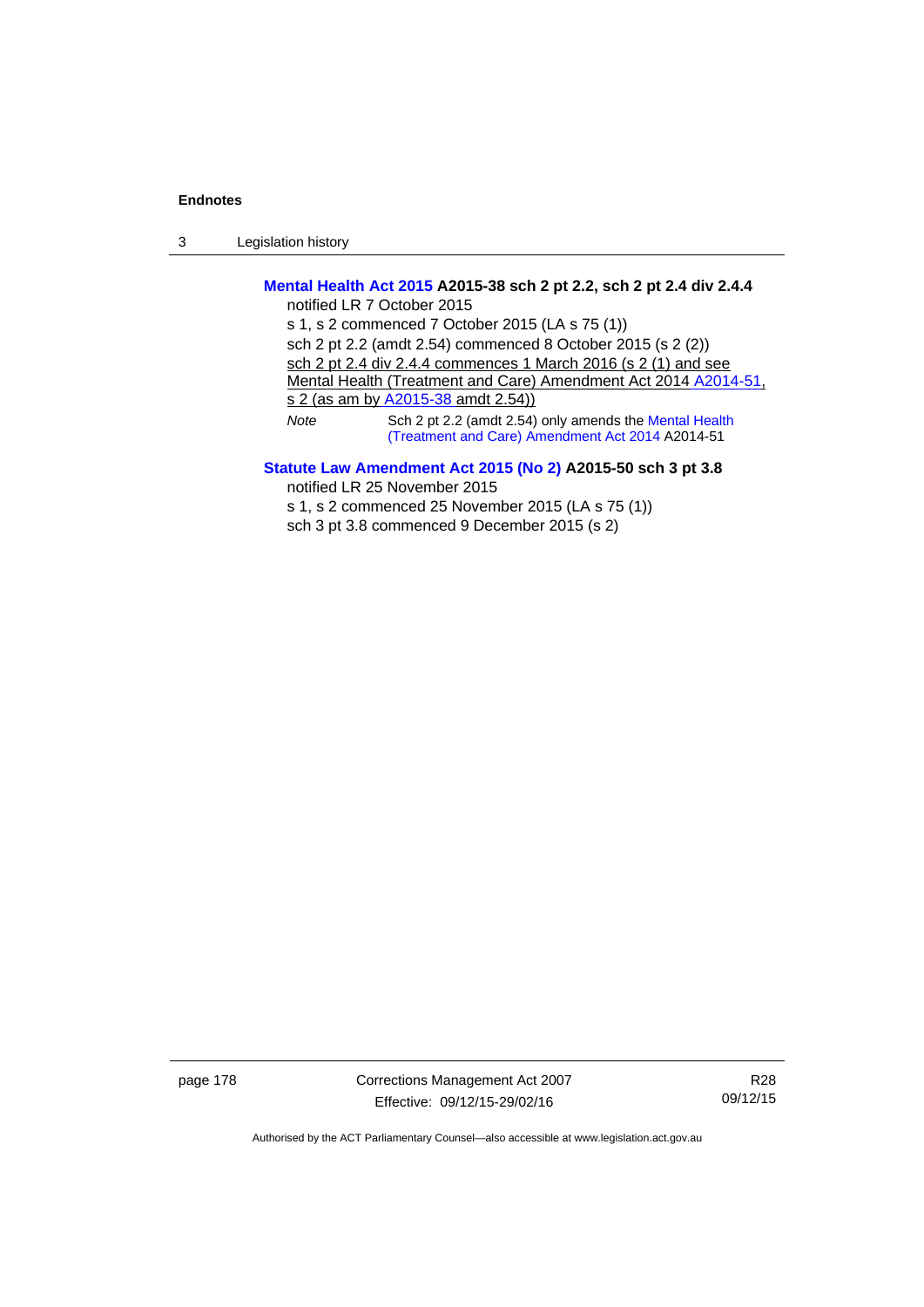**Mental Health Act 2015 A2015-38 sch 2 pt 2.2, sch 2 pt 2.4 div 2.4.4**

notified LR 7 October 2015

s 1, s 2 commenced 7 October 2015 (LA s 75 (1))

sch 2 pt 2.2 (amdt 2.54) commenced 8 October 2015 (s 2 (2))

sch 2 pt 2.4 div 2.4.4 commences 1 March 2016 (s 2 (1) and see Mental Health (Treatment and Care) Amendment Act 2014 A2014-51, s 2 (as am by A2015-38 amdt 2.54))

*Note* Sch 2 pt 2.2 (amdt 2.54) only amends the Mental Health (Treatment and Care) Amendment Act 2014 A2014-51

**Statute Law Amendment Act 2015 (No 2) A2015-50 sch 3 pt 3.8**

notified LR 25 November 2015

s 1, s 2 commenced 25 November 2015 (LA s 75 (1))

sch 3 pt 3.8 commenced 9 December 2015 (s 2)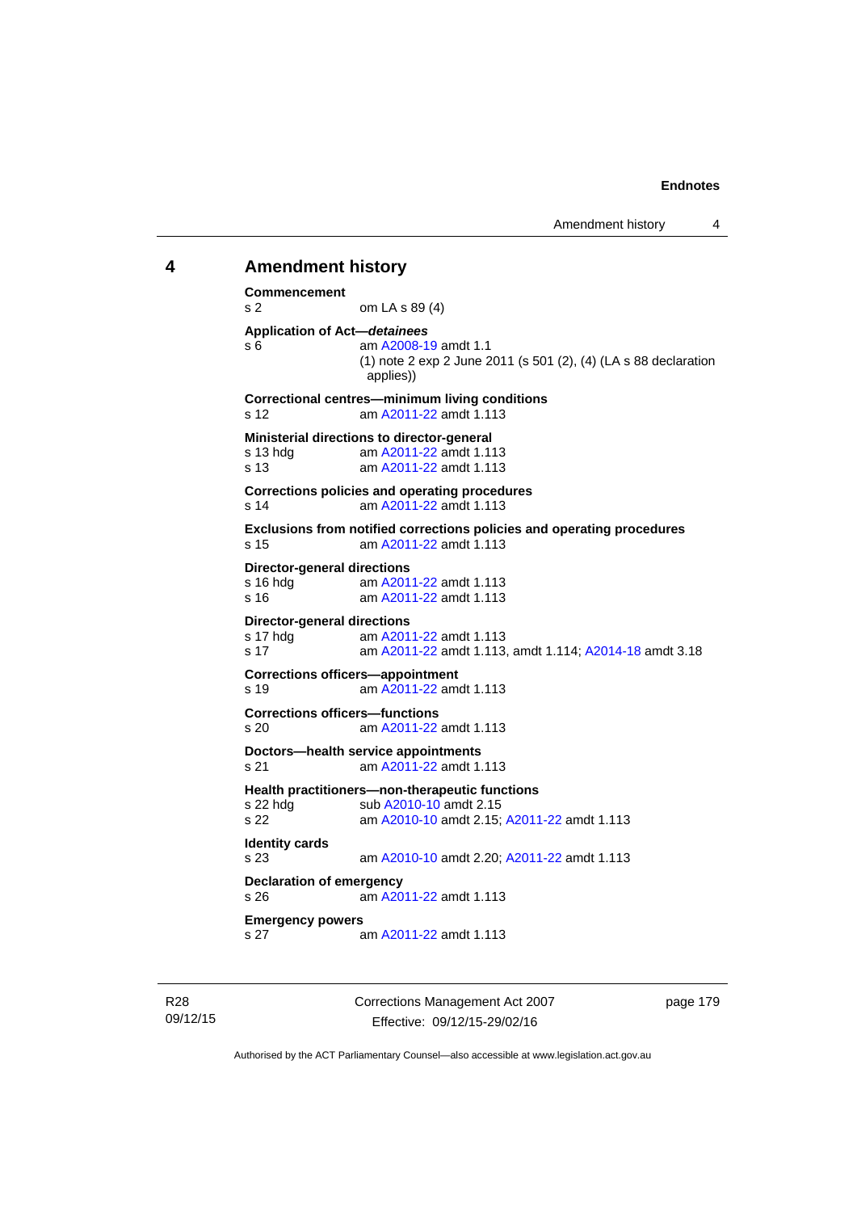## 4 Amendment history

**Commencement**
s 2 om LA s 89 (4)

**Application of Act—*detainees***
s 6 am A2008-19 amdt 1.1
(1) note 2 exp 2 June 2011 (s 501 (2), (4) (LA s 88 declaration applies))

**Correctional centres—minimum living conditions**
s 12 am A2011-22 amdt 1.113

**Ministerial directions to director-general**
s 13 hdg am A2011-22 amdt 1.113
s 13 am A2011-22 amdt 1.113

**Corrections policies and operating procedures**
s 14 am A2011-22 amdt 1.113

**Exclusions from notified corrections policies and operating procedures**
s 15 am A2011-22 amdt 1.113

**Director-general directions**
s 16 hdg am A2011-22 amdt 1.113
s 16 am A2011-22 amdt 1.113

**Director-general directions**
s 17 hdg am A2011-22 amdt 1.113
s 17 am A2011-22 amdt 1.113, amdt 1.114; A2014-18 amdt 3.18

**Corrections officers—appointment**
s 19 am A2011-22 amdt 1.113

**Corrections officers—functions**
s 20 am A2011-22 amdt 1.113

**Doctors—health service appointments**
s 21 am A2011-22 amdt 1.113

**Health practitioners—non-therapeutic functions**
s 22 hdg sub A2010-10 amdt 2.15
s 22 am A2010-10 amdt 2.15; A2011-22 amdt 1.113

**Identity cards**
s 23 am A2010-10 amdt 2.20; A2011-22 amdt 1.113

**Declaration of emergency**
s 26 am A2011-22 amdt 1.113

**Emergency powers**
s 27 am A2011-22 amdt 1.113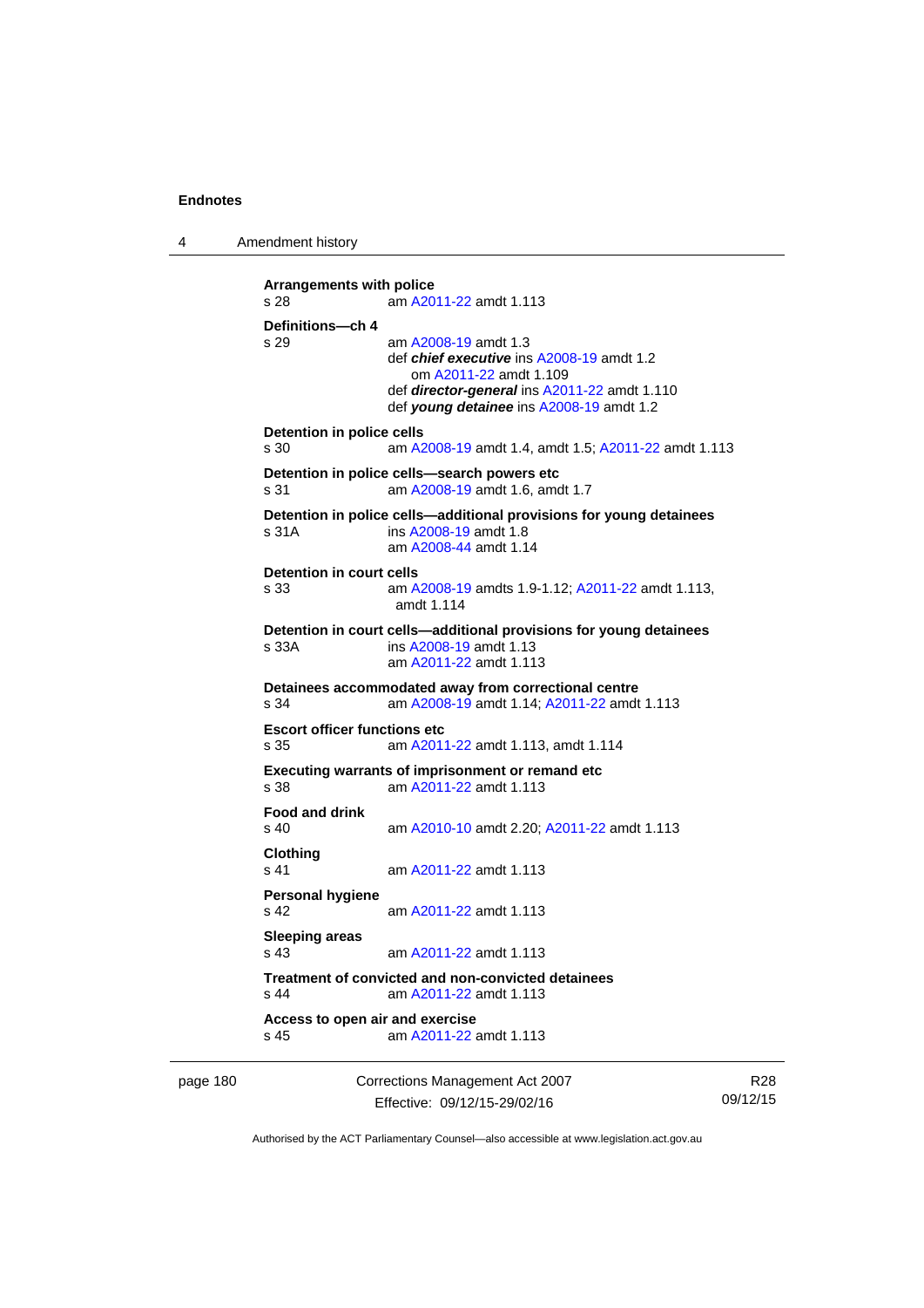**Arrangements with police**
s 28 am A2011-22 amdt 1.113

**Definitions—ch 4**
s 29 am A2008-19 amdt 1.3
def ***chief executive*** ins A2008-19 amdt 1.2
om A2011-22 amdt 1.109
def ***director-general*** ins A2011-22 amdt 1.110
def ***young detainee*** ins A2008-19 amdt 1.2

**Detention in police cells**
s 30 am A2008-19 amdt 1.4, amdt 1.5; A2011-22 amdt 1.113

**Detention in police cells—search powers etc**
s 31 am A2008-19 amdt 1.6, amdt 1.7

**Detention in police cells—additional provisions for young detainees**
s 31A ins A2008-19 amdt 1.8
am A2008-44 amdt 1.14

**Detention in court cells**
s 33 am A2008-19 amdts 1.9-1.12; A2011-22 amdt 1.113, amdt 1.114

**Detention in court cells—additional provisions for young detainees**
s 33A ins A2008-19 amdt 1.13
am A2011-22 amdt 1.113

**Detainees accommodated away from correctional centre**
s 34 am A2008-19 amdt 1.14; A2011-22 amdt 1.113

**Escort officer functions etc**
s 35 am A2011-22 amdt 1.113, amdt 1.114

**Executing warrants of imprisonment or remand etc**
s 38 am A2011-22 amdt 1.113

**Food and drink**
s 40 am A2010-10 amdt 2.20; A2011-22 amdt 1.113

**Clothing**
s 41 am A2011-22 amdt 1.113

**Personal hygiene**
s 42 am A2011-22 amdt 1.113

**Sleeping areas**
s 43 am A2011-22 amdt 1.113

**Treatment of convicted and non-convicted detainees**
s 44 am A2011-22 amdt 1.113

**Access to open air and exercise**
s 45 am A2011-22 amdt 1.113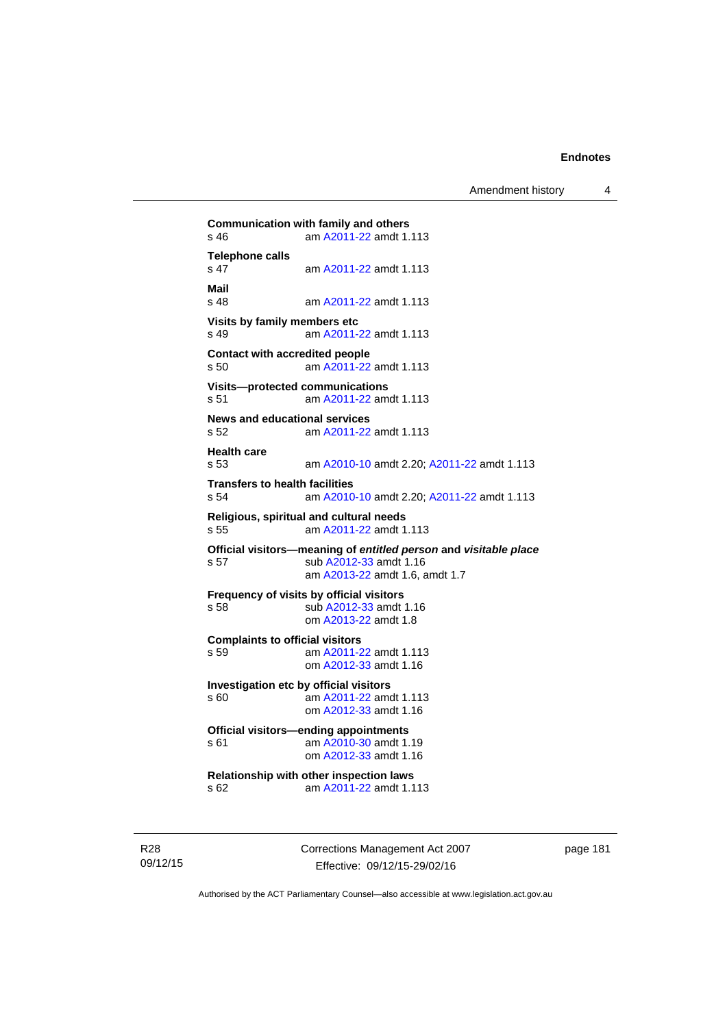**Communication with family and others**
s 46 am A2011-22 amdt 1.113

**Telephone calls**
s 47 am A2011-22 amdt 1.113

**Mail**
s 48 am A2011-22 amdt 1.113

**Visits by family members etc**
s 49 am A2011-22 amdt 1.113

**Contact with accredited people**
s 50 am A2011-22 amdt 1.113

**Visits—protected communications**
s 51 am A2011-22 amdt 1.113

**News and educational services**
s 52 am A2011-22 amdt 1.113

**Health care**
s 53 am A2010-10 amdt 2.20; A2011-22 amdt 1.113

**Transfers to health facilities**
s 54 am A2010-10 amdt 2.20; A2011-22 amdt 1.113

**Religious, spiritual and cultural needs**
s 55 am A2011-22 amdt 1.113

**Official visitors—meaning of *entitled person* and *visitable place***
s 57 sub A2012-33 amdt 1.16
am A2013-22 amdt 1.6, amdt 1.7

**Frequency of visits by official visitors**
s 58 sub A2012-33 amdt 1.16
om A2013-22 amdt 1.8

**Complaints to official visitors**
s 59 am A2011-22 amdt 1.113
om A2012-33 amdt 1.16

**Investigation etc by official visitors**
s 60 am A2011-22 amdt 1.113
om A2012-33 amdt 1.16

**Official visitors—ending appointments**
s 61 am A2010-30 amdt 1.19
om A2012-33 amdt 1.16

**Relationship with other inspection laws**
s 62 am A2011-22 amdt 1.113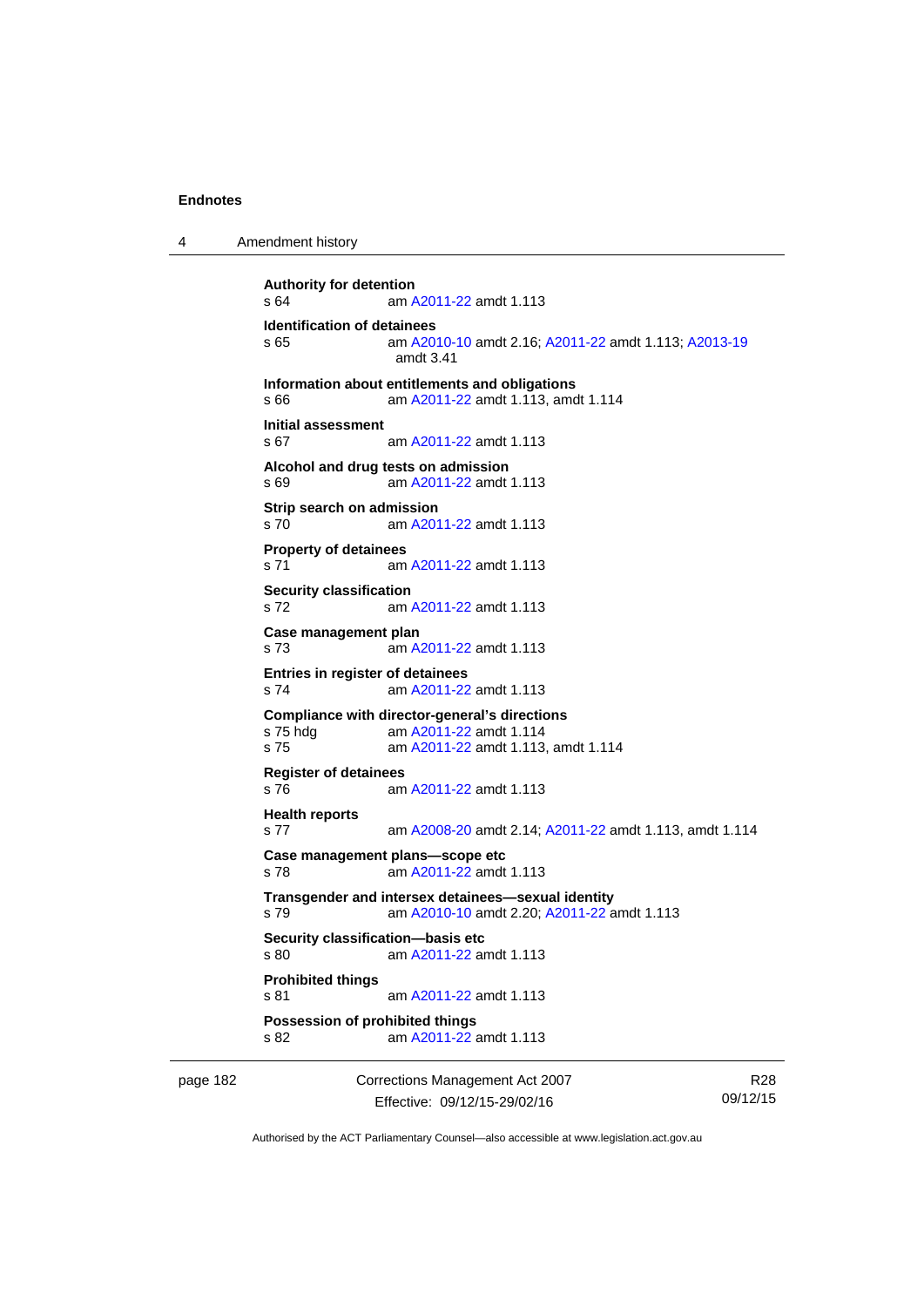**Authority for detention**
s 64 am A2011-22 amdt 1.113

**Identification of detainees**
s 65 am A2010-10 amdt 2.16; A2011-22 amdt 1.113; A2013-19 amdt 3.41

**Information about entitlements and obligations**
s 66 am A2011-22 amdt 1.113, amdt 1.114

**Initial assessment**
s 67 am A2011-22 amdt 1.113

**Alcohol and drug tests on admission**
s 69 am A2011-22 amdt 1.113

**Strip search on admission**
s 70 am A2011-22 amdt 1.113

**Property of detainees**
s 71 am A2011-22 amdt 1.113

**Security classification**
s 72 am A2011-22 amdt 1.113

**Case management plan**
s 73 am A2011-22 amdt 1.113

**Entries in register of detainees**
s 74 am A2011-22 amdt 1.113

**Compliance with director-general's directions**
s 75 hdg am A2011-22 amdt 1.114
s 75 am A2011-22 amdt 1.113, amdt 1.114

**Register of detainees**
s 76 am A2011-22 amdt 1.113

**Health reports**
s 77 am A2008-20 amdt 2.14; A2011-22 amdt 1.113, amdt 1.114

**Case management plans—scope etc**
s 78 am A2011-22 amdt 1.113

**Transgender and intersex detainees—sexual identity**
s 79 am A2010-10 amdt 2.20; A2011-22 amdt 1.113

**Security classification—basis etc**
s 80 am A2011-22 amdt 1.113

**Prohibited things**
s 81 am A2011-22 amdt 1.113

**Possession of prohibited things**
s 82 am A2011-22 amdt 1.113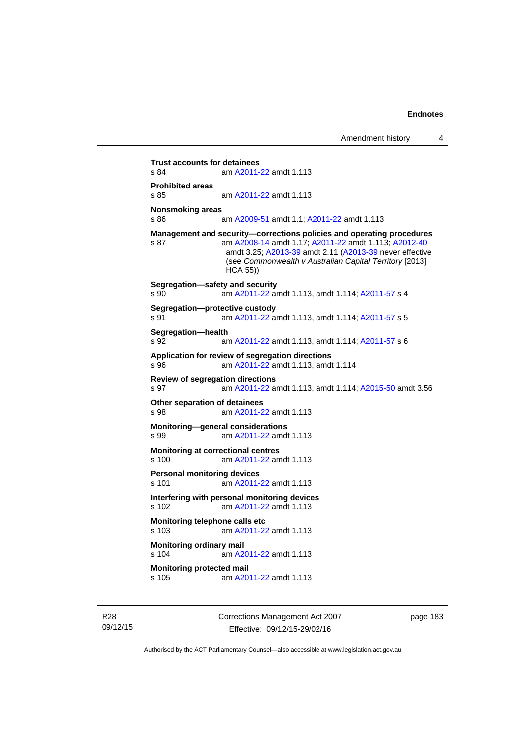**Trust accounts for detainees**
s 84 am A2011-22 amdt 1.113

**Prohibited areas**
s 85 am A2011-22 amdt 1.113

**Nonsmoking areas**
s 86 am A2009-51 amdt 1.1; A2011-22 amdt 1.113

**Management and security—corrections policies and operating procedures**
s 87 am A2008-14 amdt 1.17; A2011-22 amdt 1.113; A2012-40 amdt 3.25; A2013-39 amdt 2.11 (A2013-39 never effective (see *Commonwealth v Australian Capital Territory* [2013] HCA 55))

**Segregation—safety and security**
s 90 am A2011-22 amdt 1.113, amdt 1.114; A2011-57 s 4

**Segregation—protective custody**
s 91 am A2011-22 amdt 1.113, amdt 1.114; A2011-57 s 5

**Segregation—health**
s 92 am A2011-22 amdt 1.113, amdt 1.114; A2011-57 s 6

**Application for review of segregation directions**
s 96 am A2011-22 amdt 1.113, amdt 1.114

**Review of segregation directions**
s 97 am A2011-22 amdt 1.113, amdt 1.114; A2015-50 amdt 3.56

**Other separation of detainees**
s 98 am A2011-22 amdt 1.113

**Monitoring—general considerations**
s 99 am A2011-22 amdt 1.113

**Monitoring at correctional centres**
s 100 am A2011-22 amdt 1.113

**Personal monitoring devices**
s 101 am A2011-22 amdt 1.113

**Interfering with personal monitoring devices**
s 102 am A2011-22 amdt 1.113

**Monitoring telephone calls etc**
s 103 am A2011-22 amdt 1.113

**Monitoring ordinary mail**
s 104 am A2011-22 amdt 1.113

**Monitoring protected mail**
s 105 am A2011-22 amdt 1.113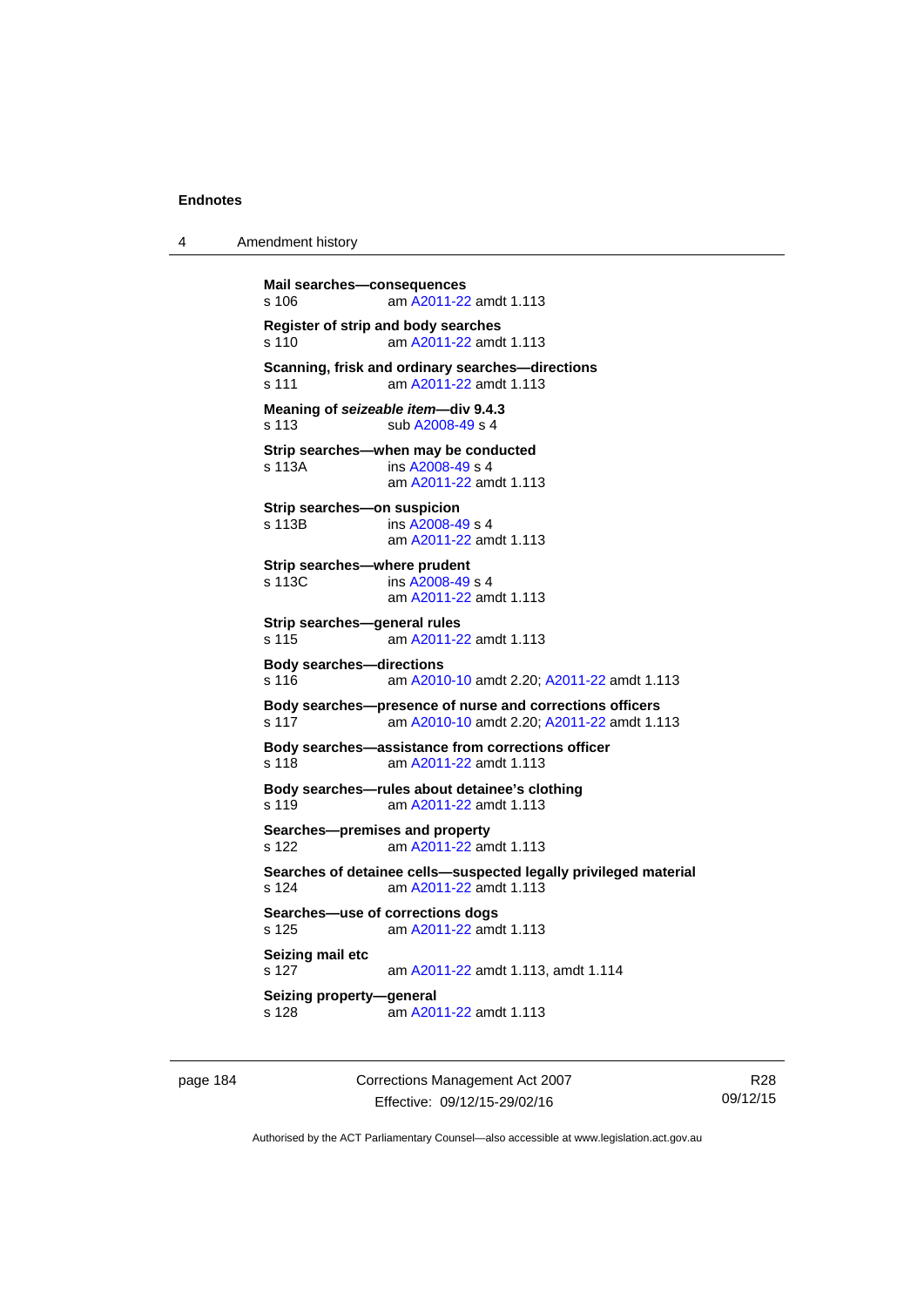**Mail searches—consequences**
s 106 am A2011-22 amdt 1.113

**Register of strip and body searches**
s 110 am A2011-22 amdt 1.113

**Scanning, frisk and ordinary searches—directions**
s 111 am A2011-22 amdt 1.113

**Meaning of *seizeable item*—div 9.4.3**
s 113 sub A2008-49 s 4

**Strip searches—when may be conducted**
s 113A ins A2008-49 s 4
am A2011-22 amdt 1.113

**Strip searches—on suspicion**
s 113B ins A2008-49 s 4
am A2011-22 amdt 1.113

**Strip searches—where prudent**
s 113C ins A2008-49 s 4
am A2011-22 amdt 1.113

**Strip searches—general rules**
s 115 am A2011-22 amdt 1.113

**Body searches—directions**
s 116 am A2010-10 amdt 2.20; A2011-22 amdt 1.113

**Body searches—presence of nurse and corrections officers**
s 117 am A2010-10 amdt 2.20; A2011-22 amdt 1.113

**Body searches—assistance from corrections officer**
s 118 am A2011-22 amdt 1.113

**Body searches—rules about detainee's clothing**
s 119 am A2011-22 amdt 1.113

**Searches—premises and property**
s 122 am A2011-22 amdt 1.113

**Searches of detainee cells—suspected legally privileged material**
s 124 am A2011-22 amdt 1.113

**Searches—use of corrections dogs**
s 125 am A2011-22 amdt 1.113

**Seizing mail etc**
s 127 am A2011-22 amdt 1.113, amdt 1.114

**Seizing property—general**
s 128 am A2011-22 amdt 1.113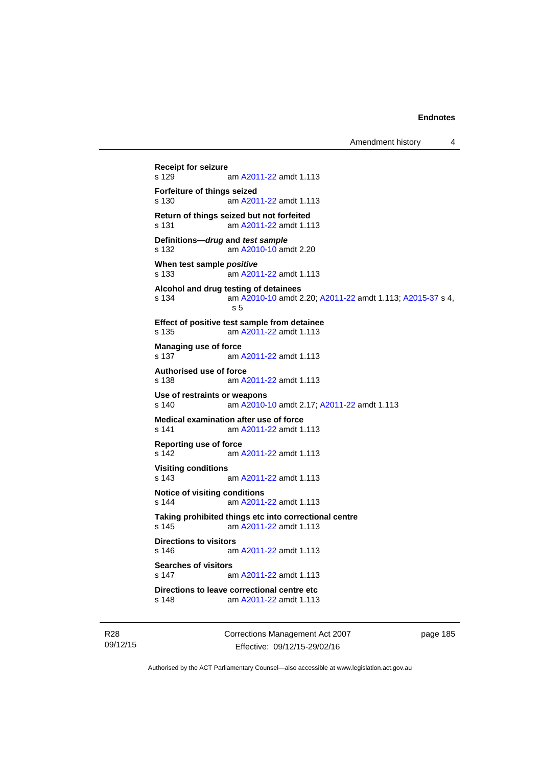**Receipt for seizure**
s 129 am A2011-22 amdt 1.113

**Forfeiture of things seized**
s 130 am A2011-22 amdt 1.113

**Return of things seized but not forfeited**
s 131 am A2011-22 amdt 1.113

**Definitions—*drug* and *test sample***
s 132 am A2010-10 amdt 2.20

**When test sample *positive***
s 133 am A2011-22 amdt 1.113

**Alcohol and drug testing of detainees**
s 134 am A2010-10 amdt 2.20; A2011-22 amdt 1.113; A2015-37 s 4, s 5

**Effect of positive test sample from detainee**
s 135 am A2011-22 amdt 1.113

**Managing use of force**
s 137 am A2011-22 amdt 1.113

**Authorised use of force**
s 138 am A2011-22 amdt 1.113

**Use of restraints or weapons**
s 140 am A2010-10 amdt 2.17; A2011-22 amdt 1.113

**Medical examination after use of force**
s 141 am A2011-22 amdt 1.113

**Reporting use of force**
s 142 am A2011-22 amdt 1.113

**Visiting conditions**
s 143 am A2011-22 amdt 1.113

**Notice of visiting conditions**
s 144 am A2011-22 amdt 1.113

**Taking prohibited things etc into correctional centre**
s 145 am A2011-22 amdt 1.113

**Directions to visitors**
s 146 am A2011-22 amdt 1.113

**Searches of visitors**
s 147 am A2011-22 amdt 1.113

**Directions to leave correctional centre etc**
s 148 am A2011-22 amdt 1.113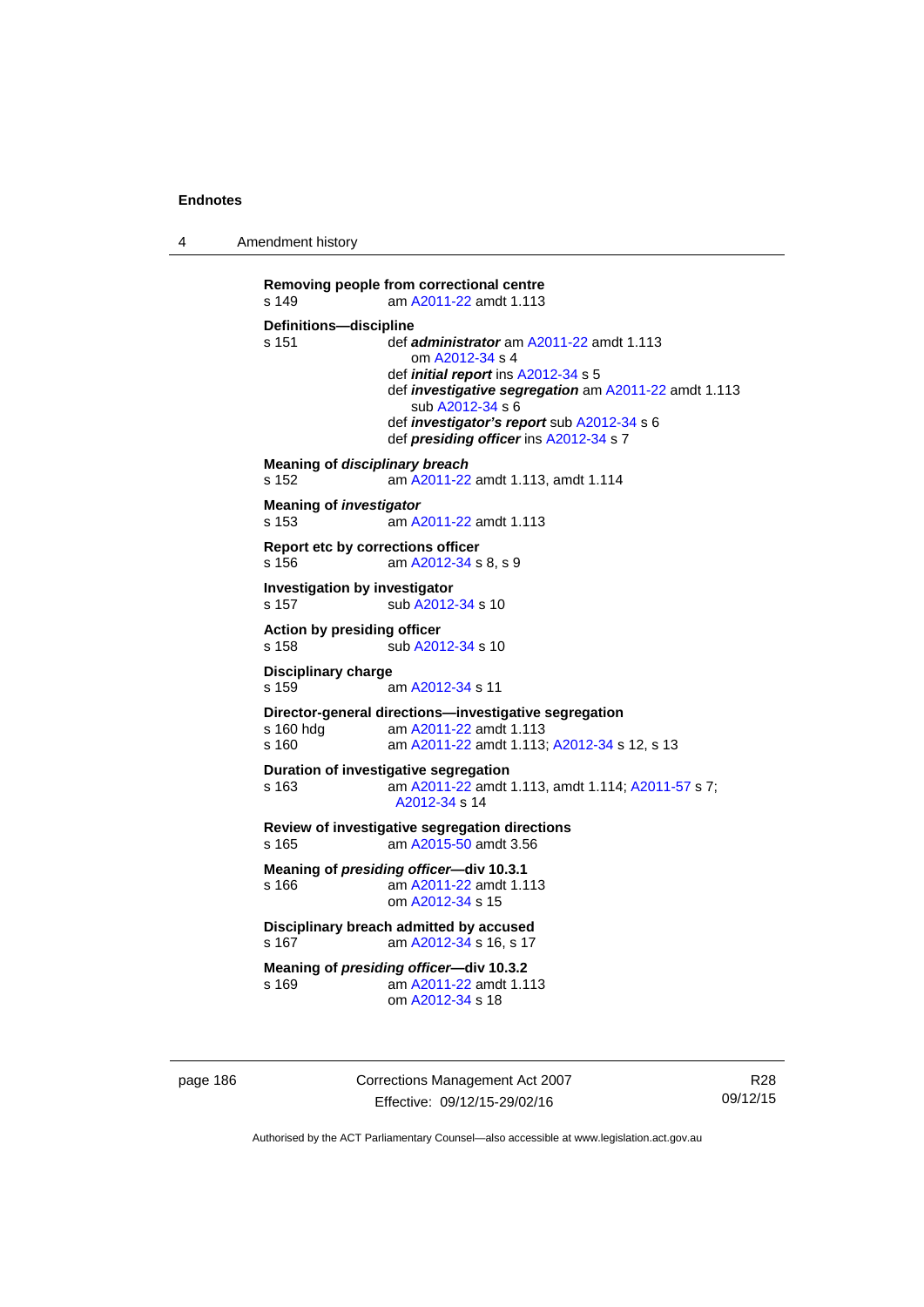**Removing people from correctional centre**
s 149 am A2011-22 amdt 1.113

**Definitions—discipline**
s 151 def ***administrator*** am A2011-22 amdt 1.113
om A2012-34 s 4
def ***initial report*** ins A2012-34 s 5
def ***investigative segregation*** am A2011-22 amdt 1.113
sub A2012-34 s 6
def ***investigator's report*** sub A2012-34 s 6
def ***presiding officer*** ins A2012-34 s 7

**Meaning of *disciplinary breach***
s 152 am A2011-22 amdt 1.113, amdt 1.114

**Meaning of *investigator***
s 153 am A2011-22 amdt 1.113

**Report etc by corrections officer**
s 156 am A2012-34 s 8, s 9

**Investigation by investigator**
s 157 sub A2012-34 s 10

**Action by presiding officer**
s 158 sub A2012-34 s 10

**Disciplinary charge**
s 159 am A2012-34 s 11

**Director-general directions—investigative segregation**
s 160 hdg am A2011-22 amdt 1.113
s 160 am A2011-22 amdt 1.113; A2012-34 s 12, s 13

**Duration of investigative segregation**
s 163 am A2011-22 amdt 1.113, amdt 1.114; A2011-57 s 7; A2012-34 s 14

**Review of investigative segregation directions**
s 165 am A2015-50 amdt 3.56

**Meaning of *presiding officer*—div 10.3.1**
s 166 am A2011-22 amdt 1.113
om A2012-34 s 15

**Disciplinary breach admitted by accused**
s 167 am A2012-34 s 16, s 17

**Meaning of *presiding officer*—div 10.3.2**
s 169 am A2011-22 amdt 1.113
om A2012-34 s 18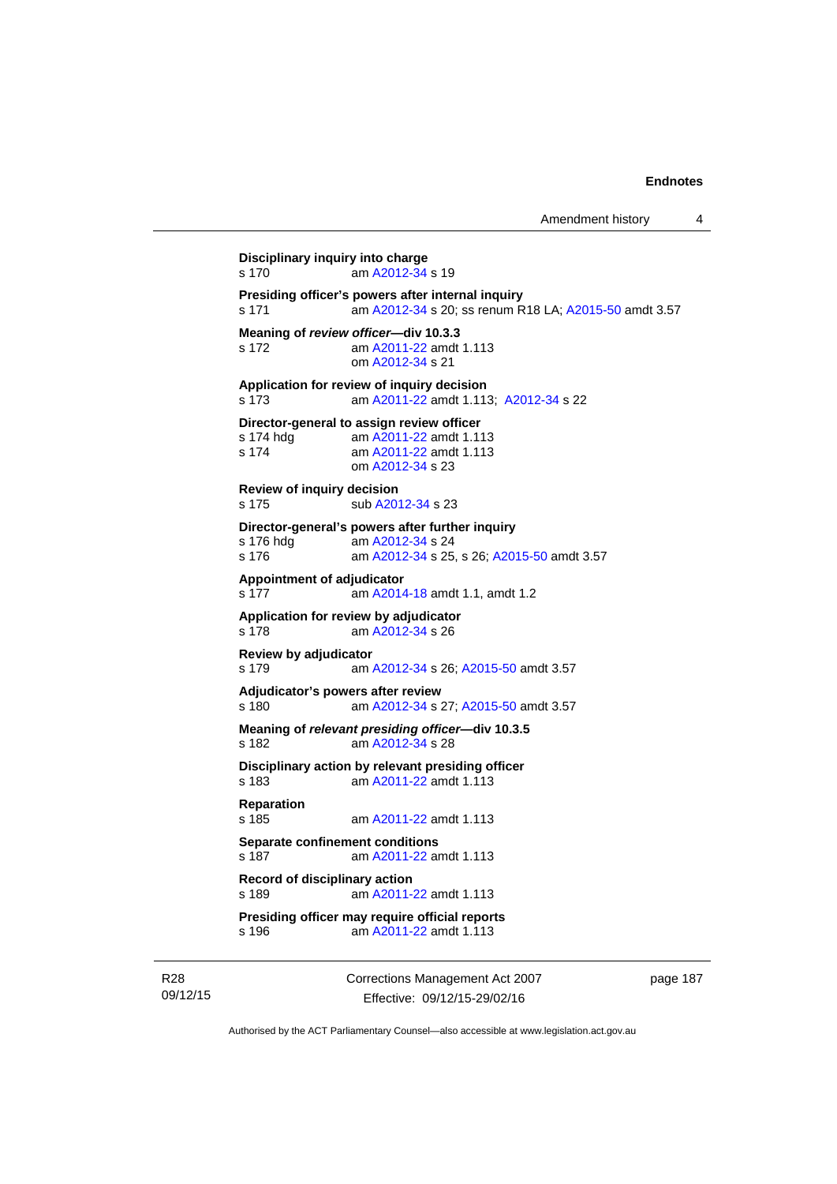**Disciplinary inquiry into charge**
s 170 am A2012-34 s 19

**Presiding officer's powers after internal inquiry**
s 171 am A2012-34 s 20; ss renum R18 LA; A2015-50 amdt 3.57

**Meaning of *review officer*—div 10.3.3**
s 172 am A2011-22 amdt 1.113
om A2012-34 s 21

**Application for review of inquiry decision**
s 173 am A2011-22 amdt 1.113; A2012-34 s 22

**Director-general to assign review officer**
s 174 hdg am A2011-22 amdt 1.113
s 174 am A2011-22 amdt 1.113
om A2012-34 s 23

**Review of inquiry decision**
s 175 sub A2012-34 s 23

**Director-general's powers after further inquiry**
s 176 hdg am A2012-34 s 24
s 176 am A2012-34 s 25, s 26; A2015-50 amdt 3.57

**Appointment of adjudicator**
s 177 am A2014-18 amdt 1.1, amdt 1.2

**Application for review by adjudicator**
s 178 am A2012-34 s 26

**Review by adjudicator**
s 179 am A2012-34 s 26; A2015-50 amdt 3.57

**Adjudicator's powers after review**
s 180 am A2012-34 s 27; A2015-50 amdt 3.57

**Meaning of *relevant presiding officer*—div 10.3.5**
s 182 am A2012-34 s 28

**Disciplinary action by relevant presiding officer**
s 183 am A2011-22 amdt 1.113

**Reparation**
s 185 am A2011-22 amdt 1.113

**Separate confinement conditions**
s 187 am A2011-22 amdt 1.113

**Record of disciplinary action**
s 189 am A2011-22 amdt 1.113

**Presiding officer may require official reports**
s 196 am A2011-22 amdt 1.113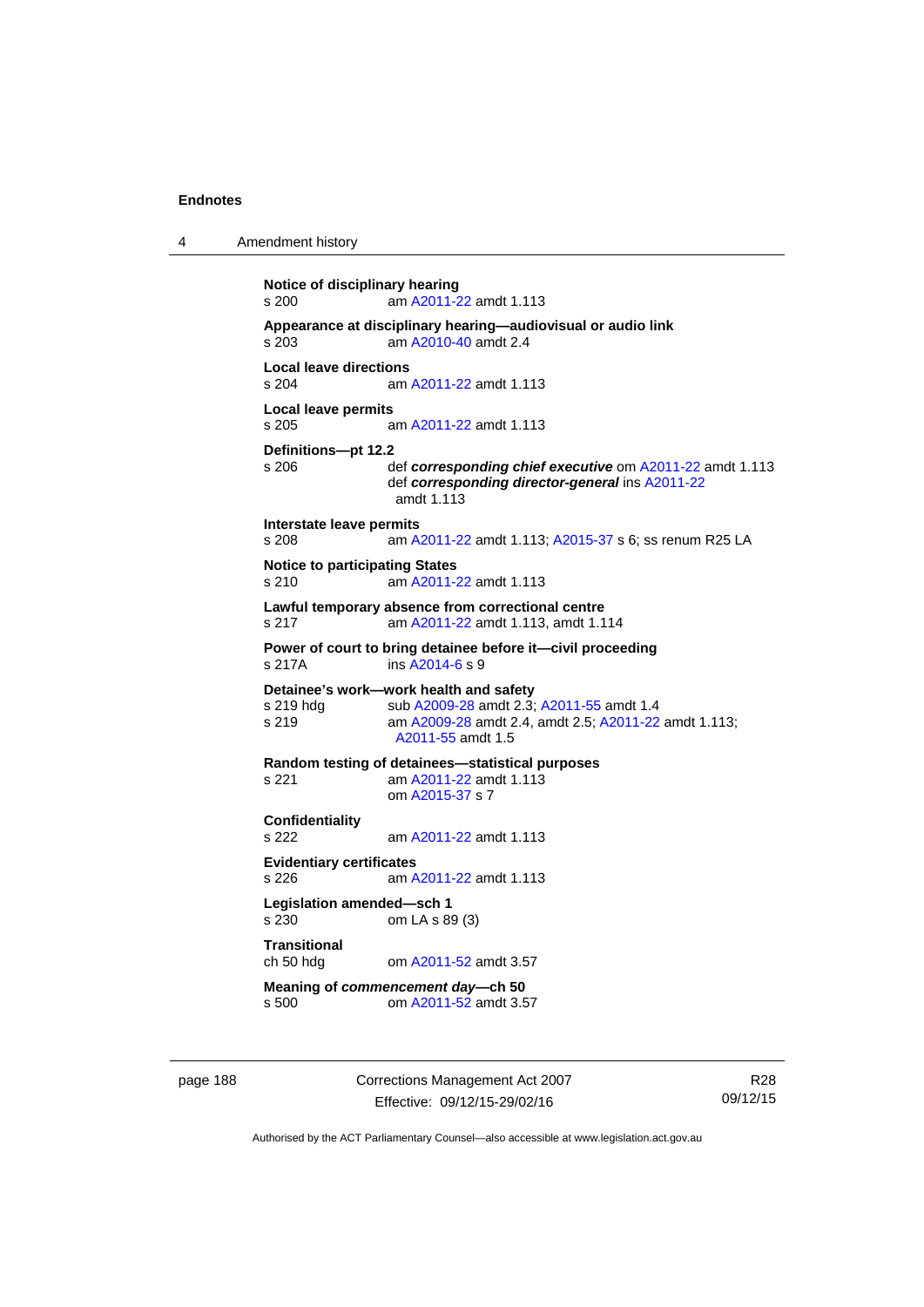**Notice of disciplinary hearing**
s 200 am A2011-22 amdt 1.113

**Appearance at disciplinary hearing—audiovisual or audio link**
s 203 am A2010-40 amdt 2.4

**Local leave directions**
s 204 am A2011-22 amdt 1.113

**Local leave permits**
s 205 am A2011-22 amdt 1.113

**Definitions—pt 12.2**
s 206 def ***corresponding chief executive*** om A2011-22 amdt 1.113
def ***corresponding director-general*** ins A2011-22 amdt 1.113

**Interstate leave permits**
s 208 am A2011-22 amdt 1.113; A2015-37 s 6; ss renum R25 LA

**Notice to participating States**
s 210 am A2011-22 amdt 1.113

**Lawful temporary absence from correctional centre**
s 217 am A2011-22 amdt 1.113, amdt 1.114

**Power of court to bring detainee before it—civil proceeding**
s 217A ins A2014-6 s 9

**Detainee's work—work health and safety**
s 219 hdg sub A2009-28 amdt 2.3; A2011-55 amdt 1.4
s 219 am A2009-28 amdt 2.4, amdt 2.5; A2011-22 amdt 1.113; A2011-55 amdt 1.5

**Random testing of detainees—statistical purposes**
s 221 am A2011-22 amdt 1.113
om A2015-37 s 7

**Confidentiality**
s 222 am A2011-22 amdt 1.113

**Evidentiary certificates**
s 226 am A2011-22 amdt 1.113

**Legislation amended—sch 1**
s 230 om LA s 89 (3)

**Transitional**
ch 50 hdg om A2011-52 amdt 3.57

**Meaning of *commencement day*—ch 50**
s 500 om A2011-52 amdt 3.57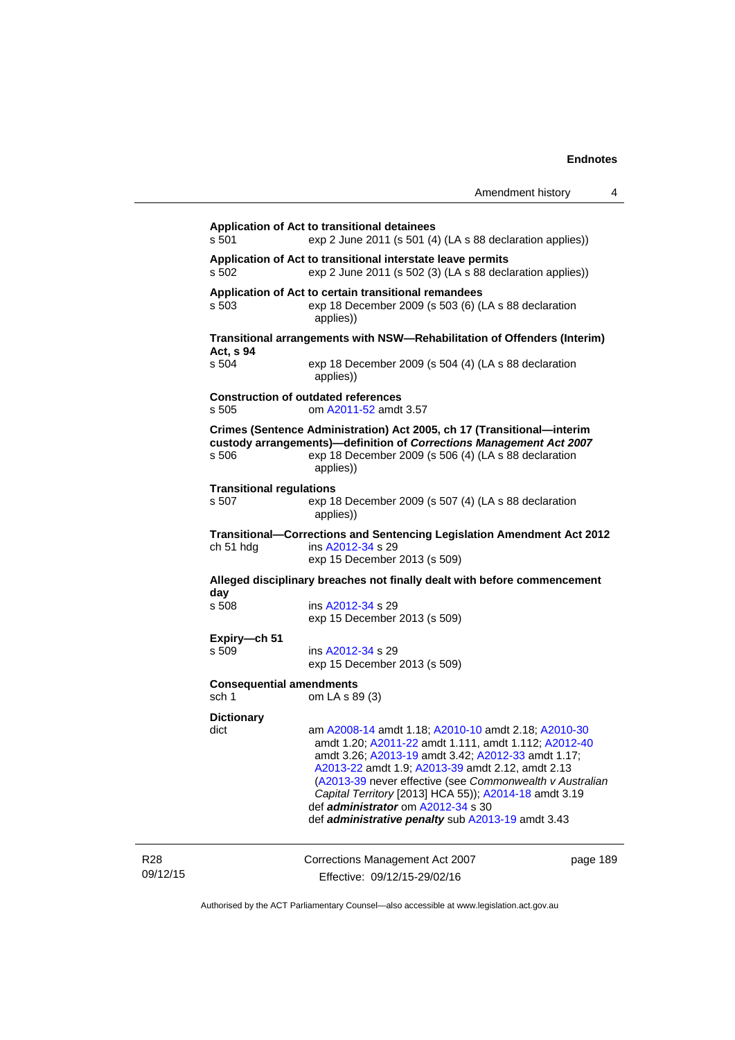**Application of Act to transitional detainees**
s 501 exp 2 June 2011 (s 501 (4) (LA s 88 declaration applies))

**Application of Act to transitional interstate leave permits**
s 502 exp 2 June 2011 (s 502 (3) (LA s 88 declaration applies))

**Application of Act to certain transitional remandees**
s 503 exp 18 December 2009 (s 503 (6) (LA s 88 declaration applies))

**Transitional arrangements with NSW—Rehabilitation of Offenders (Interim) Act, s 94**
s 504 exp 18 December 2009 (s 504 (4) (LA s 88 declaration applies))

**Construction of outdated references**
s 505 om A2011-52 amdt 3.57

**Crimes (Sentence Administration) Act 2005, ch 17 (Transitional—interim custody arrangements)—definition of *Corrections Management Act 2007***
s 506 exp 18 December 2009 (s 506 (4) (LA s 88 declaration applies))

**Transitional regulations**
s 507 exp 18 December 2009 (s 507 (4) (LA s 88 declaration applies))

**Transitional—Corrections and Sentencing Legislation Amendment Act 2012**
ch 51 hdg ins A2012-34 s 29
exp 15 December 2013 (s 509)

**Alleged disciplinary breaches not finally dealt with before commencement day**
s 508 ins A2012-34 s 29
exp 15 December 2013 (s 509)

**Expiry—ch 51**
s 509 ins A2012-34 s 29
exp 15 December 2013 (s 509)

**Consequential amendments**
sch 1 om LA s 89 (3)

**Dictionary**
dict am A2008-14 amdt 1.18; A2010-10 amdt 2.18; A2010-30 amdt 1.20; A2011-22 amdt 1.111, amdt 1.112; A2012-40 amdt 3.26; A2013-19 amdt 3.42; A2012-33 amdt 1.17; A2013-22 amdt 1.9; A2013-39 amdt 2.12, amdt 2.13 (A2013-39 never effective (see *Commonwealth v Australian Capital Territory* [2013] HCA 55)); A2014-18 amdt 3.19
def ***administrator*** om A2012-34 s 30
def ***administrative penalty*** sub A2013-19 amdt 3.43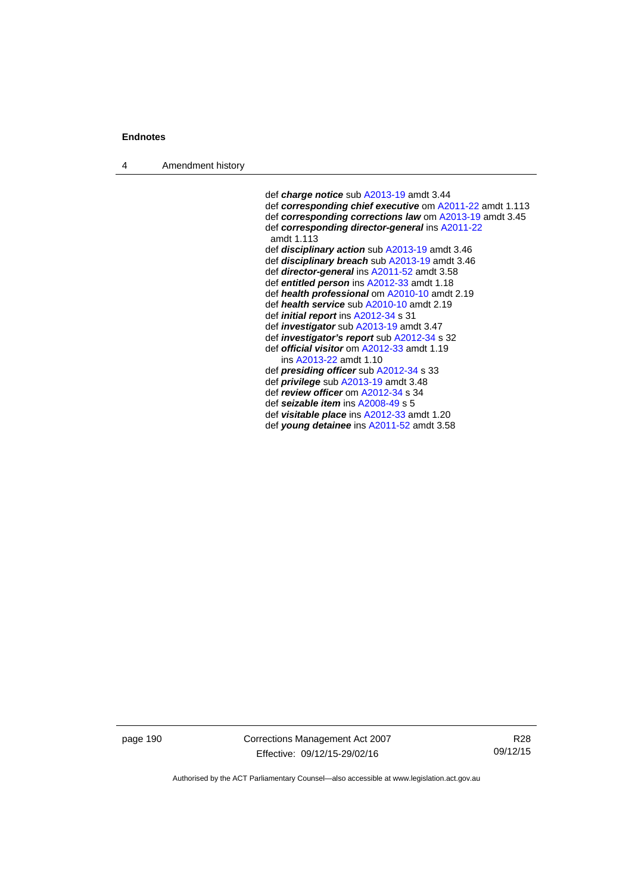def ***charge notice*** sub A2013-19 amdt 3.44
def ***corresponding chief executive*** om A2011-22 amdt 1.113
def ***corresponding corrections law*** om A2013-19 amdt 3.45
def ***corresponding director-general*** ins A2011-22 amdt 1.113
def ***disciplinary action*** sub A2013-19 amdt 3.46
def ***disciplinary breach*** sub A2013-19 amdt 3.46
def ***director-general*** ins A2011-52 amdt 3.58
def ***entitled person*** ins A2012-33 amdt 1.18
def ***health professional*** om A2010-10 amdt 2.19
def ***health service*** sub A2010-10 amdt 2.19
def ***initial report*** ins A2012-34 s 31
def ***investigator*** sub A2013-19 amdt 3.47
def ***investigator's report*** sub A2012-34 s 32
def ***official visitor*** om A2012-33 amdt 1.19
ins A2013-22 amdt 1.10
def ***presiding officer*** sub A2012-34 s 33
def ***privilege*** sub A2013-19 amdt 3.48
def ***review officer*** om A2012-34 s 34
def ***seizable item*** ins A2008-49 s 5
def ***visitable place*** ins A2012-33 amdt 1.20
def ***young detainee*** ins A2011-52 amdt 3.58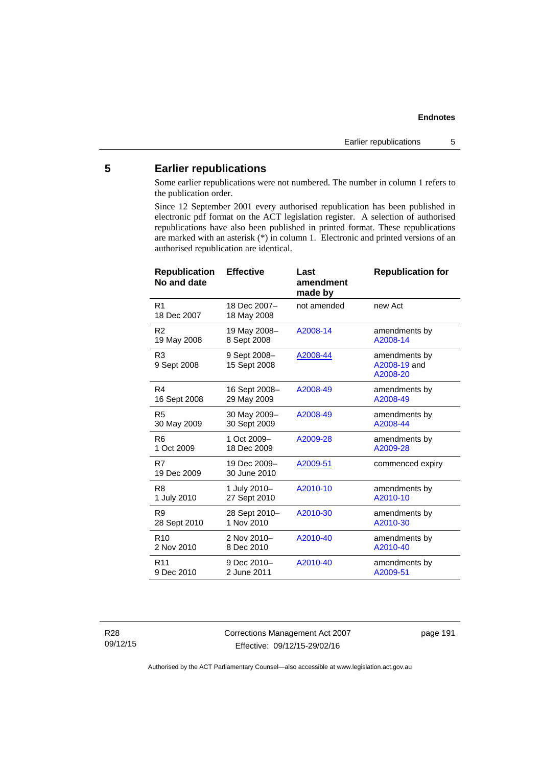## 5 Earlier republications

Some earlier republications were not numbered. The number in column 1 refers to the publication order.

Since 12 September 2001 every authorised republication has been published in electronic pdf format on the ACT legislation register. A selection of authorised republications have also been published in printed format. These republications are marked with an asterisk (*) in column 1. Electronic and printed versions of an authorised republication are identical.

| Republication No and date | Effective | Last amendment made by | Republication for |
|---|---|---|---|
| R1<br>18 Dec 2007 | 18 Dec 2007–<br>18 May 2008 | not amended | new Act |
| R2<br>19 May 2008 | 19 May 2008–<br>8 Sept 2008 | A2008-14 | amendments by A2008-14 |
| R3<br>9 Sept 2008 | 9 Sept 2008–<br>15 Sept 2008 | A2008-44 | amendments by A2008-19 and A2008-20 |
| R4<br>16 Sept 2008 | 16 Sept 2008–<br>29 May 2009 | A2008-49 | amendments by A2008-49 |
| R5<br>30 May 2009 | 30 May 2009–<br>30 Sept 2009 | A2008-49 | amendments by A2008-44 |
| R6<br>1 Oct 2009 | 1 Oct 2009–<br>18 Dec 2009 | A2009-28 | amendments by A2009-28 |
| R7<br>19 Dec 2009 | 19 Dec 2009–<br>30 June 2010 | A2009-51 | commenced expiry |
| R8<br>1 July 2010 | 1 July 2010–<br>27 Sept 2010 | A2010-10 | amendments by A2010-10 |
| R9<br>28 Sept 2010 | 28 Sept 2010–<br>1 Nov 2010 | A2010-30 | amendments by A2010-30 |
| R10<br>2 Nov 2010 | 2 Nov 2010–<br>8 Dec 2010 | A2010-40 | amendments by A2010-40 |
| R11<br>9 Dec 2010 | 9 Dec 2010–<br>2 June 2011 | A2010-40 | amendments by A2009-51 |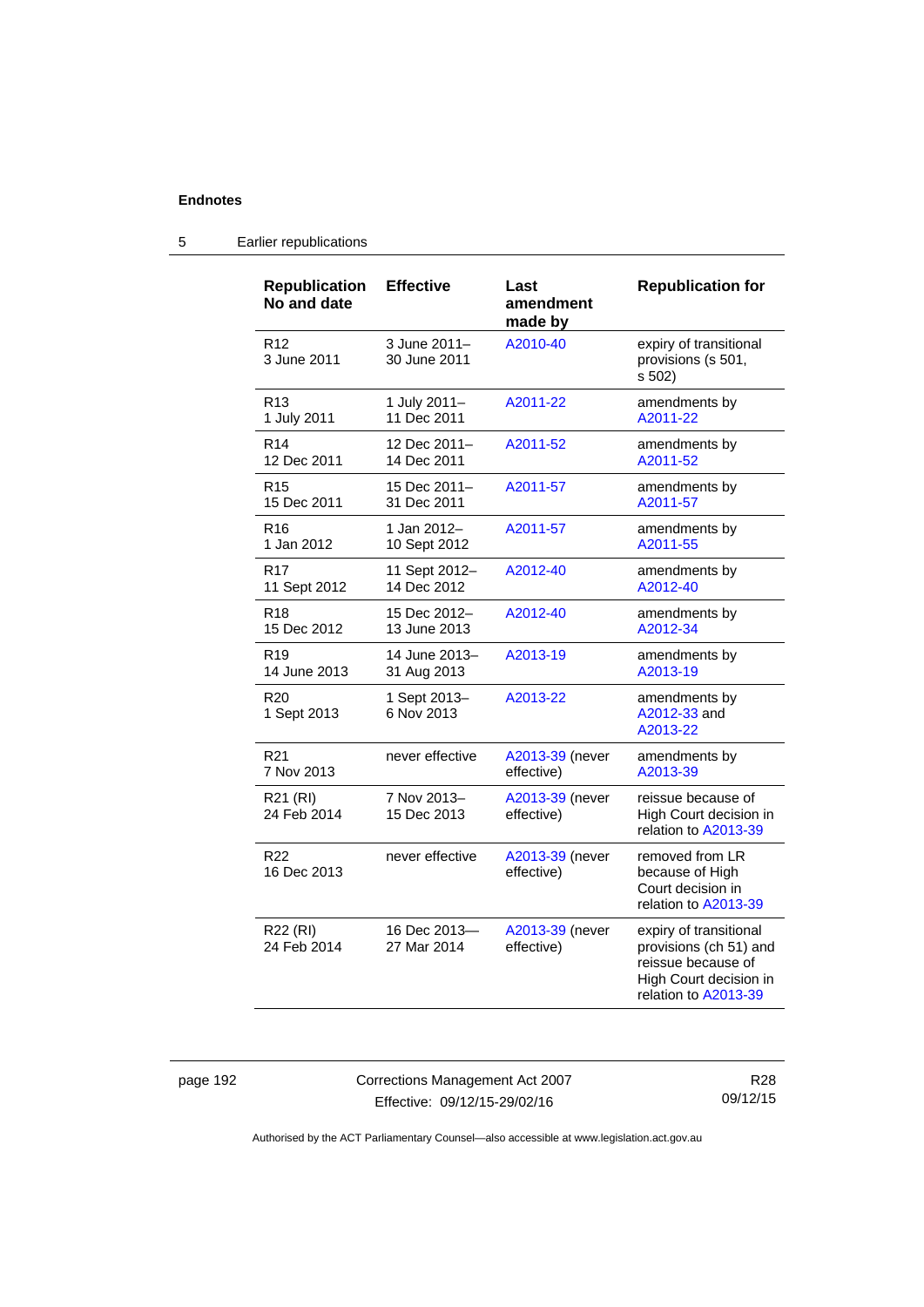## Endnotes

### 5 Earlier republications

| Republication No and date | Effective | Last amendment made by | Republication for |
|---|---|---|---|
| R12<br>3 June 2011 | 3 June 2011–<br>30 June 2011 | A2010-40 | expiry of transitional provisions (s 501, s 502) |
| R13<br>1 July 2011 | 1 July 2011–<br>11 Dec 2011 | A2011-22 | amendments by A2011-22 |
| R14<br>12 Dec 2011 | 12 Dec 2011–<br>14 Dec 2011 | A2011-52 | amendments by A2011-52 |
| R15<br>15 Dec 2011 | 15 Dec 2011–<br>31 Dec 2011 | A2011-57 | amendments by A2011-57 |
| R16<br>1 Jan 2012 | 1 Jan 2012–<br>10 Sept 2012 | A2011-57 | amendments by A2011-55 |
| R17<br>11 Sept 2012 | 11 Sept 2012–<br>14 Dec 2012 | A2012-40 | amendments by A2012-40 |
| R18<br>15 Dec 2012 | 15 Dec 2012–<br>13 June 2013 | A2012-40 | amendments by A2012-34 |
| R19<br>14 June 2013 | 14 June 2013–<br>31 Aug 2013 | A2013-19 | amendments by A2013-19 |
| R20<br>1 Sept 2013 | 1 Sept 2013–<br>6 Nov 2013 | A2013-22 | amendments by A2012-33 and A2013-22 |
| R21<br>7 Nov 2013 | never effective | A2013-39 (never effective) | amendments by A2013-39 |
| R21 (RI)<br>24 Feb 2014 | 7 Nov 2013–<br>15 Dec 2013 | A2013-39 (never effective) | reissue because of High Court decision in relation to A2013-39 |
| R22<br>16 Dec 2013 | never effective | A2013-39 (never effective) | removed from LR because of High Court decision in relation to A2013-39 |
| R22 (RI)<br>24 Feb 2014 | 16 Dec 2013––<br>27 Mar 2014 | A2013-39 (never effective) | expiry of transitional provisions (ch 51) and reissue because of High Court decision in relation to A2013-39 |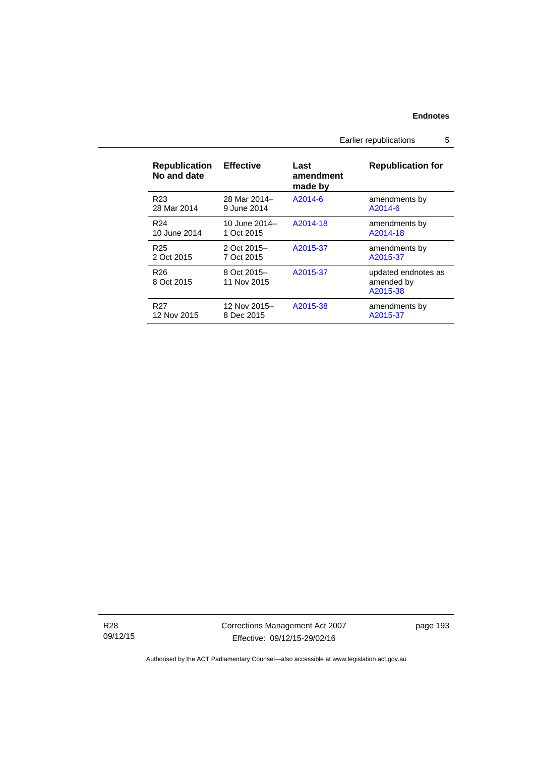| Republication No and date | Effective | Last amendment made by | Republication for |
|---|---|---|---|
| R23<br>28 Mar 2014 | 28 Mar 2014–<br>9 June 2014 | A2014-6 | amendments by A2014-6 |
| R24<br>10 June 2014 | 10 June 2014–<br>1 Oct 2015 | A2014-18 | amendments by A2014-18 |
| R25<br>2 Oct 2015 | 2 Oct 2015–<br>7 Oct 2015 | A2015-37 | amendments by A2015-37 |
| R26<br>8 Oct 2015 | 8 Oct 2015–<br>11 Nov 2015 | A2015-37 | updated endnotes as amended by A2015-38 |
| R27<br>12 Nov 2015 | 12 Nov 2015–<br>8 Dec 2015 | A2015-38 | amendments by A2015-37 |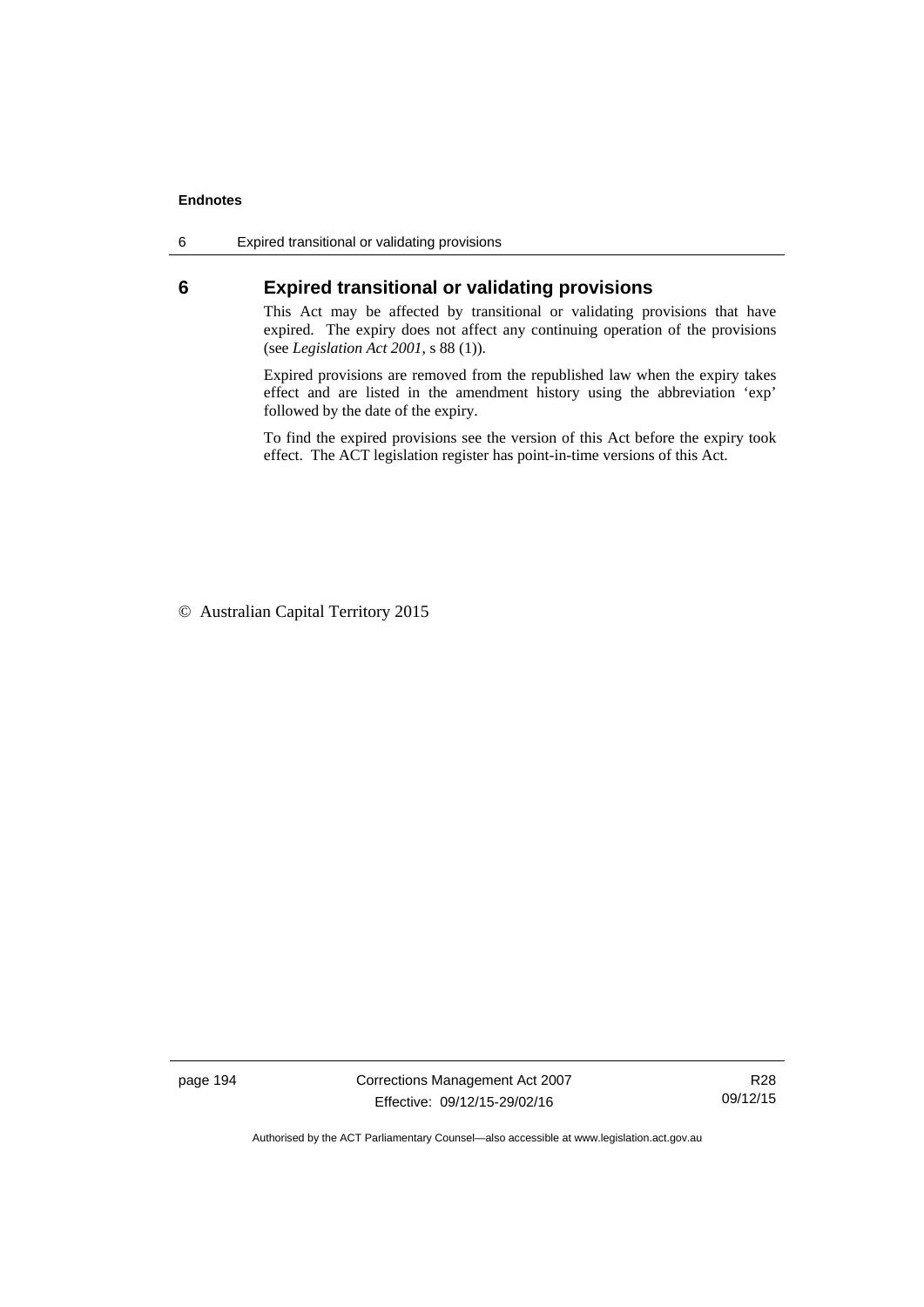## 6 Expired transitional or validating provisions

This Act may be affected by transitional or validating provisions that have expired. The expiry does not affect any continuing operation of the provisions (see *Legislation Act 2001*, s 88 (1)).

Expired provisions are removed from the republished law when the expiry takes effect and are listed in the amendment history using the abbreviation 'exp' followed by the date of the expiry.

To find the expired provisions see the version of this Act before the expiry took effect. The ACT legislation register has point-in-time versions of this Act.

© Australian Capital Territory 2015